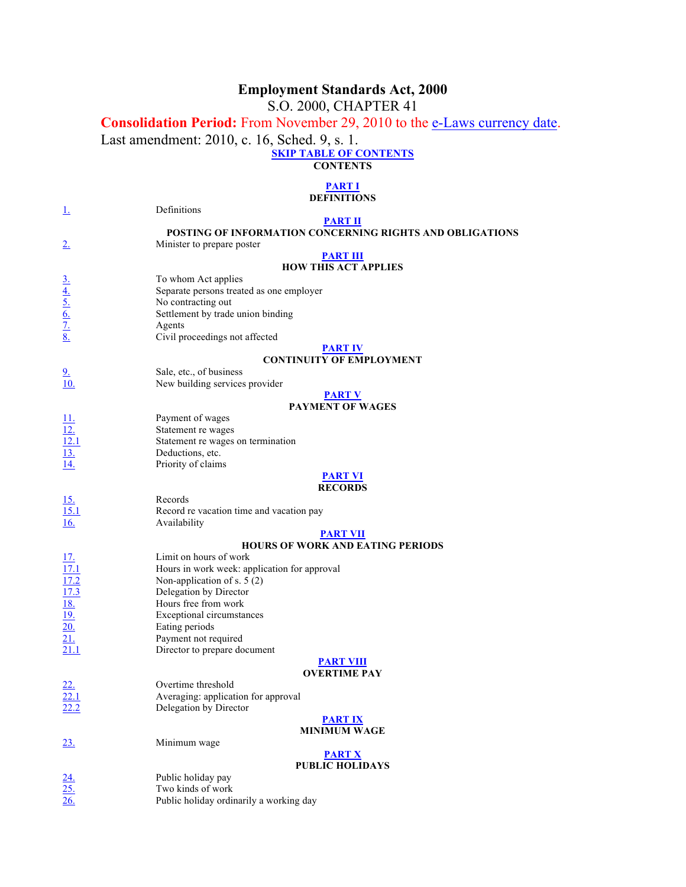# Employment Standards Act, 2000

S.O. 2000, CHAPTER 41

**Consolidation Period:** From November 29, 2010 to the e-Laws currency date.

Last amendment: 2010, c. 16, Sched. 9, s. 1.

**SKIP TABLE OF CONTENTS**

**CONTENTS**

**PART I**
**DEFINITIONS**

| | |
|---|---|
| 1. | Definitions |

**PART II**
**POSTING OF INFORMATION CONCERNING RIGHTS AND OBLIGATIONS**

| | |
|---|---|
| 2. | Minister to prepare poster |

**PART III**
**HOW THIS ACT APPLIES**

| | |
|---|---|
| 3. | To whom Act applies |
| 4. | Separate persons treated as one employer |
| 5. | No contracting out |
| 6. | Settlement by trade union binding |
| 7. | Agents |
| 8. | Civil proceedings not affected |

**PART IV**
**CONTINUITY OF EMPLOYMENT**

| | |
|---|---|
| 9. | Sale, etc., of business |
| 10. | New building services provider |

**PART V**
**PAYMENT OF WAGES**

| | |
|---|---|
| 11. | Payment of wages |
| 12. | Statement re wages |
| 12.1 | Statement re wages on termination |
| 13. | Deductions, etc. |
| 14. | Priority of claims |

**PART VI**
**RECORDS**

| | |
|---|---|
| 15. | Records |
| 15.1 | Record re vacation time and vacation pay |
| 16. | Availability |

**PART VII**
**HOURS OF WORK AND EATING PERIODS**

| | |
|---|---|
| 17. | Limit on hours of work |
| 17.1 | Hours in work week: application for approval |
| 17.2 | Non-application of s. 5 (2) |
| 17.3 | Delegation by Director |
| 18. | Hours free from work |
| 19. | Exceptional circumstances |
| 20. | Eating periods |
| 21. | Payment not required |
| 21.1 | Director to prepare document |

**PART VIII**
**OVERTIME PAY**

| | |
|---|---|
| 22. | Overtime threshold |
| 22.1 | Averaging: application for approval |
| 22.2 | Delegation by Director |

**PART IX**
**MINIMUM WAGE**

| | |
|---|---|
| 23. | Minimum wage |

**PART X**
**PUBLIC HOLIDAYS**

| | |
|---|---|
| 24. | Public holiday pay |
| 25. | Two kinds of work |
| 26. | Public holiday ordinarily a working day |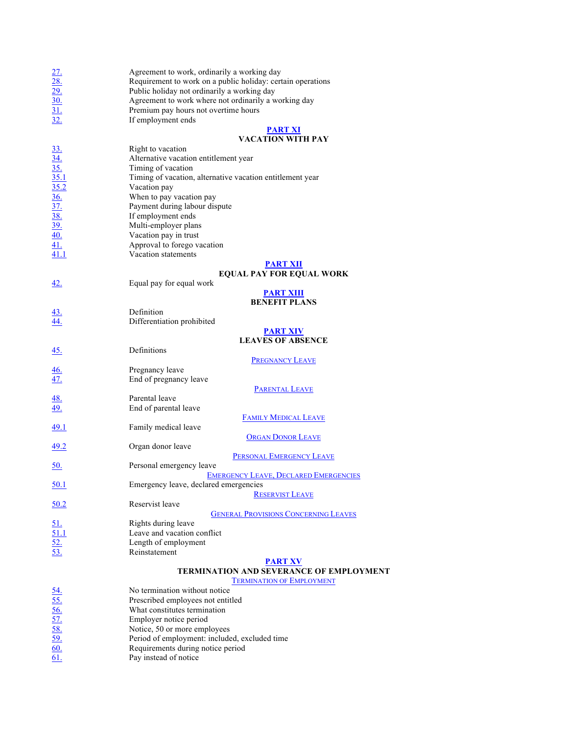| | |
|---|---|
| 27. | Agreement to work, ordinarily a working day |
| 28. | Requirement to work on a public holiday: certain operations |
| 29. | Public holiday not ordinarily a working day |
| 30. | Agreement to work where not ordinarily a working day |
| 31. | Premium pay hours not overtime hours |
| 32. | If employment ends |

## PART XI
## VACATION WITH PAY

| | |
|---|---|
| 33. | Right to vacation |
| 34. | Alternative vacation entitlement year |
| 35. | Timing of vacation |
| 35.1 | Timing of vacation, alternative vacation entitlement year |
| 35.2 | Vacation pay |
| 36. | When to pay vacation pay |
| 37. | Payment during labour dispute |
| 38. | If employment ends |
| 39. | Multi-employer plans |
| 40. | Vacation pay in trust |
| 41. | Approval to forego vacation |
| 41.1 | Vacation statements |

## PART XII
## EQUAL PAY FOR EQUAL WORK

| | |
|---|---|
| 42. | Equal pay for equal work |

## PART XIII
## BENEFIT PLANS

| | |
|---|---|
| 43. | Definition |
| 44. | Differentiation prohibited |

## PART XIV
## LEAVES OF ABSENCE

| | |
|---|---|
| 45. | Definitions |

### Pregnancy Leave

| | |
|---|---|
| 46. | Pregnancy leave |
| 47. | End of pregnancy leave |

### Parental Leave

| | |
|---|---|
| 48. | Parental leave |
| 49. | End of parental leave |

### Family Medical Leave

| | |
|---|---|
| 49.1 | Family medical leave |

### Organ Donor Leave

| | |
|---|---|
| 49.2 | Organ donor leave |

### Personal Emergency Leave

| | |
|---|---|
| 50. | Personal emergency leave |

### Emergency Leave, Declared Emergencies

| | |
|---|---|
| 50.1 | Emergency leave, declared emergencies |

### Reservist Leave

| | |
|---|---|
| 50.2 | Reservist leave |

### General Provisions Concerning Leaves

| | |
|---|---|
| 51. | Rights during leave |
| 51.1 | Leave and vacation conflict |
| 52. | Length of employment |
| 53. | Reinstatement |

## PART XV
## TERMINATION AND SEVERANCE OF EMPLOYMENT

### Termination of Employment

| | |
|---|---|
| 54. | No termination without notice |
| 55. | Prescribed employees not entitled |
| 56. | What constitutes termination |
| 57. | Employer notice period |
| 58. | Notice, 50 or more employees |
| 59. | Period of employment: included, excluded time |
| 60. | Requirements during notice period |
| 61. | Pay instead of notice |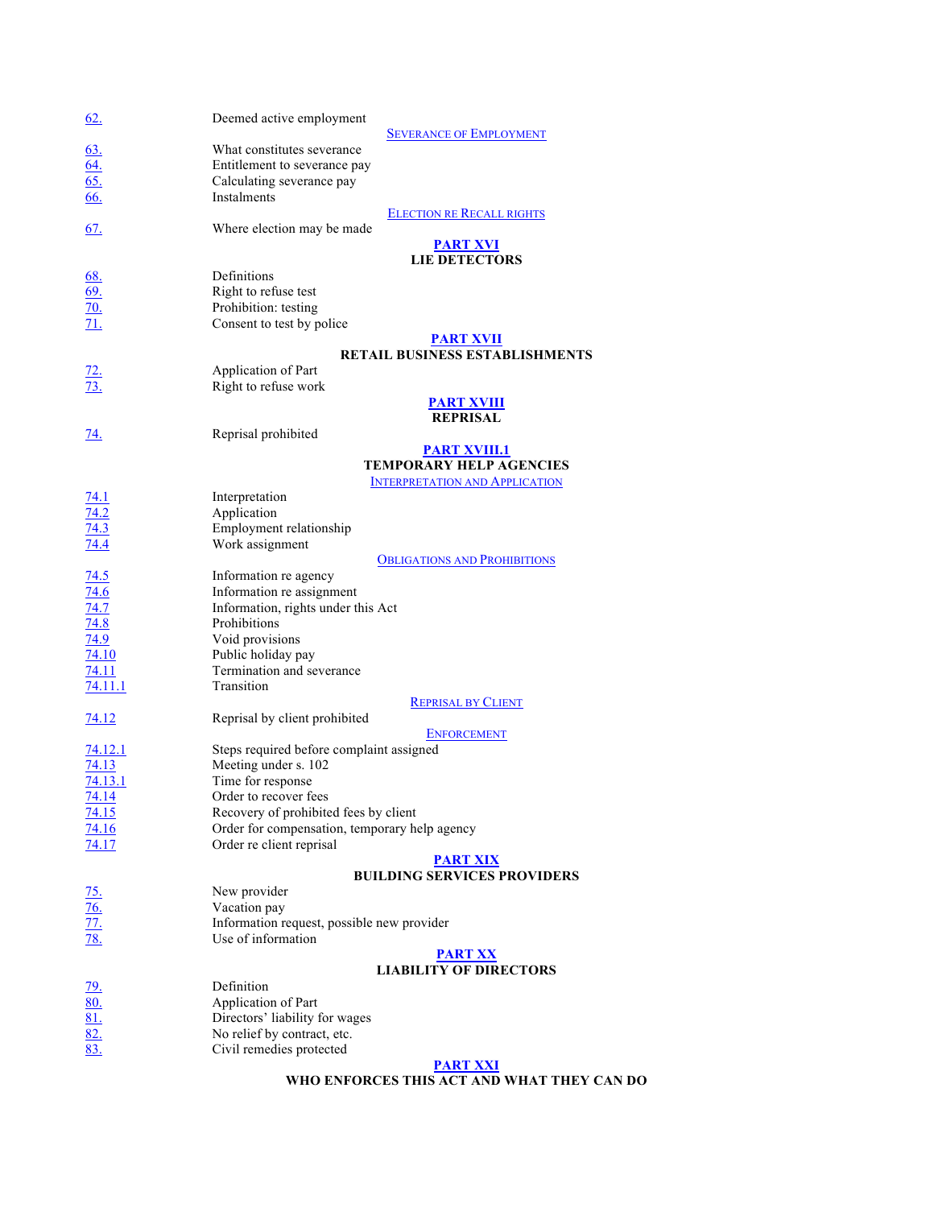| | |
|---|---|
| 62. | Deemed active employment |

SEVERANCE OF EMPLOYMENT

| | |
|---|---|
| 63. | What constitutes severance |
| 64. | Entitlement to severance pay |
| 65. | Calculating severance pay |
| 66. | Instalments |

ELECTION RE RECALL RIGHTS

| | |
|---|---|
| 67. | Where election may be made |

**PART XVI**
**LIE DETECTORS**

| | |
|---|---|
| 68. | Definitions |
| 69. | Right to refuse test |
| 70. | Prohibition: testing |
| 71. | Consent to test by police |

**PART XVII**
**RETAIL BUSINESS ESTABLISHMENTS**

| | |
|---|---|
| 72. | Application of Part |
| 73. | Right to refuse work |

**PART XVIII**
**REPRISAL**

| | |
|---|---|
| 74. | Reprisal prohibited |

**PART XVIII.1**
**TEMPORARY HELP AGENCIES**

INTERPRETATION AND APPLICATION

| | |
|---|---|
| 74.1 | Interpretation |
| 74.2 | Application |
| 74.3 | Employment relationship |
| 74.4 | Work assignment |

OBLIGATIONS AND PROHIBITIONS

| | |
|---|---|
| 74.5 | Information re agency |
| 74.6 | Information re assignment |
| 74.7 | Information, rights under this Act |
| 74.8 | Prohibitions |
| 74.9 | Void provisions |
| 74.10 | Public holiday pay |
| 74.11 | Termination and severance |
| 74.11.1 | Transition |

REPRISAL BY CLIENT

| | |
|---|---|
| 74.12 | Reprisal by client prohibited |

ENFORCEMENT

| | |
|---|---|
| 74.12.1 | Steps required before complaint assigned |
| 74.13 | Meeting under s. 102 |
| 74.13.1 | Time for response |
| 74.14 | Order to recover fees |
| 74.15 | Recovery of prohibited fees by client |
| 74.16 | Order for compensation, temporary help agency |
| 74.17 | Order re client reprisal |

**PART XIX**
**BUILDING SERVICES PROVIDERS**

| | |
|---|---|
| 75. | New provider |
| 76. | Vacation pay |
| 77. | Information request, possible new provider |
| 78. | Use of information |

**PART XX**
**LIABILITY OF DIRECTORS**

| | |
|---|---|
| 79. | Definition |
| 80. | Application of Part |
| 81. | Directors' liability for wages |
| 82. | No relief by contract, etc. |
| 83. | Civil remedies protected |

**PART XXI**
**WHO ENFORCES THIS ACT AND WHAT THEY CAN DO**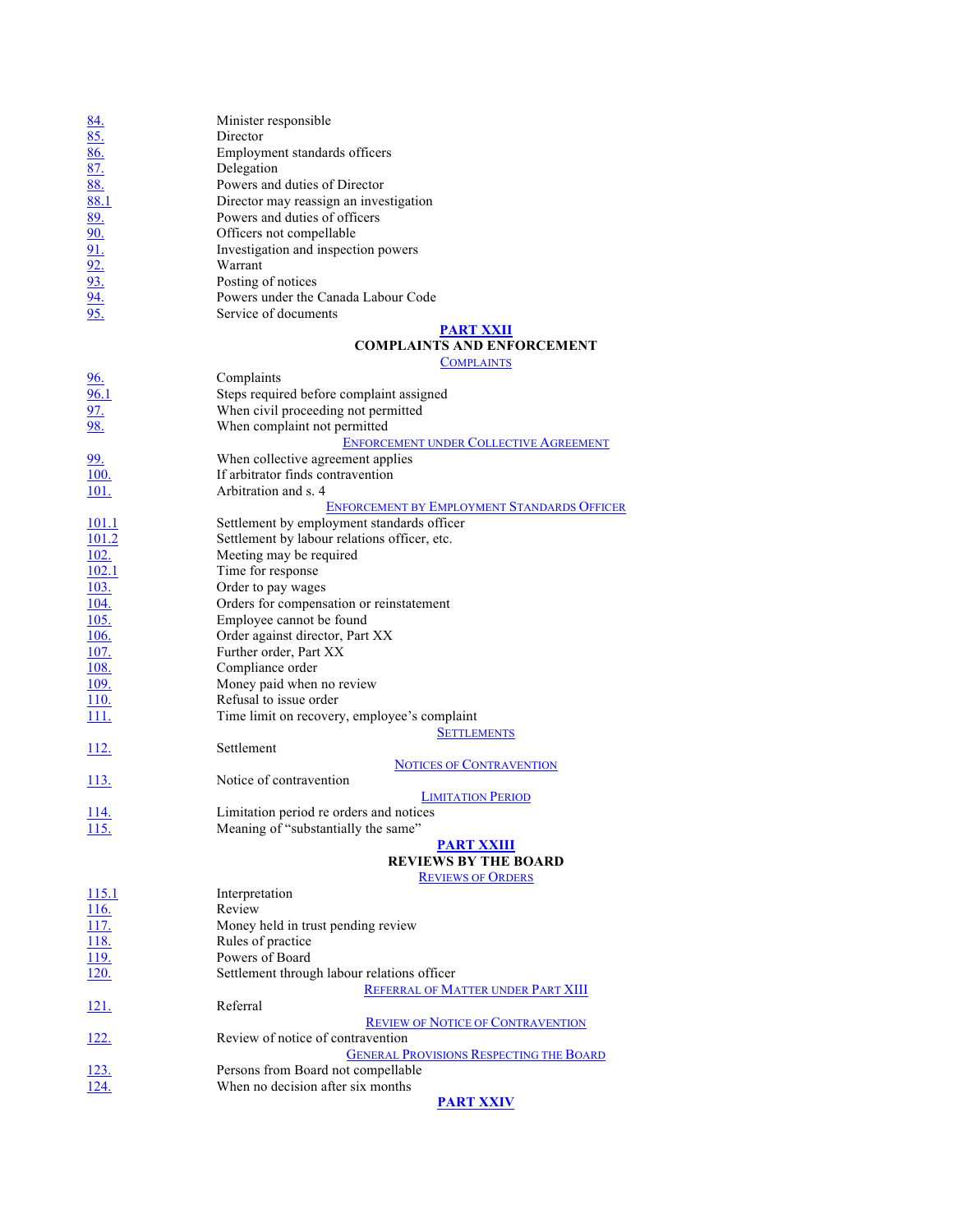| | |
|---|---|
| 84. | Minister responsible |
| 85. | Director |
| 86. | Employment standards officers |
| 87. | Delegation |
| 88. | Powers and duties of Director |
| 88.1 | Director may reassign an investigation |
| 89. | Powers and duties of officers |
| 90. | Officers not compellable |
| 91. | Investigation and inspection powers |
| 92. | Warrant |
| 93. | Posting of notices |
| 94. | Powers under the Canada Labour Code |
| 95. | Service of documents |

## PART XXII

## COMPLAINTS AND ENFORCEMENT

### COMPLAINTS

| | |
|---|---|
| 96. | Complaints |
| 96.1 | Steps required before complaint assigned |
| 97. | When civil proceeding not permitted |
| 98. | When complaint not permitted |

### ENFORCEMENT UNDER COLLECTIVE AGREEMENT

| | |
|---|---|
| 99. | When collective agreement applies |
| 100. | If arbitrator finds contravention |
| 101. | Arbitration and s. 4 |

### ENFORCEMENT BY EMPLOYMENT STANDARDS OFFICER

| | |
|---|---|
| 101.1 | Settlement by employment standards officer |
| 101.2 | Settlement by labour relations officer, etc. |
| 102. | Meeting may be required |
| 102.1 | Time for response |
| 103. | Order to pay wages |
| 104. | Orders for compensation or reinstatement |
| 105. | Employee cannot be found |
| 106. | Order against director, Part XX |
| 107. | Further order, Part XX |
| 108. | Compliance order |
| 109. | Money paid when no review |
| 110. | Refusal to issue order |
| 111. | Time limit on recovery, employee's complaint |

### SETTLEMENTS

| | |
|---|---|
| 112. | Settlement |

### NOTICES OF CONTRAVENTION

| | |
|---|---|
| 113. | Notice of contravention |

### LIMITATION PERIOD

| | |
|---|---|
| 114. | Limitation period re orders and notices |
| 115. | Meaning of "substantially the same" |

## PART XXIII

## REVIEWS BY THE BOARD

### REVIEWS OF ORDERS

| | |
|---|---|
| 115.1 | Interpretation |
| 116. | Review |
| 117. | Money held in trust pending review |
| 118. | Rules of practice |
| 119. | Powers of Board |
| 120. | Settlement through labour relations officer |

### REFERRAL OF MATTER UNDER PART XIII

| | |
|---|---|
| 121. | Referral |

### REVIEW OF NOTICE OF CONTRAVENTION

| | |
|---|---|
| 122. | Review of notice of contravention |

### GENERAL PROVISIONS RESPECTING THE BOARD

| | |
|---|---|
| 123. | Persons from Board not compellable |
| 124. | When no decision after six months |

## PART XXIV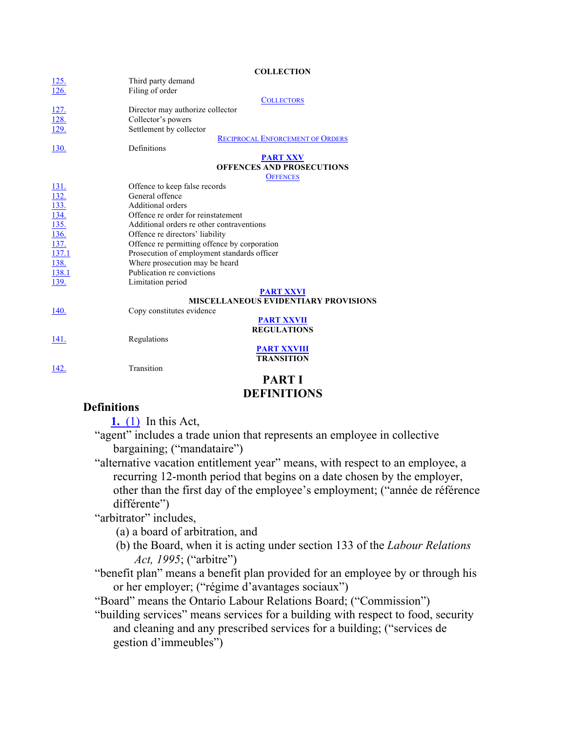| | COLLECTION |
|---|---|
| 125. | Third party demand |
| 126. | Filing of order |
| | COLLECTORS |
| 127. | Director may authorize collector |
| 128. | Collector's powers |
| 129. | Settlement by collector |
| | RECIPROCAL ENFORCEMENT OF ORDERS |
| 130. | Definitions |
| | **PART XXV** |
| | **OFFENCES AND PROSECUTIONS** |
| | OFFENCES |
| 131. | Offence to keep false records |
| 132. | General offence |
| 133. | Additional orders |
| 134. | Offence re order for reinstatement |
| 135. | Additional orders re other contraventions |
| 136. | Offence re directors' liability |
| 137. | Offence re permitting offence by corporation |
| 137.1 | Prosecution of employment standards officer |
| 138. | Where prosecution may be heard |
| 138.1 | Publication re convictions |
| 139. | Limitation period |
| | **PART XXVI** |
| | **MISCELLANEOUS EVIDENTIARY PROVISIONS** |
| 140. | Copy constitutes evidence |
| | **PART XXVII** |
| | **REGULATIONS** |
| 141. | Regulations |
| | **PART XXVIII** |
| | **TRANSITION** |
| 142. | Transition |

# PART I
# DEFINITIONS

### Definitions

**1.** (1) In this Act,

"agent" includes a trade union that represents an employee in collective bargaining; ("mandataire")

"alternative vacation entitlement year" means, with respect to an employee, a recurring 12-month period that begins on a date chosen by the employer, other than the first day of the employee's employment; ("année de référence différente")

"arbitrator" includes,

(a) a board of arbitration, and

(b) the Board, when it is acting under section 133 of the *Labour Relations Act, 1995*; ("arbitre")

"benefit plan" means a benefit plan provided for an employee by or through his or her employer; ("régime d'avantages sociaux")

"Board" means the Ontario Labour Relations Board; ("Commission")

"building services" means services for a building with respect to food, security and cleaning and any prescribed services for a building; ("services de gestion d'immeubles")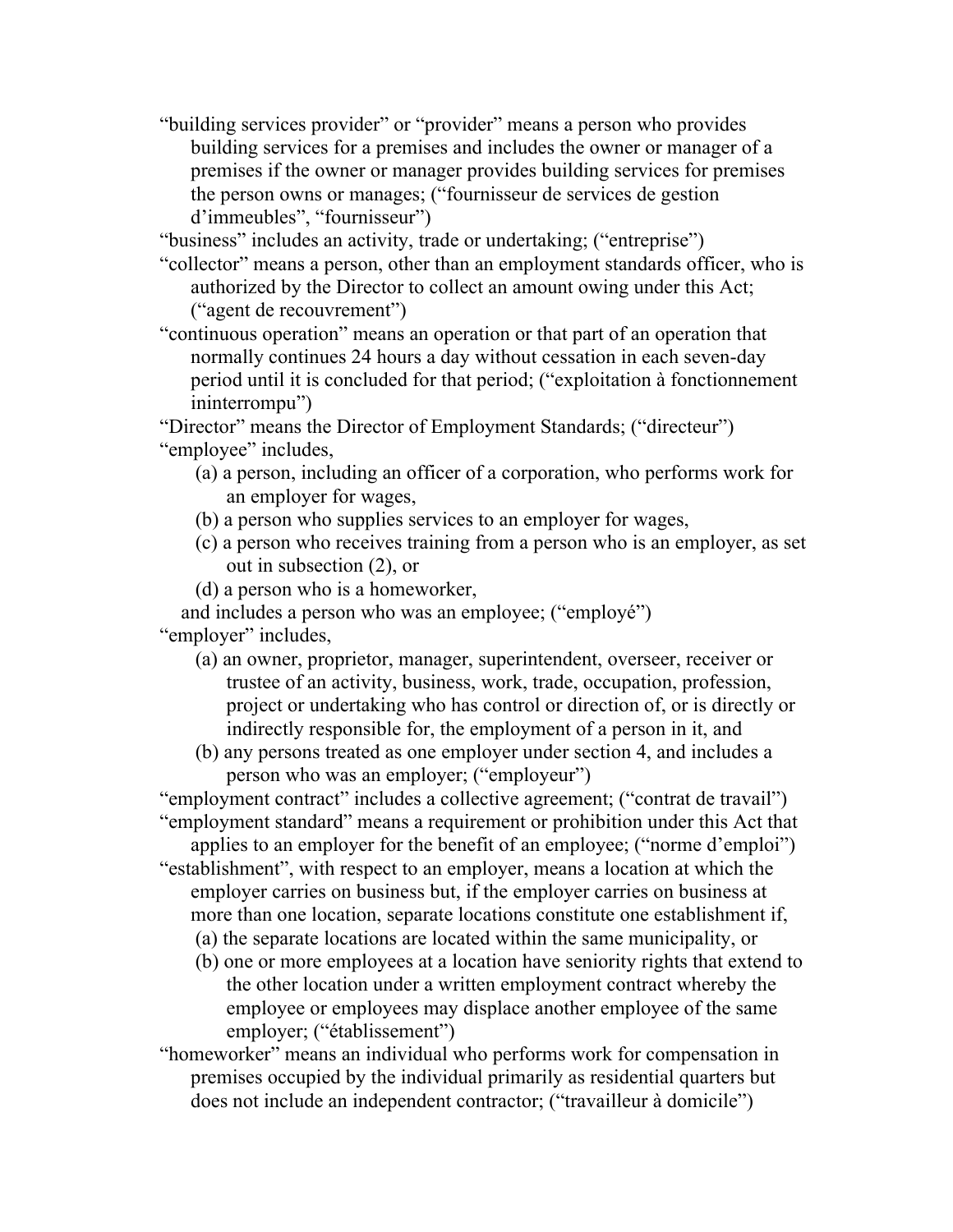"building services provider" or "provider" means a person who provides building services for a premises and includes the owner or manager of a premises if the owner or manager provides building services for premises the person owns or manages; ("fournisseur de services de gestion d'immeubles", "fournisseur")

"business" includes an activity, trade or undertaking; ("entreprise")

"collector" means a person, other than an employment standards officer, who is authorized by the Director to collect an amount owing under this Act; ("agent de recouvrement")

"continuous operation" means an operation or that part of an operation that normally continues 24 hours a day without cessation in each seven-day period until it is concluded for that period; ("exploitation à fonctionnement ininterrompu")

"Director" means the Director of Employment Standards; ("directeur")

"employee" includes,

- (a) a person, including an officer of a corporation, who performs work for an employer for wages,
- (b) a person who supplies services to an employer for wages,
- (c) a person who receives training from a person who is an employer, as set out in subsection (2), or
- (d) a person who is a homeworker,

and includes a person who was an employee; ("employé")

"employer" includes,

- (a) an owner, proprietor, manager, superintendent, overseer, receiver or trustee of an activity, business, work, trade, occupation, profession, project or undertaking who has control or direction of, or is directly or indirectly responsible for, the employment of a person in it, and
- (b) any persons treated as one employer under section 4, and includes a person who was an employer; ("employeur")

"employment contract" includes a collective agreement; ("contrat de travail")

"employment standard" means a requirement or prohibition under this Act that applies to an employer for the benefit of an employee; ("norme d'emploi")

"establishment", with respect to an employer, means a location at which the employer carries on business but, if the employer carries on business at more than one location, separate locations constitute one establishment if,

- (a) the separate locations are located within the same municipality, or
- (b) one or more employees at a location have seniority rights that extend to the other location under a written employment contract whereby the employee or employees may displace another employee of the same employer; ("établissement")

"homeworker" means an individual who performs work for compensation in premises occupied by the individual primarily as residential quarters but does not include an independent contractor; ("travailleur à domicile")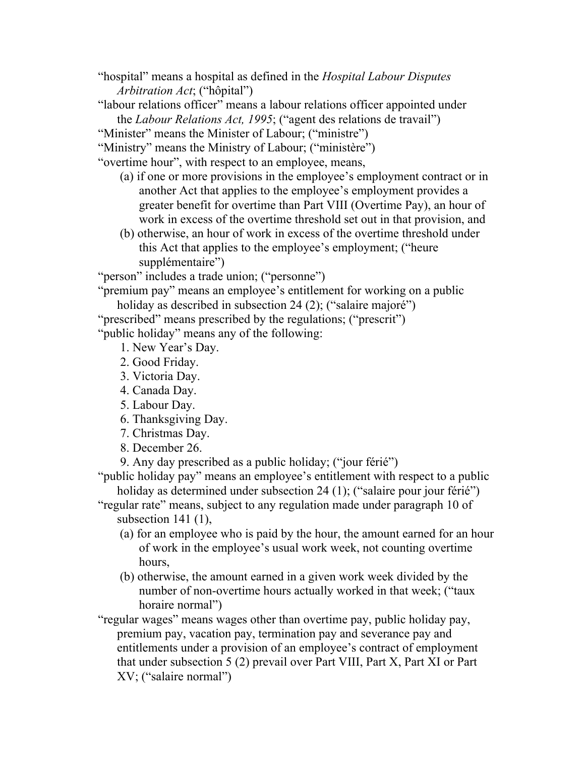"hospital" means a hospital as defined in the *Hospital Labour Disputes Arbitration Act*; ("hôpital")

"labour relations officer" means a labour relations officer appointed under the *Labour Relations Act, 1995*; ("agent des relations de travail")

"Minister" means the Minister of Labour; ("ministre")

"Ministry" means the Ministry of Labour; ("ministère")

"overtime hour", with respect to an employee, means,

- (a) if one or more provisions in the employee's employment contract or in another Act that applies to the employee's employment provides a greater benefit for overtime than Part VIII (Overtime Pay), an hour of work in excess of the overtime threshold set out in that provision, and
- (b) otherwise, an hour of work in excess of the overtime threshold under this Act that applies to the employee's employment; ("heure supplémentaire")

"person" includes a trade union; ("personne")

"premium pay" means an employee's entitlement for working on a public holiday as described in subsection 24 (2); ("salaire majoré")

"prescribed" means prescribed by the regulations; ("prescrit")

"public holiday" means any of the following:

1. New Year's Day.
2. Good Friday.
3. Victoria Day.
4. Canada Day.
5. Labour Day.
6. Thanksgiving Day.
7. Christmas Day.
8. December 26.
9. Any day prescribed as a public holiday; ("jour férié")

"public holiday pay" means an employee's entitlement with respect to a public holiday as determined under subsection 24 (1); ("salaire pour jour férié")

"regular rate" means, subject to any regulation made under paragraph 10 of subsection 141 (1),

- (a) for an employee who is paid by the hour, the amount earned for an hour of work in the employee's usual work week, not counting overtime hours,
- (b) otherwise, the amount earned in a given work week divided by the number of non-overtime hours actually worked in that week; ("taux horaire normal")

"regular wages" means wages other than overtime pay, public holiday pay, premium pay, vacation pay, termination pay and severance pay and entitlements under a provision of an employee's contract of employment that under subsection 5 (2) prevail over Part VIII, Part X, Part XI or Part XV; ("salaire normal")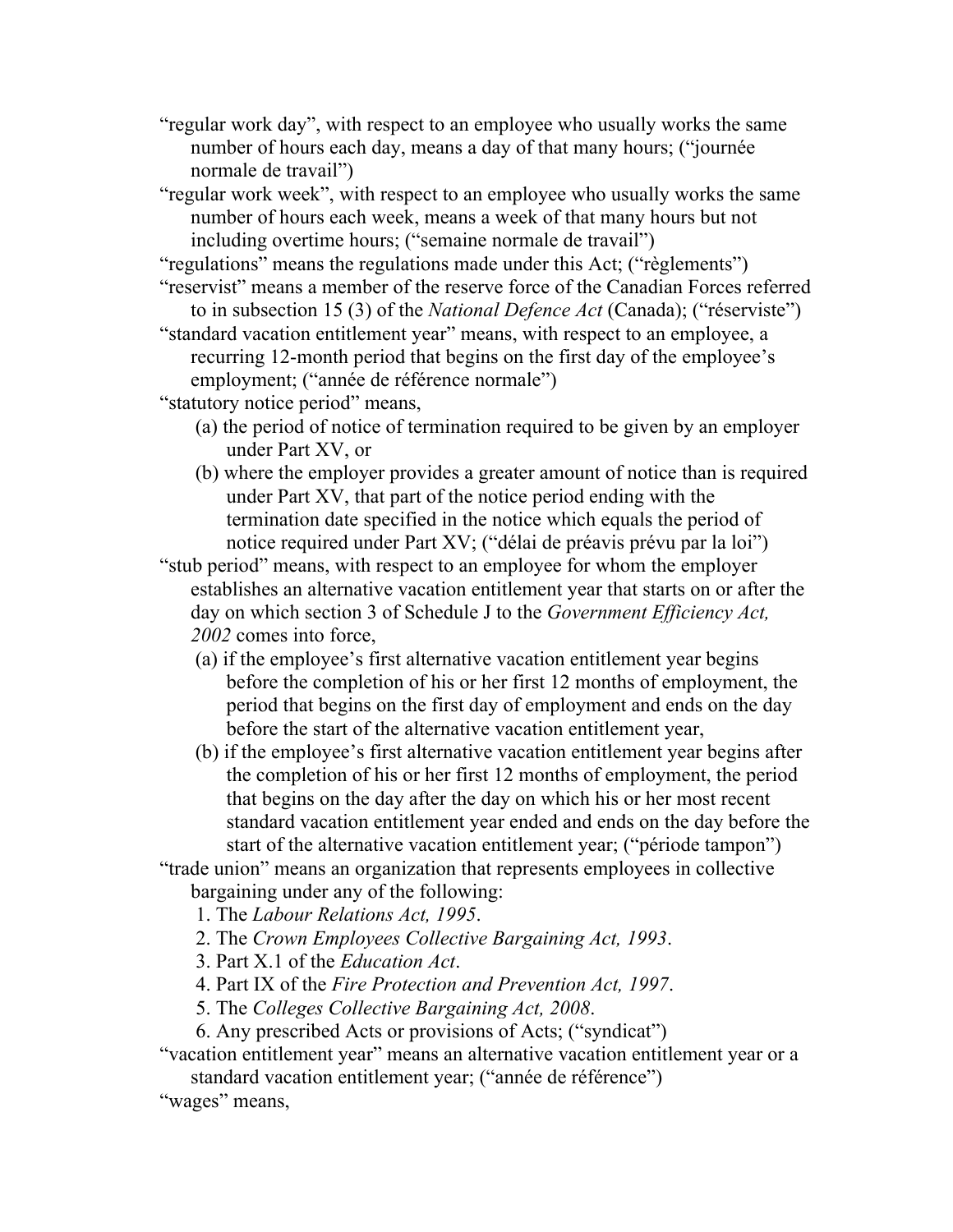"regular work day", with respect to an employee who usually works the same number of hours each day, means a day of that many hours; ("journée normale de travail")

"regular work week", with respect to an employee who usually works the same number of hours each week, means a week of that many hours but not including overtime hours; ("semaine normale de travail")

"regulations" means the regulations made under this Act; ("règlements")

"reservist" means a member of the reserve force of the Canadian Forces referred to in subsection 15 (3) of the *National Defence Act* (Canada); ("réserviste")

"standard vacation entitlement year" means, with respect to an employee, a recurring 12-month period that begins on the first day of the employee's employment; ("année de référence normale")

"statutory notice period" means,

(a) the period of notice of termination required to be given by an employer under Part XV, or

(b) where the employer provides a greater amount of notice than is required under Part XV, that part of the notice period ending with the termination date specified in the notice which equals the period of notice required under Part XV; ("délai de préavis prévu par la loi")

"stub period" means, with respect to an employee for whom the employer establishes an alternative vacation entitlement year that starts on or after the day on which section 3 of Schedule J to the *Government Efficiency Act, 2002* comes into force,

(a) if the employee's first alternative vacation entitlement year begins before the completion of his or her first 12 months of employment, the period that begins on the first day of employment and ends on the day before the start of the alternative vacation entitlement year,

(b) if the employee's first alternative vacation entitlement year begins after the completion of his or her first 12 months of employment, the period that begins on the day after the day on which his or her most recent standard vacation entitlement year ended and ends on the day before the start of the alternative vacation entitlement year; ("période tampon")

"trade union" means an organization that represents employees in collective bargaining under any of the following:

1. The *Labour Relations Act, 1995*.
2. The *Crown Employees Collective Bargaining Act, 1993*.
3. Part X.1 of the *Education Act*.
4. Part IX of the *Fire Protection and Prevention Act, 1997*.
5. The *Colleges Collective Bargaining Act, 2008*.
6. Any prescribed Acts or provisions of Acts; ("syndicat")

"vacation entitlement year" means an alternative vacation entitlement year or a standard vacation entitlement year; ("année de référence")

"wages" means,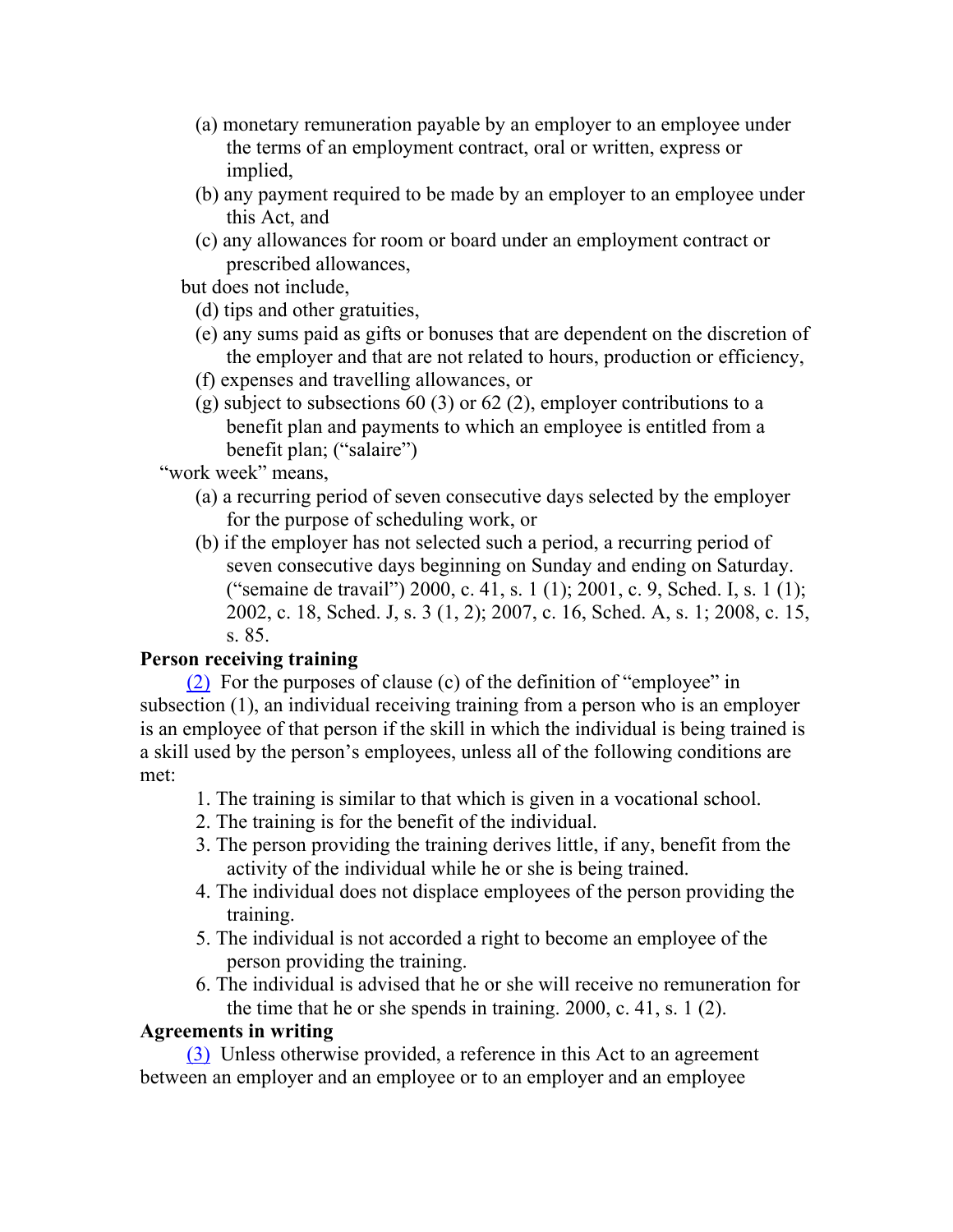(a) monetary remuneration payable by an employer to an employee under the terms of an employment contract, oral or written, express or implied,

(b) any payment required to be made by an employer to an employee under this Act, and

(c) any allowances for room or board under an employment contract or prescribed allowances,

but does not include,

(d) tips and other gratuities,

(e) any sums paid as gifts or bonuses that are dependent on the discretion of the employer and that are not related to hours, production or efficiency,

(f) expenses and travelling allowances, or

(g) subject to subsections 60 (3) or 62 (2), employer contributions to a benefit plan and payments to which an employee is entitled from a benefit plan; ("salaire")

"work week" means,

(a) a recurring period of seven consecutive days selected by the employer for the purpose of scheduling work, or

(b) if the employer has not selected such a period, a recurring period of seven consecutive days beginning on Sunday and ending on Saturday. ("semaine de travail") 2000, c. 41, s. 1 (1); 2001, c. 9, Sched. I, s. 1 (1); 2002, c. 18, Sched. J, s. 3 (1, 2); 2007, c. 16, Sched. A, s. 1; 2008, c. 15, s. 85.

**Person receiving training**

(2) For the purposes of clause (c) of the definition of "employee" in subsection (1), an individual receiving training from a person who is an employer is an employee of that person if the skill in which the individual is being trained is a skill used by the person's employees, unless all of the following conditions are met:

1. The training is similar to that which is given in a vocational school.
2. The training is for the benefit of the individual.
3. The person providing the training derives little, if any, benefit from the activity of the individual while he or she is being trained.
4. The individual does not displace employees of the person providing the training.
5. The individual is not accorded a right to become an employee of the person providing the training.
6. The individual is advised that he or she will receive no remuneration for the time that he or she spends in training. 2000, c. 41, s. 1 (2).

**Agreements in writing**

(3) Unless otherwise provided, a reference in this Act to an agreement between an employer and an employee or to an employer and an employee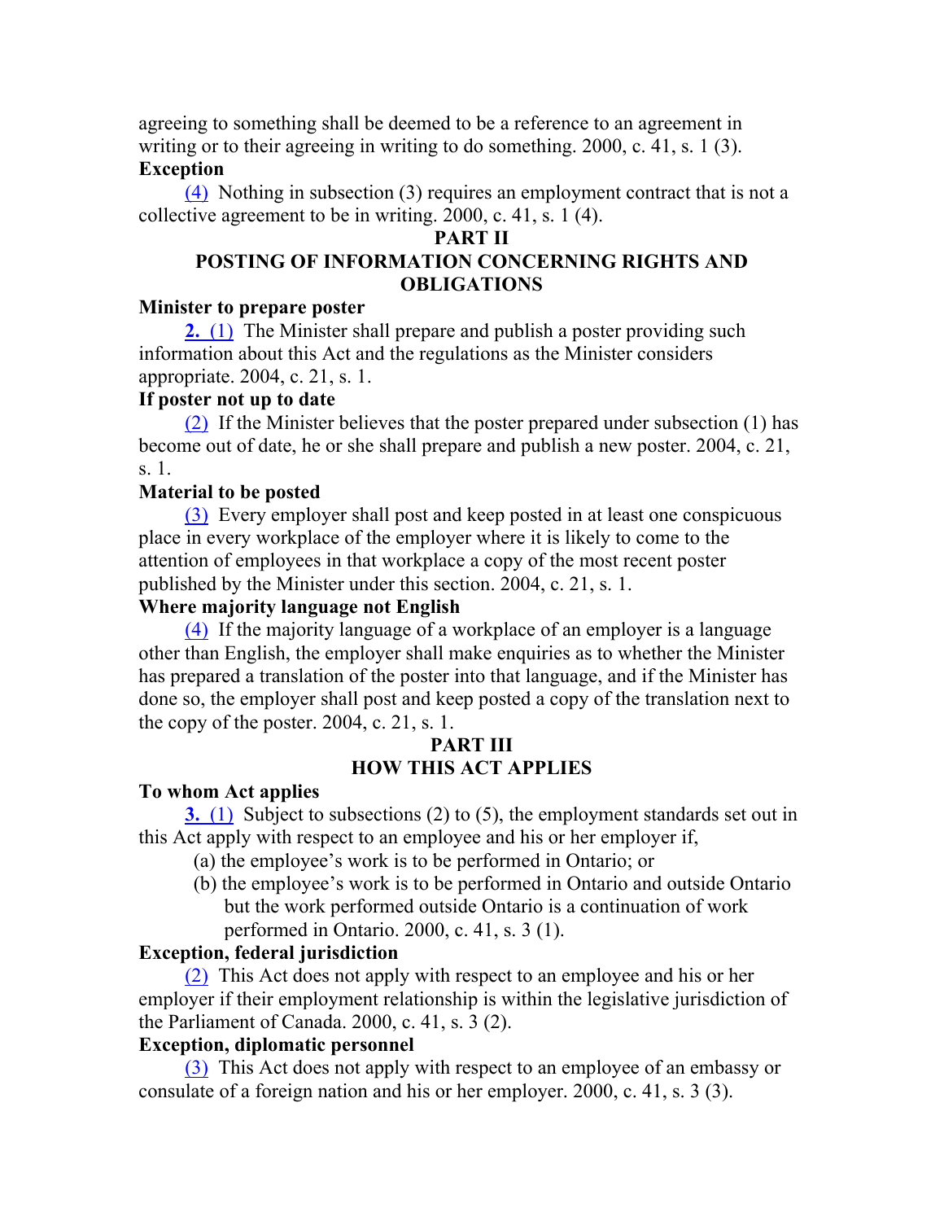agreeing to something shall be deemed to be a reference to an agreement in writing or to their agreeing in writing to do something. 2000, c. 41, s. 1 (3).

**Exception**

(4) Nothing in subsection (3) requires an employment contract that is not a collective agreement to be in writing. 2000, c. 41, s. 1 (4).

## PART II
## POSTING OF INFORMATION CONCERNING RIGHTS AND OBLIGATIONS

**Minister to prepare poster**

**2.** (1) The Minister shall prepare and publish a poster providing such information about this Act and the regulations as the Minister considers appropriate. 2004, c. 21, s. 1.

**If poster not up to date**

(2) If the Minister believes that the poster prepared under subsection (1) has become out of date, he or she shall prepare and publish a new poster. 2004, c. 21, s. 1.

**Material to be posted**

(3) Every employer shall post and keep posted in at least one conspicuous place in every workplace of the employer where it is likely to come to the attention of employees in that workplace a copy of the most recent poster published by the Minister under this section. 2004, c. 21, s. 1.

**Where majority language not English**

(4) If the majority language of a workplace of an employer is a language other than English, the employer shall make enquiries as to whether the Minister has prepared a translation of the poster into that language, and if the Minister has done so, the employer shall post and keep posted a copy of the translation next to the copy of the poster. 2004, c. 21, s. 1.

## PART III
## HOW THIS ACT APPLIES

**To whom Act applies**

**3.** (1) Subject to subsections (2) to (5), the employment standards set out in this Act apply with respect to an employee and his or her employer if,

(a) the employee's work is to be performed in Ontario; or

(b) the employee's work is to be performed in Ontario and outside Ontario but the work performed outside Ontario is a continuation of work performed in Ontario. 2000, c. 41, s. 3 (1).

**Exception, federal jurisdiction**

(2) This Act does not apply with respect to an employee and his or her employer if their employment relationship is within the legislative jurisdiction of the Parliament of Canada. 2000, c. 41, s. 3 (2).

**Exception, diplomatic personnel**

(3) This Act does not apply with respect to an employee of an embassy or consulate of a foreign nation and his or her employer. 2000, c. 41, s. 3 (3).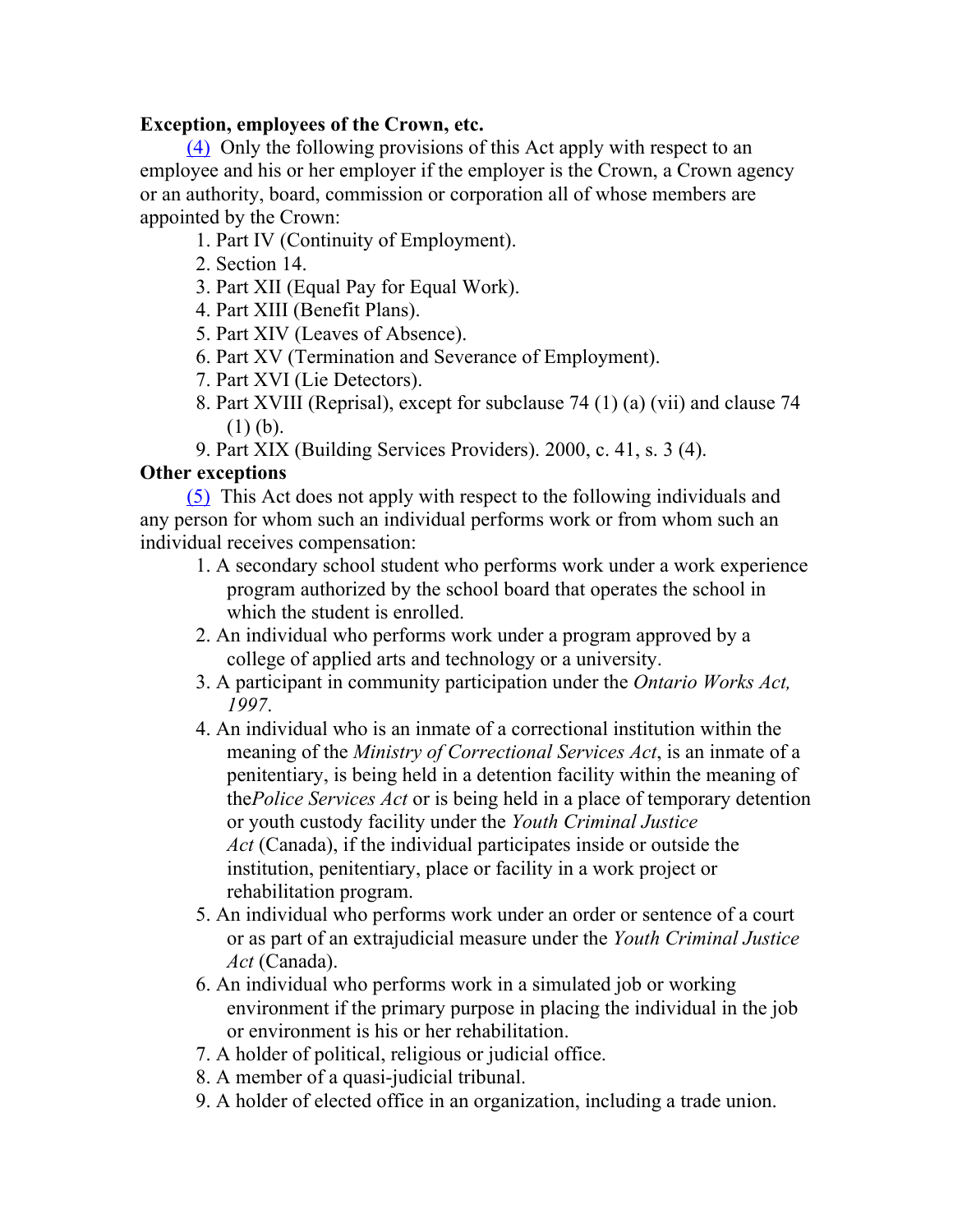**Exception, employees of the Crown, etc.**

(4) Only the following provisions of this Act apply with respect to an employee and his or her employer if the employer is the Crown, a Crown agency or an authority, board, commission or corporation all of whose members are appointed by the Crown:

1. Part IV (Continuity of Employment).
2. Section 14.
3. Part XII (Equal Pay for Equal Work).
4. Part XIII (Benefit Plans).
5. Part XIV (Leaves of Absence).
6. Part XV (Termination and Severance of Employment).
7. Part XVI (Lie Detectors).
8. Part XVIII (Reprisal), except for subclause 74 (1) (a) (vii) and clause 74 (1) (b).
9. Part XIX (Building Services Providers). 2000, c. 41, s. 3 (4).

**Other exceptions**

(5) This Act does not apply with respect to the following individuals and any person for whom such an individual performs work or from whom such an individual receives compensation:

1. A secondary school student who performs work under a work experience program authorized by the school board that operates the school in which the student is enrolled.
2. An individual who performs work under a program approved by a college of applied arts and technology or a university.
3. A participant in community participation under the *Ontario Works Act, 1997*.
4. An individual who is an inmate of a correctional institution within the meaning of the *Ministry of Correctional Services Act*, is an inmate of a penitentiary, is being held in a detention facility within the meaning of the*Police Services Act* or is being held in a place of temporary detention or youth custody facility under the *Youth Criminal Justice Act* (Canada), if the individual participates inside or outside the institution, penitentiary, place or facility in a work project or rehabilitation program.
5. An individual who performs work under an order or sentence of a court or as part of an extrajudicial measure under the *Youth Criminal Justice Act* (Canada).
6. An individual who performs work in a simulated job or working environment if the primary purpose in placing the individual in the job or environment is his or her rehabilitation.
7. A holder of political, religious or judicial office.
8. A member of a quasi-judicial tribunal.
9. A holder of elected office in an organization, including a trade union.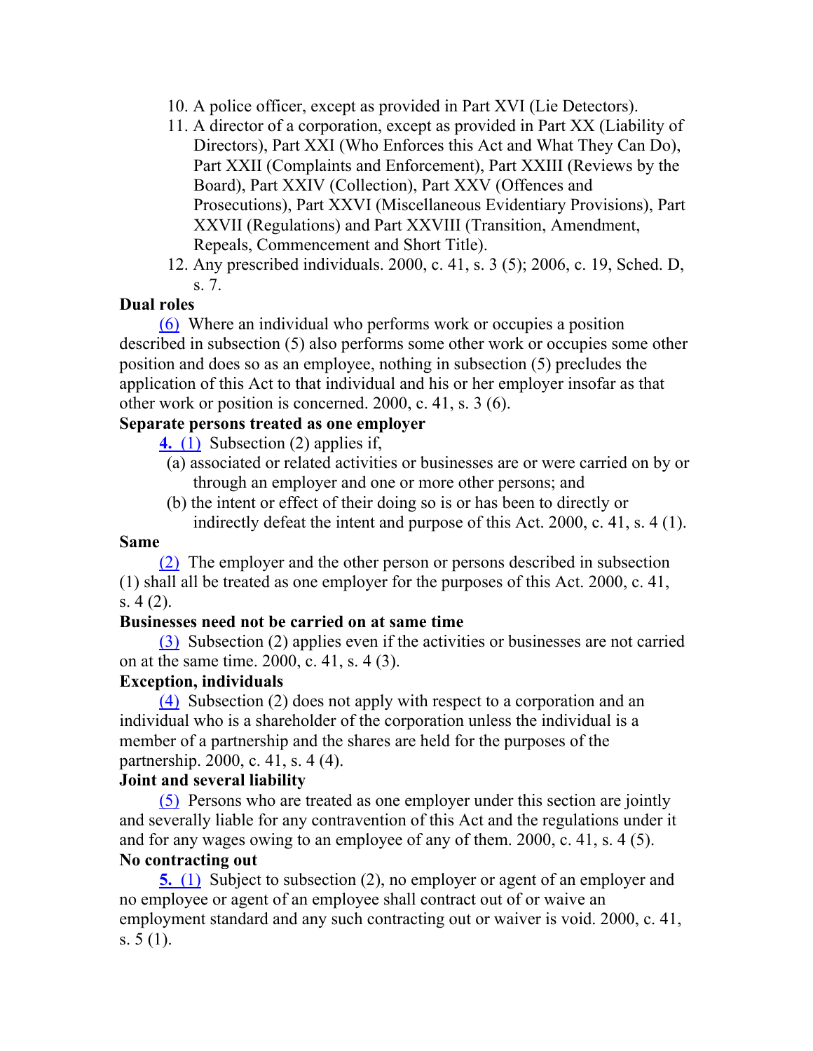10. A police officer, except as provided in Part XVI (Lie Detectors).
11. A director of a corporation, except as provided in Part XX (Liability of Directors), Part XXI (Who Enforces this Act and What They Can Do), Part XXII (Complaints and Enforcement), Part XXIII (Reviews by the Board), Part XXIV (Collection), Part XXV (Offences and Prosecutions), Part XXVI (Miscellaneous Evidentiary Provisions), Part XXVII (Regulations) and Part XXVIII (Transition, Amendment, Repeals, Commencement and Short Title).
12. Any prescribed individuals. 2000, c. 41, s. 3 (5); 2006, c. 19, Sched. D, s. 7.

**Dual roles**

(6) Where an individual who performs work or occupies a position described in subsection (5) also performs some other work or occupies some other position and does so as an employee, nothing in subsection (5) precludes the application of this Act to that individual and his or her employer insofar as that other work or position is concerned. 2000, c. 41, s. 3 (6).

**Separate persons treated as one employer**

**4.** (1) Subsection (2) applies if,

(a) associated or related activities or businesses are or were carried on by or through an employer and one or more other persons; and

(b) the intent or effect of their doing so is or has been to directly or indirectly defeat the intent and purpose of this Act. 2000, c. 41, s. 4 (1).

**Same**

(2) The employer and the other person or persons described in subsection (1) shall all be treated as one employer for the purposes of this Act. 2000, c. 41, s. 4 (2).

**Businesses need not be carried on at same time**

(3) Subsection (2) applies even if the activities or businesses are not carried on at the same time. 2000, c. 41, s. 4 (3).

**Exception, individuals**

(4) Subsection (2) does not apply with respect to a corporation and an individual who is a shareholder of the corporation unless the individual is a member of a partnership and the shares are held for the purposes of the partnership. 2000, c. 41, s. 4 (4).

**Joint and several liability**

(5) Persons who are treated as one employer under this section are jointly and severally liable for any contravention of this Act and the regulations under it and for any wages owing to an employee of any of them. 2000, c. 41, s. 4 (5).

**No contracting out**

**5.** (1) Subject to subsection (2), no employer or agent of an employer and no employee or agent of an employee shall contract out of or waive an employment standard and any such contracting out or waiver is void. 2000, c. 41, s. 5 (1).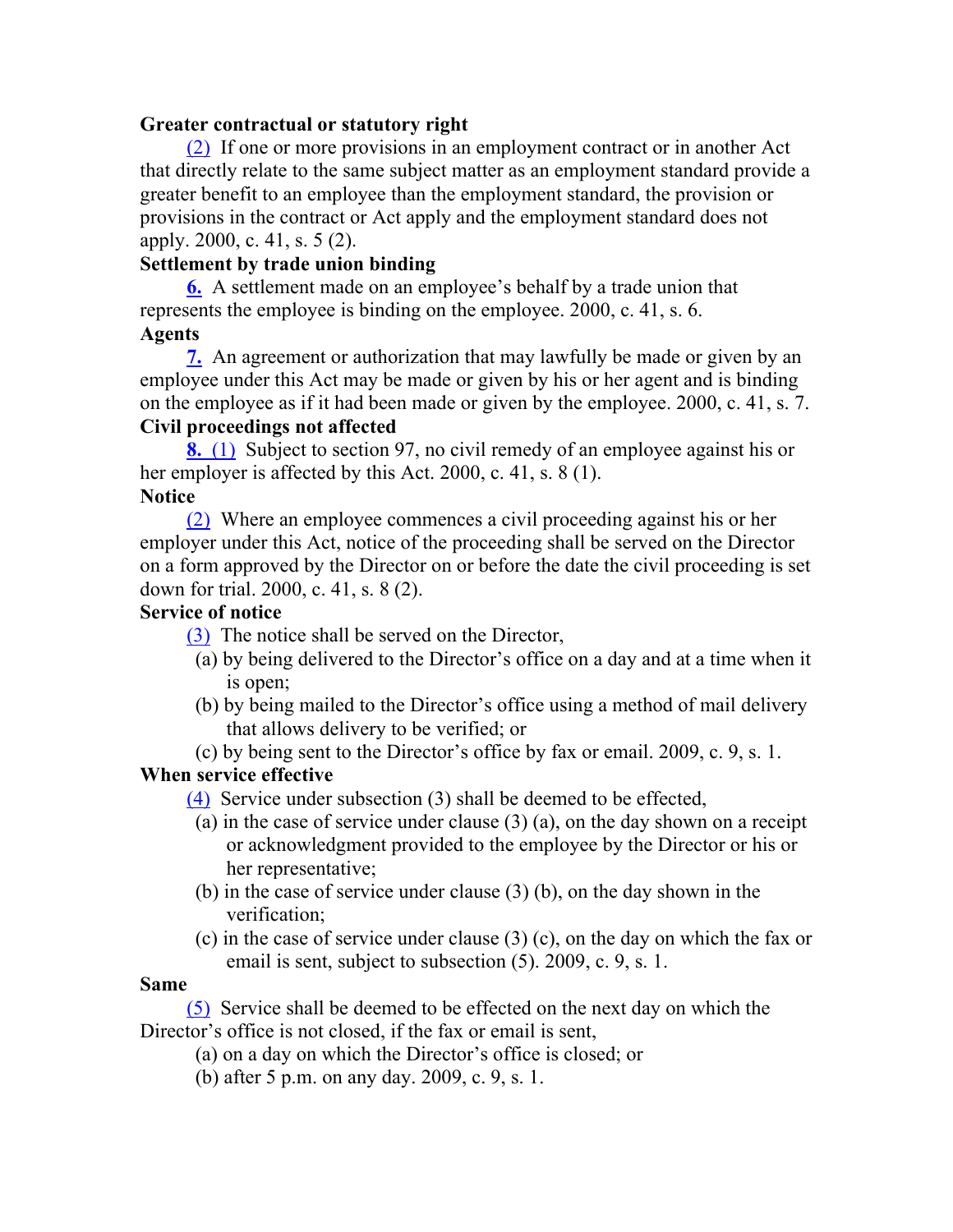**Greater contractual or statutory right**

(2) If one or more provisions in an employment contract or in another Act that directly relate to the same subject matter as an employment standard provide a greater benefit to an employee than the employment standard, the provision or provisions in the contract or Act apply and the employment standard does not apply. 2000, c. 41, s. 5 (2).

**Settlement by trade union binding**

**6.** A settlement made on an employee's behalf by a trade union that represents the employee is binding on the employee. 2000, c. 41, s. 6.

**Agents**

**7.** An agreement or authorization that may lawfully be made or given by an employee under this Act may be made or given by his or her agent and is binding on the employee as if it had been made or given by the employee. 2000, c. 41, s. 7.

**Civil proceedings not affected**

**8.** (1) Subject to section 97, no civil remedy of an employee against his or her employer is affected by this Act. 2000, c. 41, s. 8 (1).

**Notice**

(2) Where an employee commences a civil proceeding against his or her employer under this Act, notice of the proceeding shall be served on the Director on a form approved by the Director on or before the date the civil proceeding is set down for trial. 2000, c. 41, s. 8 (2).

**Service of notice**

(3) The notice shall be served on the Director,

(a) by being delivered to the Director's office on a day and at a time when it is open;

(b) by being mailed to the Director's office using a method of mail delivery that allows delivery to be verified; or

(c) by being sent to the Director's office by fax or email. 2009, c. 9, s. 1.

**When service effective**

(4) Service under subsection (3) shall be deemed to be effected,

(a) in the case of service under clause (3) (a), on the day shown on a receipt or acknowledgment provided to the employee by the Director or his or her representative;

(b) in the case of service under clause (3) (b), on the day shown in the verification;

(c) in the case of service under clause (3) (c), on the day on which the fax or email is sent, subject to subsection (5). 2009, c. 9, s. 1.

**Same**

(5) Service shall be deemed to be effected on the next day on which the Director's office is not closed, if the fax or email is sent,

(a) on a day on which the Director's office is closed; or

(b) after 5 p.m. on any day. 2009, c. 9, s. 1.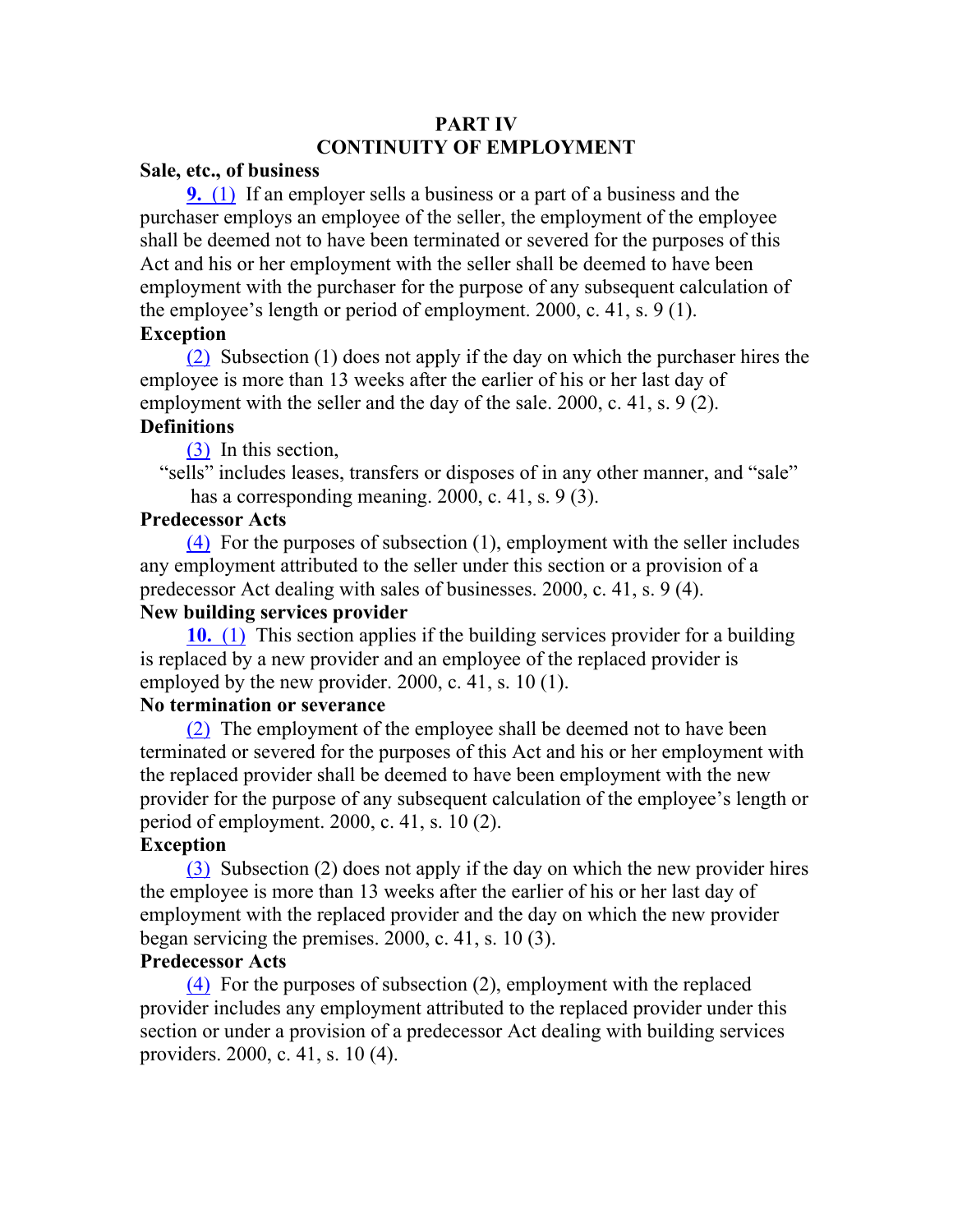## PART IV
## CONTINUITY OF EMPLOYMENT

**Sale, etc., of business**

**9.** (1) If an employer sells a business or a part of a business and the purchaser employs an employee of the seller, the employment of the employee shall be deemed not to have been terminated or severed for the purposes of this Act and his or her employment with the seller shall be deemed to have been employment with the purchaser for the purpose of any subsequent calculation of the employee's length or period of employment. 2000, c. 41, s. 9 (1).

**Exception**

(2) Subsection (1) does not apply if the day on which the purchaser hires the employee is more than 13 weeks after the earlier of his or her last day of employment with the seller and the day of the sale. 2000, c. 41, s. 9 (2).

**Definitions**

(3) In this section,

"sells" includes leases, transfers or disposes of in any other manner, and "sale" has a corresponding meaning. 2000, c. 41, s. 9 (3).

**Predecessor Acts**

(4) For the purposes of subsection (1), employment with the seller includes any employment attributed to the seller under this section or a provision of a predecessor Act dealing with sales of businesses. 2000, c. 41, s. 9 (4).

**New building services provider**

**10.** (1) This section applies if the building services provider for a building is replaced by a new provider and an employee of the replaced provider is employed by the new provider. 2000, c. 41, s. 10 (1).

**No termination or severance**

(2) The employment of the employee shall be deemed not to have been terminated or severed for the purposes of this Act and his or her employment with the replaced provider shall be deemed to have been employment with the new provider for the purpose of any subsequent calculation of the employee's length or period of employment. 2000, c. 41, s. 10 (2).

**Exception**

(3) Subsection (2) does not apply if the day on which the new provider hires the employee is more than 13 weeks after the earlier of his or her last day of employment with the replaced provider and the day on which the new provider began servicing the premises. 2000, c. 41, s. 10 (3).

**Predecessor Acts**

(4) For the purposes of subsection (2), employment with the replaced provider includes any employment attributed to the replaced provider under this section or under a provision of a predecessor Act dealing with building services providers. 2000, c. 41, s. 10 (4).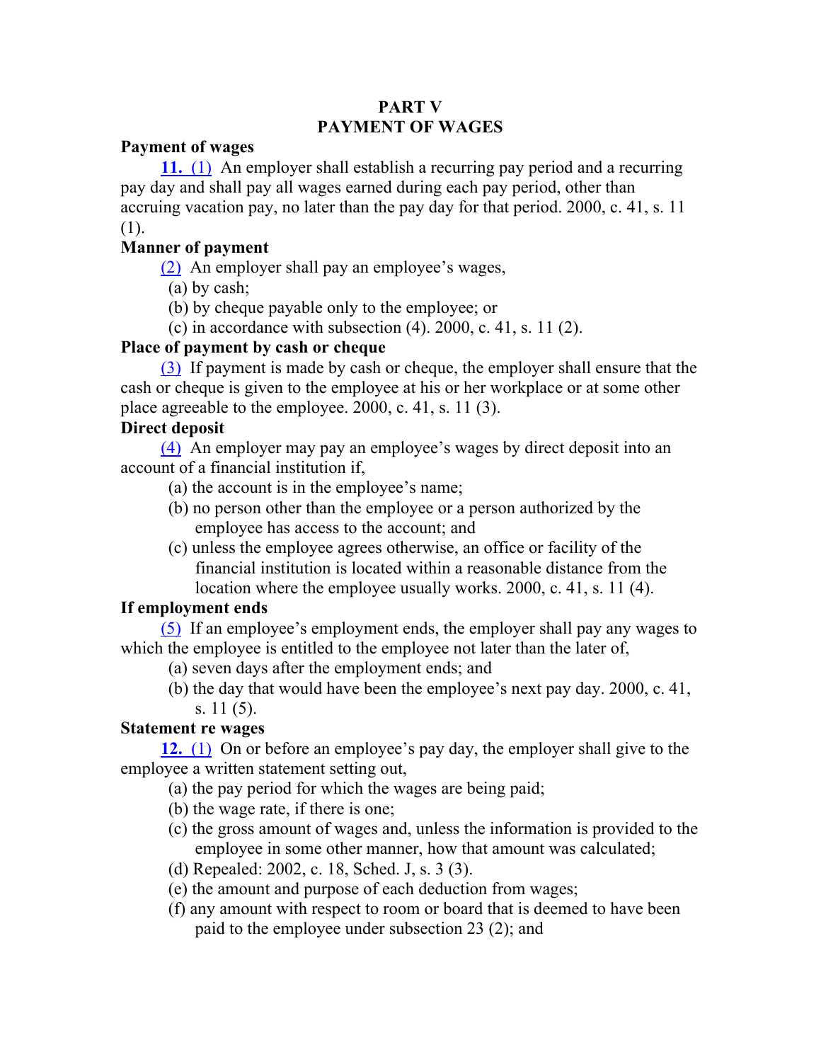## PART V
## PAYMENT OF WAGES

**Payment of wages**

**11.** (1) An employer shall establish a recurring pay period and a recurring pay day and shall pay all wages earned during each pay period, other than accruing vacation pay, no later than the pay day for that period. 2000, c. 41, s. 11 (1).

**Manner of payment**

(2) An employer shall pay an employee's wages,

(a) by cash;

(b) by cheque payable only to the employee; or

(c) in accordance with subsection (4). 2000, c. 41, s. 11 (2).

**Place of payment by cash or cheque**

(3) If payment is made by cash or cheque, the employer shall ensure that the cash or cheque is given to the employee at his or her workplace or at some other place agreeable to the employee. 2000, c. 41, s. 11 (3).

**Direct deposit**

(4) An employer may pay an employee's wages by direct deposit into an account of a financial institution if,

(a) the account is in the employee's name;

(b) no person other than the employee or a person authorized by the employee has access to the account; and

(c) unless the employee agrees otherwise, an office or facility of the financial institution is located within a reasonable distance from the location where the employee usually works. 2000, c. 41, s. 11 (4).

**If employment ends**

(5) If an employee's employment ends, the employer shall pay any wages to which the employee is entitled to the employee not later than the later of,

(a) seven days after the employment ends; and

(b) the day that would have been the employee's next pay day. 2000, c. 41, s. 11 (5).

**Statement re wages**

**12.** (1) On or before an employee's pay day, the employer shall give to the employee a written statement setting out,

(a) the pay period for which the wages are being paid;

(b) the wage rate, if there is one;

(c) the gross amount of wages and, unless the information is provided to the employee in some other manner, how that amount was calculated;

(d) Repealed: 2002, c. 18, Sched. J, s. 3 (3).

(e) the amount and purpose of each deduction from wages;

(f) any amount with respect to room or board that is deemed to have been paid to the employee under subsection 23 (2); and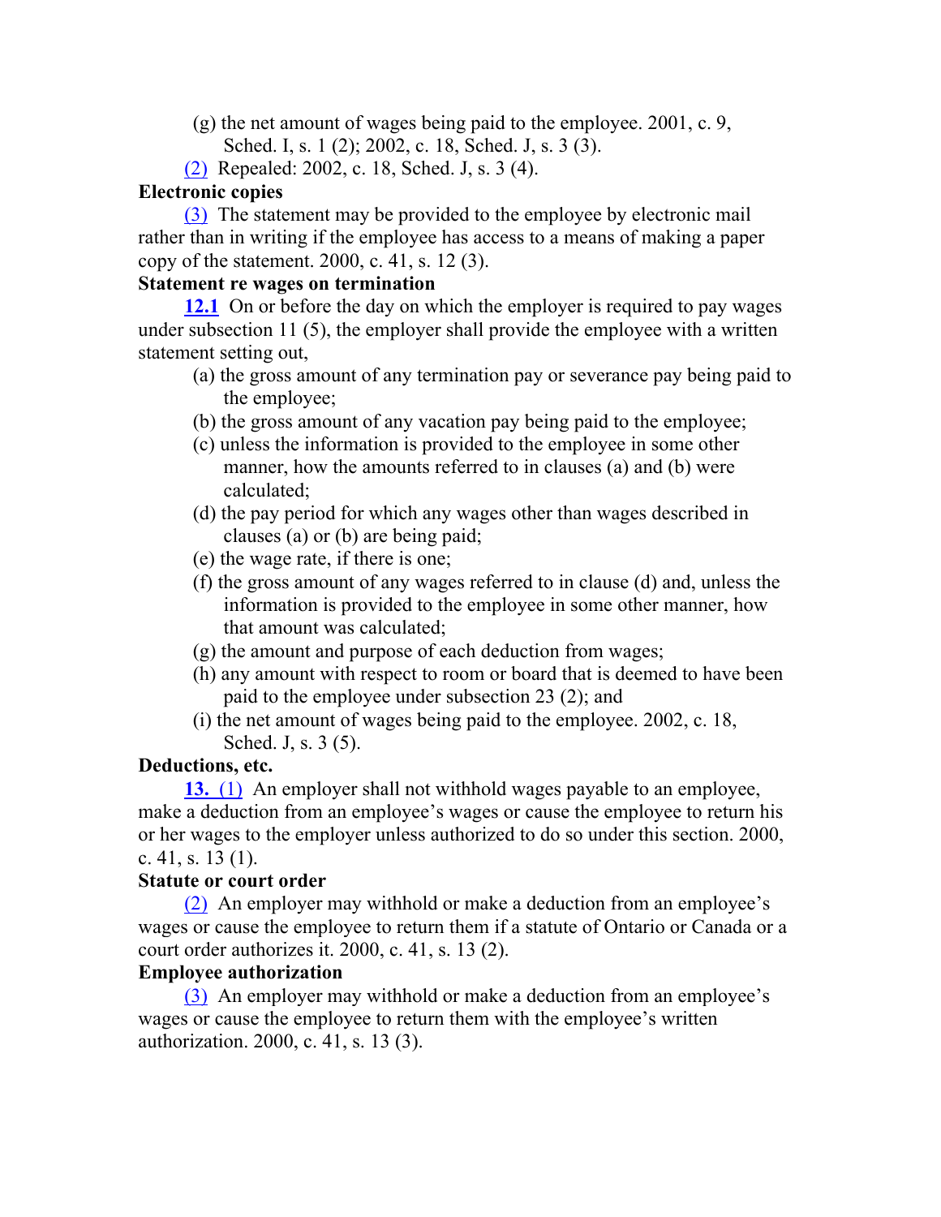(g) the net amount of wages being paid to the employee. 2001, c. 9, Sched. I, s. 1 (2); 2002, c. 18, Sched. J, s. 3 (3).

(2) Repealed: 2002, c. 18, Sched. J, s. 3 (4).

**Electronic copies**

(3) The statement may be provided to the employee by electronic mail rather than in writing if the employee has access to a means of making a paper copy of the statement. 2000, c. 41, s. 12 (3).

**Statement re wages on termination**

**12.1** On or before the day on which the employer is required to pay wages under subsection 11 (5), the employer shall provide the employee with a written statement setting out,

(a) the gross amount of any termination pay or severance pay being paid to the employee;

(b) the gross amount of any vacation pay being paid to the employee;

(c) unless the information is provided to the employee in some other manner, how the amounts referred to in clauses (a) and (b) were calculated;

(d) the pay period for which any wages other than wages described in clauses (a) or (b) are being paid;

(e) the wage rate, if there is one;

(f) the gross amount of any wages referred to in clause (d) and, unless the information is provided to the employee in some other manner, how that amount was calculated;

(g) the amount and purpose of each deduction from wages;

(h) any amount with respect to room or board that is deemed to have been paid to the employee under subsection 23 (2); and

(i) the net amount of wages being paid to the employee. 2002, c. 18, Sched. J, s. 3 (5).

**Deductions, etc.**

**13.** (1) An employer shall not withhold wages payable to an employee, make a deduction from an employee's wages or cause the employee to return his or her wages to the employer unless authorized to do so under this section. 2000, c. 41, s. 13 (1).

**Statute or court order**

(2) An employer may withhold or make a deduction from an employee's wages or cause the employee to return them if a statute of Ontario or Canada or a court order authorizes it. 2000, c. 41, s. 13 (2).

**Employee authorization**

(3) An employer may withhold or make a deduction from an employee's wages or cause the employee to return them with the employee's written authorization. 2000, c. 41, s. 13 (3).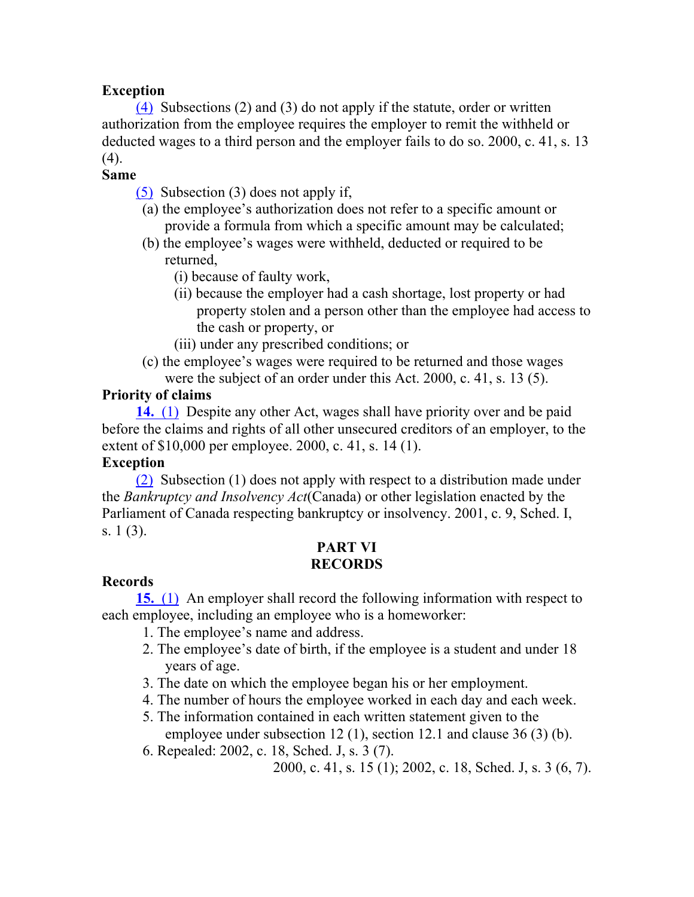**Exception**

(4) Subsections (2) and (3) do not apply if the statute, order or written authorization from the employee requires the employer to remit the withheld or deducted wages to a third person and the employer fails to do so. 2000, c. 41, s. 13 (4).

**Same**

(5) Subsection (3) does not apply if,

- (a) the employee's authorization does not refer to a specific amount or provide a formula from which a specific amount may be calculated;
- (b) the employee's wages were withheld, deducted or required to be returned,
  - (i) because of faulty work,
  - (ii) because the employer had a cash shortage, lost property or had property stolen and a person other than the employee had access to the cash or property, or
  - (iii) under any prescribed conditions; or
- (c) the employee's wages were required to be returned and those wages were the subject of an order under this Act. 2000, c. 41, s. 13 (5).

**Priority of claims**

**14.** (1) Despite any other Act, wages shall have priority over and be paid before the claims and rights of all other unsecured creditors of an employer, to the extent of $10,000 per employee. 2000, c. 41, s. 14 (1).

**Exception**

(2) Subsection (1) does not apply with respect to a distribution made under the *Bankruptcy and Insolvency Act*(Canada) or other legislation enacted by the Parliament of Canada respecting bankruptcy or insolvency. 2001, c. 9, Sched. I, s. 1 (3).

## PART VI
## RECORDS

**Records**

**15.** (1) An employer shall record the following information with respect to each employee, including an employee who is a homeworker:

1. The employee's name and address.
2. The employee's date of birth, if the employee is a student and under 18 years of age.
3. The date on which the employee began his or her employment.
4. The number of hours the employee worked in each day and each week.
5. The information contained in each written statement given to the employee under subsection 12 (1), section 12.1 and clause 36 (3) (b).
6. Repealed: 2002, c. 18, Sched. J, s. 3 (7).

2000, c. 41, s. 15 (1); 2002, c. 18, Sched. J, s. 3 (6, 7).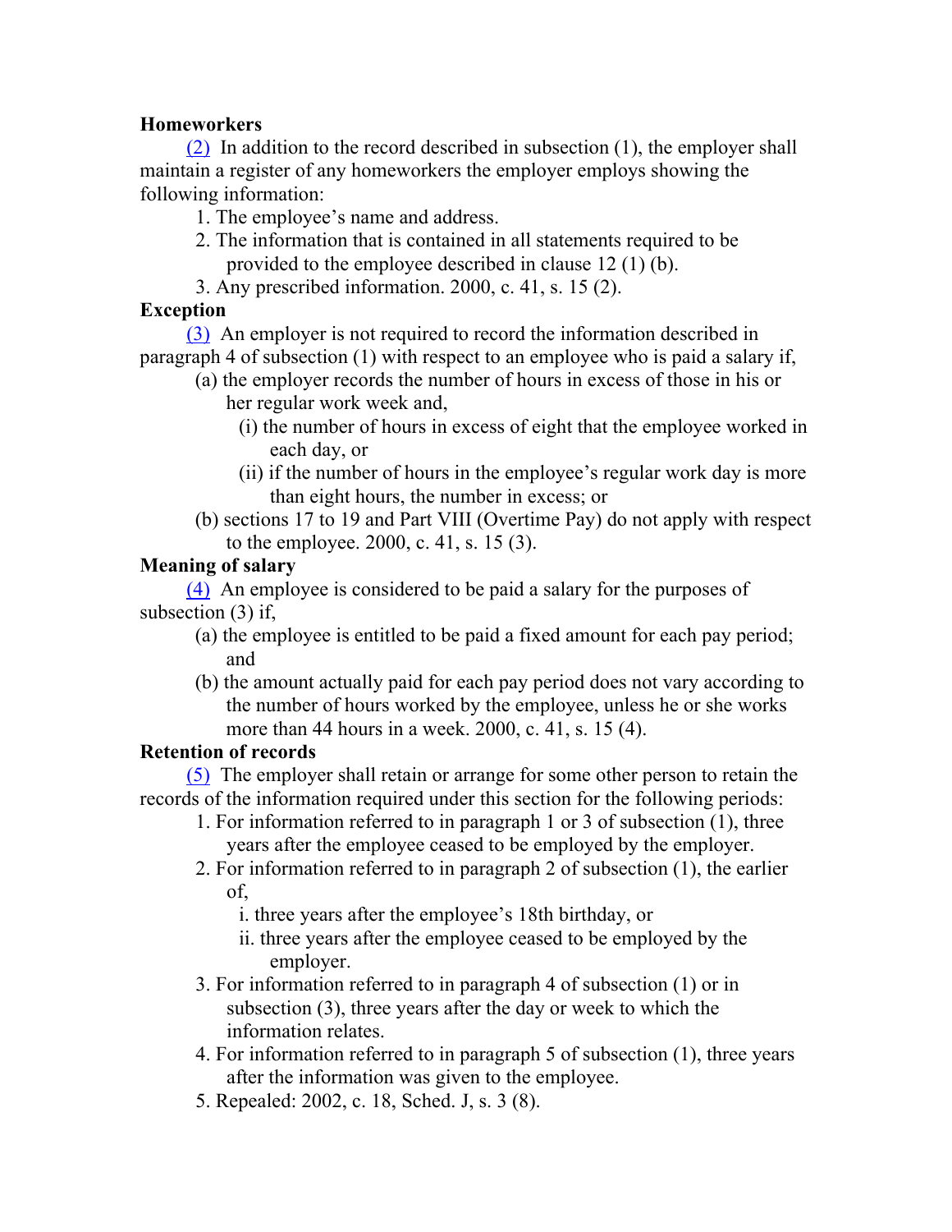**Homeworkers**

(2) In addition to the record described in subsection (1), the employer shall maintain a register of any homeworkers the employer employs showing the following information:

1. The employee's name and address.
2. The information that is contained in all statements required to be provided to the employee described in clause 12 (1) (b).
3. Any prescribed information. 2000, c. 41, s. 15 (2).

**Exception**

(3) An employer is not required to record the information described in paragraph 4 of subsection (1) with respect to an employee who is paid a salary if,

(a) the employer records the number of hours in excess of those in his or her regular work week and,
  - (i) the number of hours in excess of eight that the employee worked in each day, or
  - (ii) if the number of hours in the employee's regular work day is more than eight hours, the number in excess; or

(b) sections 17 to 19 and Part VIII (Overtime Pay) do not apply with respect to the employee. 2000, c. 41, s. 15 (3).

**Meaning of salary**

(4) An employee is considered to be paid a salary for the purposes of subsection (3) if,

(a) the employee is entitled to be paid a fixed amount for each pay period; and

(b) the amount actually paid for each pay period does not vary according to the number of hours worked by the employee, unless he or she works more than 44 hours in a week. 2000, c. 41, s. 15 (4).

**Retention of records**

(5) The employer shall retain or arrange for some other person to retain the records of the information required under this section for the following periods:

1. For information referred to in paragraph 1 or 3 of subsection (1), three years after the employee ceased to be employed by the employer.
2. For information referred to in paragraph 2 of subsection (1), the earlier of,
   - i. three years after the employee's 18th birthday, or
   - ii. three years after the employee ceased to be employed by the employer.
3. For information referred to in paragraph 4 of subsection (1) or in subsection (3), three years after the day or week to which the information relates.
4. For information referred to in paragraph 5 of subsection (1), three years after the information was given to the employee.
5. Repealed: 2002, c. 18, Sched. J, s. 3 (8).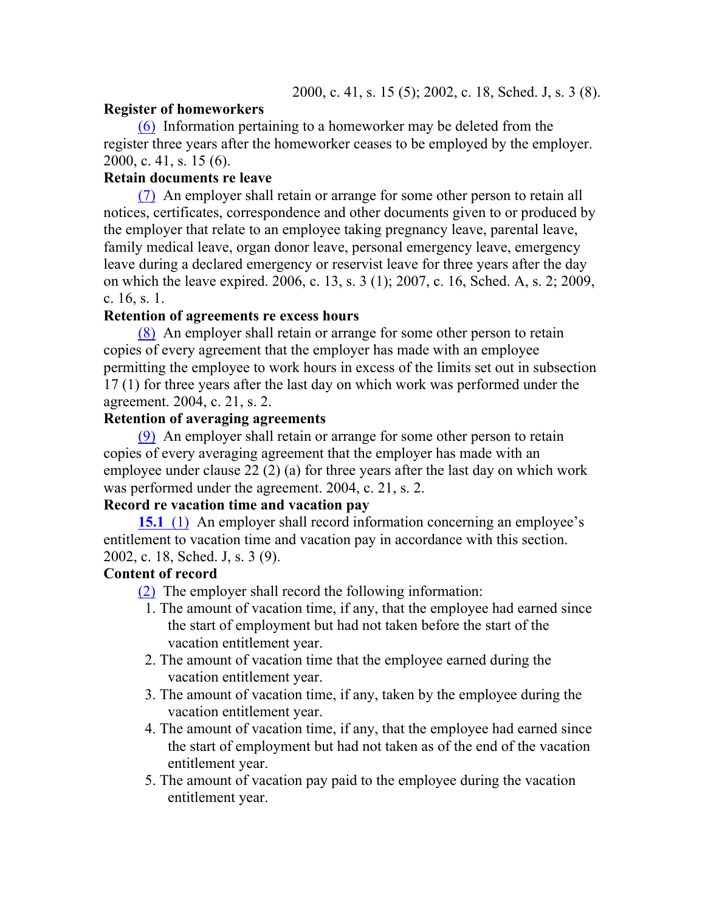2000, c. 41, s. 15 (5); 2002, c. 18, Sched. J, s. 3 (8).

**Register of homeworkers**

(6) Information pertaining to a homeworker may be deleted from the register three years after the homeworker ceases to be employed by the employer. 2000, c. 41, s. 15 (6).

**Retain documents re leave**

(7) An employer shall retain or arrange for some other person to retain all notices, certificates, correspondence and other documents given to or produced by the employer that relate to an employee taking pregnancy leave, parental leave, family medical leave, organ donor leave, personal emergency leave, emergency leave during a declared emergency or reservist leave for three years after the day on which the leave expired. 2006, c. 13, s. 3 (1); 2007, c. 16, Sched. A, s. 2; 2009, c. 16, s. 1.

**Retention of agreements re excess hours**

(8) An employer shall retain or arrange for some other person to retain copies of every agreement that the employer has made with an employee permitting the employee to work hours in excess of the limits set out in subsection 17 (1) for three years after the last day on which work was performed under the agreement. 2004, c. 21, s. 2.

**Retention of averaging agreements**

(9) An employer shall retain or arrange for some other person to retain copies of every averaging agreement that the employer has made with an employee under clause 22 (2) (a) for three years after the last day on which work was performed under the agreement. 2004, c. 21, s. 2.

**Record re vacation time and vacation pay**

**15.1** (1) An employer shall record information concerning an employee's entitlement to vacation time and vacation pay in accordance with this section. 2002, c. 18, Sched. J, s. 3 (9).

**Content of record**

(2) The employer shall record the following information:

1. The amount of vacation time, if any, that the employee had earned since the start of employment but had not taken before the start of the vacation entitlement year.
2. The amount of vacation time that the employee earned during the vacation entitlement year.
3. The amount of vacation time, if any, taken by the employee during the vacation entitlement year.
4. The amount of vacation time, if any, that the employee had earned since the start of employment but had not taken as of the end of the vacation entitlement year.
5. The amount of vacation pay paid to the employee during the vacation entitlement year.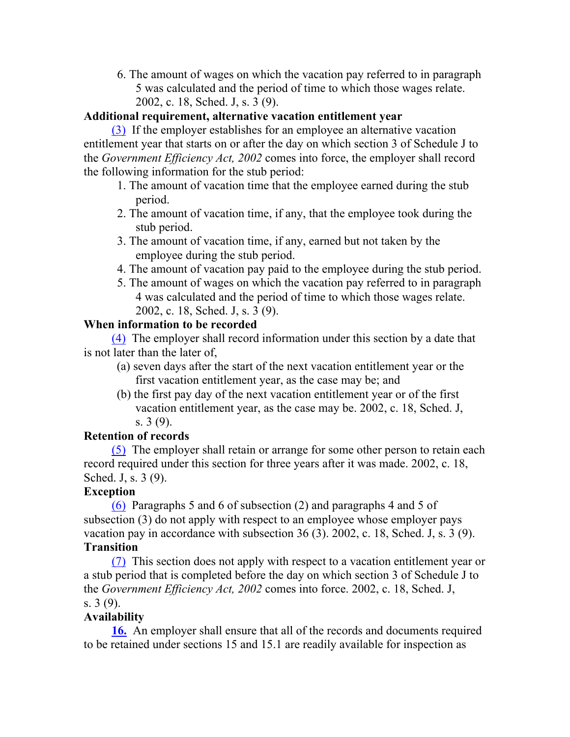6. The amount of wages on which the vacation pay referred to in paragraph 5 was calculated and the period of time to which those wages relate. 2002, c. 18, Sched. J, s. 3 (9).

**Additional requirement, alternative vacation entitlement year**

(3) If the employer establishes for an employee an alternative vacation entitlement year that starts on or after the day on which section 3 of Schedule J to the *Government Efficiency Act, 2002* comes into force, the employer shall record the following information for the stub period:

1. The amount of vacation time that the employee earned during the stub period.
2. The amount of vacation time, if any, that the employee took during the stub period.
3. The amount of vacation time, if any, earned but not taken by the employee during the stub period.
4. The amount of vacation pay paid to the employee during the stub period.
5. The amount of wages on which the vacation pay referred to in paragraph 4 was calculated and the period of time to which those wages relate. 2002, c. 18, Sched. J, s. 3 (9).

**When information to be recorded**

(4) The employer shall record information under this section by a date that is not later than the later of,

(a) seven days after the start of the next vacation entitlement year or the first vacation entitlement year, as the case may be; and

(b) the first pay day of the next vacation entitlement year or of the first vacation entitlement year, as the case may be. 2002, c. 18, Sched. J, s. 3 (9).

**Retention of records**

(5) The employer shall retain or arrange for some other person to retain each record required under this section for three years after it was made. 2002, c. 18, Sched. J, s. 3 (9).

**Exception**

(6) Paragraphs 5 and 6 of subsection (2) and paragraphs 4 and 5 of subsection (3) do not apply with respect to an employee whose employer pays vacation pay in accordance with subsection 36 (3). 2002, c. 18, Sched. J, s. 3 (9).

**Transition**

(7) This section does not apply with respect to a vacation entitlement year or a stub period that is completed before the day on which section 3 of Schedule J to the *Government Efficiency Act, 2002* comes into force. 2002, c. 18, Sched. J, s. 3 (9).

**Availability**

**16.** An employer shall ensure that all of the records and documents required to be retained under sections 15 and 15.1 are readily available for inspection as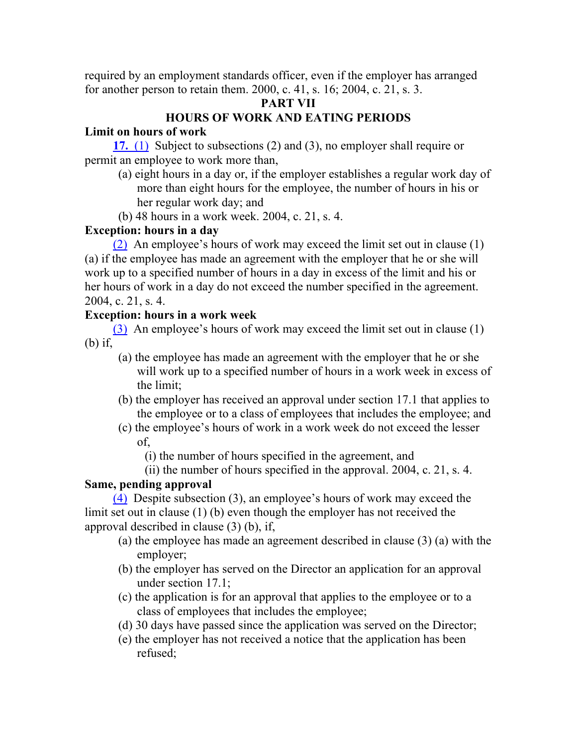required by an employment standards officer, even if the employer has arranged for another person to retain them. 2000, c. 41, s. 16; 2004, c. 21, s. 3.

## PART VII
## HOURS OF WORK AND EATING PERIODS

**Limit on hours of work**

**17.** (1) Subject to subsections (2) and (3), no employer shall require or permit an employee to work more than,

- (a) eight hours in a day or, if the employer establishes a regular work day of more than eight hours for the employee, the number of hours in his or her regular work day; and
- (b) 48 hours in a work week. 2004, c. 21, s. 4.

**Exception: hours in a day**

(2) An employee's hours of work may exceed the limit set out in clause (1) (a) if the employee has made an agreement with the employer that he or she will work up to a specified number of hours in a day in excess of the limit and his or her hours of work in a day do not exceed the number specified in the agreement. 2004, c. 21, s. 4.

**Exception: hours in a work week**

(3) An employee's hours of work may exceed the limit set out in clause (1) (b) if,

- (a) the employee has made an agreement with the employer that he or she will work up to a specified number of hours in a work week in excess of the limit;
- (b) the employer has received an approval under section 17.1 that applies to the employee or to a class of employees that includes the employee; and
- (c) the employee's hours of work in a work week do not exceed the lesser of,
  - (i) the number of hours specified in the agreement, and
  - (ii) the number of hours specified in the approval. 2004, c. 21, s. 4.

**Same, pending approval**

(4) Despite subsection (3), an employee's hours of work may exceed the limit set out in clause (1) (b) even though the employer has not received the approval described in clause (3) (b), if,

- (a) the employee has made an agreement described in clause (3) (a) with the employer;
- (b) the employer has served on the Director an application for an approval under section 17.1;
- (c) the application is for an approval that applies to the employee or to a class of employees that includes the employee;
- (d) 30 days have passed since the application was served on the Director;
- (e) the employer has not received a notice that the application has been refused;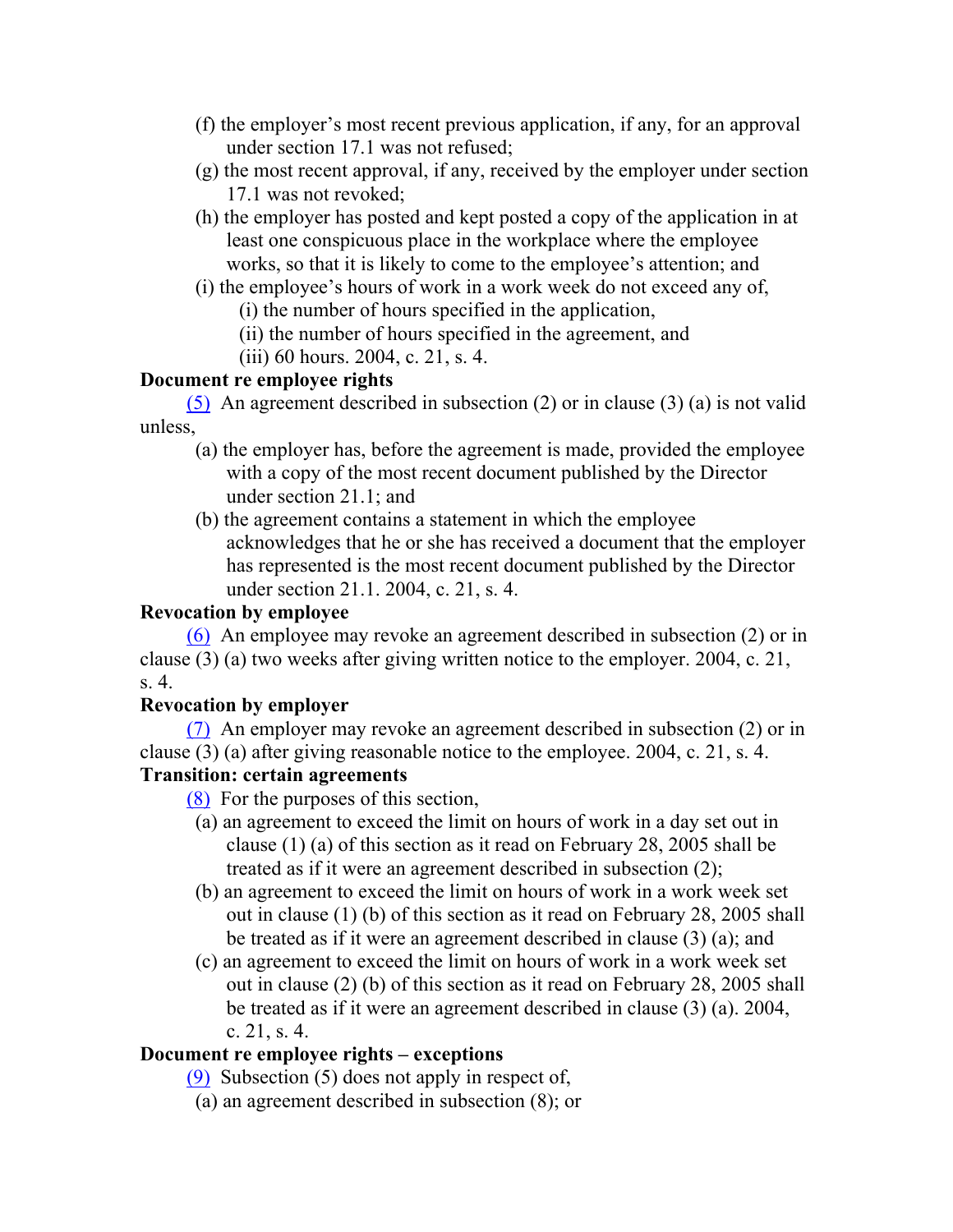(f) the employer's most recent previous application, if any, for an approval under section 17.1 was not refused;

(g) the most recent approval, if any, received by the employer under section 17.1 was not revoked;

(h) the employer has posted and kept posted a copy of the application in at least one conspicuous place in the workplace where the employee works, so that it is likely to come to the employee's attention; and

(i) the employee's hours of work in a work week do not exceed any of,

(i) the number of hours specified in the application,

(ii) the number of hours specified in the agreement, and

(iii) 60 hours. 2004, c. 21, s. 4.

**Document re employee rights**

(5) An agreement described in subsection (2) or in clause (3) (a) is not valid unless,

(a) the employer has, before the agreement is made, provided the employee with a copy of the most recent document published by the Director under section 21.1; and

(b) the agreement contains a statement in which the employee acknowledges that he or she has received a document that the employer has represented is the most recent document published by the Director under section 21.1. 2004, c. 21, s. 4.

**Revocation by employee**

(6) An employee may revoke an agreement described in subsection (2) or in clause (3) (a) two weeks after giving written notice to the employer. 2004, c. 21, s. 4.

**Revocation by employer**

(7) An employer may revoke an agreement described in subsection (2) or in clause (3) (a) after giving reasonable notice to the employee. 2004, c. 21, s. 4.

**Transition: certain agreements**

(8) For the purposes of this section,

(a) an agreement to exceed the limit on hours of work in a day set out in clause (1) (a) of this section as it read on February 28, 2005 shall be treated as if it were an agreement described in subsection (2);

(b) an agreement to exceed the limit on hours of work in a work week set out in clause (1) (b) of this section as it read on February 28, 2005 shall be treated as if it were an agreement described in clause (3) (a); and

(c) an agreement to exceed the limit on hours of work in a work week set out in clause (2) (b) of this section as it read on February 28, 2005 shall be treated as if it were an agreement described in clause (3) (a). 2004, c. 21, s. 4.

**Document re employee rights – exceptions**

(9) Subsection (5) does not apply in respect of,

(a) an agreement described in subsection (8); or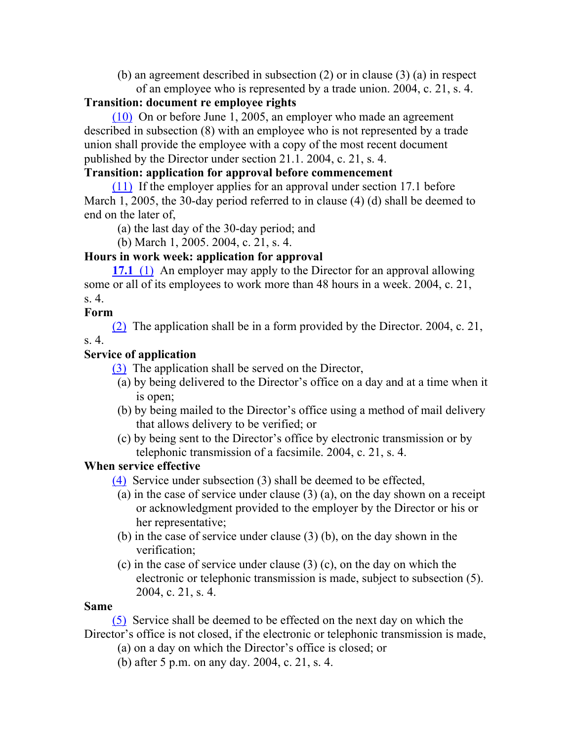(b) an agreement described in subsection (2) or in clause (3) (a) in respect of an employee who is represented by a trade union. 2004, c. 21, s. 4.

**Transition: document re employee rights**

(10) On or before June 1, 2005, an employer who made an agreement described in subsection (8) with an employee who is not represented by a trade union shall provide the employee with a copy of the most recent document published by the Director under section 21.1. 2004, c. 21, s. 4.

**Transition: application for approval before commencement**

(11) If the employer applies for an approval under section 17.1 before March 1, 2005, the 30-day period referred to in clause (4) (d) shall be deemed to end on the later of,

(a) the last day of the 30-day period; and

(b) March 1, 2005. 2004, c. 21, s. 4.

**Hours in work week: application for approval**

**17.1** (1) An employer may apply to the Director for an approval allowing some or all of its employees to work more than 48 hours in a week. 2004, c. 21, s. 4.

**Form**

(2) The application shall be in a form provided by the Director. 2004, c. 21, s. 4.

**Service of application**

(3) The application shall be served on the Director,

(a) by being delivered to the Director's office on a day and at a time when it is open;

(b) by being mailed to the Director's office using a method of mail delivery that allows delivery to be verified; or

(c) by being sent to the Director's office by electronic transmission or by telephonic transmission of a facsimile. 2004, c. 21, s. 4.

**When service effective**

(4) Service under subsection (3) shall be deemed to be effected,

(a) in the case of service under clause (3) (a), on the day shown on a receipt or acknowledgment provided to the employer by the Director or his or her representative;

(b) in the case of service under clause (3) (b), on the day shown in the verification;

(c) in the case of service under clause (3) (c), on the day on which the electronic or telephonic transmission is made, subject to subsection (5). 2004, c. 21, s. 4.

**Same**

(5) Service shall be deemed to be effected on the next day on which the Director's office is not closed, if the electronic or telephonic transmission is made,

(a) on a day on which the Director's office is closed; or

(b) after 5 p.m. on any day. 2004, c. 21, s. 4.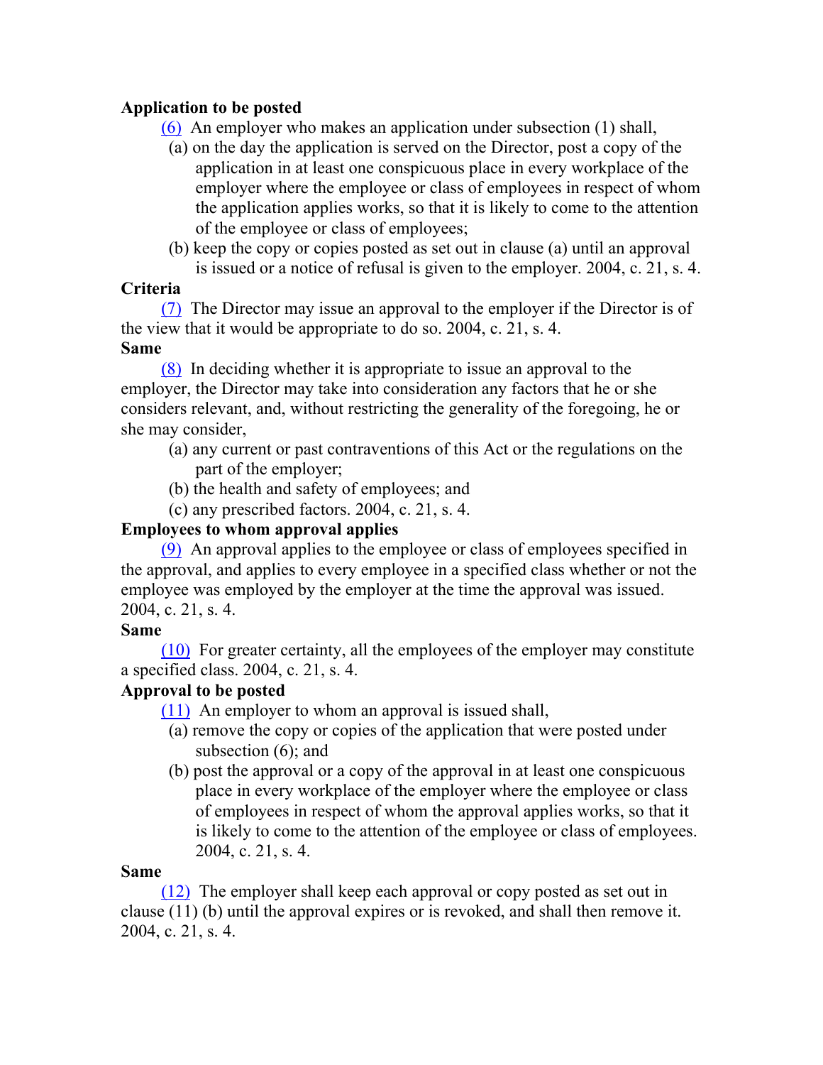**Application to be posted**

(6) An employer who makes an application under subsection (1) shall,

(a) on the day the application is served on the Director, post a copy of the application in at least one conspicuous place in every workplace of the employer where the employee or class of employees in respect of whom the application applies works, so that it is likely to come to the attention of the employee or class of employees;

(b) keep the copy or copies posted as set out in clause (a) until an approval is issued or a notice of refusal is given to the employer. 2004, c. 21, s. 4.

**Criteria**

(7) The Director may issue an approval to the employer if the Director is of the view that it would be appropriate to do so. 2004, c. 21, s. 4.

**Same**

(8) In deciding whether it is appropriate to issue an approval to the employer, the Director may take into consideration any factors that he or she considers relevant, and, without restricting the generality of the foregoing, he or she may consider,

(a) any current or past contraventions of this Act or the regulations on the part of the employer;

(b) the health and safety of employees; and

(c) any prescribed factors. 2004, c. 21, s. 4.

**Employees to whom approval applies**

(9) An approval applies to the employee or class of employees specified in the approval, and applies to every employee in a specified class whether or not the employee was employed by the employer at the time the approval was issued. 2004, c. 21, s. 4.

**Same**

(10) For greater certainty, all the employees of the employer may constitute a specified class. 2004, c. 21, s. 4.

**Approval to be posted**

(11) An employer to whom an approval is issued shall,

(a) remove the copy or copies of the application that were posted under subsection (6); and

(b) post the approval or a copy of the approval in at least one conspicuous place in every workplace of the employer where the employee or class of employees in respect of whom the approval applies works, so that it is likely to come to the attention of the employee or class of employees. 2004, c. 21, s. 4.

**Same**

(12) The employer shall keep each approval or copy posted as set out in clause (11) (b) until the approval expires or is revoked, and shall then remove it. 2004, c. 21, s. 4.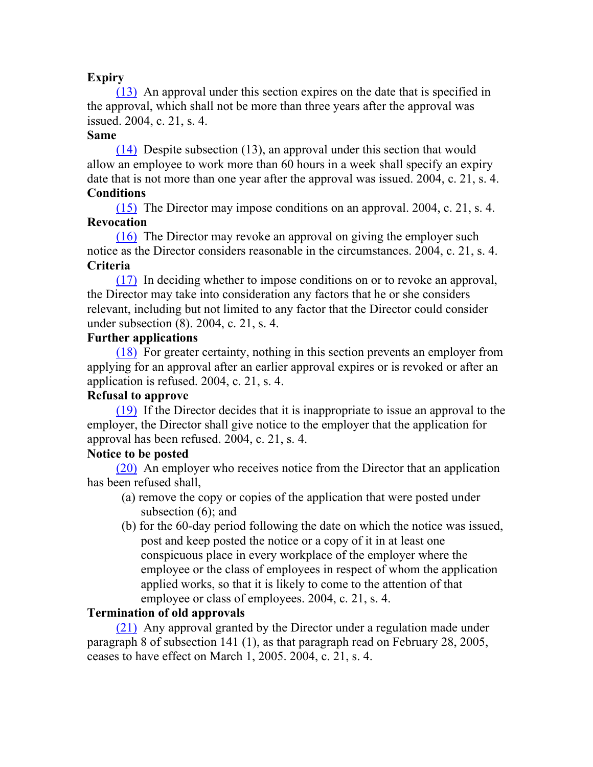**Expiry**

(13) An approval under this section expires on the date that is specified in the approval, which shall not be more than three years after the approval was issued. 2004, c. 21, s. 4.

**Same**

(14) Despite subsection (13), an approval under this section that would allow an employee to work more than 60 hours in a week shall specify an expiry date that is not more than one year after the approval was issued. 2004, c. 21, s. 4.

**Conditions**

(15) The Director may impose conditions on an approval. 2004, c. 21, s. 4.

**Revocation**

(16) The Director may revoke an approval on giving the employer such notice as the Director considers reasonable in the circumstances. 2004, c. 21, s. 4.

**Criteria**

(17) In deciding whether to impose conditions on or to revoke an approval, the Director may take into consideration any factors that he or she considers relevant, including but not limited to any factor that the Director could consider under subsection (8). 2004, c. 21, s. 4.

**Further applications**

(18) For greater certainty, nothing in this section prevents an employer from applying for an approval after an earlier approval expires or is revoked or after an application is refused. 2004, c. 21, s. 4.

**Refusal to approve**

(19) If the Director decides that it is inappropriate to issue an approval to the employer, the Director shall give notice to the employer that the application for approval has been refused. 2004, c. 21, s. 4.

**Notice to be posted**

(20) An employer who receives notice from the Director that an application has been refused shall,

(a) remove the copy or copies of the application that were posted under subsection (6); and

(b) for the 60-day period following the date on which the notice was issued, post and keep posted the notice or a copy of it in at least one conspicuous place in every workplace of the employer where the employee or the class of employees in respect of whom the application applied works, so that it is likely to come to the attention of that employee or class of employees. 2004, c. 21, s. 4.

**Termination of old approvals**

(21) Any approval granted by the Director under a regulation made under paragraph 8 of subsection 141 (1), as that paragraph read on February 28, 2005, ceases to have effect on March 1, 2005. 2004, c. 21, s. 4.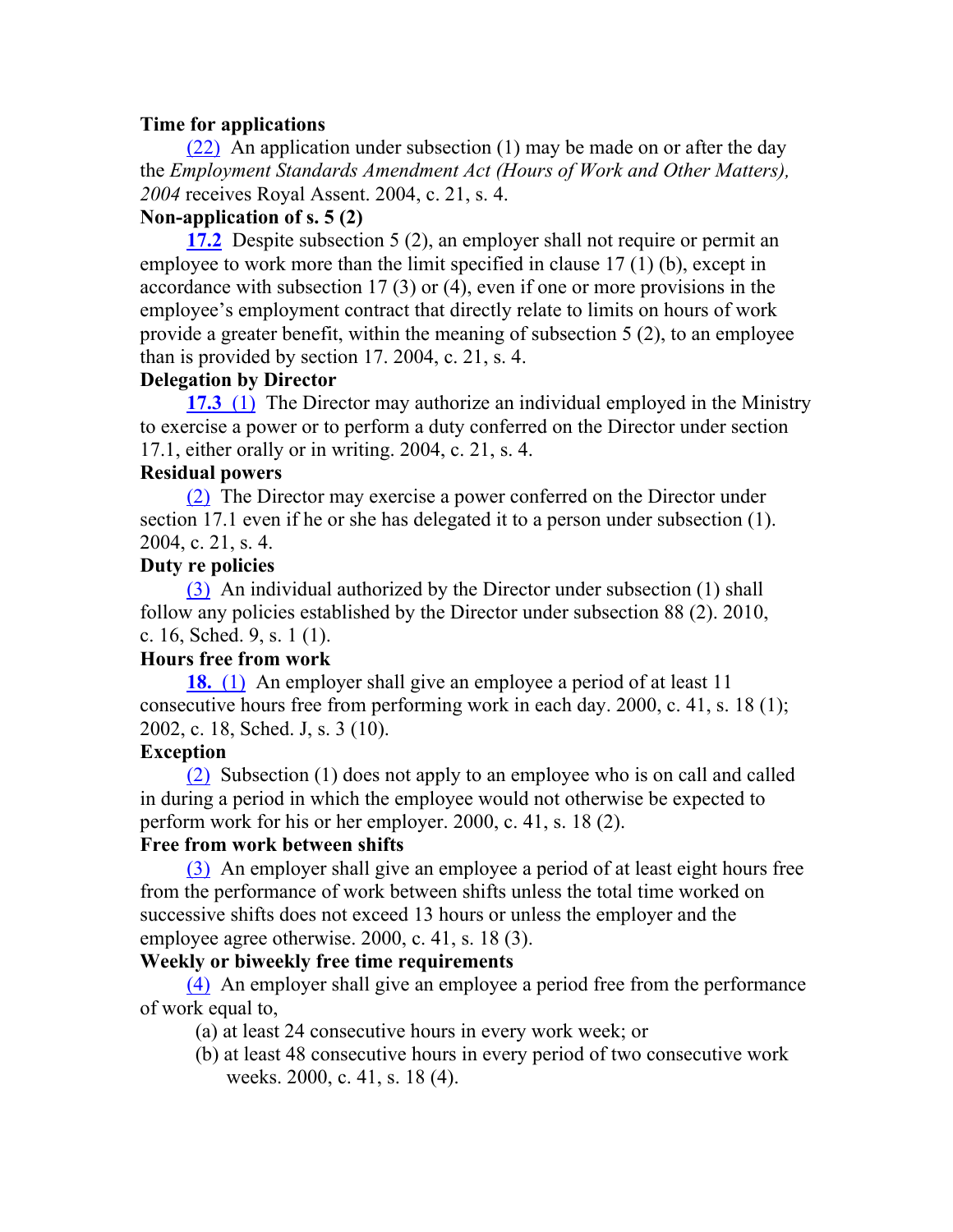**Time for applications**

(22) An application under subsection (1) may be made on or after the day the *Employment Standards Amendment Act (Hours of Work and Other Matters), 2004* receives Royal Assent. 2004, c. 21, s. 4.

**Non-application of s. 5 (2)**

**17.2** Despite subsection 5 (2), an employer shall not require or permit an employee to work more than the limit specified in clause 17 (1) (b), except in accordance with subsection 17 (3) or (4), even if one or more provisions in the employee's employment contract that directly relate to limits on hours of work provide a greater benefit, within the meaning of subsection 5 (2), to an employee than is provided by section 17. 2004, c. 21, s. 4.

**Delegation by Director**

**17.3** (1) The Director may authorize an individual employed in the Ministry to exercise a power or to perform a duty conferred on the Director under section 17.1, either orally or in writing. 2004, c. 21, s. 4.

**Residual powers**

(2) The Director may exercise a power conferred on the Director under section 17.1 even if he or she has delegated it to a person under subsection (1). 2004, c. 21, s. 4.

**Duty re policies**

(3) An individual authorized by the Director under subsection (1) shall follow any policies established by the Director under subsection 88 (2). 2010, c. 16, Sched. 9, s. 1 (1).

**Hours free from work**

**18.** (1) An employer shall give an employee a period of at least 11 consecutive hours free from performing work in each day. 2000, c. 41, s. 18 (1); 2002, c. 18, Sched. J, s. 3 (10).

**Exception**

(2) Subsection (1) does not apply to an employee who is on call and called in during a period in which the employee would not otherwise be expected to perform work for his or her employer. 2000, c. 41, s. 18 (2).

**Free from work between shifts**

(3) An employer shall give an employee a period of at least eight hours free from the performance of work between shifts unless the total time worked on successive shifts does not exceed 13 hours or unless the employer and the employee agree otherwise. 2000, c. 41, s. 18 (3).

**Weekly or biweekly free time requirements**

(4) An employer shall give an employee a period free from the performance of work equal to,

(a) at least 24 consecutive hours in every work week; or

(b) at least 48 consecutive hours in every period of two consecutive work weeks. 2000, c. 41, s. 18 (4).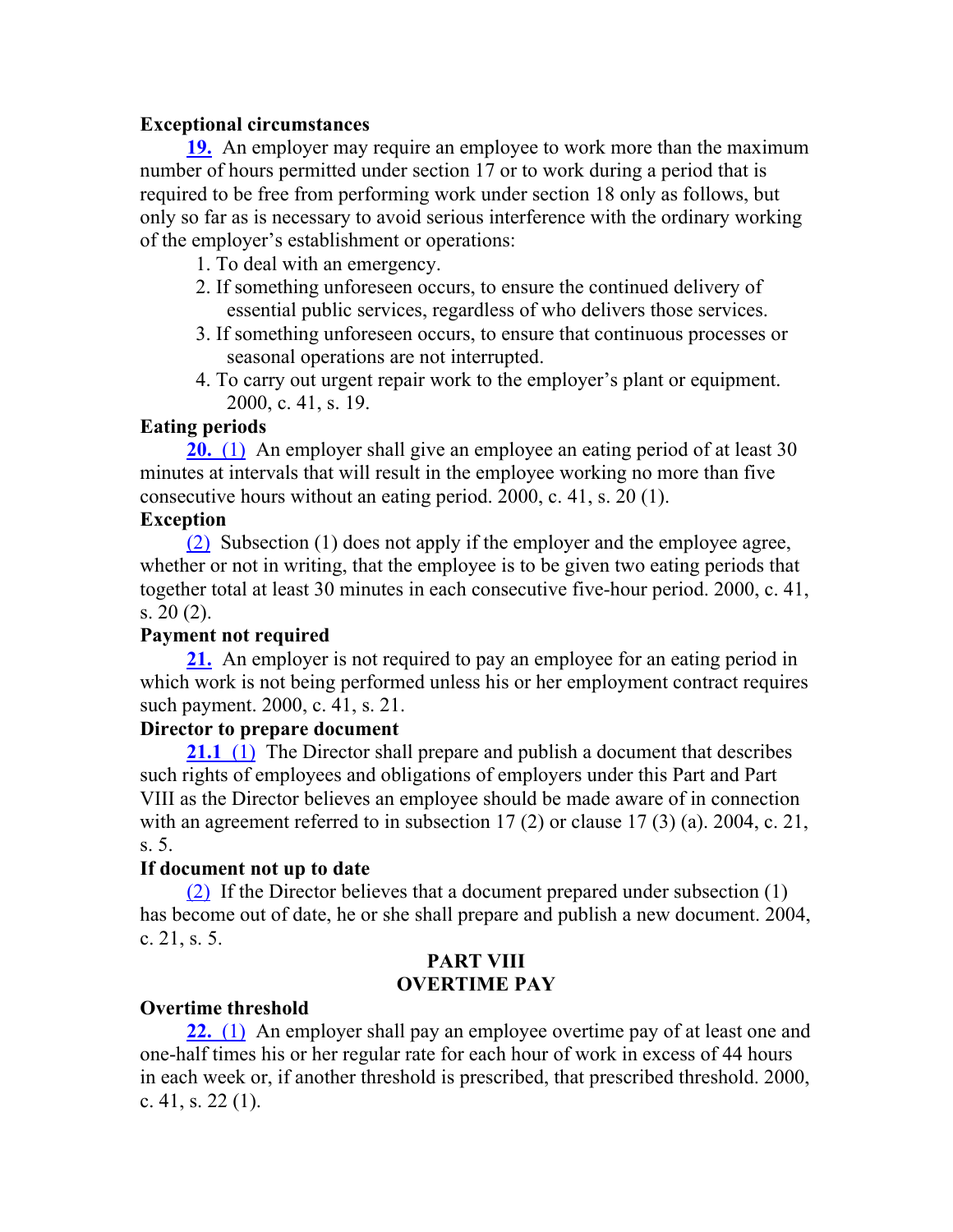**Exceptional circumstances**

**19.** An employer may require an employee to work more than the maximum number of hours permitted under section 17 or to work during a period that is required to be free from performing work under section 18 only as follows, but only so far as is necessary to avoid serious interference with the ordinary working of the employer's establishment or operations:

1. To deal with an emergency.
2. If something unforeseen occurs, to ensure the continued delivery of essential public services, regardless of who delivers those services.
3. If something unforeseen occurs, to ensure that continuous processes or seasonal operations are not interrupted.
4. To carry out urgent repair work to the employer's plant or equipment. 2000, c. 41, s. 19.

**Eating periods**

**20.** (1) An employer shall give an employee an eating period of at least 30 minutes at intervals that will result in the employee working no more than five consecutive hours without an eating period. 2000, c. 41, s. 20 (1).

**Exception**

(2) Subsection (1) does not apply if the employer and the employee agree, whether or not in writing, that the employee is to be given two eating periods that together total at least 30 minutes in each consecutive five-hour period. 2000, c. 41, s. 20 (2).

**Payment not required**

**21.** An employer is not required to pay an employee for an eating period in which work is not being performed unless his or her employment contract requires such payment. 2000, c. 41, s. 21.

**Director to prepare document**

**21.1** (1) The Director shall prepare and publish a document that describes such rights of employees and obligations of employers under this Part and Part VIII as the Director believes an employee should be made aware of in connection with an agreement referred to in subsection 17 (2) or clause 17 (3) (a). 2004, c. 21, s. 5.

**If document not up to date**

(2) If the Director believes that a document prepared under subsection (1) has become out of date, he or she shall prepare and publish a new document. 2004, c. 21, s. 5.

## PART VIII
## OVERTIME PAY

**Overtime threshold**

**22.** (1) An employer shall pay an employee overtime pay of at least one and one-half times his or her regular rate for each hour of work in excess of 44 hours in each week or, if another threshold is prescribed, that prescribed threshold. 2000, c. 41, s. 22 (1).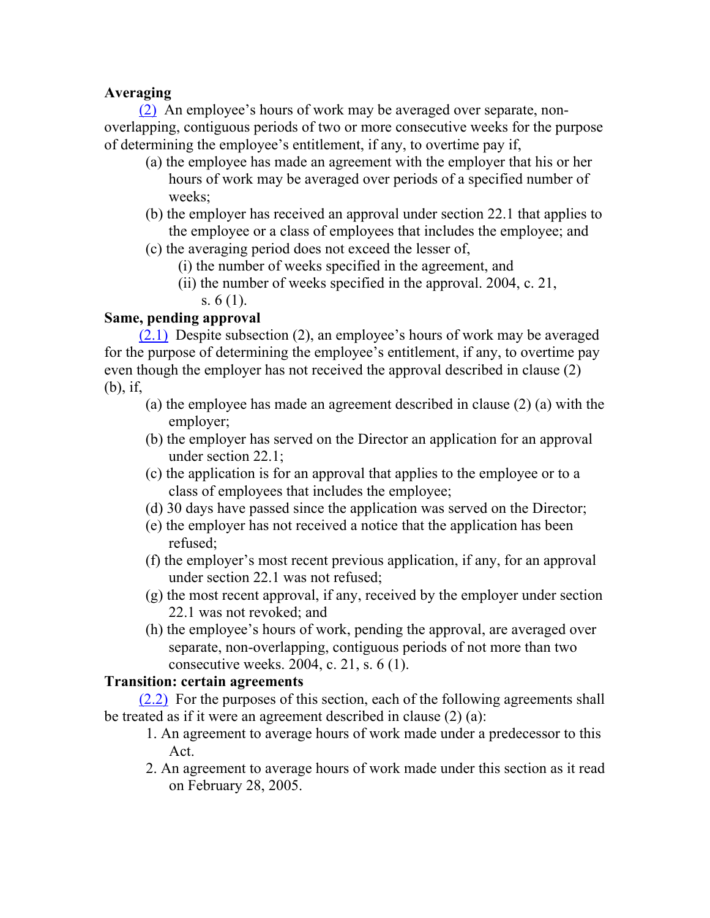**Averaging**

(2) An employee's hours of work may be averaged over separate, non-overlapping, contiguous periods of two or more consecutive weeks for the purpose of determining the employee's entitlement, if any, to overtime pay if,

- (a) the employee has made an agreement with the employer that his or her hours of work may be averaged over periods of a specified number of weeks;
- (b) the employer has received an approval under section 22.1 that applies to the employee or a class of employees that includes the employee; and
- (c) the averaging period does not exceed the lesser of,
  - (i) the number of weeks specified in the agreement, and
  - (ii) the number of weeks specified in the approval. 2004, c. 21, s. 6 (1).

**Same, pending approval**

(2.1) Despite subsection (2), an employee's hours of work may be averaged for the purpose of determining the employee's entitlement, if any, to overtime pay even though the employer has not received the approval described in clause (2) (b), if,

- (a) the employee has made an agreement described in clause (2) (a) with the employer;
- (b) the employer has served on the Director an application for an approval under section 22.1;
- (c) the application is for an approval that applies to the employee or to a class of employees that includes the employee;
- (d) 30 days have passed since the application was served on the Director;
- (e) the employer has not received a notice that the application has been refused;
- (f) the employer's most recent previous application, if any, for an approval under section 22.1 was not refused;
- (g) the most recent approval, if any, received by the employer under section 22.1 was not revoked; and
- (h) the employee's hours of work, pending the approval, are averaged over separate, non-overlapping, contiguous periods of not more than two consecutive weeks. 2004, c. 21, s. 6 (1).

**Transition: certain agreements**

(2.2) For the purposes of this section, each of the following agreements shall be treated as if it were an agreement described in clause (2) (a):

1. An agreement to average hours of work made under a predecessor to this Act.
2. An agreement to average hours of work made under this section as it read on February 28, 2005.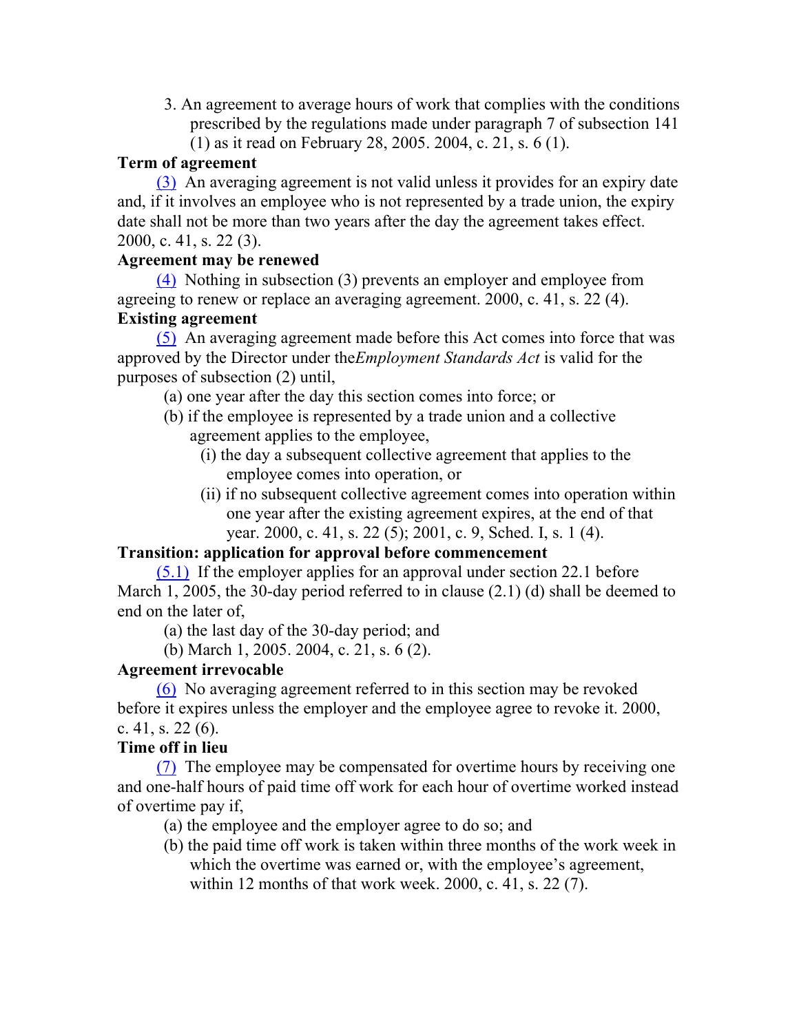3. An agreement to average hours of work that complies with the conditions prescribed by the regulations made under paragraph 7 of subsection 141 (1) as it read on February 28, 2005. 2004, c. 21, s. 6 (1).

**Term of agreement**

(3) An averaging agreement is not valid unless it provides for an expiry date and, if it involves an employee who is not represented by a trade union, the expiry date shall not be more than two years after the day the agreement takes effect. 2000, c. 41, s. 22 (3).

**Agreement may be renewed**

(4) Nothing in subsection (3) prevents an employer and employee from agreeing to renew or replace an averaging agreement. 2000, c. 41, s. 22 (4).

**Existing agreement**

(5) An averaging agreement made before this Act comes into force that was approved by the Director under the*Employment Standards Act* is valid for the purposes of subsection (2) until,

(a) one year after the day this section comes into force; or

(b) if the employee is represented by a trade union and a collective agreement applies to the employee,

(i) the day a subsequent collective agreement that applies to the employee comes into operation, or

(ii) if no subsequent collective agreement comes into operation within one year after the existing agreement expires, at the end of that year. 2000, c. 41, s. 22 (5); 2001, c. 9, Sched. I, s. 1 (4).

**Transition: application for approval before commencement**

(5.1) If the employer applies for an approval under section 22.1 before March 1, 2005, the 30-day period referred to in clause (2.1) (d) shall be deemed to end on the later of,

(a) the last day of the 30-day period; and

(b) March 1, 2005. 2004, c. 21, s. 6 (2).

**Agreement irrevocable**

(6) No averaging agreement referred to in this section may be revoked before it expires unless the employer and the employee agree to revoke it. 2000, c. 41, s. 22 (6).

**Time off in lieu**

(7) The employee may be compensated for overtime hours by receiving one and one-half hours of paid time off work for each hour of overtime worked instead of overtime pay if,

(a) the employee and the employer agree to do so; and

(b) the paid time off work is taken within three months of the work week in which the overtime was earned or, with the employee's agreement, within 12 months of that work week. 2000, c. 41, s. 22 (7).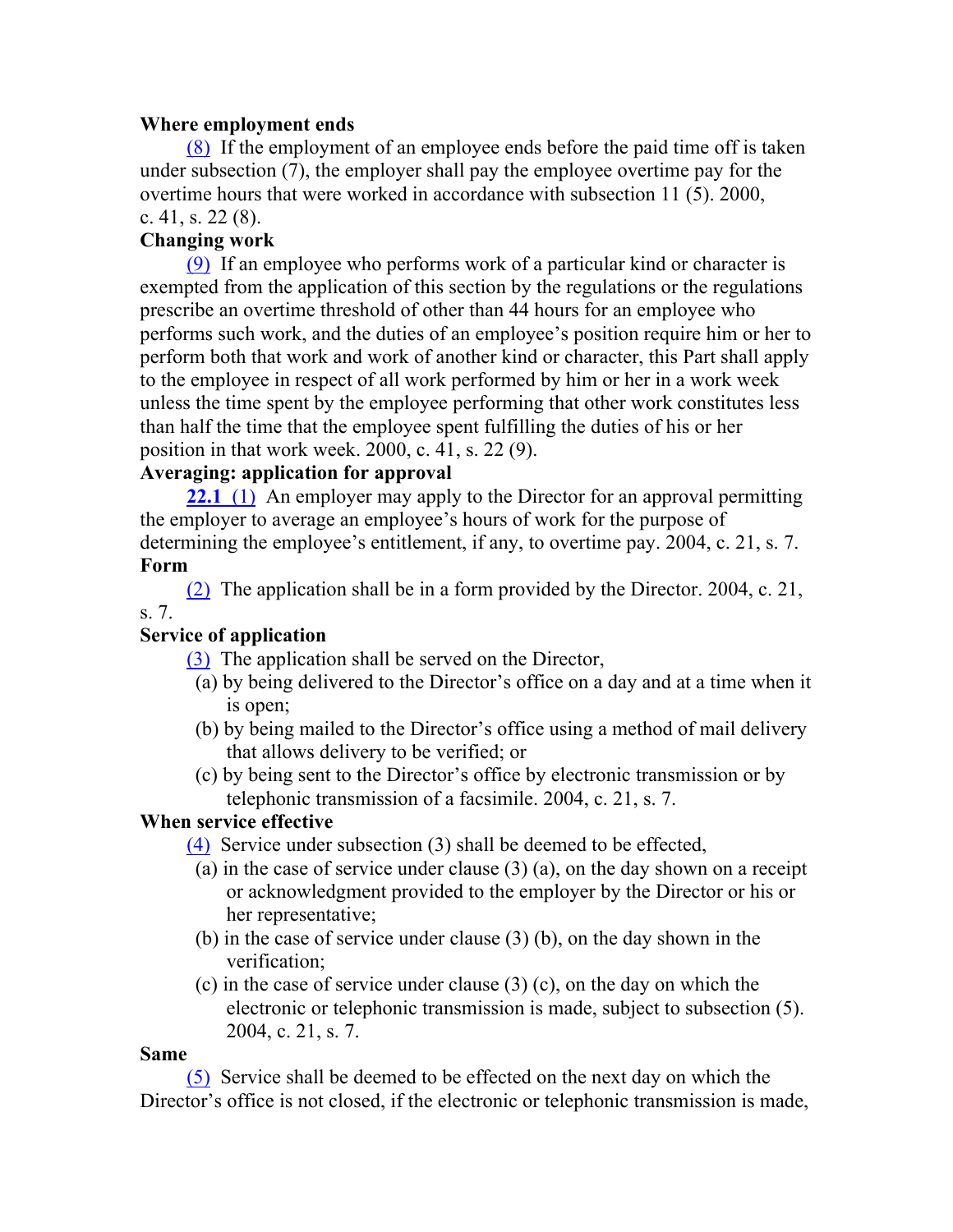**Where employment ends**

(8) If the employment of an employee ends before the paid time off is taken under subsection (7), the employer shall pay the employee overtime pay for the overtime hours that were worked in accordance with subsection 11 (5). 2000, c. 41, s. 22 (8).

**Changing work**

(9) If an employee who performs work of a particular kind or character is exempted from the application of this section by the regulations or the regulations prescribe an overtime threshold of other than 44 hours for an employee who performs such work, and the duties of an employee's position require him or her to perform both that work and work of another kind or character, this Part shall apply to the employee in respect of all work performed by him or her in a work week unless the time spent by the employee performing that other work constitutes less than half the time that the employee spent fulfilling the duties of his or her position in that work week. 2000, c. 41, s. 22 (9).

**Averaging: application for approval**

**22.1** (1) An employer may apply to the Director for an approval permitting the employer to average an employee's hours of work for the purpose of determining the employee's entitlement, if any, to overtime pay. 2004, c. 21, s. 7.

**Form**

(2) The application shall be in a form provided by the Director. 2004, c. 21, s. 7.

**Service of application**

(3) The application shall be served on the Director,

(a) by being delivered to the Director's office on a day and at a time when it is open;

(b) by being mailed to the Director's office using a method of mail delivery that allows delivery to be verified; or

(c) by being sent to the Director's office by electronic transmission or by telephonic transmission of a facsimile. 2004, c. 21, s. 7.

**When service effective**

(4) Service under subsection (3) shall be deemed to be effected,

(a) in the case of service under clause (3) (a), on the day shown on a receipt or acknowledgment provided to the employer by the Director or his or her representative;

(b) in the case of service under clause (3) (b), on the day shown in the verification;

(c) in the case of service under clause (3) (c), on the day on which the electronic or telephonic transmission is made, subject to subsection (5). 2004, c. 21, s. 7.

**Same**

(5) Service shall be deemed to be effected on the next day on which the Director's office is not closed, if the electronic or telephonic transmission is made,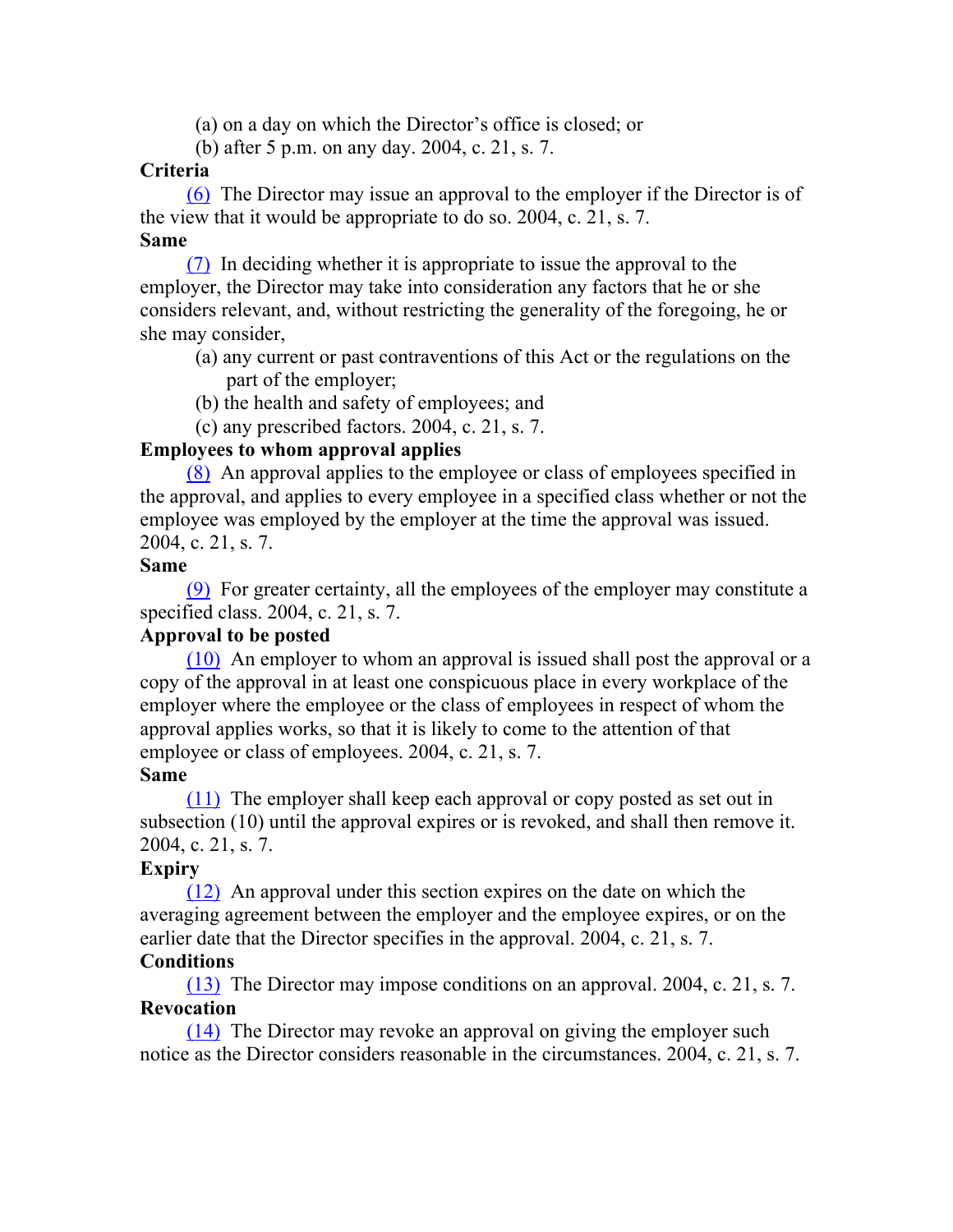(a) on a day on which the Director's office is closed; or

(b) after 5 p.m. on any day. 2004, c. 21, s. 7.

**Criteria**

(6) The Director may issue an approval to the employer if the Director is of the view that it would be appropriate to do so. 2004, c. 21, s. 7.

**Same**

(7) In deciding whether it is appropriate to issue the approval to the employer, the Director may take into consideration any factors that he or she considers relevant, and, without restricting the generality of the foregoing, he or she may consider,

(a) any current or past contraventions of this Act or the regulations on the part of the employer;

(b) the health and safety of employees; and

(c) any prescribed factors. 2004, c. 21, s. 7.

**Employees to whom approval applies**

(8) An approval applies to the employee or class of employees specified in the approval, and applies to every employee in a specified class whether or not the employee was employed by the employer at the time the approval was issued. 2004, c. 21, s. 7.

**Same**

(9) For greater certainty, all the employees of the employer may constitute a specified class. 2004, c. 21, s. 7.

**Approval to be posted**

(10) An employer to whom an approval is issued shall post the approval or a copy of the approval in at least one conspicuous place in every workplace of the employer where the employee or the class of employees in respect of whom the approval applies works, so that it is likely to come to the attention of that employee or class of employees. 2004, c. 21, s. 7.

**Same**

(11) The employer shall keep each approval or copy posted as set out in subsection (10) until the approval expires or is revoked, and shall then remove it. 2004, c. 21, s. 7.

**Expiry**

(12) An approval under this section expires on the date on which the averaging agreement between the employer and the employee expires, or on the earlier date that the Director specifies in the approval. 2004, c. 21, s. 7.

**Conditions**

(13) The Director may impose conditions on an approval. 2004, c. 21, s. 7.

**Revocation**

(14) The Director may revoke an approval on giving the employer such notice as the Director considers reasonable in the circumstances. 2004, c. 21, s. 7.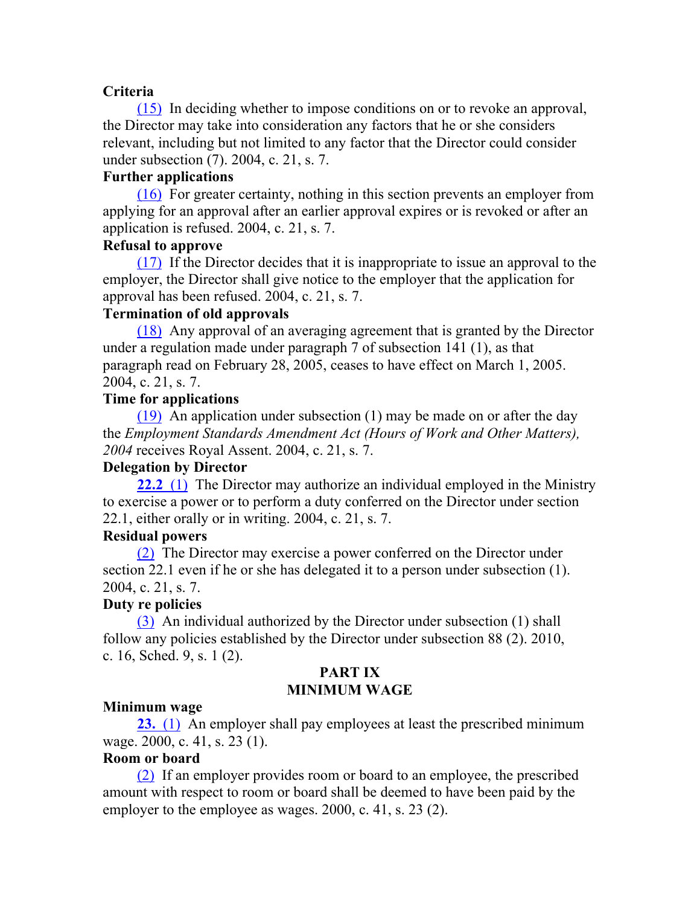**Criteria**

(15) In deciding whether to impose conditions on or to revoke an approval, the Director may take into consideration any factors that he or she considers relevant, including but not limited to any factor that the Director could consider under subsection (7). 2004, c. 21, s. 7.

**Further applications**

(16) For greater certainty, nothing in this section prevents an employer from applying for an approval after an earlier approval expires or is revoked or after an application is refused. 2004, c. 21, s. 7.

**Refusal to approve**

(17) If the Director decides that it is inappropriate to issue an approval to the employer, the Director shall give notice to the employer that the application for approval has been refused. 2004, c. 21, s. 7.

**Termination of old approvals**

(18) Any approval of an averaging agreement that is granted by the Director under a regulation made under paragraph 7 of subsection 141 (1), as that paragraph read on February 28, 2005, ceases to have effect on March 1, 2005. 2004, c. 21, s. 7.

**Time for applications**

(19) An application under subsection (1) may be made on or after the day the *Employment Standards Amendment Act (Hours of Work and Other Matters), 2004* receives Royal Assent. 2004, c. 21, s. 7.

**Delegation by Director**

**22.2** (1) The Director may authorize an individual employed in the Ministry to exercise a power or to perform a duty conferred on the Director under section 22.1, either orally or in writing. 2004, c. 21, s. 7.

**Residual powers**

(2) The Director may exercise a power conferred on the Director under section 22.1 even if he or she has delegated it to a person under subsection (1). 2004, c. 21, s. 7.

**Duty re policies**

(3) An individual authorized by the Director under subsection (1) shall follow any policies established by the Director under subsection 88 (2). 2010, c. 16, Sched. 9, s. 1 (2).

## PART IX
## MINIMUM WAGE

**Minimum wage**

**23.** (1) An employer shall pay employees at least the prescribed minimum wage. 2000, c. 41, s. 23 (1).

**Room or board**

(2) If an employer provides room or board to an employee, the prescribed amount with respect to room or board shall be deemed to have been paid by the employer to the employee as wages. 2000, c. 41, s. 23 (2).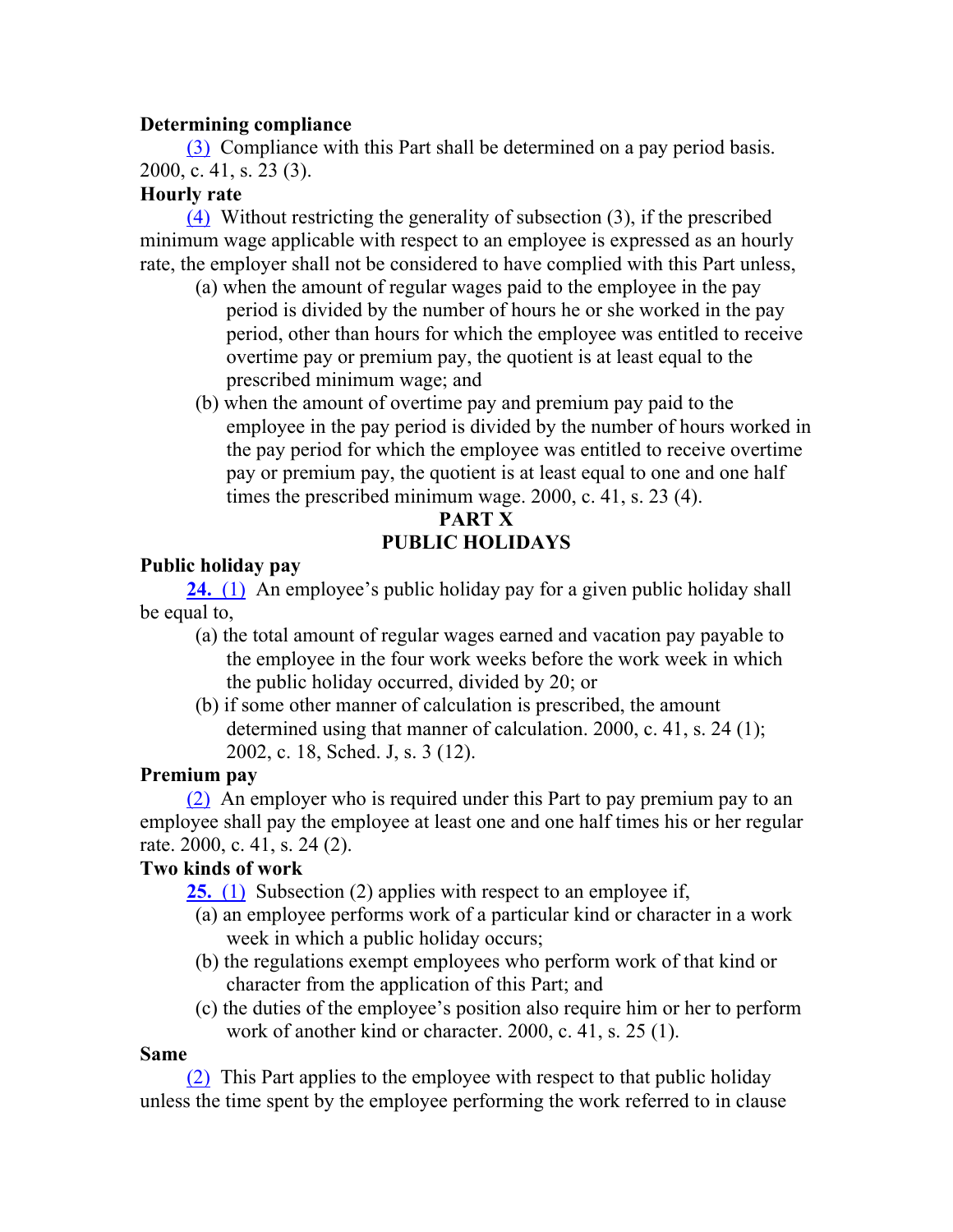**Determining compliance**

(3) Compliance with this Part shall be determined on a pay period basis. 2000, c. 41, s. 23 (3).

**Hourly rate**

(4) Without restricting the generality of subsection (3), if the prescribed minimum wage applicable with respect to an employee is expressed as an hourly rate, the employer shall not be considered to have complied with this Part unless,

(a) when the amount of regular wages paid to the employee in the pay period is divided by the number of hours he or she worked in the pay period, other than hours for which the employee was entitled to receive overtime pay or premium pay, the quotient is at least equal to the prescribed minimum wage; and

(b) when the amount of overtime pay and premium pay paid to the employee in the pay period is divided by the number of hours worked in the pay period for which the employee was entitled to receive overtime pay or premium pay, the quotient is at least equal to one and one half times the prescribed minimum wage. 2000, c. 41, s. 23 (4).

## PART X
## PUBLIC HOLIDAYS

**Public holiday pay**

**24.** (1) An employee's public holiday pay for a given public holiday shall be equal to,

(a) the total amount of regular wages earned and vacation pay payable to the employee in the four work weeks before the work week in which the public holiday occurred, divided by 20; or

(b) if some other manner of calculation is prescribed, the amount determined using that manner of calculation. 2000, c. 41, s. 24 (1); 2002, c. 18, Sched. J, s. 3 (12).

**Premium pay**

(2) An employer who is required under this Part to pay premium pay to an employee shall pay the employee at least one and one half times his or her regular rate. 2000, c. 41, s. 24 (2).

**Two kinds of work**

**25.** (1) Subsection (2) applies with respect to an employee if,

(a) an employee performs work of a particular kind or character in a work week in which a public holiday occurs;

(b) the regulations exempt employees who perform work of that kind or character from the application of this Part; and

(c) the duties of the employee's position also require him or her to perform work of another kind or character. 2000, c. 41, s. 25 (1).

**Same**

(2) This Part applies to the employee with respect to that public holiday unless the time spent by the employee performing the work referred to in clause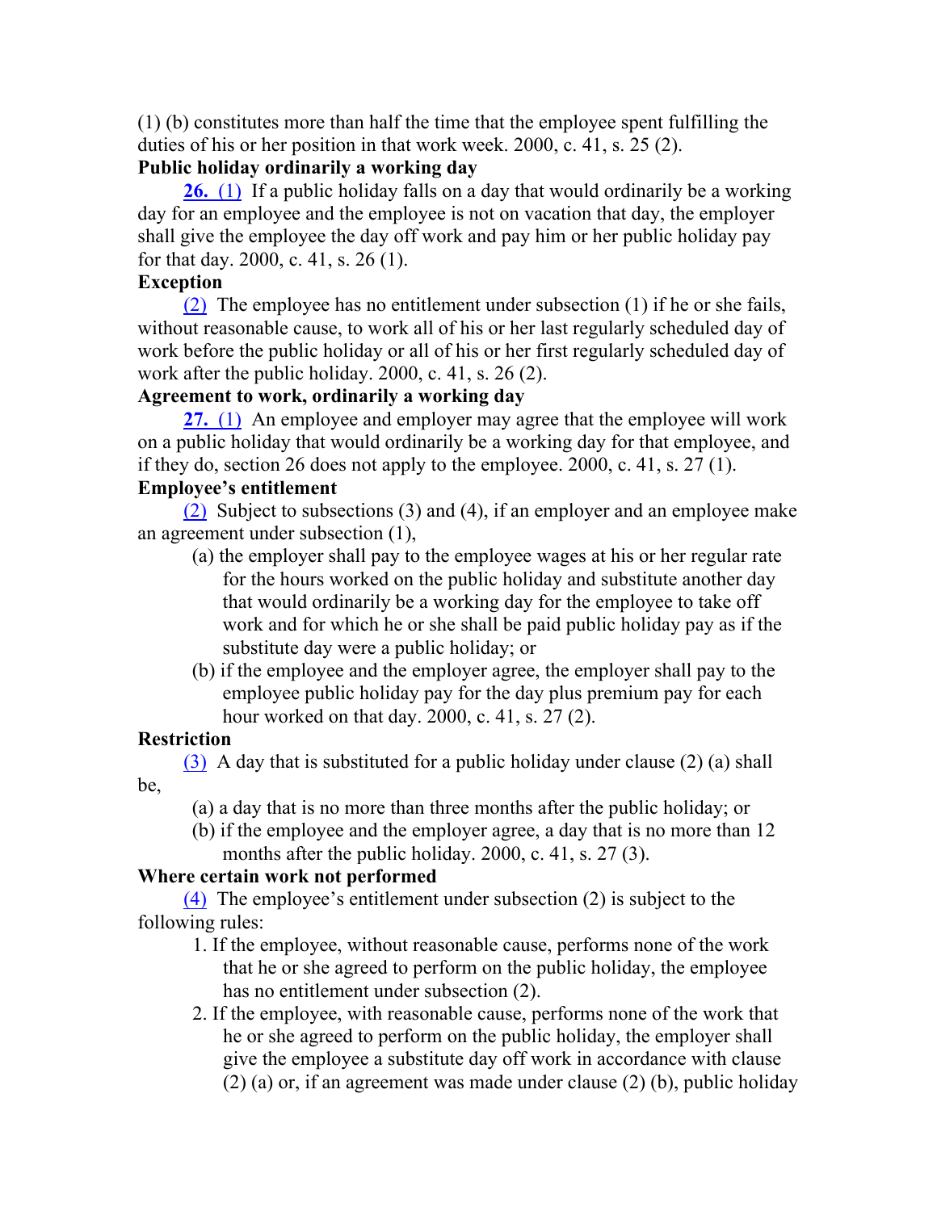(1) (b) constitutes more than half the time that the employee spent fulfilling the duties of his or her position in that work week. 2000, c. 41, s. 25 (2).

**Public holiday ordinarily a working day**

**26.** (1) If a public holiday falls on a day that would ordinarily be a working day for an employee and the employee is not on vacation that day, the employer shall give the employee the day off work and pay him or her public holiday pay for that day. 2000, c. 41, s. 26 (1).

**Exception**

(2) The employee has no entitlement under subsection (1) if he or she fails, without reasonable cause, to work all of his or her last regularly scheduled day of work before the public holiday or all of his or her first regularly scheduled day of work after the public holiday. 2000, c. 41, s. 26 (2).

**Agreement to work, ordinarily a working day**

**27.** (1) An employee and employer may agree that the employee will work on a public holiday that would ordinarily be a working day for that employee, and if they do, section 26 does not apply to the employee. 2000, c. 41, s. 27 (1).

**Employee's entitlement**

(2) Subject to subsections (3) and (4), if an employer and an employee make an agreement under subsection (1),

- (a) the employer shall pay to the employee wages at his or her regular rate for the hours worked on the public holiday and substitute another day that would ordinarily be a working day for the employee to take off work and for which he or she shall be paid public holiday pay as if the substitute day were a public holiday; or
- (b) if the employee and the employer agree, the employer shall pay to the employee public holiday pay for the day plus premium pay for each hour worked on that day. 2000, c. 41, s. 27 (2).

**Restriction**

(3) A day that is substituted for a public holiday under clause (2) (a) shall be,

- (a) a day that is no more than three months after the public holiday; or
- (b) if the employee and the employer agree, a day that is no more than 12 months after the public holiday. 2000, c. 41, s. 27 (3).

**Where certain work not performed**

(4) The employee's entitlement under subsection (2) is subject to the following rules:

1. If the employee, without reasonable cause, performs none of the work that he or she agreed to perform on the public holiday, the employee has no entitlement under subsection (2).
2. If the employee, with reasonable cause, performs none of the work that he or she agreed to perform on the public holiday, the employer shall give the employee a substitute day off work in accordance with clause (2) (a) or, if an agreement was made under clause (2) (b), public holiday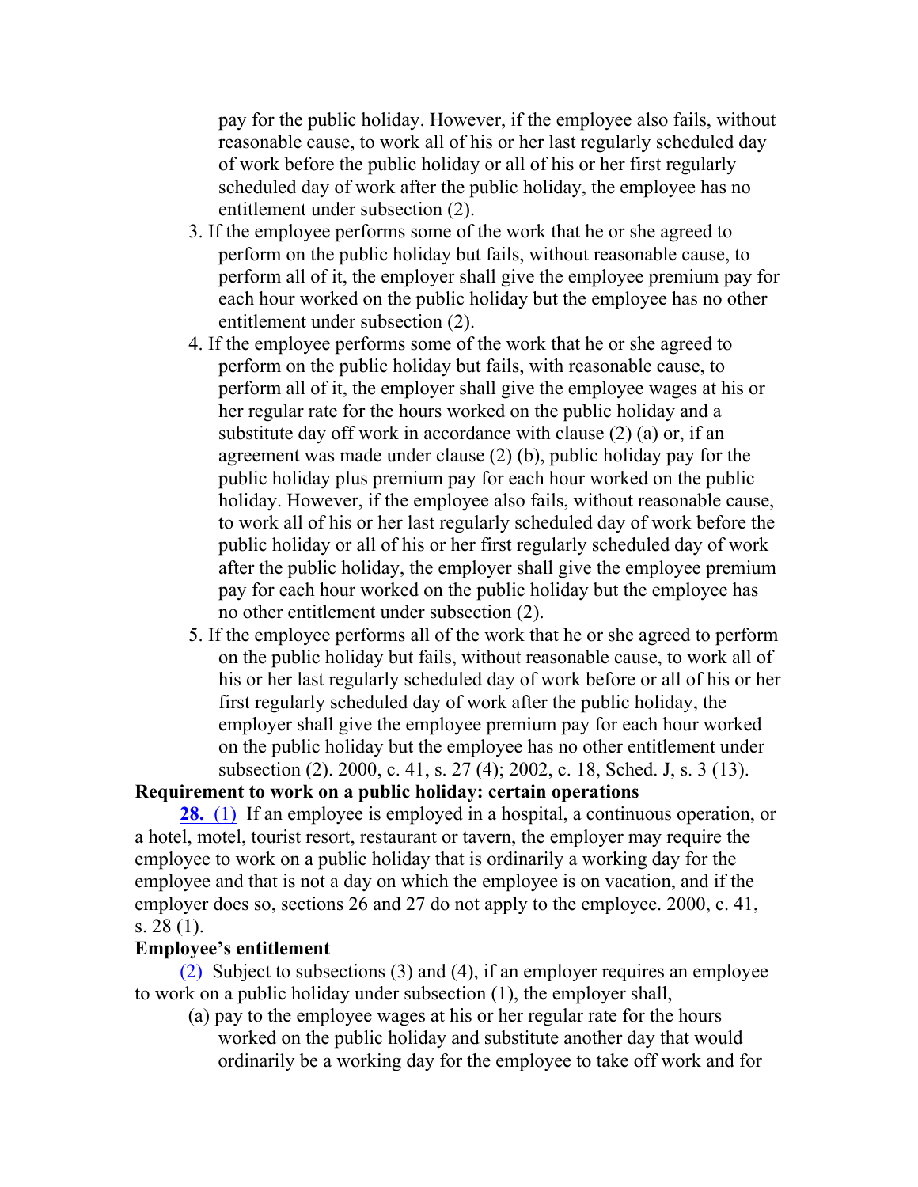pay for the public holiday. However, if the employee also fails, without reasonable cause, to work all of his or her last regularly scheduled day of work before the public holiday or all of his or her first regularly scheduled day of work after the public holiday, the employee has no entitlement under subsection (2).

3. If the employee performs some of the work that he or she agreed to perform on the public holiday but fails, without reasonable cause, to perform all of it, the employer shall give the employee premium pay for each hour worked on the public holiday but the employee has no other entitlement under subsection (2).
4. If the employee performs some of the work that he or she agreed to perform on the public holiday but fails, with reasonable cause, to perform all of it, the employer shall give the employee wages at his or her regular rate for the hours worked on the public holiday and a substitute day off work in accordance with clause (2) (a) or, if an agreement was made under clause (2) (b), public holiday pay for the public holiday plus premium pay for each hour worked on the public holiday. However, if the employee also fails, without reasonable cause, to work all of his or her last regularly scheduled day of work before the public holiday or all of his or her first regularly scheduled day of work after the public holiday, the employer shall give the employee premium pay for each hour worked on the public holiday but the employee has no other entitlement under subsection (2).
5. If the employee performs all of the work that he or she agreed to perform on the public holiday but fails, without reasonable cause, to work all of his or her last regularly scheduled day of work before or all of his or her first regularly scheduled day of work after the public holiday, the employer shall give the employee premium pay for each hour worked on the public holiday but the employee has no other entitlement under subsection (2). 2000, c. 41, s. 27 (4); 2002, c. 18, Sched. J, s. 3 (13).

**Requirement to work on a public holiday: certain operations**

**28.** (1) If an employee is employed in a hospital, a continuous operation, or a hotel, motel, tourist resort, restaurant or tavern, the employer may require the employee to work on a public holiday that is ordinarily a working day for the employee and that is not a day on which the employee is on vacation, and if the employer does so, sections 26 and 27 do not apply to the employee. 2000, c. 41, s. 28 (1).

**Employee's entitlement**

(2) Subject to subsections (3) and (4), if an employer requires an employee to work on a public holiday under subsection (1), the employer shall,

(a) pay to the employee wages at his or her regular rate for the hours worked on the public holiday and substitute another day that would ordinarily be a working day for the employee to take off work and for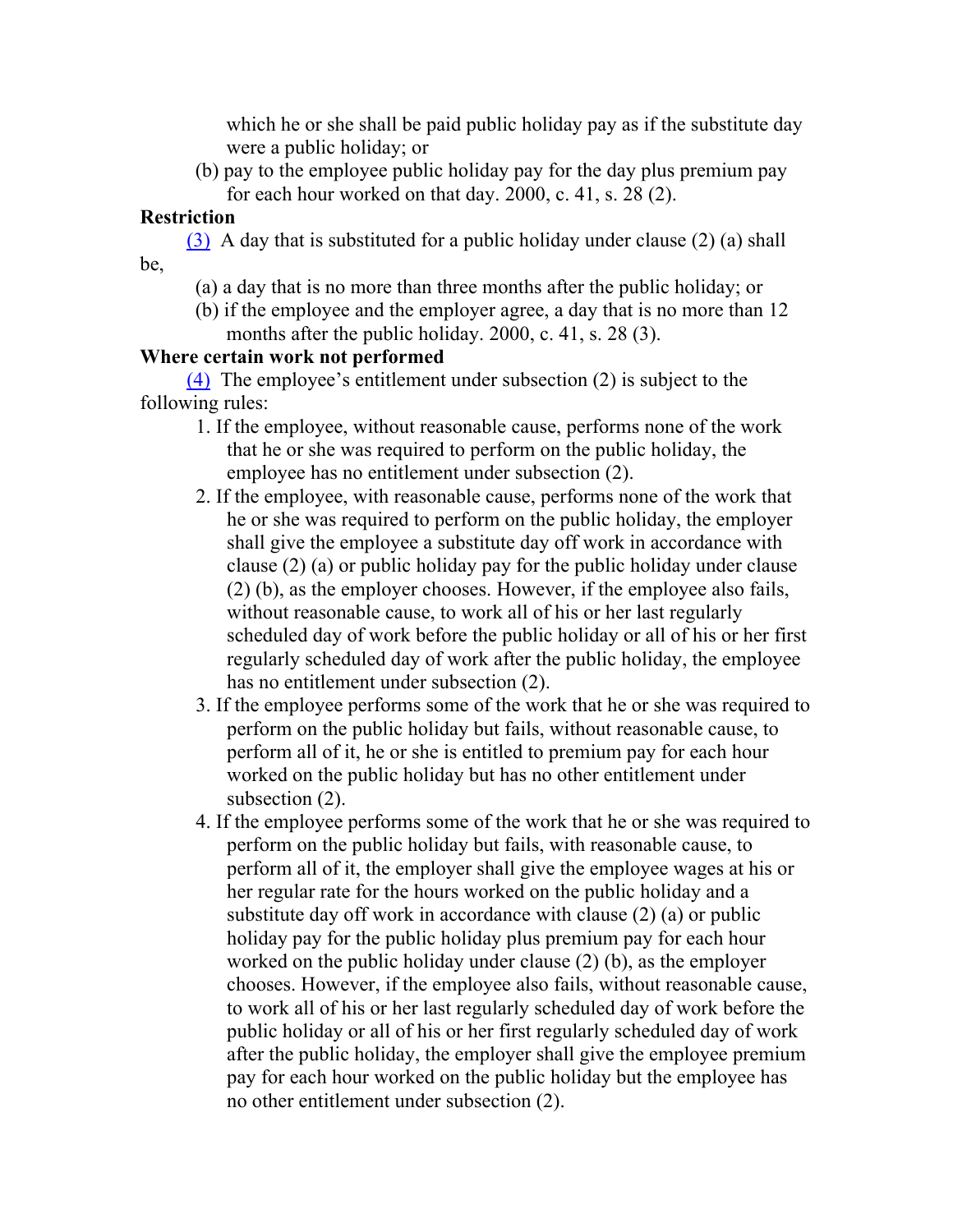which he or she shall be paid public holiday pay as if the substitute day were a public holiday; or

(b) pay to the employee public holiday pay for the day plus premium pay for each hour worked on that day. 2000, c. 41, s. 28 (2).

**Restriction**

(3) A day that is substituted for a public holiday under clause (2) (a) shall be,

(a) a day that is no more than three months after the public holiday; or

(b) if the employee and the employer agree, a day that is no more than 12 months after the public holiday. 2000, c. 41, s. 28 (3).

**Where certain work not performed**

(4) The employee's entitlement under subsection (2) is subject to the following rules:

1. If the employee, without reasonable cause, performs none of the work that he or she was required to perform on the public holiday, the employee has no entitlement under subsection (2).
2. If the employee, with reasonable cause, performs none of the work that he or she was required to perform on the public holiday, the employer shall give the employee a substitute day off work in accordance with clause (2) (a) or public holiday pay for the public holiday under clause (2) (b), as the employer chooses. However, if the employee also fails, without reasonable cause, to work all of his or her last regularly scheduled day of work before the public holiday or all of his or her first regularly scheduled day of work after the public holiday, the employee has no entitlement under subsection (2).
3. If the employee performs some of the work that he or she was required to perform on the public holiday but fails, without reasonable cause, to perform all of it, he or she is entitled to premium pay for each hour worked on the public holiday but has no other entitlement under subsection (2).
4. If the employee performs some of the work that he or she was required to perform on the public holiday but fails, with reasonable cause, to perform all of it, the employer shall give the employee wages at his or her regular rate for the hours worked on the public holiday and a substitute day off work in accordance with clause (2) (a) or public holiday pay for the public holiday plus premium pay for each hour worked on the public holiday under clause (2) (b), as the employer chooses. However, if the employee also fails, without reasonable cause, to work all of his or her last regularly scheduled day of work before the public holiday or all of his or her first regularly scheduled day of work after the public holiday, the employer shall give the employee premium pay for each hour worked on the public holiday but the employee has no other entitlement under subsection (2).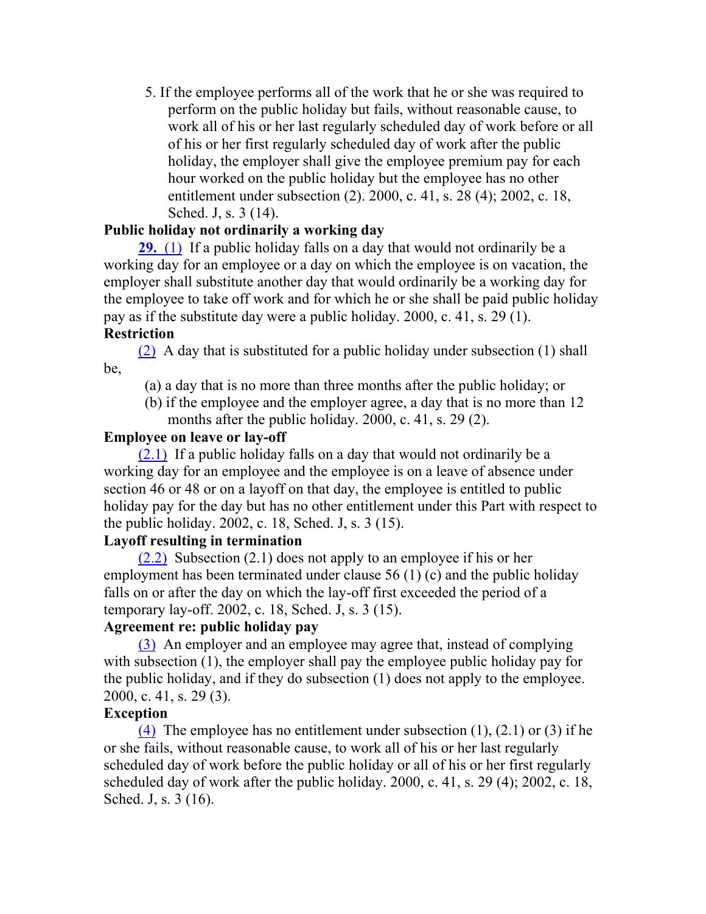5. If the employee performs all of the work that he or she was required to perform on the public holiday but fails, without reasonable cause, to work all of his or her last regularly scheduled day of work before or all of his or her first regularly scheduled day of work after the public holiday, the employer shall give the employee premium pay for each hour worked on the public holiday but the employee has no other entitlement under subsection (2). 2000, c. 41, s. 28 (4); 2002, c. 18, Sched. J, s. 3 (14).

**Public holiday not ordinarily a working day**

**29.** (1) If a public holiday falls on a day that would not ordinarily be a working day for an employee or a day on which the employee is on vacation, the employer shall substitute another day that would ordinarily be a working day for the employee to take off work and for which he or she shall be paid public holiday pay as if the substitute day were a public holiday. 2000, c. 41, s. 29 (1).

**Restriction**

(2) A day that is substituted for a public holiday under subsection (1) shall be,

(a) a day that is no more than three months after the public holiday; or

(b) if the employee and the employer agree, a day that is no more than 12 months after the public holiday. 2000, c. 41, s. 29 (2).

**Employee on leave or lay-off**

(2.1) If a public holiday falls on a day that would not ordinarily be a working day for an employee and the employee is on a leave of absence under section 46 or 48 or on a layoff on that day, the employee is entitled to public holiday pay for the day but has no other entitlement under this Part with respect to the public holiday. 2002, c. 18, Sched. J, s. 3 (15).

**Layoff resulting in termination**

(2.2) Subsection (2.1) does not apply to an employee if his or her employment has been terminated under clause 56 (1) (c) and the public holiday falls on or after the day on which the lay-off first exceeded the period of a temporary lay-off. 2002, c. 18, Sched. J, s. 3 (15).

**Agreement re: public holiday pay**

(3) An employer and an employee may agree that, instead of complying with subsection (1), the employer shall pay the employee public holiday pay for the public holiday, and if they do subsection (1) does not apply to the employee. 2000, c. 41, s. 29 (3).

**Exception**

(4) The employee has no entitlement under subsection (1), (2.1) or (3) if he or she fails, without reasonable cause, to work all of his or her last regularly scheduled day of work before the public holiday or all of his or her first regularly scheduled day of work after the public holiday. 2000, c. 41, s. 29 (4); 2002, c. 18, Sched. J, s. 3 (16).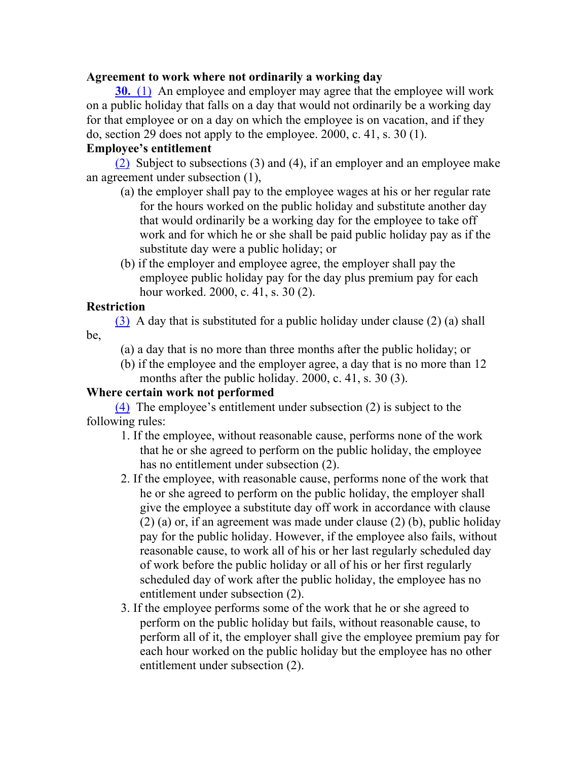**Agreement to work where not ordinarily a working day**

**30.** (1) An employee and employer may agree that the employee will work on a public holiday that falls on a day that would not ordinarily be a working day for that employee or on a day on which the employee is on vacation, and if they do, section 29 does not apply to the employee. 2000, c. 41, s. 30 (1).

**Employee's entitlement**

(2) Subject to subsections (3) and (4), if an employer and an employee make an agreement under subsection (1),

(a) the employer shall pay to the employee wages at his or her regular rate for the hours worked on the public holiday and substitute another day that would ordinarily be a working day for the employee to take off work and for which he or she shall be paid public holiday pay as if the substitute day were a public holiday; or

(b) if the employer and employee agree, the employer shall pay the employee public holiday pay for the day plus premium pay for each hour worked. 2000, c. 41, s. 30 (2).

**Restriction**

(3) A day that is substituted for a public holiday under clause (2) (a) shall be,

(a) a day that is no more than three months after the public holiday; or

(b) if the employee and the employer agree, a day that is no more than 12 months after the public holiday. 2000, c. 41, s. 30 (3).

**Where certain work not performed**

(4) The employee's entitlement under subsection (2) is subject to the following rules:

1. If the employee, without reasonable cause, performs none of the work that he or she agreed to perform on the public holiday, the employee has no entitlement under subsection (2).
2. If the employee, with reasonable cause, performs none of the work that he or she agreed to perform on the public holiday, the employer shall give the employee a substitute day off work in accordance with clause (2) (a) or, if an agreement was made under clause (2) (b), public holiday pay for the public holiday. However, if the employee also fails, without reasonable cause, to work all of his or her last regularly scheduled day of work before the public holiday or all of his or her first regularly scheduled day of work after the public holiday, the employee has no entitlement under subsection (2).
3. If the employee performs some of the work that he or she agreed to perform on the public holiday but fails, without reasonable cause, to perform all of it, the employer shall give the employee premium pay for each hour worked on the public holiday but the employee has no other entitlement under subsection (2).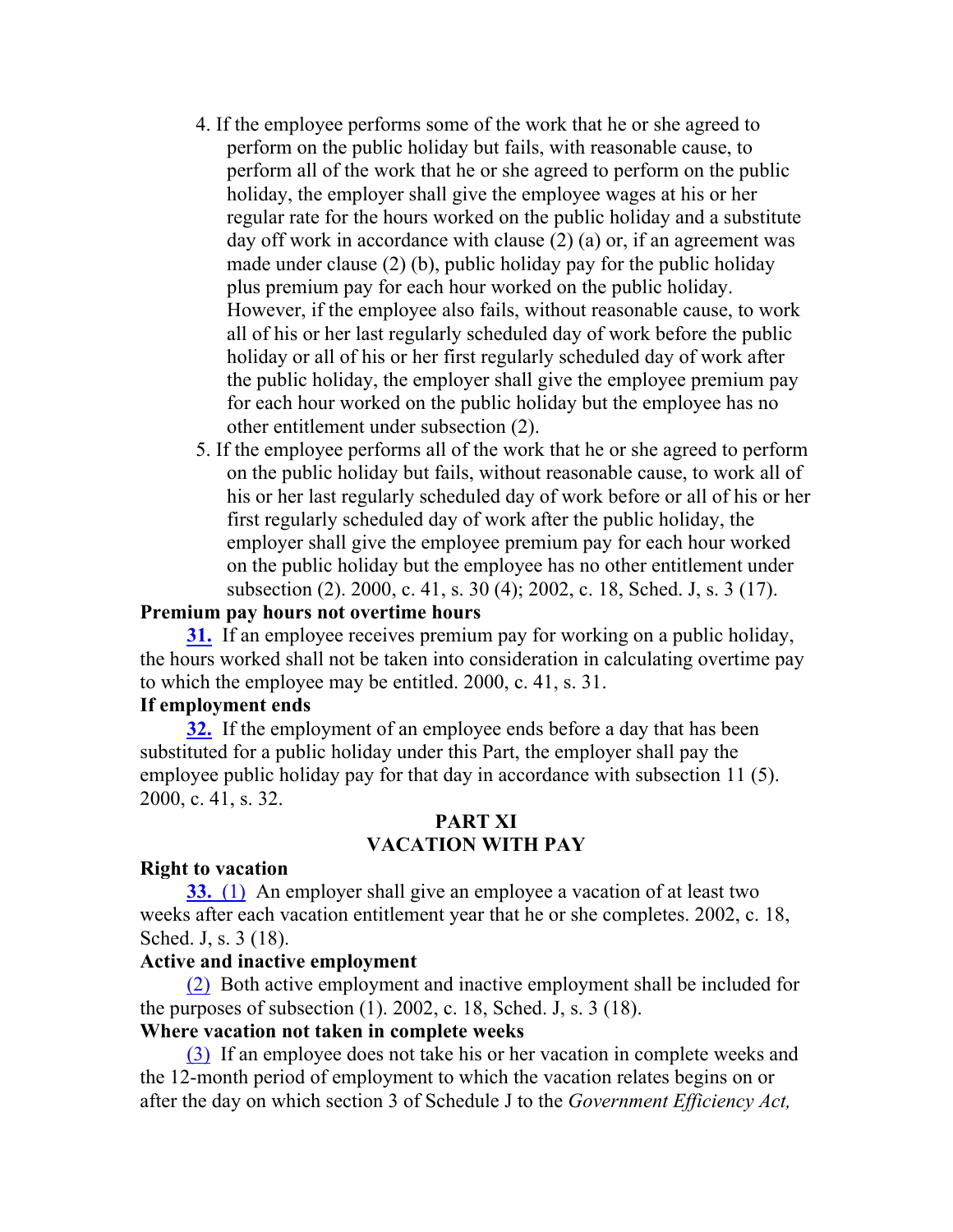4. If the employee performs some of the work that he or she agreed to perform on the public holiday but fails, with reasonable cause, to perform all of the work that he or she agreed to perform on the public holiday, the employer shall give the employee wages at his or her regular rate for the hours worked on the public holiday and a substitute day off work in accordance with clause (2) (a) or, if an agreement was made under clause (2) (b), public holiday pay for the public holiday plus premium pay for each hour worked on the public holiday. However, if the employee also fails, without reasonable cause, to work all of his or her last regularly scheduled day of work before the public holiday or all of his or her first regularly scheduled day of work after the public holiday, the employer shall give the employee premium pay for each hour worked on the public holiday but the employee has no other entitlement under subsection (2).
5. If the employee performs all of the work that he or she agreed to perform on the public holiday but fails, without reasonable cause, to work all of his or her last regularly scheduled day of work before or all of his or her first regularly scheduled day of work after the public holiday, the employer shall give the employee premium pay for each hour worked on the public holiday but the employee has no other entitlement under subsection (2). 2000, c. 41, s. 30 (4); 2002, c. 18, Sched. J, s. 3 (17).

**Premium pay hours not overtime hours**

**31.** If an employee receives premium pay for working on a public holiday, the hours worked shall not be taken into consideration in calculating overtime pay to which the employee may be entitled. 2000, c. 41, s. 31.

**If employment ends**

**32.** If the employment of an employee ends before a day that has been substituted for a public holiday under this Part, the employer shall pay the employee public holiday pay for that day in accordance with subsection 11 (5). 2000, c. 41, s. 32.

## PART XI
## VACATION WITH PAY

**Right to vacation**

**33.** (1) An employer shall give an employee a vacation of at least two weeks after each vacation entitlement year that he or she completes. 2002, c. 18, Sched. J, s. 3 (18).

**Active and inactive employment**

(2) Both active employment and inactive employment shall be included for the purposes of subsection (1). 2002, c. 18, Sched. J, s. 3 (18).

**Where vacation not taken in complete weeks**

(3) If an employee does not take his or her vacation in complete weeks and the 12-month period of employment to which the vacation relates begins on or after the day on which section 3 of Schedule J to the *Government Efficiency Act,*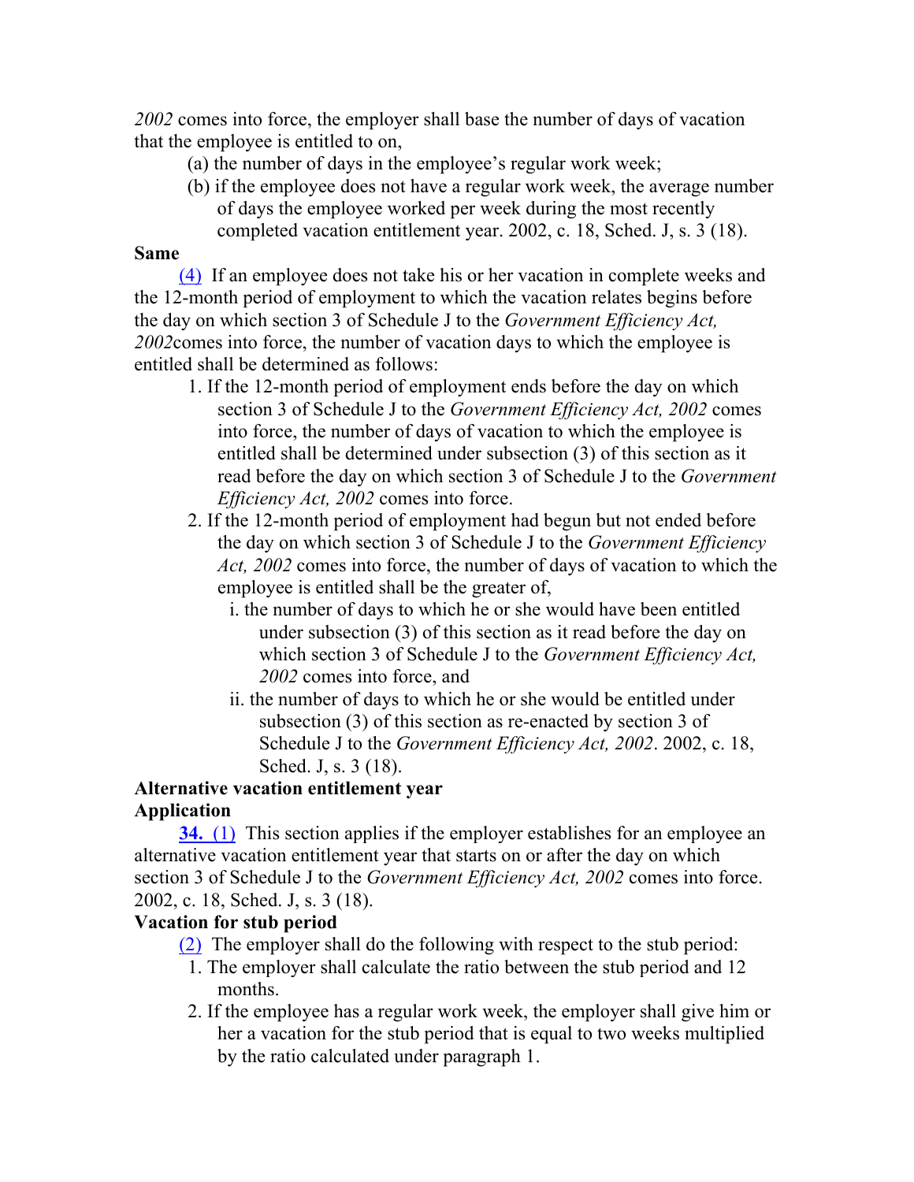*2002* comes into force, the employer shall base the number of days of vacation that the employee is entitled to on,

(a) the number of days in the employee's regular work week;

(b) if the employee does not have a regular work week, the average number of days the employee worked per week during the most recently completed vacation entitlement year. 2002, c. 18, Sched. J, s. 3 (18).

**Same**

(4) If an employee does not take his or her vacation in complete weeks and the 12-month period of employment to which the vacation relates begins before the day on which section 3 of Schedule J to the *Government Efficiency Act, 2002*comes into force, the number of vacation days to which the employee is entitled shall be determined as follows:

1. If the 12-month period of employment ends before the day on which section 3 of Schedule J to the *Government Efficiency Act, 2002* comes into force, the number of days of vacation to which the employee is entitled shall be determined under subsection (3) of this section as it read before the day on which section 3 of Schedule J to the *Government Efficiency Act, 2002* comes into force.
2. If the 12-month period of employment had begun but not ended before the day on which section 3 of Schedule J to the *Government Efficiency Act, 2002* comes into force, the number of days of vacation to which the employee is entitled shall be the greater of,
   i. the number of days to which he or she would have been entitled under subsection (3) of this section as it read before the day on which section 3 of Schedule J to the *Government Efficiency Act, 2002* comes into force, and
   ii. the number of days to which he or she would be entitled under subsection (3) of this section as re-enacted by section 3 of Schedule J to the *Government Efficiency Act, 2002*. 2002, c. 18, Sched. J, s. 3 (18).

**Alternative vacation entitlement year**

**Application**

**34.** (1) This section applies if the employer establishes for an employee an alternative vacation entitlement year that starts on or after the day on which section 3 of Schedule J to the *Government Efficiency Act, 2002* comes into force. 2002, c. 18, Sched. J, s. 3 (18).

**Vacation for stub period**

(2) The employer shall do the following with respect to the stub period:

1. The employer shall calculate the ratio between the stub period and 12 months.
2. If the employee has a regular work week, the employer shall give him or her a vacation for the stub period that is equal to two weeks multiplied by the ratio calculated under paragraph 1.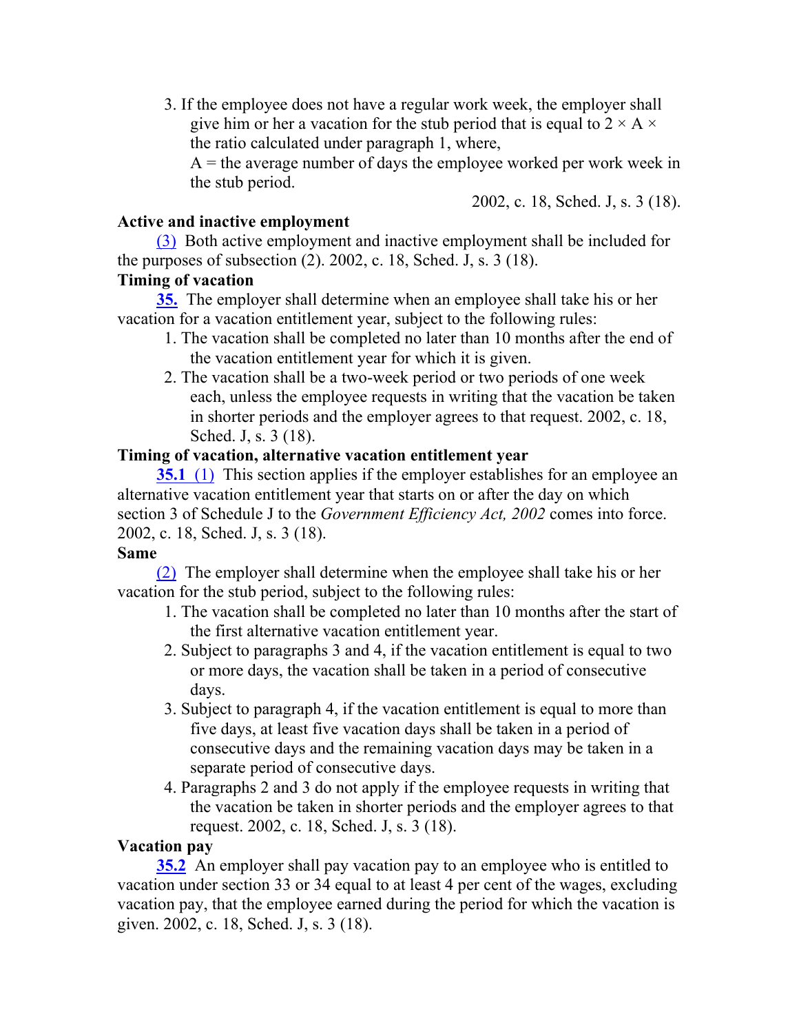3. If the employee does not have a regular work week, the employer shall give him or her a vacation for the stub period that is equal to $2 \times A \times$ the ratio calculated under paragraph 1, where,

   A = the average number of days the employee worked per work week in the stub period.

2002, c. 18, Sched. J, s. 3 (18).

**Active and inactive employment**

(3) Both active employment and inactive employment shall be included for the purposes of subsection (2). 2002, c. 18, Sched. J, s. 3 (18).

**Timing of vacation**

**35.** The employer shall determine when an employee shall take his or her vacation for a vacation entitlement year, subject to the following rules:

1. The vacation shall be completed no later than 10 months after the end of the vacation entitlement year for which it is given.
2. The vacation shall be a two-week period or two periods of one week each, unless the employee requests in writing that the vacation be taken in shorter periods and the employer agrees to that request. 2002, c. 18, Sched. J, s. 3 (18).

**Timing of vacation, alternative vacation entitlement year**

**35.1** (1) This section applies if the employer establishes for an employee an alternative vacation entitlement year that starts on or after the day on which section 3 of Schedule J to the *Government Efficiency Act, 2002* comes into force. 2002, c. 18, Sched. J, s. 3 (18).

**Same**

(2) The employer shall determine when the employee shall take his or her vacation for the stub period, subject to the following rules:

1. The vacation shall be completed no later than 10 months after the start of the first alternative vacation entitlement year.
2. Subject to paragraphs 3 and 4, if the vacation entitlement is equal to two or more days, the vacation shall be taken in a period of consecutive days.
3. Subject to paragraph 4, if the vacation entitlement is equal to more than five days, at least five vacation days shall be taken in a period of consecutive days and the remaining vacation days may be taken in a separate period of consecutive days.
4. Paragraphs 2 and 3 do not apply if the employee requests in writing that the vacation be taken in shorter periods and the employer agrees to that request. 2002, c. 18, Sched. J, s. 3 (18).

**Vacation pay**

**35.2** An employer shall pay vacation pay to an employee who is entitled to vacation under section 33 or 34 equal to at least 4 per cent of the wages, excluding vacation pay, that the employee earned during the period for which the vacation is given. 2002, c. 18, Sched. J, s. 3 (18).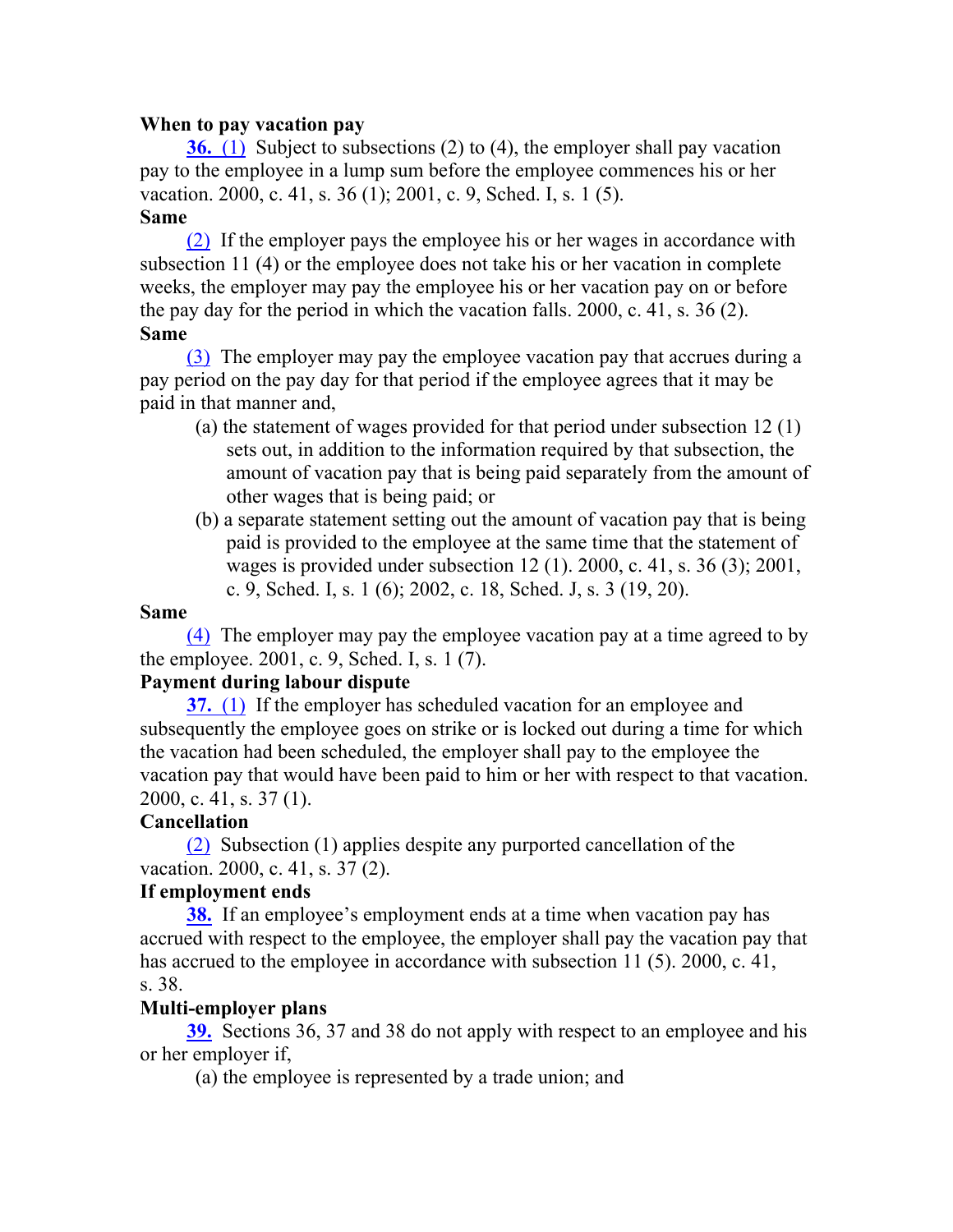**When to pay vacation pay**

**36.** (1) Subject to subsections (2) to (4), the employer shall pay vacation pay to the employee in a lump sum before the employee commences his or her vacation. 2000, c. 41, s. 36 (1); 2001, c. 9, Sched. I, s. 1 (5).

**Same**

(2) If the employer pays the employee his or her wages in accordance with subsection 11 (4) or the employee does not take his or her vacation in complete weeks, the employer may pay the employee his or her vacation pay on or before the pay day for the period in which the vacation falls. 2000, c. 41, s. 36 (2).

**Same**

(3) The employer may pay the employee vacation pay that accrues during a pay period on the pay day for that period if the employee agrees that it may be paid in that manner and,

- (a) the statement of wages provided for that period under subsection 12 (1) sets out, in addition to the information required by that subsection, the amount of vacation pay that is being paid separately from the amount of other wages that is being paid; or
- (b) a separate statement setting out the amount of vacation pay that is being paid is provided to the employee at the same time that the statement of wages is provided under subsection 12 (1). 2000, c. 41, s. 36 (3); 2001, c. 9, Sched. I, s. 1 (6); 2002, c. 18, Sched. J, s. 3 (19, 20).

**Same**

(4) The employer may pay the employee vacation pay at a time agreed to by the employee. 2001, c. 9, Sched. I, s. 1 (7).

**Payment during labour dispute**

**37.** (1) If the employer has scheduled vacation for an employee and subsequently the employee goes on strike or is locked out during a time for which the vacation had been scheduled, the employer shall pay to the employee the vacation pay that would have been paid to him or her with respect to that vacation. 2000, c. 41, s. 37 (1).

**Cancellation**

(2) Subsection (1) applies despite any purported cancellation of the vacation. 2000, c. 41, s. 37 (2).

**If employment ends**

**38.** If an employee's employment ends at a time when vacation pay has accrued with respect to the employee, the employer shall pay the vacation pay that has accrued to the employee in accordance with subsection 11 (5). 2000, c. 41, s. 38.

**Multi-employer plans**

**39.** Sections 36, 37 and 38 do not apply with respect to an employee and his or her employer if,

- (a) the employee is represented by a trade union; and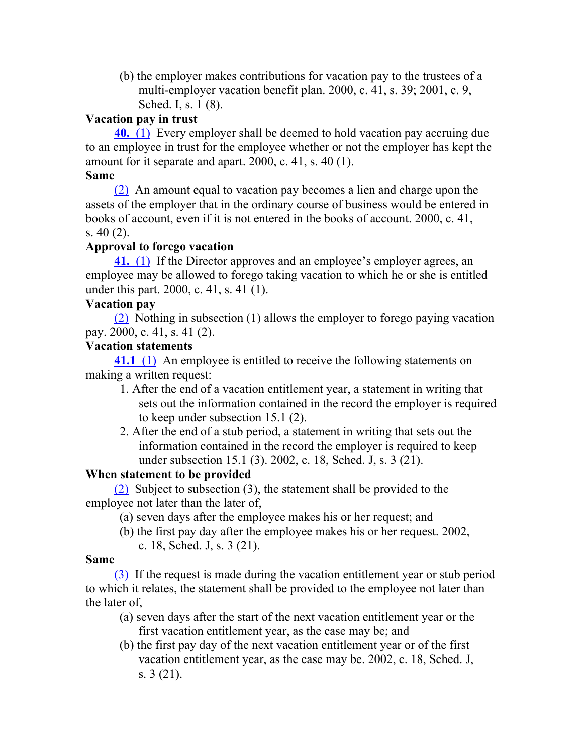(b) the employer makes contributions for vacation pay to the trustees of a multi-employer vacation benefit plan. 2000, c. 41, s. 39; 2001, c. 9, Sched. I, s. 1 (8).

**Vacation pay in trust**

**40.** (1) Every employer shall be deemed to hold vacation pay accruing due to an employee in trust for the employee whether or not the employer has kept the amount for it separate and apart. 2000, c. 41, s. 40 (1).

**Same**

(2) An amount equal to vacation pay becomes a lien and charge upon the assets of the employer that in the ordinary course of business would be entered in books of account, even if it is not entered in the books of account. 2000, c. 41, s. 40 (2).

**Approval to forego vacation**

**41.** (1) If the Director approves and an employee's employer agrees, an employee may be allowed to forego taking vacation to which he or she is entitled under this part. 2000, c. 41, s. 41 (1).

**Vacation pay**

(2) Nothing in subsection (1) allows the employer to forego paying vacation pay. 2000, c. 41, s. 41 (2).

**Vacation statements**

**41.1** (1) An employee is entitled to receive the following statements on making a written request:

1. After the end of a vacation entitlement year, a statement in writing that sets out the information contained in the record the employer is required to keep under subsection 15.1 (2).
2. After the end of a stub period, a statement in writing that sets out the information contained in the record the employer is required to keep under subsection 15.1 (3). 2002, c. 18, Sched. J, s. 3 (21).

**When statement to be provided**

(2) Subject to subsection (3), the statement shall be provided to the employee not later than the later of,

(a) seven days after the employee makes his or her request; and

(b) the first pay day after the employee makes his or her request. 2002, c. 18, Sched. J, s. 3 (21).

**Same**

(3) If the request is made during the vacation entitlement year or stub period to which it relates, the statement shall be provided to the employee not later than the later of,

(a) seven days after the start of the next vacation entitlement year or the first vacation entitlement year, as the case may be; and

(b) the first pay day of the next vacation entitlement year or of the first vacation entitlement year, as the case may be. 2002, c. 18, Sched. J, s. 3 (21).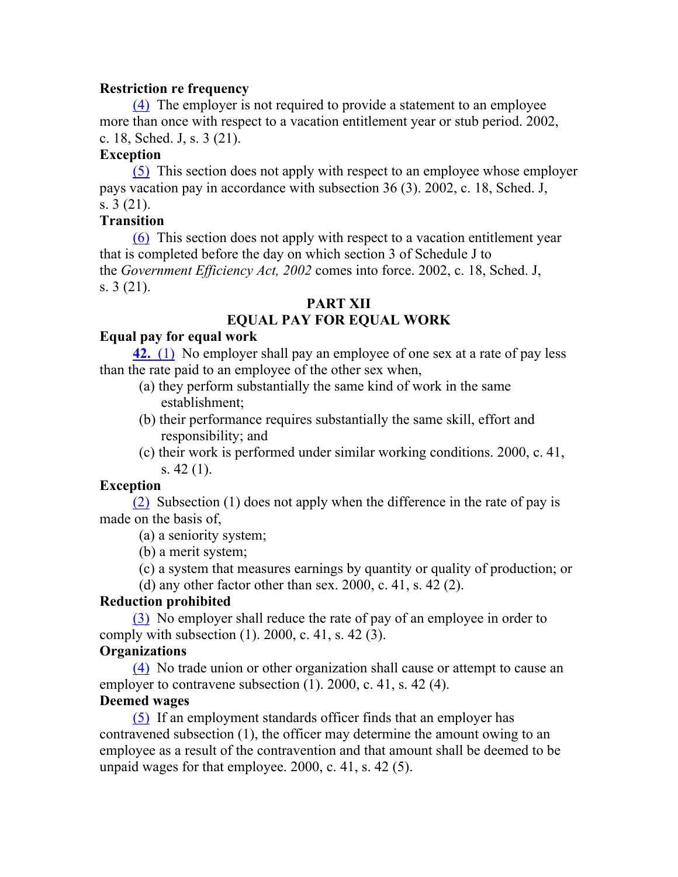**Restriction re frequency**

(4) The employer is not required to provide a statement to an employee more than once with respect to a vacation entitlement year or stub period. 2002, c. 18, Sched. J, s. 3 (21).

**Exception**

(5) This section does not apply with respect to an employee whose employer pays vacation pay in accordance with subsection 36 (3). 2002, c. 18, Sched. J, s. 3 (21).

**Transition**

(6) This section does not apply with respect to a vacation entitlement year that is completed before the day on which section 3 of Schedule J to the *Government Efficiency Act, 2002* comes into force. 2002, c. 18, Sched. J, s. 3 (21).

## PART XII
## EQUAL PAY FOR EQUAL WORK

**Equal pay for equal work**

**42.** (1) No employer shall pay an employee of one sex at a rate of pay less than the rate paid to an employee of the other sex when,

- (a) they perform substantially the same kind of work in the same establishment;
- (b) their performance requires substantially the same skill, effort and responsibility; and
- (c) their work is performed under similar working conditions. 2000, c. 41, s. 42 (1).

**Exception**

(2) Subsection (1) does not apply when the difference in the rate of pay is made on the basis of,

- (a) a seniority system;
- (b) a merit system;
- (c) a system that measures earnings by quantity or quality of production; or
- (d) any other factor other than sex. 2000, c. 41, s. 42 (2).

**Reduction prohibited**

(3) No employer shall reduce the rate of pay of an employee in order to comply with subsection (1). 2000, c. 41, s. 42 (3).

**Organizations**

(4) No trade union or other organization shall cause or attempt to cause an employer to contravene subsection (1). 2000, c. 41, s. 42 (4).

**Deemed wages**

(5) If an employment standards officer finds that an employer has contravened subsection (1), the officer may determine the amount owing to an employee as a result of the contravention and that amount shall be deemed to be unpaid wages for that employee. 2000, c. 41, s. 42 (5).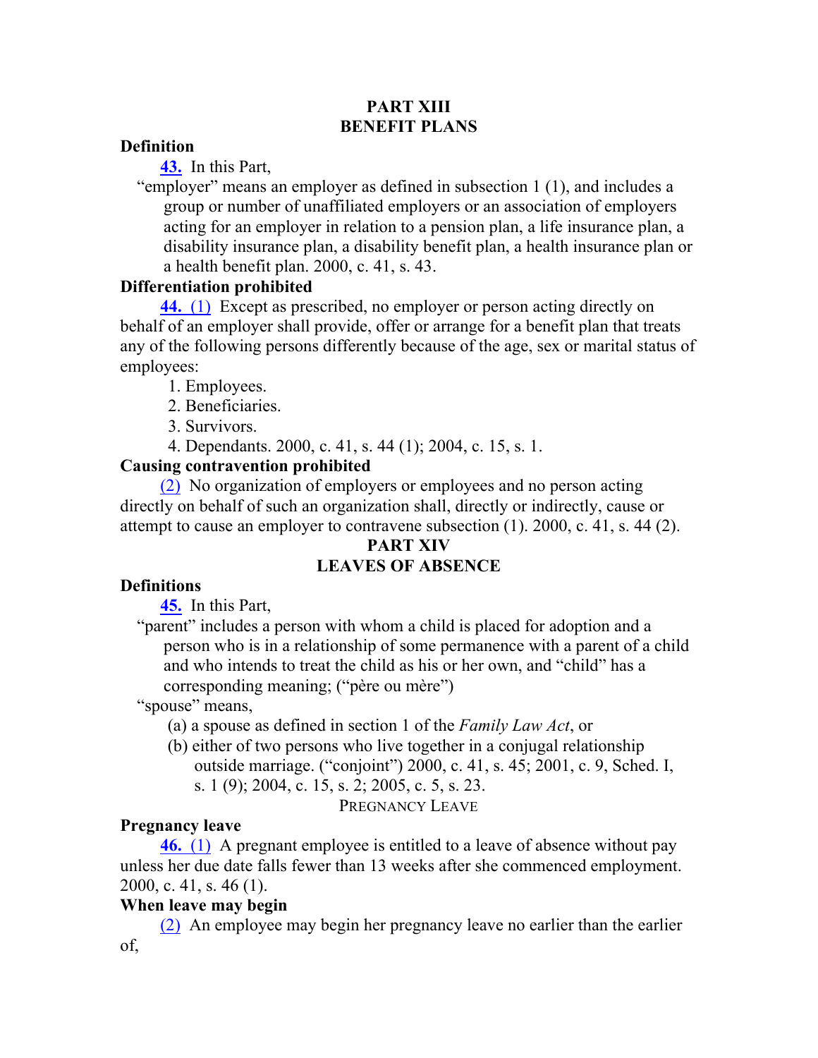## PART XIII
## BENEFIT PLANS

**Definition**

**43.** In this Part,

"employer" means an employer as defined in subsection 1 (1), and includes a group or number of unaffiliated employers or an association of employers acting for an employer in relation to a pension plan, a life insurance plan, a disability insurance plan, a disability benefit plan, a health insurance plan or a health benefit plan. 2000, c. 41, s. 43.

**Differentiation prohibited**

**44. (1)** Except as prescribed, no employer or person acting directly on behalf of an employer shall provide, offer or arrange for a benefit plan that treats any of the following persons differently because of the age, sex or marital status of employees:

1. Employees.
2. Beneficiaries.
3. Survivors.
4. Dependants. 2000, c. 41, s. 44 (1); 2004, c. 15, s. 1.

**Causing contravention prohibited**

(2) No organization of employers or employees and no person acting directly on behalf of such an organization shall, directly or indirectly, cause or attempt to cause an employer to contravene subsection (1). 2000, c. 41, s. 44 (2).

## PART XIV
## LEAVES OF ABSENCE

**Definitions**

**45.** In this Part,

"parent" includes a person with whom a child is placed for adoption and a person who is in a relationship of some permanence with a parent of a child and who intends to treat the child as his or her own, and "child" has a corresponding meaning; ("père ou mère")

"spouse" means,

(a) a spouse as defined in section 1 of the *Family Law Act*, or

(b) either of two persons who live together in a conjugal relationship outside marriage. ("conjoint") 2000, c. 41, s. 45; 2001, c. 9, Sched. I, s. 1 (9); 2004, c. 15, s. 2; 2005, c. 5, s. 23.

### PREGNANCY LEAVE

**Pregnancy leave**

**46. (1)** A pregnant employee is entitled to a leave of absence without pay unless her due date falls fewer than 13 weeks after she commenced employment. 2000, c. 41, s. 46 (1).

**When leave may begin**

(2) An employee may begin her pregnancy leave no earlier than the earlier of,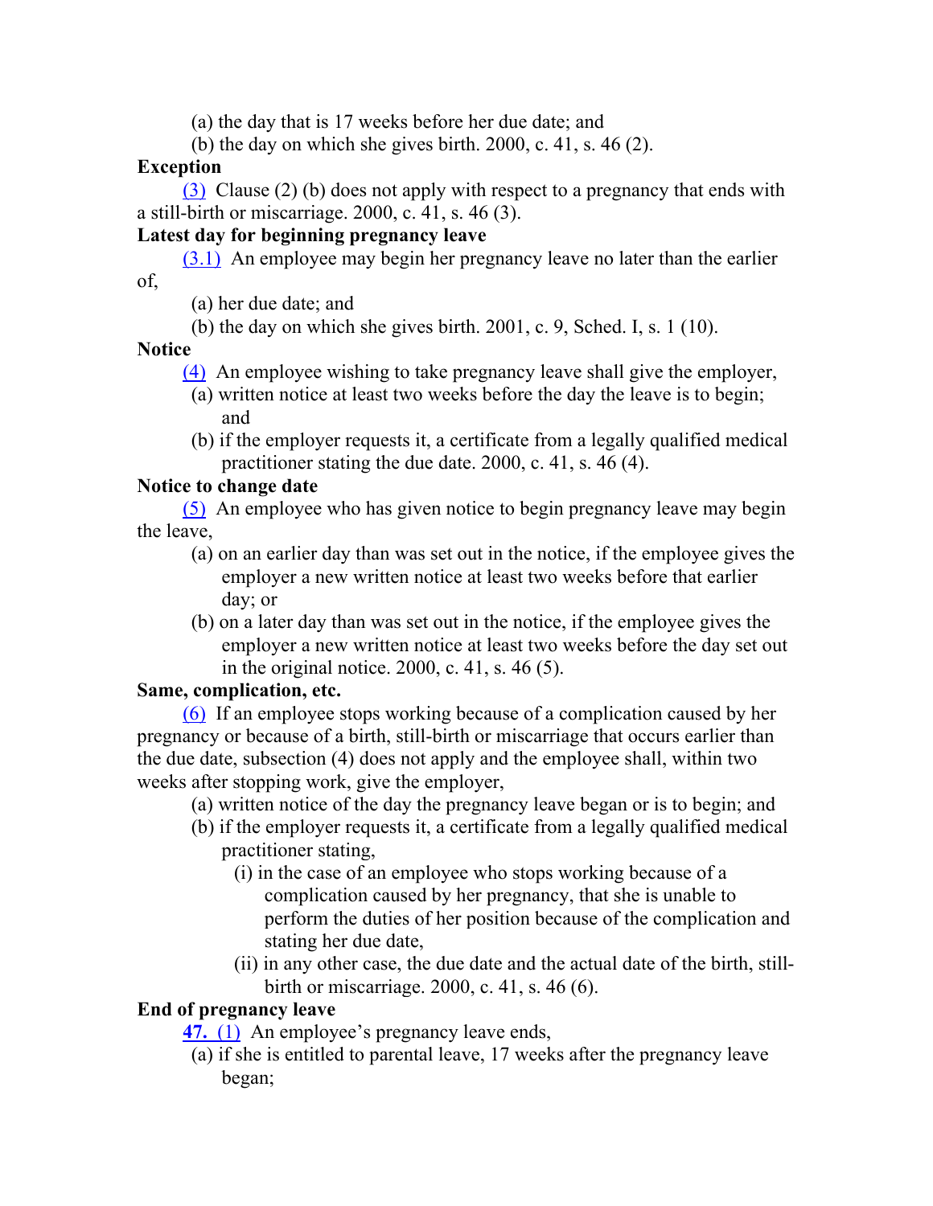(a) the day that is 17 weeks before her due date; and

(b) the day on which she gives birth. 2000, c. 41, s. 46 (2).

**Exception**

(3) Clause (2) (b) does not apply with respect to a pregnancy that ends with a still-birth or miscarriage. 2000, c. 41, s. 46 (3).

**Latest day for beginning pregnancy leave**

(3.1) An employee may begin her pregnancy leave no later than the earlier of,

(a) her due date; and

(b) the day on which she gives birth. 2001, c. 9, Sched. I, s. 1 (10).

**Notice**

(4) An employee wishing to take pregnancy leave shall give the employer,

(a) written notice at least two weeks before the day the leave is to begin; and

(b) if the employer requests it, a certificate from a legally qualified medical practitioner stating the due date. 2000, c. 41, s. 46 (4).

**Notice to change date**

(5) An employee who has given notice to begin pregnancy leave may begin the leave,

(a) on an earlier day than was set out in the notice, if the employee gives the employer a new written notice at least two weeks before that earlier day; or

(b) on a later day than was set out in the notice, if the employee gives the employer a new written notice at least two weeks before the day set out in the original notice. 2000, c. 41, s. 46 (5).

**Same, complication, etc.**

(6) If an employee stops working because of a complication caused by her pregnancy or because of a birth, still-birth or miscarriage that occurs earlier than the due date, subsection (4) does not apply and the employee shall, within two weeks after stopping work, give the employer,

(a) written notice of the day the pregnancy leave began or is to begin; and

(b) if the employer requests it, a certificate from a legally qualified medical practitioner stating,

(i) in the case of an employee who stops working because of a complication caused by her pregnancy, that she is unable to perform the duties of her position because of the complication and stating her due date,

(ii) in any other case, the due date and the actual date of the birth, still-birth or miscarriage. 2000, c. 41, s. 46 (6).

**End of pregnancy leave**

**47.** (1) An employee's pregnancy leave ends,

(a) if she is entitled to parental leave, 17 weeks after the pregnancy leave began;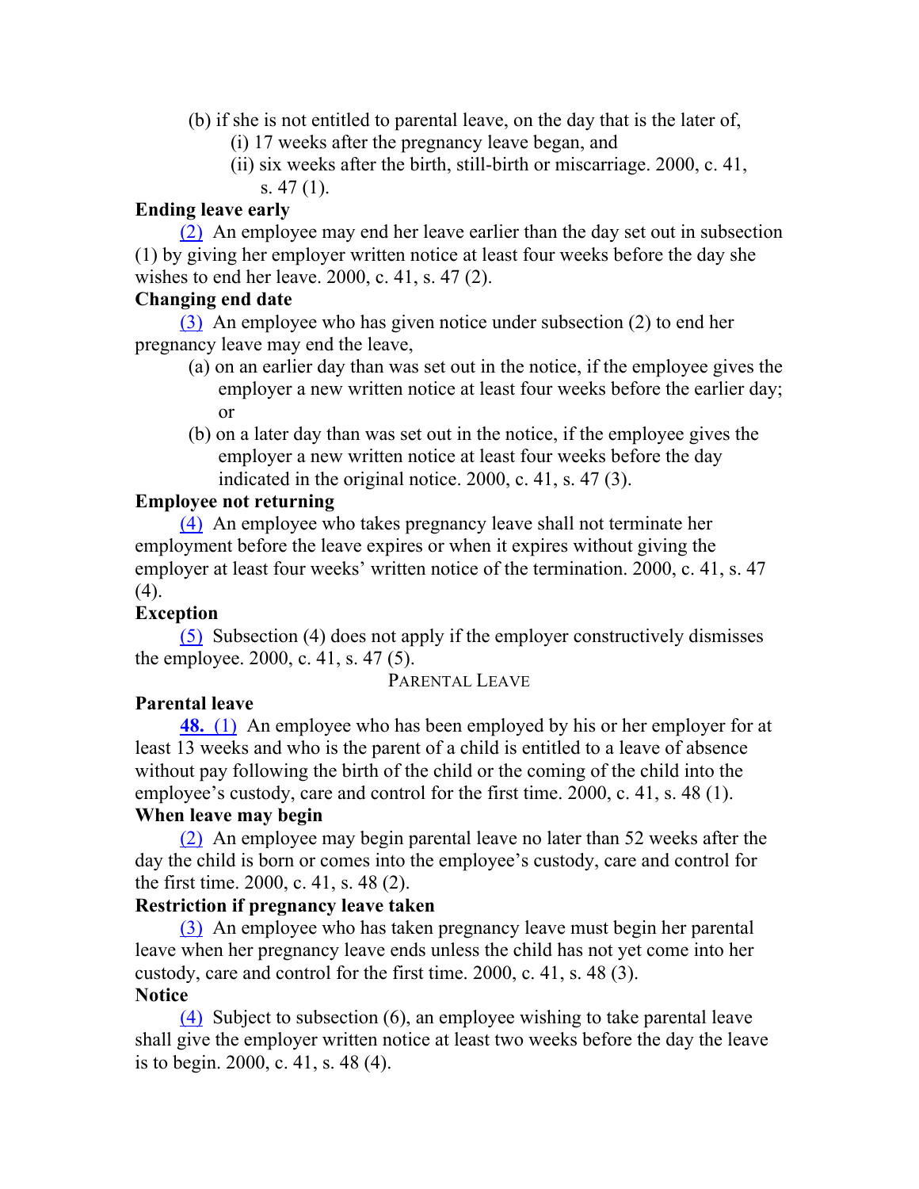(b) if she is not entitled to parental leave, on the day that is the later of,

(i) 17 weeks after the pregnancy leave began, and

(ii) six weeks after the birth, still-birth or miscarriage. 2000, c. 41, s. 47 (1).

**Ending leave early**

(2) An employee may end her leave earlier than the day set out in subsection (1) by giving her employer written notice at least four weeks before the day she wishes to end her leave. 2000, c. 41, s. 47 (2).

**Changing end date**

(3) An employee who has given notice under subsection (2) to end her pregnancy leave may end the leave,

(a) on an earlier day than was set out in the notice, if the employee gives the employer a new written notice at least four weeks before the earlier day; or

(b) on a later day than was set out in the notice, if the employee gives the employer a new written notice at least four weeks before the day indicated in the original notice. 2000, c. 41, s. 47 (3).

**Employee not returning**

(4) An employee who takes pregnancy leave shall not terminate her employment before the leave expires or when it expires without giving the employer at least four weeks' written notice of the termination. 2000, c. 41, s. 47 (4).

**Exception**

(5) Subsection (4) does not apply if the employer constructively dismisses the employee. 2000, c. 41, s. 47 (5).

PARENTAL LEAVE

**Parental leave**

**48.** (1) An employee who has been employed by his or her employer for at least 13 weeks and who is the parent of a child is entitled to a leave of absence without pay following the birth of the child or the coming of the child into the employee's custody, care and control for the first time. 2000, c. 41, s. 48 (1).

**When leave may begin**

(2) An employee may begin parental leave no later than 52 weeks after the day the child is born or comes into the employee's custody, care and control for the first time. 2000, c. 41, s. 48 (2).

**Restriction if pregnancy leave taken**

(3) An employee who has taken pregnancy leave must begin her parental leave when her pregnancy leave ends unless the child has not yet come into her custody, care and control for the first time. 2000, c. 41, s. 48 (3).

**Notice**

(4) Subject to subsection (6), an employee wishing to take parental leave shall give the employer written notice at least two weeks before the day the leave is to begin. 2000, c. 41, s. 48 (4).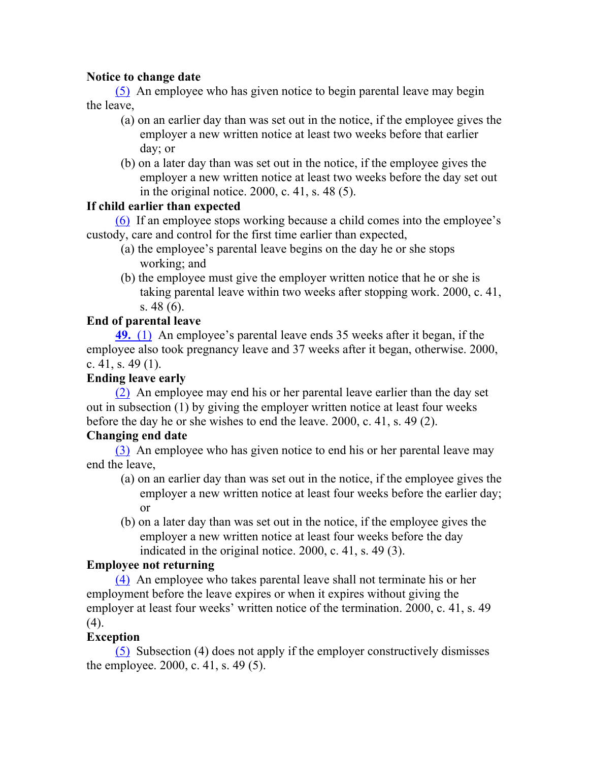**Notice to change date**

(5) An employee who has given notice to begin parental leave may begin the leave,

(a) on an earlier day than was set out in the notice, if the employee gives the employer a new written notice at least two weeks before that earlier day; or

(b) on a later day than was set out in the notice, if the employee gives the employer a new written notice at least two weeks before the day set out in the original notice. 2000, c. 41, s. 48 (5).

**If child earlier than expected**

(6) If an employee stops working because a child comes into the employee's custody, care and control for the first time earlier than expected,

(a) the employee's parental leave begins on the day he or she stops working; and

(b) the employee must give the employer written notice that he or she is taking parental leave within two weeks after stopping work. 2000, c. 41, s. 48 (6).

**End of parental leave**

**49.** (1) An employee's parental leave ends 35 weeks after it began, if the employee also took pregnancy leave and 37 weeks after it began, otherwise. 2000, c. 41, s. 49 (1).

**Ending leave early**

(2) An employee may end his or her parental leave earlier than the day set out in subsection (1) by giving the employer written notice at least four weeks before the day he or she wishes to end the leave. 2000, c. 41, s. 49 (2).

**Changing end date**

(3) An employee who has given notice to end his or her parental leave may end the leave,

(a) on an earlier day than was set out in the notice, if the employee gives the employer a new written notice at least four weeks before the earlier day; or

(b) on a later day than was set out in the notice, if the employee gives the employer a new written notice at least four weeks before the day indicated in the original notice. 2000, c. 41, s. 49 (3).

**Employee not returning**

(4) An employee who takes parental leave shall not terminate his or her employment before the leave expires or when it expires without giving the employer at least four weeks' written notice of the termination. 2000, c. 41, s. 49 (4).

**Exception**

(5) Subsection (4) does not apply if the employer constructively dismisses the employee. 2000, c. 41, s. 49 (5).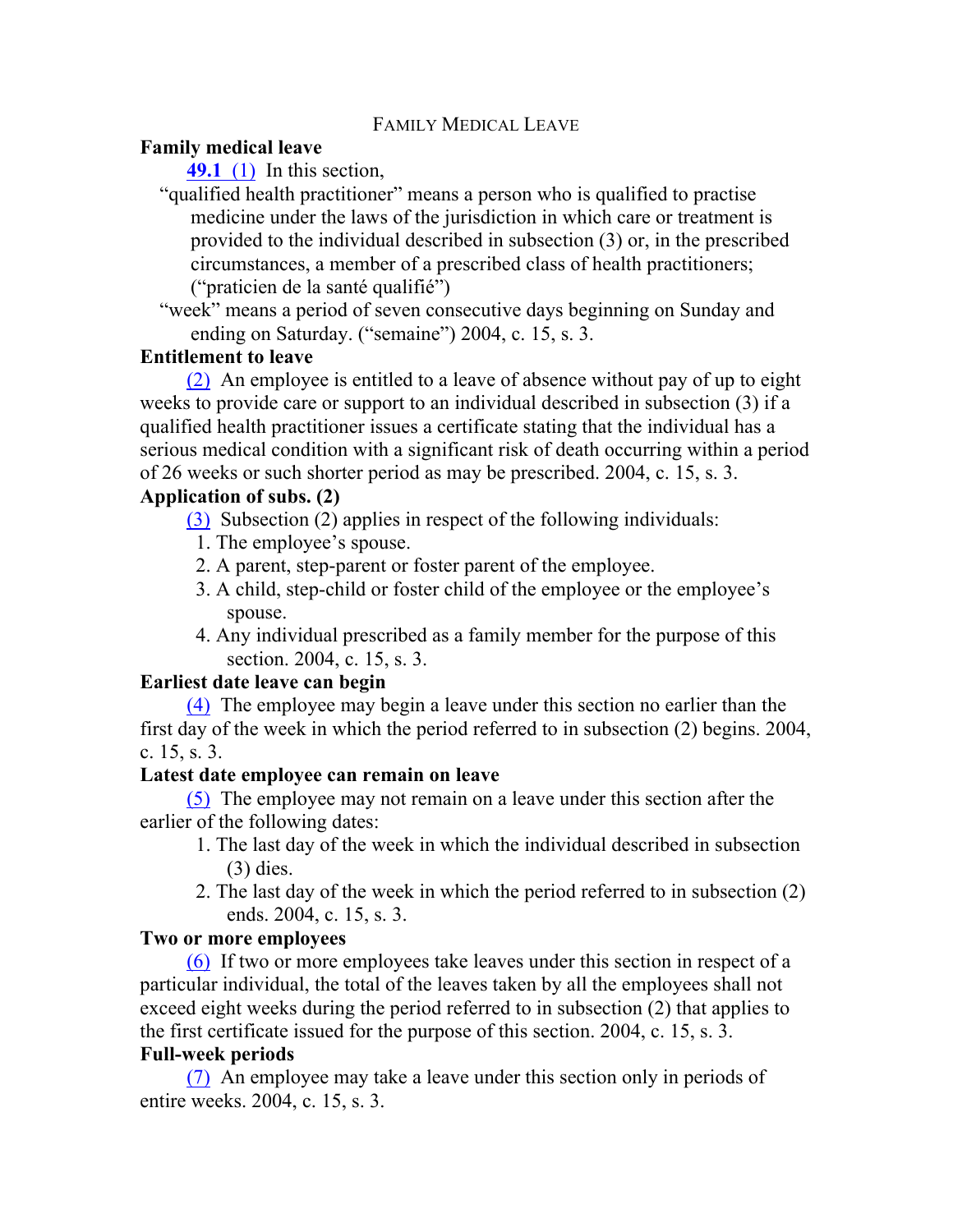## FAMILY MEDICAL LEAVE

**Family medical leave**

**49.1** (1) In this section,

"qualified health practitioner" means a person who is qualified to practise medicine under the laws of the jurisdiction in which care or treatment is provided to the individual described in subsection (3) or, in the prescribed circumstances, a member of a prescribed class of health practitioners; ("praticien de la santé qualifié")

"week" means a period of seven consecutive days beginning on Sunday and ending on Saturday. ("semaine") 2004, c. 15, s. 3.

**Entitlement to leave**

(2) An employee is entitled to a leave of absence without pay of up to eight weeks to provide care or support to an individual described in subsection (3) if a qualified health practitioner issues a certificate stating that the individual has a serious medical condition with a significant risk of death occurring within a period of 26 weeks or such shorter period as may be prescribed. 2004, c. 15, s. 3.

**Application of subs. (2)**

(3) Subsection (2) applies in respect of the following individuals:

1. The employee's spouse.
2. A parent, step-parent or foster parent of the employee.
3. A child, step-child or foster child of the employee or the employee's spouse.
4. Any individual prescribed as a family member for the purpose of this section. 2004, c. 15, s. 3.

**Earliest date leave can begin**

(4) The employee may begin a leave under this section no earlier than the first day of the week in which the period referred to in subsection (2) begins. 2004, c. 15, s. 3.

**Latest date employee can remain on leave**

(5) The employee may not remain on a leave under this section after the earlier of the following dates:

1. The last day of the week in which the individual described in subsection (3) dies.
2. The last day of the week in which the period referred to in subsection (2) ends. 2004, c. 15, s. 3.

**Two or more employees**

(6) If two or more employees take leaves under this section in respect of a particular individual, the total of the leaves taken by all the employees shall not exceed eight weeks during the period referred to in subsection (2) that applies to the first certificate issued for the purpose of this section. 2004, c. 15, s. 3.

**Full-week periods**

(7) An employee may take a leave under this section only in periods of entire weeks. 2004, c. 15, s. 3.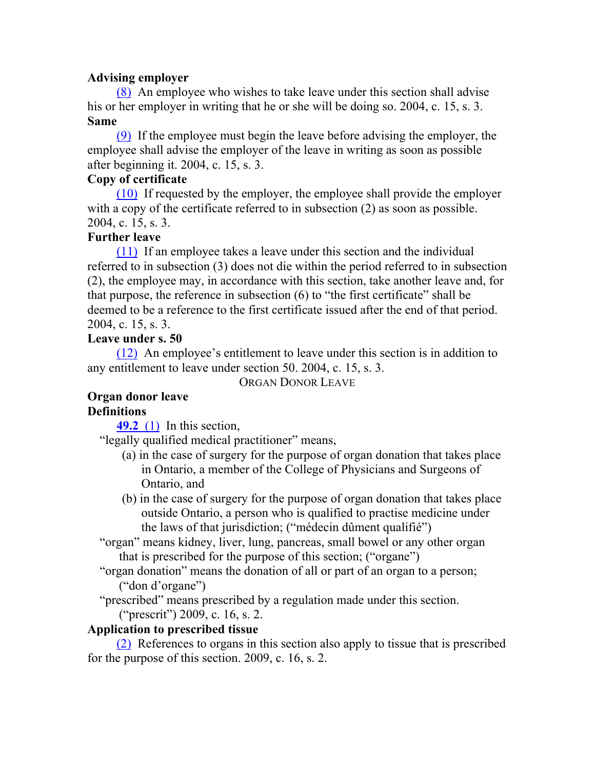**Advising employer**

(8) An employee who wishes to take leave under this section shall advise his or her employer in writing that he or she will be doing so. 2004, c. 15, s. 3.

**Same**

(9) If the employee must begin the leave before advising the employer, the employee shall advise the employer of the leave in writing as soon as possible after beginning it. 2004, c. 15, s. 3.

**Copy of certificate**

(10) If requested by the employer, the employee shall provide the employer with a copy of the certificate referred to in subsection (2) as soon as possible. 2004, c. 15, s. 3.

**Further leave**

(11) If an employee takes a leave under this section and the individual referred to in subsection (3) does not die within the period referred to in subsection (2), the employee may, in accordance with this section, take another leave and, for that purpose, the reference in subsection (6) to "the first certificate" shall be deemed to be a reference to the first certificate issued after the end of that period. 2004, c. 15, s. 3.

**Leave under s. 50**

(12) An employee's entitlement to leave under this section is in addition to any entitlement to leave under section 50. 2004, c. 15, s. 3.

ORGAN DONOR LEAVE

**Organ donor leave**

**Definitions**

**49.2** (1) In this section,

"legally qualified medical practitioner" means,

(a) in the case of surgery for the purpose of organ donation that takes place in Ontario, a member of the College of Physicians and Surgeons of Ontario, and

(b) in the case of surgery for the purpose of organ donation that takes place outside Ontario, a person who is qualified to practise medicine under the laws of that jurisdiction; ("médecin dûment qualifié")

"organ" means kidney, liver, lung, pancreas, small bowel or any other organ that is prescribed for the purpose of this section; ("organe")

"organ donation" means the donation of all or part of an organ to a person; ("don d'organe")

"prescribed" means prescribed by a regulation made under this section. ("prescrit") 2009, c. 16, s. 2.

**Application to prescribed tissue**

(2) References to organs in this section also apply to tissue that is prescribed for the purpose of this section. 2009, c. 16, s. 2.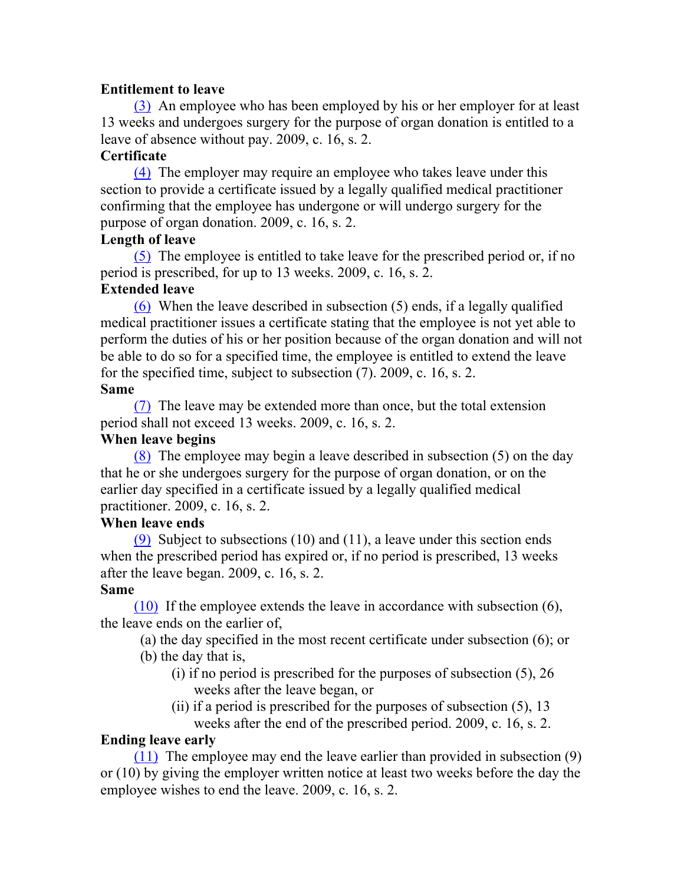**Entitlement to leave**

(3) An employee who has been employed by his or her employer for at least 13 weeks and undergoes surgery for the purpose of organ donation is entitled to a leave of absence without pay. 2009, c. 16, s. 2.

**Certificate**

(4) The employer may require an employee who takes leave under this section to provide a certificate issued by a legally qualified medical practitioner confirming that the employee has undergone or will undergo surgery for the purpose of organ donation. 2009, c. 16, s. 2.

**Length of leave**

(5) The employee is entitled to take leave for the prescribed period or, if no period is prescribed, for up to 13 weeks. 2009, c. 16, s. 2.

**Extended leave**

(6) When the leave described in subsection (5) ends, if a legally qualified medical practitioner issues a certificate stating that the employee is not yet able to perform the duties of his or her position because of the organ donation and will not be able to do so for a specified time, the employee is entitled to extend the leave for the specified time, subject to subsection (7). 2009, c. 16, s. 2.

**Same**

(7) The leave may be extended more than once, but the total extension period shall not exceed 13 weeks. 2009, c. 16, s. 2.

**When leave begins**

(8) The employee may begin a leave described in subsection (5) on the day that he or she undergoes surgery for the purpose of organ donation, or on the earlier day specified in a certificate issued by a legally qualified medical practitioner. 2009, c. 16, s. 2.

**When leave ends**

(9) Subject to subsections (10) and (11), a leave under this section ends when the prescribed period has expired or, if no period is prescribed, 13 weeks after the leave began. 2009, c. 16, s. 2.

**Same**

(10) If the employee extends the leave in accordance with subsection (6), the leave ends on the earlier of,

- (a) the day specified in the most recent certificate under subsection (6); or
- (b) the day that is,
  - (i) if no period is prescribed for the purposes of subsection (5), 26 weeks after the leave began, or
  - (ii) if a period is prescribed for the purposes of subsection (5), 13 weeks after the end of the prescribed period. 2009, c. 16, s. 2.

**Ending leave early**

(11) The employee may end the leave earlier than provided in subsection (9) or (10) by giving the employer written notice at least two weeks before the day the employee wishes to end the leave. 2009, c. 16, s. 2.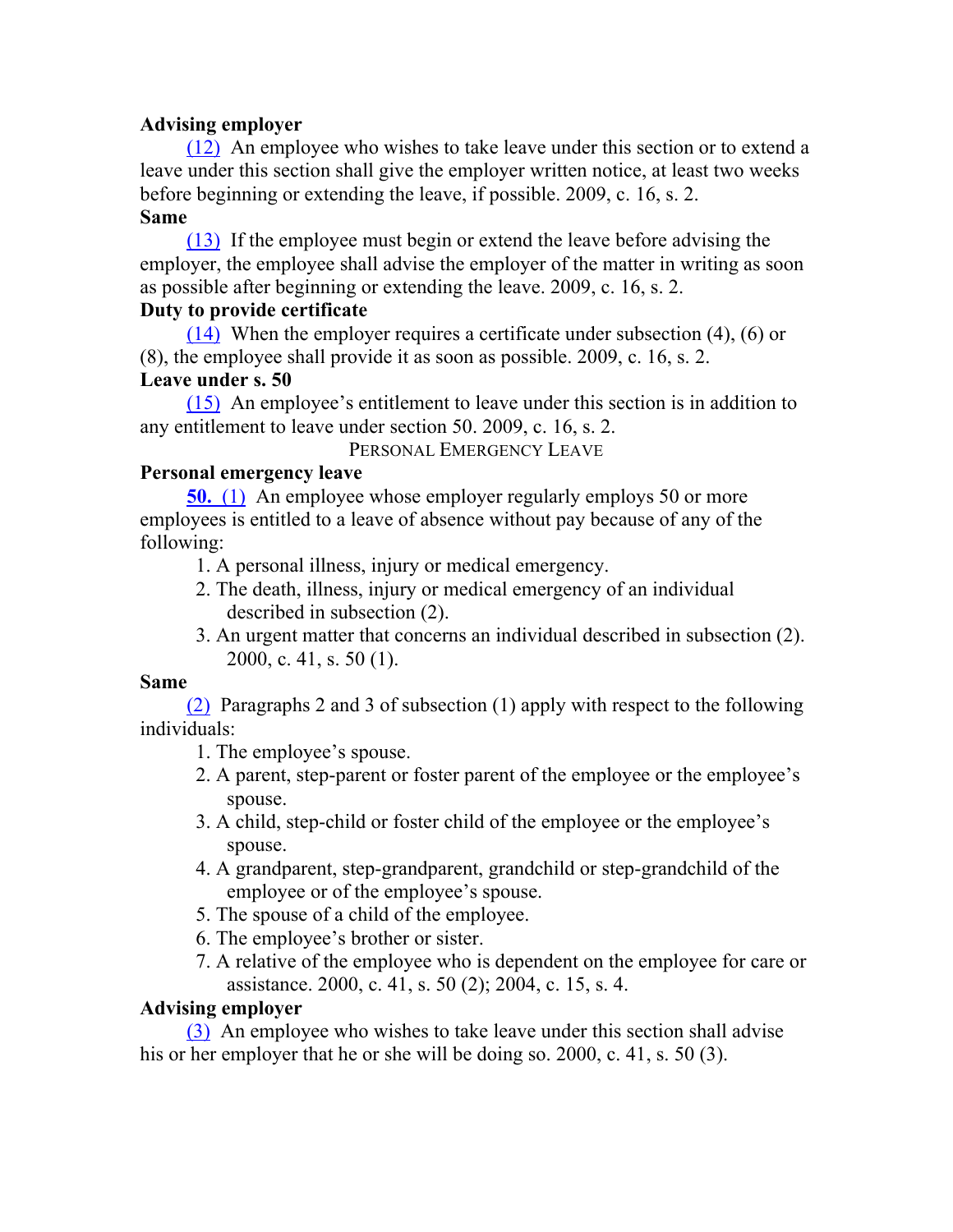**Advising employer**

(12) An employee who wishes to take leave under this section or to extend a leave under this section shall give the employer written notice, at least two weeks before beginning or extending the leave, if possible. 2009, c. 16, s. 2.

**Same**

(13) If the employee must begin or extend the leave before advising the employer, the employee shall advise the employer of the matter in writing as soon as possible after beginning or extending the leave. 2009, c. 16, s. 2.

**Duty to provide certificate**

(14) When the employer requires a certificate under subsection (4), (6) or (8), the employee shall provide it as soon as possible. 2009, c. 16, s. 2.

**Leave under s. 50**

(15) An employee's entitlement to leave under this section is in addition to any entitlement to leave under section 50. 2009, c. 16, s. 2.

PERSONAL EMERGENCY LEAVE

**Personal emergency leave**

**50.** (1) An employee whose employer regularly employs 50 or more employees is entitled to a leave of absence without pay because of any of the following:

1. A personal illness, injury or medical emergency.
2. The death, illness, injury or medical emergency of an individual described in subsection (2).
3. An urgent matter that concerns an individual described in subsection (2). 2000, c. 41, s. 50 (1).

**Same**

(2) Paragraphs 2 and 3 of subsection (1) apply with respect to the following individuals:

1. The employee's spouse.
2. A parent, step-parent or foster parent of the employee or the employee's spouse.
3. A child, step-child or foster child of the employee or the employee's spouse.
4. A grandparent, step-grandparent, grandchild or step-grandchild of the employee or of the employee's spouse.
5. The spouse of a child of the employee.
6. The employee's brother or sister.
7. A relative of the employee who is dependent on the employee for care or assistance. 2000, c. 41, s. 50 (2); 2004, c. 15, s. 4.

**Advising employer**

(3) An employee who wishes to take leave under this section shall advise his or her employer that he or she will be doing so. 2000, c. 41, s. 50 (3).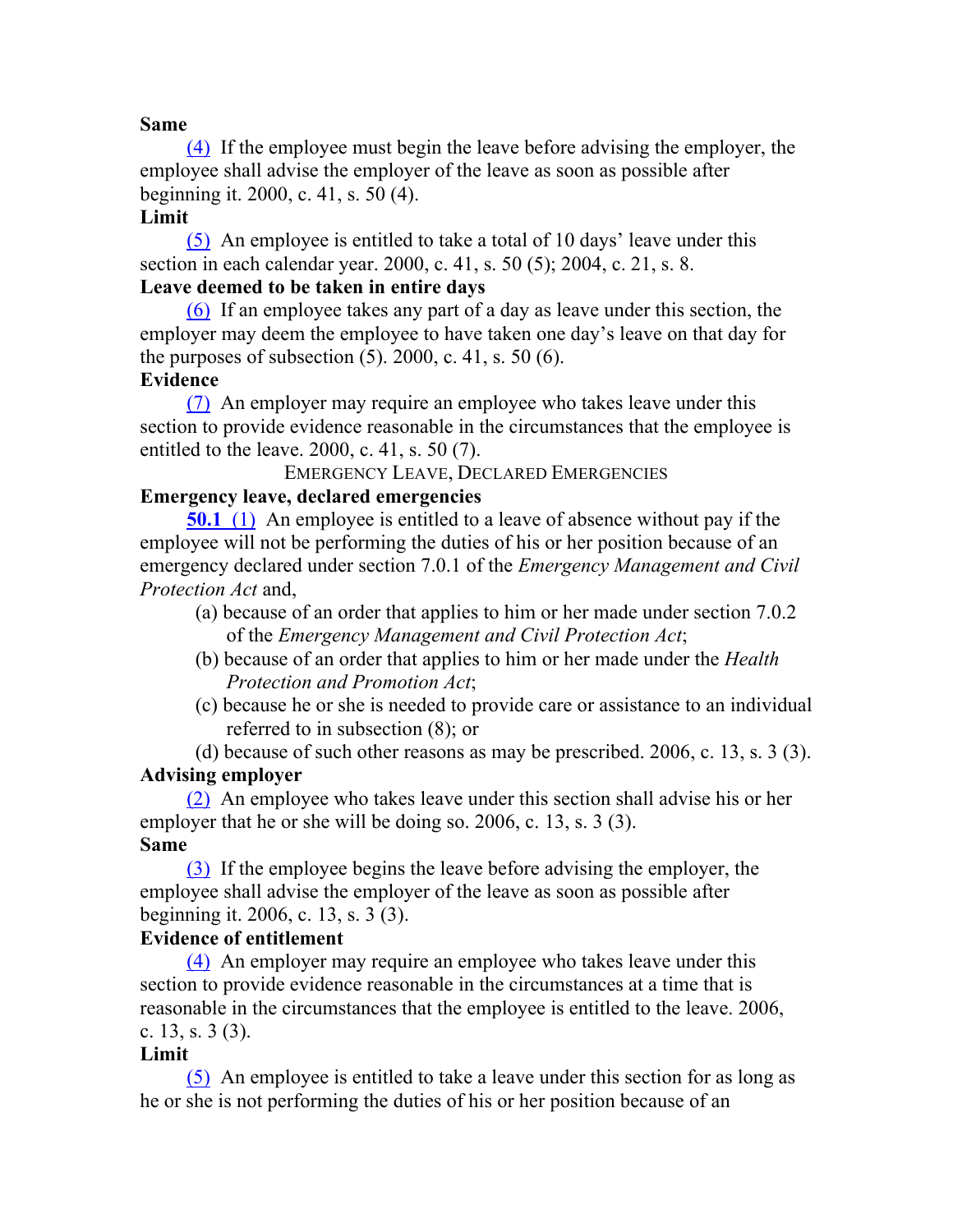**Same**

(4) If the employee must begin the leave before advising the employer, the employee shall advise the employer of the leave as soon as possible after beginning it. 2000, c. 41, s. 50 (4).

**Limit**

(5) An employee is entitled to take a total of 10 days' leave under this section in each calendar year. 2000, c. 41, s. 50 (5); 2004, c. 21, s. 8.

**Leave deemed to be taken in entire days**

(6) If an employee takes any part of a day as leave under this section, the employer may deem the employee to have taken one day's leave on that day for the purposes of subsection (5). 2000, c. 41, s. 50 (6).

**Evidence**

(7) An employer may require an employee who takes leave under this section to provide evidence reasonable in the circumstances that the employee is entitled to the leave. 2000, c. 41, s. 50 (7).

EMERGENCY LEAVE, DECLARED EMERGENCIES

**Emergency leave, declared emergencies**

**50.1** (1) An employee is entitled to a leave of absence without pay if the employee will not be performing the duties of his or her position because of an emergency declared under section 7.0.1 of the *Emergency Management and Civil Protection Act* and,

- (a) because of an order that applies to him or her made under section 7.0.2 of the *Emergency Management and Civil Protection Act*;
- (b) because of an order that applies to him or her made under the *Health Protection and Promotion Act*;
- (c) because he or she is needed to provide care or assistance to an individual referred to in subsection (8); or
- (d) because of such other reasons as may be prescribed. 2006, c. 13, s. 3 (3).

**Advising employer**

(2) An employee who takes leave under this section shall advise his or her employer that he or she will be doing so. 2006, c. 13, s. 3 (3).

**Same**

(3) If the employee begins the leave before advising the employer, the employee shall advise the employer of the leave as soon as possible after beginning it. 2006, c. 13, s. 3 (3).

**Evidence of entitlement**

(4) An employer may require an employee who takes leave under this section to provide evidence reasonable in the circumstances at a time that is reasonable in the circumstances that the employee is entitled to the leave. 2006, c. 13, s. 3 (3).

**Limit**

(5) An employee is entitled to take a leave under this section for as long as he or she is not performing the duties of his or her position because of an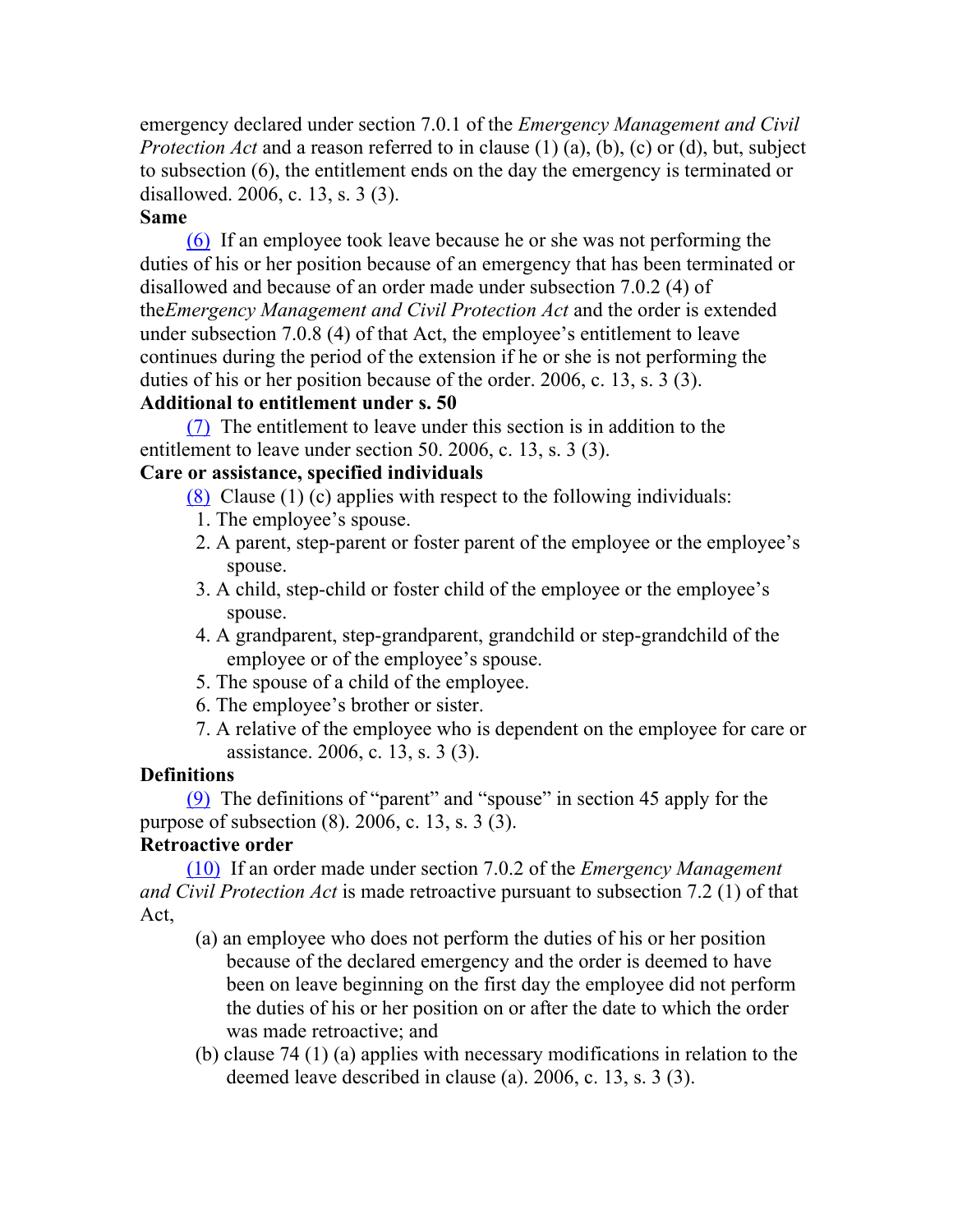emergency declared under section 7.0.1 of the *Emergency Management and Civil Protection Act* and a reason referred to in clause (1) (a), (b), (c) or (d), but, subject to subsection (6), the entitlement ends on the day the emergency is terminated or disallowed. 2006, c. 13, s. 3 (3).

**Same**

(6) If an employee took leave because he or she was not performing the duties of his or her position because of an emergency that has been terminated or disallowed and because of an order made under subsection 7.0.2 (4) of the*Emergency Management and Civil Protection Act* and the order is extended under subsection 7.0.8 (4) of that Act, the employee's entitlement to leave continues during the period of the extension if he or she is not performing the duties of his or her position because of the order. 2006, c. 13, s. 3 (3).

**Additional to entitlement under s. 50**

(7) The entitlement to leave under this section is in addition to the entitlement to leave under section 50. 2006, c. 13, s. 3 (3).

**Care or assistance, specified individuals**

(8) Clause (1) (c) applies with respect to the following individuals:

1. The employee's spouse.
2. A parent, step-parent or foster parent of the employee or the employee's spouse.
3. A child, step-child or foster child of the employee or the employee's spouse.
4. A grandparent, step-grandparent, grandchild or step-grandchild of the employee or of the employee's spouse.
5. The spouse of a child of the employee.
6. The employee's brother or sister.
7. A relative of the employee who is dependent on the employee for care or assistance. 2006, c. 13, s. 3 (3).

**Definitions**

(9) The definitions of "parent" and "spouse" in section 45 apply for the purpose of subsection (8). 2006, c. 13, s. 3 (3).

**Retroactive order**

(10) If an order made under section 7.0.2 of the *Emergency Management and Civil Protection Act* is made retroactive pursuant to subsection 7.2 (1) of that Act,

(a) an employee who does not perform the duties of his or her position because of the declared emergency and the order is deemed to have been on leave beginning on the first day the employee did not perform the duties of his or her position on or after the date to which the order was made retroactive; and

(b) clause 74 (1) (a) applies with necessary modifications in relation to the deemed leave described in clause (a). 2006, c. 13, s. 3 (3).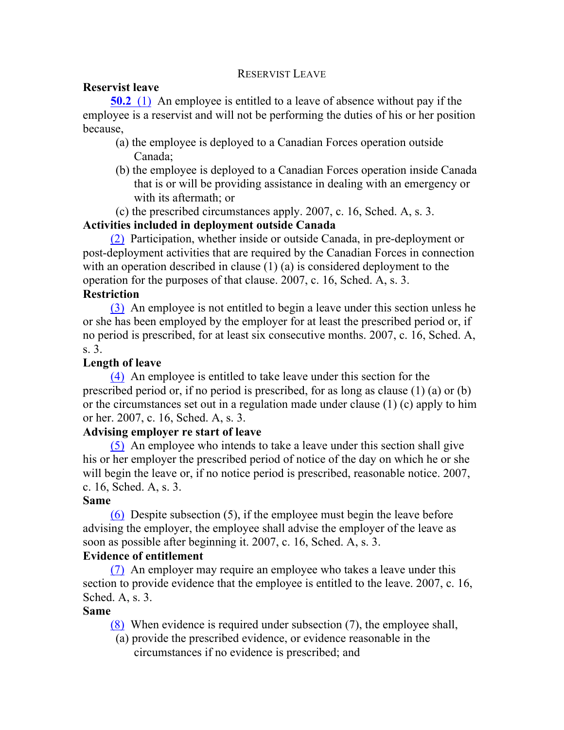RESERVIST LEAVE

**Reservist leave**

**50.2** (1) An employee is entitled to a leave of absence without pay if the employee is a reservist and will not be performing the duties of his or her position because,

- (a) the employee is deployed to a Canadian Forces operation outside Canada;
- (b) the employee is deployed to a Canadian Forces operation inside Canada that is or will be providing assistance in dealing with an emergency or with its aftermath; or
- (c) the prescribed circumstances apply. 2007, c. 16, Sched. A, s. 3.

**Activities included in deployment outside Canada**

(2) Participation, whether inside or outside Canada, in pre-deployment or post-deployment activities that are required by the Canadian Forces in connection with an operation described in clause (1) (a) is considered deployment to the operation for the purposes of that clause. 2007, c. 16, Sched. A, s. 3.

**Restriction**

(3) An employee is not entitled to begin a leave under this section unless he or she has been employed by the employer for at least the prescribed period or, if no period is prescribed, for at least six consecutive months. 2007, c. 16, Sched. A, s. 3.

**Length of leave**

(4) An employee is entitled to take leave under this section for the prescribed period or, if no period is prescribed, for as long as clause (1) (a) or (b) or the circumstances set out in a regulation made under clause (1) (c) apply to him or her. 2007, c. 16, Sched. A, s. 3.

**Advising employer re start of leave**

(5) An employee who intends to take a leave under this section shall give his or her employer the prescribed period of notice of the day on which he or she will begin the leave or, if no notice period is prescribed, reasonable notice. 2007, c. 16, Sched. A, s. 3.

**Same**

(6) Despite subsection (5), if the employee must begin the leave before advising the employer, the employee shall advise the employer of the leave as soon as possible after beginning it. 2007, c. 16, Sched. A, s. 3.

**Evidence of entitlement**

(7) An employer may require an employee who takes a leave under this section to provide evidence that the employee is entitled to the leave. 2007, c. 16, Sched. A, s. 3.

**Same**

(8) When evidence is required under subsection (7), the employee shall,

- (a) provide the prescribed evidence, or evidence reasonable in the circumstances if no evidence is prescribed; and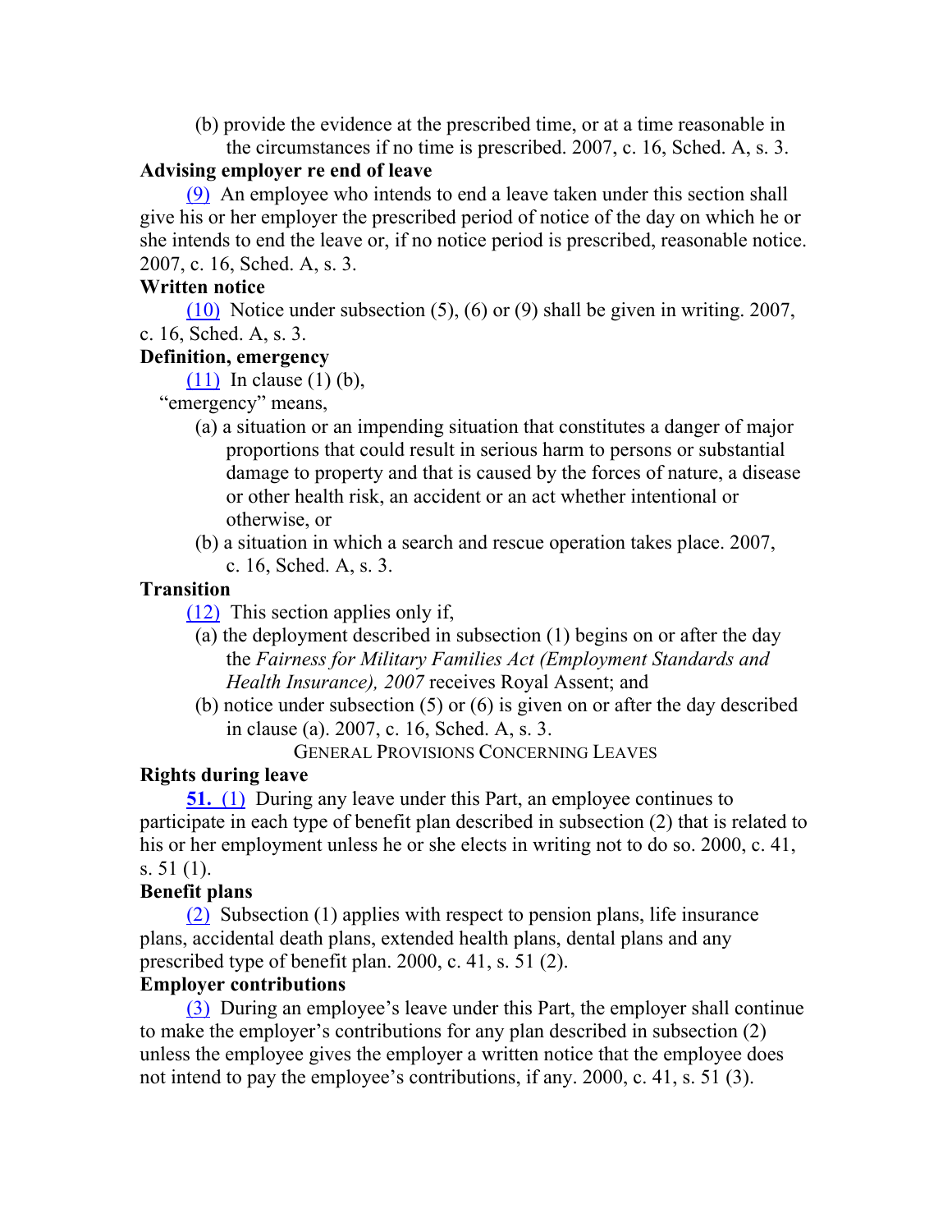(b) provide the evidence at the prescribed time, or at a time reasonable in the circumstances if no time is prescribed. 2007, c. 16, Sched. A, s. 3.

**Advising employer re end of leave**

(9) An employee who intends to end a leave taken under this section shall give his or her employer the prescribed period of notice of the day on which he or she intends to end the leave or, if no notice period is prescribed, reasonable notice. 2007, c. 16, Sched. A, s. 3.

**Written notice**

(10) Notice under subsection (5), (6) or (9) shall be given in writing. 2007, c. 16, Sched. A, s. 3.

**Definition, emergency**

(11) In clause (1) (b),

"emergency" means,

(a) a situation or an impending situation that constitutes a danger of major proportions that could result in serious harm to persons or substantial damage to property and that is caused by the forces of nature, a disease or other health risk, an accident or an act whether intentional or otherwise, or

(b) a situation in which a search and rescue operation takes place. 2007, c. 16, Sched. A, s. 3.

**Transition**

(12) This section applies only if,

(a) the deployment described in subsection (1) begins on or after the day the *Fairness for Military Families Act (Employment Standards and Health Insurance), 2007* receives Royal Assent; and

(b) notice under subsection (5) or (6) is given on or after the day described in clause (a). 2007, c. 16, Sched. A, s. 3.

General Provisions Concerning Leaves

**Rights during leave**

**51.** (1) During any leave under this Part, an employee continues to participate in each type of benefit plan described in subsection (2) that is related to his or her employment unless he or she elects in writing not to do so. 2000, c. 41, s. 51 (1).

**Benefit plans**

(2) Subsection (1) applies with respect to pension plans, life insurance plans, accidental death plans, extended health plans, dental plans and any prescribed type of benefit plan. 2000, c. 41, s. 51 (2).

**Employer contributions**

(3) During an employee's leave under this Part, the employer shall continue to make the employer's contributions for any plan described in subsection (2) unless the employee gives the employer a written notice that the employee does not intend to pay the employee's contributions, if any. 2000, c. 41, s. 51 (3).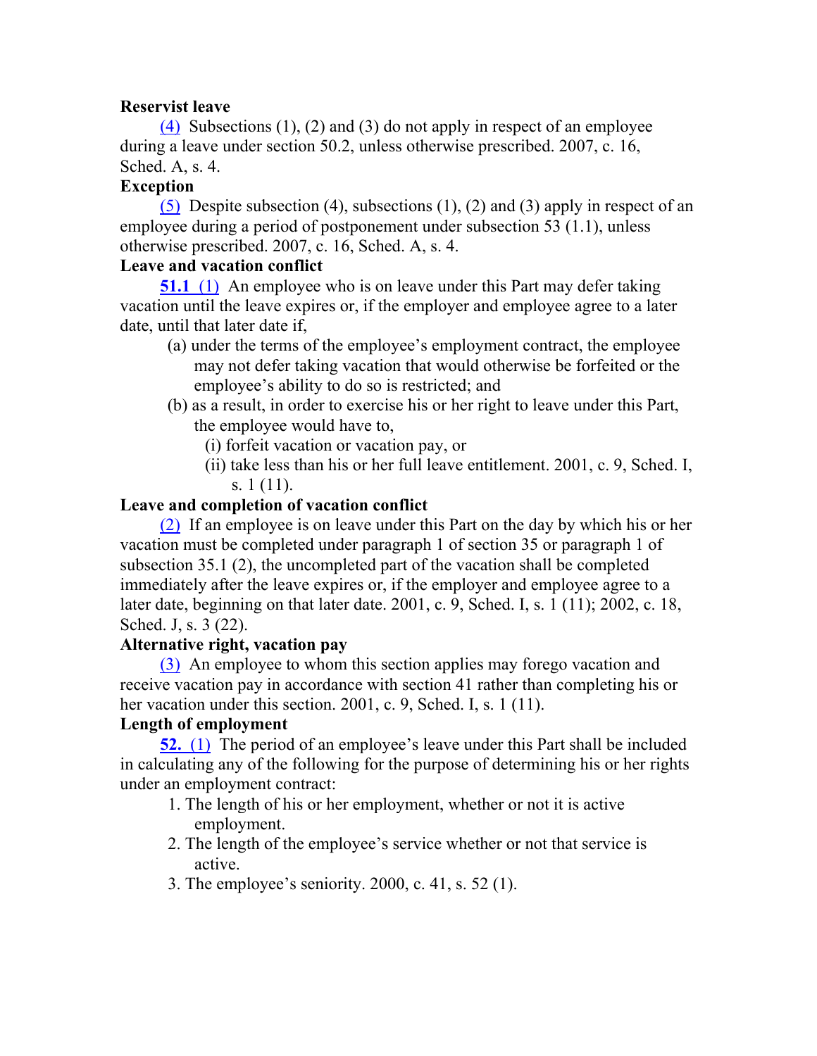**Reservist leave**

(4) Subsections (1), (2) and (3) do not apply in respect of an employee during a leave under section 50.2, unless otherwise prescribed. 2007, c. 16, Sched. A, s. 4.

**Exception**

(5) Despite subsection (4), subsections (1), (2) and (3) apply in respect of an employee during a period of postponement under subsection 53 (1.1), unless otherwise prescribed. 2007, c. 16, Sched. A, s. 4.

**Leave and vacation conflict**

**51.1** (1) An employee who is on leave under this Part may defer taking vacation until the leave expires or, if the employer and employee agree to a later date, until that later date if,

- (a) under the terms of the employee's employment contract, the employee may not defer taking vacation that would otherwise be forfeited or the employee's ability to do so is restricted; and
- (b) as a result, in order to exercise his or her right to leave under this Part, the employee would have to,
  - (i) forfeit vacation or vacation pay, or
  - (ii) take less than his or her full leave entitlement. 2001, c. 9, Sched. I, s. 1 (11).

**Leave and completion of vacation conflict**

(2) If an employee is on leave under this Part on the day by which his or her vacation must be completed under paragraph 1 of section 35 or paragraph 1 of subsection 35.1 (2), the uncompleted part of the vacation shall be completed immediately after the leave expires or, if the employer and employee agree to a later date, beginning on that later date. 2001, c. 9, Sched. I, s. 1 (11); 2002, c. 18, Sched. J, s. 3 (22).

**Alternative right, vacation pay**

(3) An employee to whom this section applies may forego vacation and receive vacation pay in accordance with section 41 rather than completing his or her vacation under this section. 2001, c. 9, Sched. I, s. 1 (11).

**Length of employment**

**52.** (1) The period of an employee's leave under this Part shall be included in calculating any of the following for the purpose of determining his or her rights under an employment contract:

1. The length of his or her employment, whether or not it is active employment.
2. The length of the employee's service whether or not that service is active.
3. The employee's seniority. 2000, c. 41, s. 52 (1).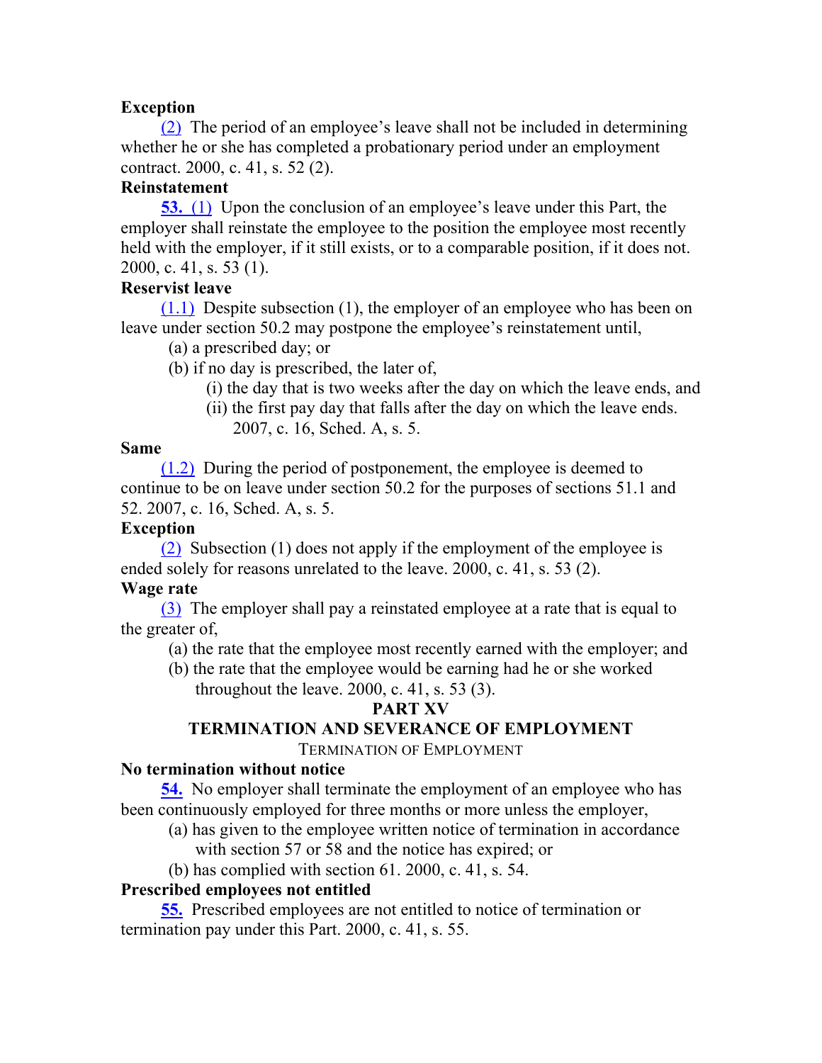**Exception**

(2) The period of an employee's leave shall not be included in determining whether he or she has completed a probationary period under an employment contract. 2000, c. 41, s. 52 (2).

**Reinstatement**

**53.** (1) Upon the conclusion of an employee's leave under this Part, the employer shall reinstate the employee to the position the employee most recently held with the employer, if it still exists, or to a comparable position, if it does not. 2000, c. 41, s. 53 (1).

**Reservist leave**

(1.1) Despite subsection (1), the employer of an employee who has been on leave under section 50.2 may postpone the employee's reinstatement until,

- (a) a prescribed day; or
- (b) if no day is prescribed, the later of,
  - (i) the day that is two weeks after the day on which the leave ends, and
  - (ii) the first pay day that falls after the day on which the leave ends. 2007, c. 16, Sched. A, s. 5.

**Same**

(1.2) During the period of postponement, the employee is deemed to continue to be on leave under section 50.2 for the purposes of sections 51.1 and 52. 2007, c. 16, Sched. A, s. 5.

**Exception**

(2) Subsection (1) does not apply if the employment of the employee is ended solely for reasons unrelated to the leave. 2000, c. 41, s. 53 (2).

**Wage rate**

(3) The employer shall pay a reinstated employee at a rate that is equal to the greater of,

- (a) the rate that the employee most recently earned with the employer; and
- (b) the rate that the employee would be earning had he or she worked throughout the leave. 2000, c. 41, s. 53 (3).

## PART XV
## TERMINATION AND SEVERANCE OF EMPLOYMENT

### Termination of Employment

**No termination without notice**

**54.** No employer shall terminate the employment of an employee who has been continuously employed for three months or more unless the employer,

- (a) has given to the employee written notice of termination in accordance with section 57 or 58 and the notice has expired; or
- (b) has complied with section 61. 2000, c. 41, s. 54.

**Prescribed employees not entitled**

**55.** Prescribed employees are not entitled to notice of termination or termination pay under this Part. 2000, c. 41, s. 55.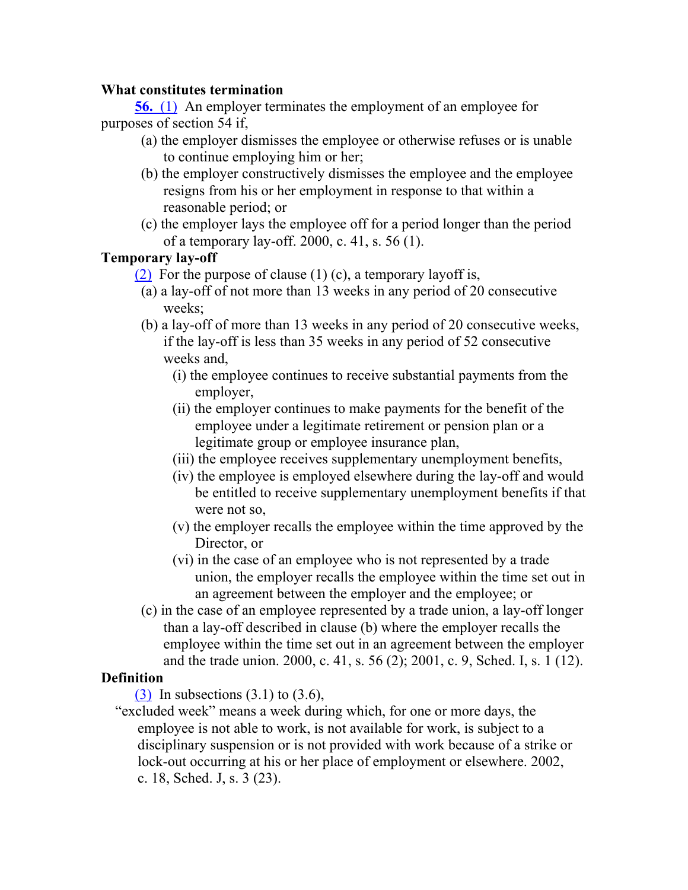**What constitutes termination**

**56.** (1) An employer terminates the employment of an employee for purposes of section 54 if,

(a) the employer dismisses the employee or otherwise refuses or is unable to continue employing him or her;

(b) the employer constructively dismisses the employee and the employee resigns from his or her employment in response to that within a reasonable period; or

(c) the employer lays the employee off for a period longer than the period of a temporary lay-off. 2000, c. 41, s. 56 (1).

**Temporary lay-off**

(2) For the purpose of clause (1) (c), a temporary layoff is,

(a) a lay-off of not more than 13 weeks in any period of 20 consecutive weeks;

(b) a lay-off of more than 13 weeks in any period of 20 consecutive weeks, if the lay-off is less than 35 weeks in any period of 52 consecutive weeks and,

(i) the employee continues to receive substantial payments from the employer,

(ii) the employer continues to make payments for the benefit of the employee under a legitimate retirement or pension plan or a legitimate group or employee insurance plan,

(iii) the employee receives supplementary unemployment benefits,

(iv) the employee is employed elsewhere during the lay-off and would be entitled to receive supplementary unemployment benefits if that were not so,

(v) the employer recalls the employee within the time approved by the Director, or

(vi) in the case of an employee who is not represented by a trade union, the employer recalls the employee within the time set out in an agreement between the employer and the employee; or

(c) in the case of an employee represented by a trade union, a lay-off longer than a lay-off described in clause (b) where the employer recalls the employee within the time set out in an agreement between the employer and the trade union. 2000, c. 41, s. 56 (2); 2001, c. 9, Sched. I, s. 1 (12).

**Definition**

(3) In subsections (3.1) to (3.6),

"excluded week" means a week during which, for one or more days, the employee is not able to work, is not available for work, is subject to a disciplinary suspension or is not provided with work because of a strike or lock-out occurring at his or her place of employment or elsewhere. 2002, c. 18, Sched. J, s. 3 (23).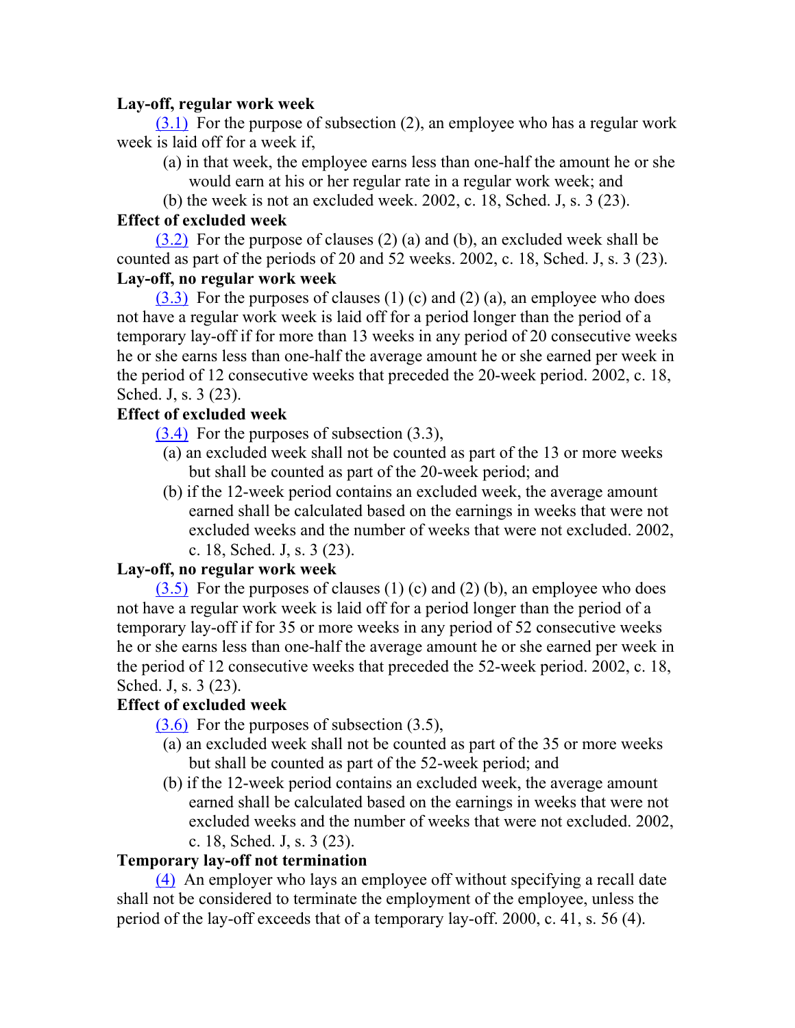**Lay-off, regular work week**

(3.1) For the purpose of subsection (2), an employee who has a regular work week is laid off for a week if,

(a) in that week, the employee earns less than one-half the amount he or she would earn at his or her regular rate in a regular work week; and

(b) the week is not an excluded week. 2002, c. 18, Sched. J, s. 3 (23).

**Effect of excluded week**

(3.2) For the purpose of clauses (2) (a) and (b), an excluded week shall be counted as part of the periods of 20 and 52 weeks. 2002, c. 18, Sched. J, s. 3 (23).

**Lay-off, no regular work week**

(3.3) For the purposes of clauses (1) (c) and (2) (a), an employee who does not have a regular work week is laid off for a period longer than the period of a temporary lay-off if for more than 13 weeks in any period of 20 consecutive weeks he or she earns less than one-half the average amount he or she earned per week in the period of 12 consecutive weeks that preceded the 20-week period. 2002, c. 18, Sched. J, s. 3 (23).

**Effect of excluded week**

(3.4) For the purposes of subsection (3.3),

(a) an excluded week shall not be counted as part of the 13 or more weeks but shall be counted as part of the 20-week period; and

(b) if the 12-week period contains an excluded week, the average amount earned shall be calculated based on the earnings in weeks that were not excluded weeks and the number of weeks that were not excluded. 2002, c. 18, Sched. J, s. 3 (23).

**Lay-off, no regular work week**

(3.5) For the purposes of clauses (1) (c) and (2) (b), an employee who does not have a regular work week is laid off for a period longer than the period of a temporary lay-off if for 35 or more weeks in any period of 52 consecutive weeks he or she earns less than one-half the average amount he or she earned per week in the period of 12 consecutive weeks that preceded the 52-week period. 2002, c. 18, Sched. J, s. 3 (23).

**Effect of excluded week**

(3.6) For the purposes of subsection (3.5),

(a) an excluded week shall not be counted as part of the 35 or more weeks but shall be counted as part of the 52-week period; and

(b) if the 12-week period contains an excluded week, the average amount earned shall be calculated based on the earnings in weeks that were not excluded weeks and the number of weeks that were not excluded. 2002, c. 18, Sched. J, s. 3 (23).

**Temporary lay-off not termination**

(4) An employer who lays an employee off without specifying a recall date shall not be considered to terminate the employment of the employee, unless the period of the lay-off exceeds that of a temporary lay-off. 2000, c. 41, s. 56 (4).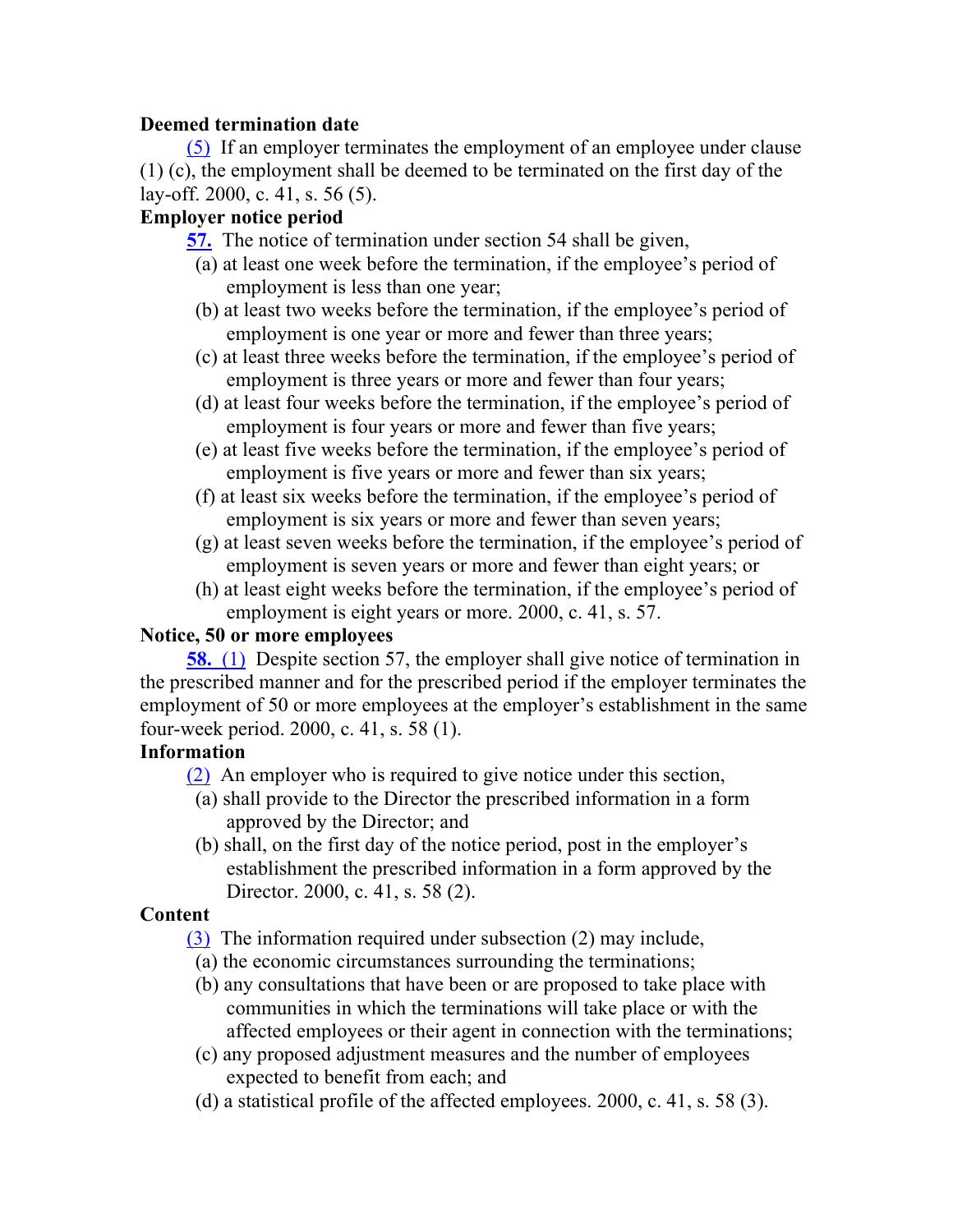**Deemed termination date**

(5) If an employer terminates the employment of an employee under clause (1) (c), the employment shall be deemed to be terminated on the first day of the lay-off. 2000, c. 41, s. 56 (5).

**Employer notice period**

**57.** The notice of termination under section 54 shall be given,

(a) at least one week before the termination, if the employee's period of employment is less than one year;

(b) at least two weeks before the termination, if the employee's period of employment is one year or more and fewer than three years;

(c) at least three weeks before the termination, if the employee's period of employment is three years or more and fewer than four years;

(d) at least four weeks before the termination, if the employee's period of employment is four years or more and fewer than five years;

(e) at least five weeks before the termination, if the employee's period of employment is five years or more and fewer than six years;

(f) at least six weeks before the termination, if the employee's period of employment is six years or more and fewer than seven years;

(g) at least seven weeks before the termination, if the employee's period of employment is seven years or more and fewer than eight years; or

(h) at least eight weeks before the termination, if the employee's period of employment is eight years or more. 2000, c. 41, s. 57.

**Notice, 50 or more employees**

**58.** (1) Despite section 57, the employer shall give notice of termination in the prescribed manner and for the prescribed period if the employer terminates the employment of 50 or more employees at the employer's establishment in the same four-week period. 2000, c. 41, s. 58 (1).

**Information**

(2) An employer who is required to give notice under this section,

(a) shall provide to the Director the prescribed information in a form approved by the Director; and

(b) shall, on the first day of the notice period, post in the employer's establishment the prescribed information in a form approved by the Director. 2000, c. 41, s. 58 (2).

**Content**

(3) The information required under subsection (2) may include,

(a) the economic circumstances surrounding the terminations;

(b) any consultations that have been or are proposed to take place with communities in which the terminations will take place or with the affected employees or their agent in connection with the terminations;

(c) any proposed adjustment measures and the number of employees expected to benefit from each; and

(d) a statistical profile of the affected employees. 2000, c. 41, s. 58 (3).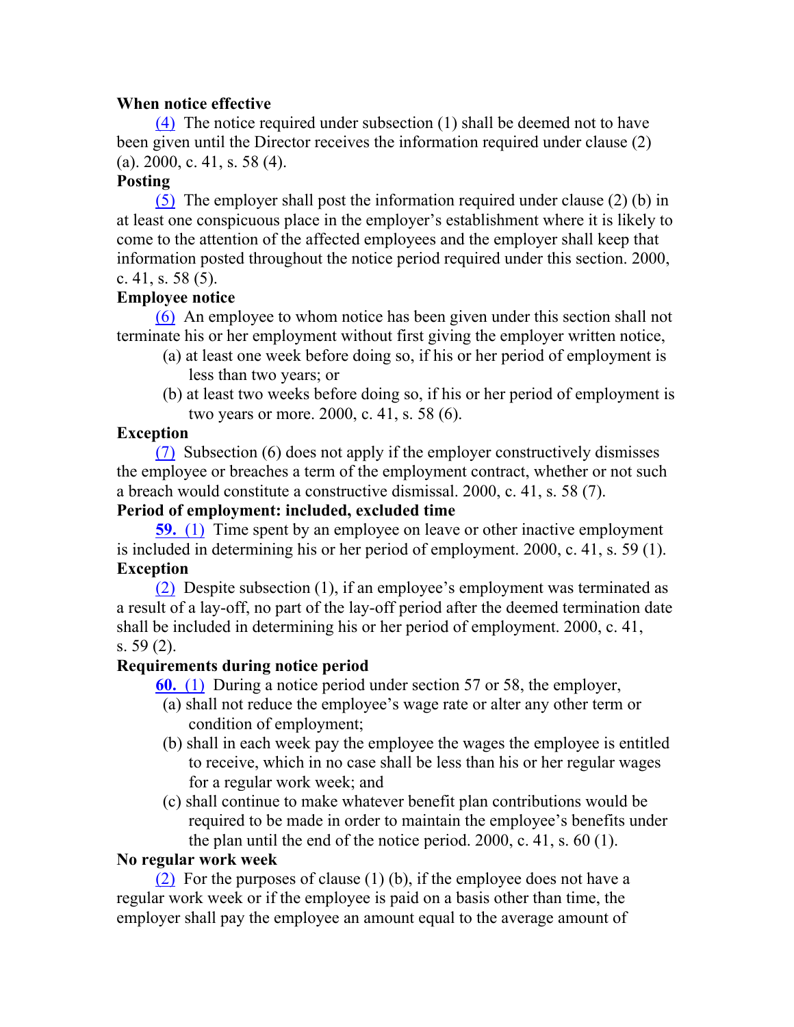**When notice effective**

(4) The notice required under subsection (1) shall be deemed not to have been given until the Director receives the information required under clause (2) (a). 2000, c. 41, s. 58 (4).

**Posting**

(5) The employer shall post the information required under clause (2) (b) in at least one conspicuous place in the employer's establishment where it is likely to come to the attention of the affected employees and the employer shall keep that information posted throughout the notice period required under this section. 2000, c. 41, s. 58 (5).

**Employee notice**

(6) An employee to whom notice has been given under this section shall not terminate his or her employment without first giving the employer written notice,

- (a) at least one week before doing so, if his or her period of employment is less than two years; or
- (b) at least two weeks before doing so, if his or her period of employment is two years or more. 2000, c. 41, s. 58 (6).

**Exception**

(7) Subsection (6) does not apply if the employer constructively dismisses the employee or breaches a term of the employment contract, whether or not such a breach would constitute a constructive dismissal. 2000, c. 41, s. 58 (7).

**Period of employment: included, excluded time**

**59.** (1) Time spent by an employee on leave or other inactive employment is included in determining his or her period of employment. 2000, c. 41, s. 59 (1).

**Exception**

(2) Despite subsection (1), if an employee's employment was terminated as a result of a lay-off, no part of the lay-off period after the deemed termination date shall be included in determining his or her period of employment. 2000, c. 41, s. 59 (2).

**Requirements during notice period**

**60.** (1) During a notice period under section 57 or 58, the employer,

- (a) shall not reduce the employee's wage rate or alter any other term or condition of employment;
- (b) shall in each week pay the employee the wages the employee is entitled to receive, which in no case shall be less than his or her regular wages for a regular work week; and
- (c) shall continue to make whatever benefit plan contributions would be required to be made in order to maintain the employee's benefits under the plan until the end of the notice period. 2000, c. 41, s. 60 (1).

**No regular work week**

(2) For the purposes of clause (1) (b), if the employee does not have a regular work week or if the employee is paid on a basis other than time, the employer shall pay the employee an amount equal to the average amount of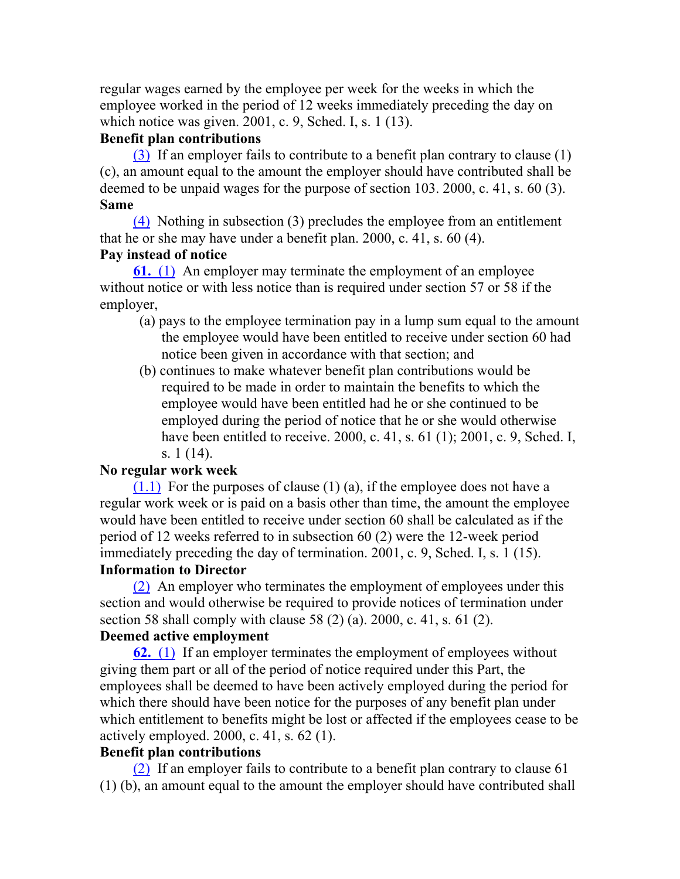regular wages earned by the employee per week for the weeks in which the employee worked in the period of 12 weeks immediately preceding the day on which notice was given. 2001, c. 9, Sched. I, s. 1 (13).

**Benefit plan contributions**

(3) If an employer fails to contribute to a benefit plan contrary to clause (1) (c), an amount equal to the amount the employer should have contributed shall be deemed to be unpaid wages for the purpose of section 103. 2000, c. 41, s. 60 (3).

**Same**

(4) Nothing in subsection (3) precludes the employee from an entitlement that he or she may have under a benefit plan. 2000, c. 41, s. 60 (4).

**Pay instead of notice**

**61.** (1) An employer may terminate the employment of an employee without notice or with less notice than is required under section 57 or 58 if the employer,

(a) pays to the employee termination pay in a lump sum equal to the amount the employee would have been entitled to receive under section 60 had notice been given in accordance with that section; and

(b) continues to make whatever benefit plan contributions would be required to be made in order to maintain the benefits to which the employee would have been entitled had he or she continued to be employed during the period of notice that he or she would otherwise have been entitled to receive. 2000, c. 41, s. 61 (1); 2001, c. 9, Sched. I, s. 1 (14).

**No regular work week**

(1.1) For the purposes of clause (1) (a), if the employee does not have a regular work week or is paid on a basis other than time, the amount the employee would have been entitled to receive under section 60 shall be calculated as if the period of 12 weeks referred to in subsection 60 (2) were the 12-week period immediately preceding the day of termination. 2001, c. 9, Sched. I, s. 1 (15).

**Information to Director**

(2) An employer who terminates the employment of employees under this section and would otherwise be required to provide notices of termination under section 58 shall comply with clause 58 (2) (a). 2000, c. 41, s. 61 (2).

**Deemed active employment**

**62.** (1) If an employer terminates the employment of employees without giving them part or all of the period of notice required under this Part, the employees shall be deemed to have been actively employed during the period for which there should have been notice for the purposes of any benefit plan under which entitlement to benefits might be lost or affected if the employees cease to be actively employed. 2000, c. 41, s. 62 (1).

**Benefit plan contributions**

(2) If an employer fails to contribute to a benefit plan contrary to clause 61 (1) (b), an amount equal to the amount the employer should have contributed shall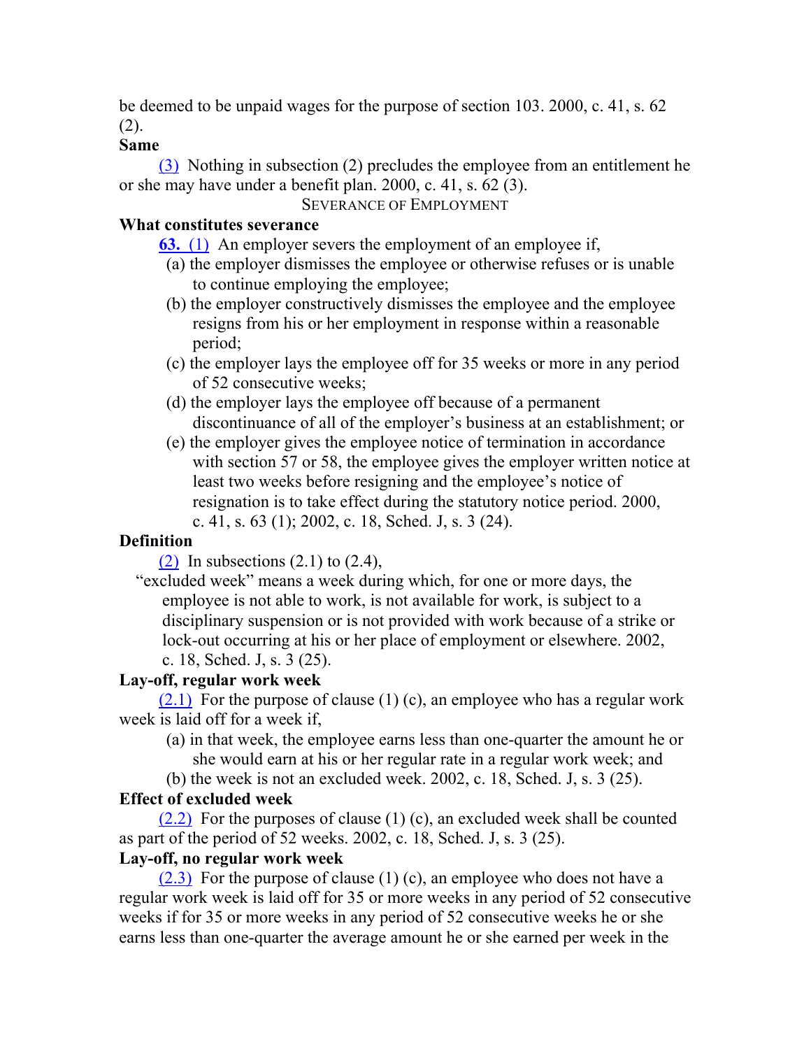be deemed to be unpaid wages for the purpose of section 103. 2000, c. 41, s. 62 (2).

**Same**

(3) Nothing in subsection (2) precludes the employee from an entitlement he or she may have under a benefit plan. 2000, c. 41, s. 62 (3).

SEVERANCE OF EMPLOYMENT

**What constitutes severance**

**63.** (1) An employer severs the employment of an employee if,

(a) the employer dismisses the employee or otherwise refuses or is unable to continue employing the employee;

(b) the employer constructively dismisses the employee and the employee resigns from his or her employment in response within a reasonable period;

(c) the employer lays the employee off for 35 weeks or more in any period of 52 consecutive weeks;

(d) the employer lays the employee off because of a permanent discontinuance of all of the employer's business at an establishment; or

(e) the employer gives the employee notice of termination in accordance with section 57 or 58, the employee gives the employer written notice at least two weeks before resigning and the employee's notice of resignation is to take effect during the statutory notice period. 2000, c. 41, s. 63 (1); 2002, c. 18, Sched. J, s. 3 (24).

**Definition**

(2) In subsections (2.1) to (2.4),

"excluded week" means a week during which, for one or more days, the employee is not able to work, is not available for work, is subject to a disciplinary suspension or is not provided with work because of a strike or lock-out occurring at his or her place of employment or elsewhere. 2002, c. 18, Sched. J, s. 3 (25).

**Lay-off, regular work week**

(2.1) For the purpose of clause (1) (c), an employee who has a regular work week is laid off for a week if,

(a) in that week, the employee earns less than one-quarter the amount he or she would earn at his or her regular rate in a regular work week; and

(b) the week is not an excluded week. 2002, c. 18, Sched. J, s. 3 (25).

**Effect of excluded week**

(2.2) For the purposes of clause (1) (c), an excluded week shall be counted as part of the period of 52 weeks. 2002, c. 18, Sched. J, s. 3 (25).

**Lay-off, no regular work week**

(2.3) For the purpose of clause (1) (c), an employee who does not have a regular work week is laid off for 35 or more weeks in any period of 52 consecutive weeks if for 35 or more weeks in any period of 52 consecutive weeks he or she earns less than one-quarter the average amount he or she earned per week in the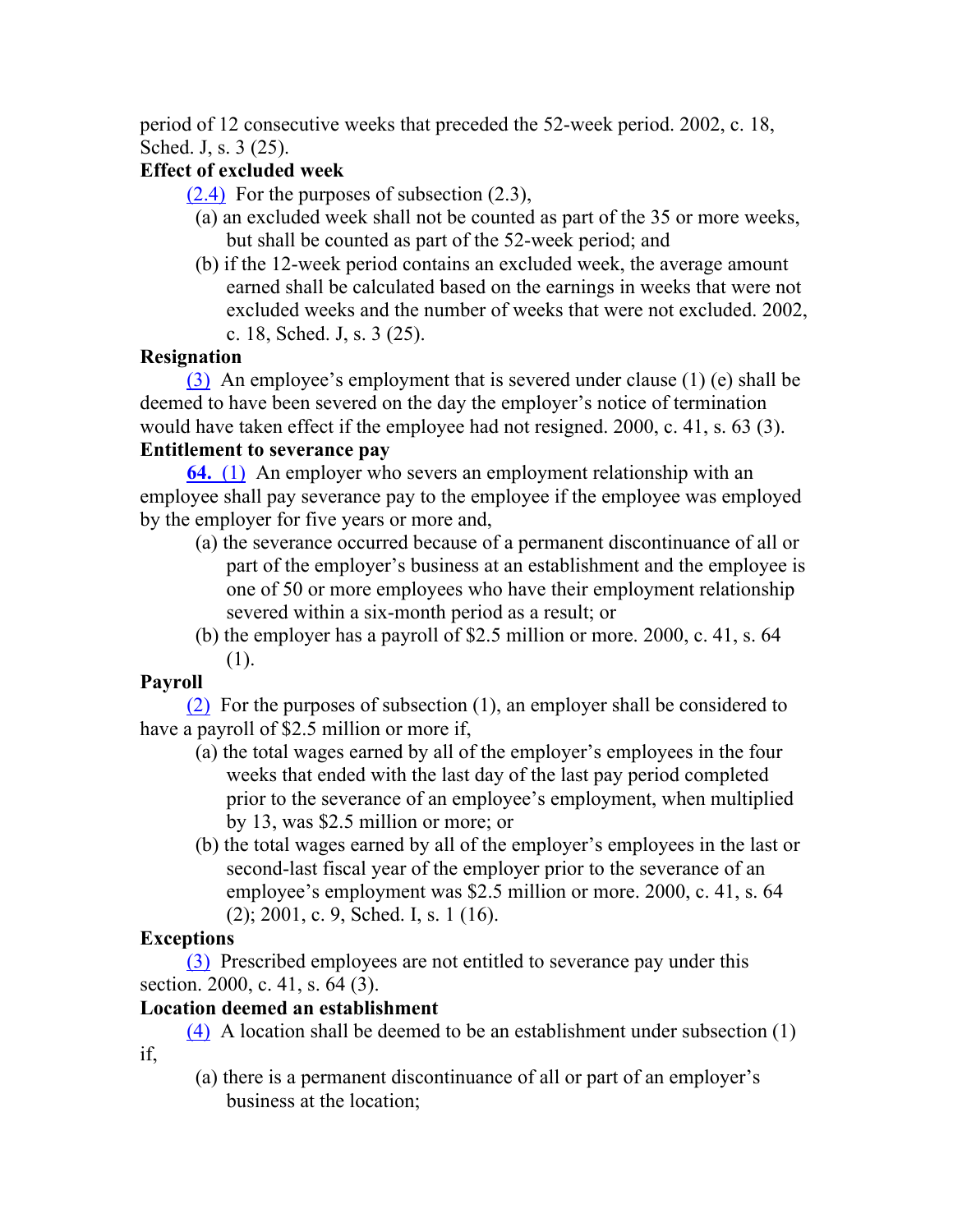period of 12 consecutive weeks that preceded the 52-week period. 2002, c. 18, Sched. J, s. 3 (25).

**Effect of excluded week**

(2.4) For the purposes of subsection (2.3),

(a) an excluded week shall not be counted as part of the 35 or more weeks, but shall be counted as part of the 52-week period; and

(b) if the 12-week period contains an excluded week, the average amount earned shall be calculated based on the earnings in weeks that were not excluded weeks and the number of weeks that were not excluded. 2002, c. 18, Sched. J, s. 3 (25).

**Resignation**

(3) An employee's employment that is severed under clause (1) (e) shall be deemed to have been severed on the day the employer's notice of termination would have taken effect if the employee had not resigned. 2000, c. 41, s. 63 (3).

**Entitlement to severance pay**

**64.** (1) An employer who severs an employment relationship with an employee shall pay severance pay to the employee if the employee was employed by the employer for five years or more and,

(a) the severance occurred because of a permanent discontinuance of all or part of the employer's business at an establishment and the employee is one of 50 or more employees who have their employment relationship severed within a six-month period as a result; or

(b) the employer has a payroll of $2.5 million or more. 2000, c. 41, s. 64 (1).

**Payroll**

(2) For the purposes of subsection (1), an employer shall be considered to have a payroll of $2.5 million or more if,

(a) the total wages earned by all of the employer's employees in the four weeks that ended with the last day of the last pay period completed prior to the severance of an employee's employment, when multiplied by 13, was $2.5 million or more; or

(b) the total wages earned by all of the employer's employees in the last or second-last fiscal year of the employer prior to the severance of an employee's employment was $2.5 million or more. 2000, c. 41, s. 64 (2); 2001, c. 9, Sched. I, s. 1 (16).

**Exceptions**

(3) Prescribed employees are not entitled to severance pay under this section. 2000, c. 41, s. 64 (3).

**Location deemed an establishment**

(4) A location shall be deemed to be an establishment under subsection (1) if,

(a) there is a permanent discontinuance of all or part of an employer's business at the location;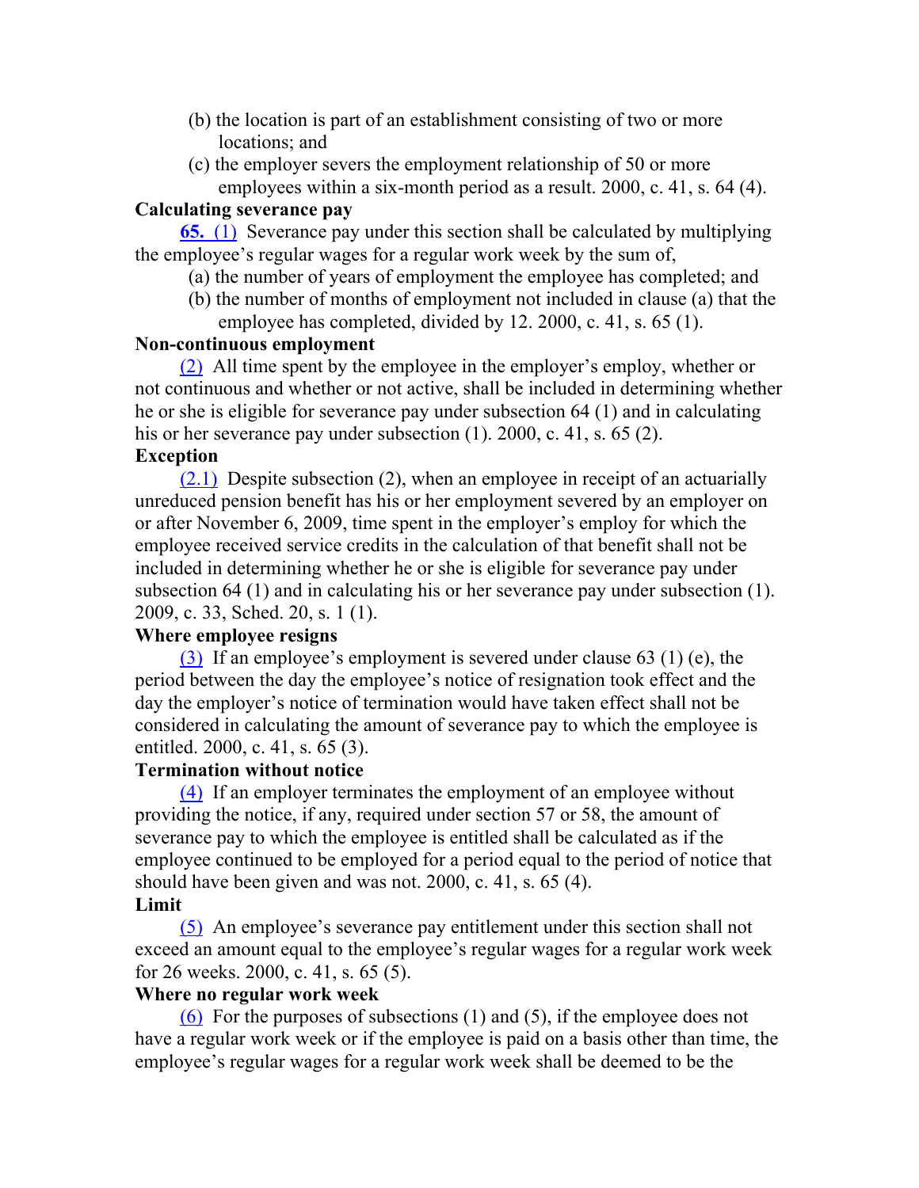(b) the location is part of an establishment consisting of two or more locations; and

(c) the employer severs the employment relationship of 50 or more employees within a six-month period as a result. 2000, c. 41, s. 64 (4).

**Calculating severance pay**

**65.** (1) Severance pay under this section shall be calculated by multiplying the employee's regular wages for a regular work week by the sum of,

(a) the number of years of employment the employee has completed; and

(b) the number of months of employment not included in clause (a) that the employee has completed, divided by 12. 2000, c. 41, s. 65 (1).

**Non-continuous employment**

(2) All time spent by the employee in the employer's employ, whether or not continuous and whether or not active, shall be included in determining whether he or she is eligible for severance pay under subsection 64 (1) and in calculating his or her severance pay under subsection (1). 2000, c. 41, s. 65 (2).

**Exception**

(2.1) Despite subsection (2), when an employee in receipt of an actuarially unreduced pension benefit has his or her employment severed by an employer on or after November 6, 2009, time spent in the employer's employ for which the employee received service credits in the calculation of that benefit shall not be included in determining whether he or she is eligible for severance pay under subsection 64 (1) and in calculating his or her severance pay under subsection (1). 2009, c. 33, Sched. 20, s. 1 (1).

**Where employee resigns**

(3) If an employee's employment is severed under clause 63 (1) (e), the period between the day the employee's notice of resignation took effect and the day the employer's notice of termination would have taken effect shall not be considered in calculating the amount of severance pay to which the employee is entitled. 2000, c. 41, s. 65 (3).

**Termination without notice**

(4) If an employer terminates the employment of an employee without providing the notice, if any, required under section 57 or 58, the amount of severance pay to which the employee is entitled shall be calculated as if the employee continued to be employed for a period equal to the period of notice that should have been given and was not. 2000, c. 41, s. 65 (4).

**Limit**

(5) An employee's severance pay entitlement under this section shall not exceed an amount equal to the employee's regular wages for a regular work week for 26 weeks. 2000, c. 41, s. 65 (5).

**Where no regular work week**

(6) For the purposes of subsections (1) and (5), if the employee does not have a regular work week or if the employee is paid on a basis other than time, the employee's regular wages for a regular work week shall be deemed to be the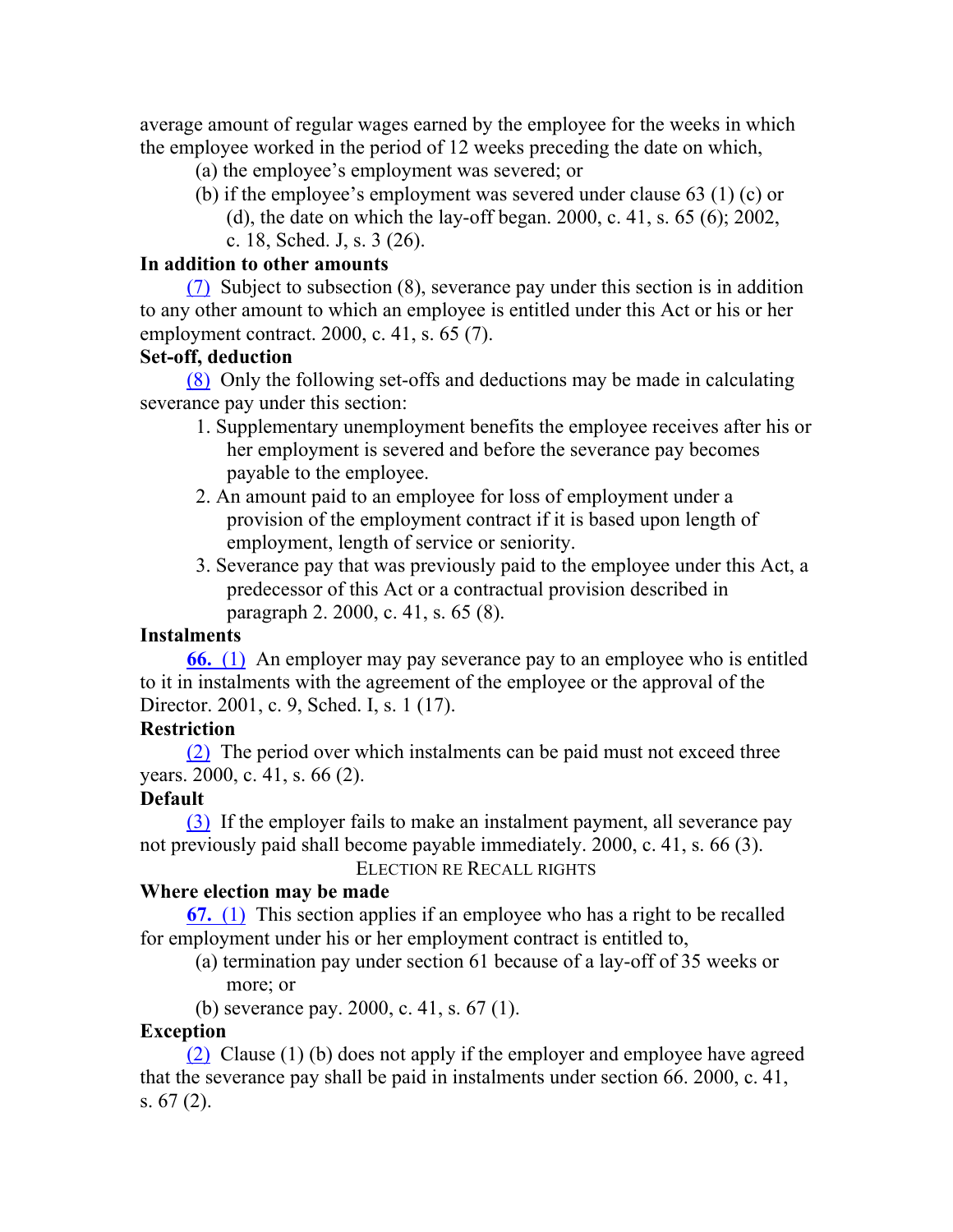average amount of regular wages earned by the employee for the weeks in which the employee worked in the period of 12 weeks preceding the date on which,

(a) the employee's employment was severed; or

(b) if the employee's employment was severed under clause 63 (1) (c) or (d), the date on which the lay-off began. 2000, c. 41, s. 65 (6); 2002, c. 18, Sched. J, s. 3 (26).

**In addition to other amounts**

(7) Subject to subsection (8), severance pay under this section is in addition to any other amount to which an employee is entitled under this Act or his or her employment contract. 2000, c. 41, s. 65 (7).

**Set-off, deduction**

(8) Only the following set-offs and deductions may be made in calculating severance pay under this section:

1. Supplementary unemployment benefits the employee receives after his or her employment is severed and before the severance pay becomes payable to the employee.
2. An amount paid to an employee for loss of employment under a provision of the employment contract if it is based upon length of employment, length of service or seniority.
3. Severance pay that was previously paid to the employee under this Act, a predecessor of this Act or a contractual provision described in paragraph 2. 2000, c. 41, s. 65 (8).

**Instalments**

**66.** (1) An employer may pay severance pay to an employee who is entitled to it in instalments with the agreement of the employee or the approval of the Director. 2001, c. 9, Sched. I, s. 1 (17).

**Restriction**

(2) The period over which instalments can be paid must not exceed three years. 2000, c. 41, s. 66 (2).

**Default**

(3) If the employer fails to make an instalment payment, all severance pay not previously paid shall become payable immediately. 2000, c. 41, s. 66 (3).

ELECTION RE RECALL RIGHTS

**Where election may be made**

**67.** (1) This section applies if an employee who has a right to be recalled for employment under his or her employment contract is entitled to,

(a) termination pay under section 61 because of a lay-off of 35 weeks or more; or

(b) severance pay. 2000, c. 41, s. 67 (1).

**Exception**

(2) Clause (1) (b) does not apply if the employer and employee have agreed that the severance pay shall be paid in instalments under section 66. 2000, c. 41, s. 67 (2).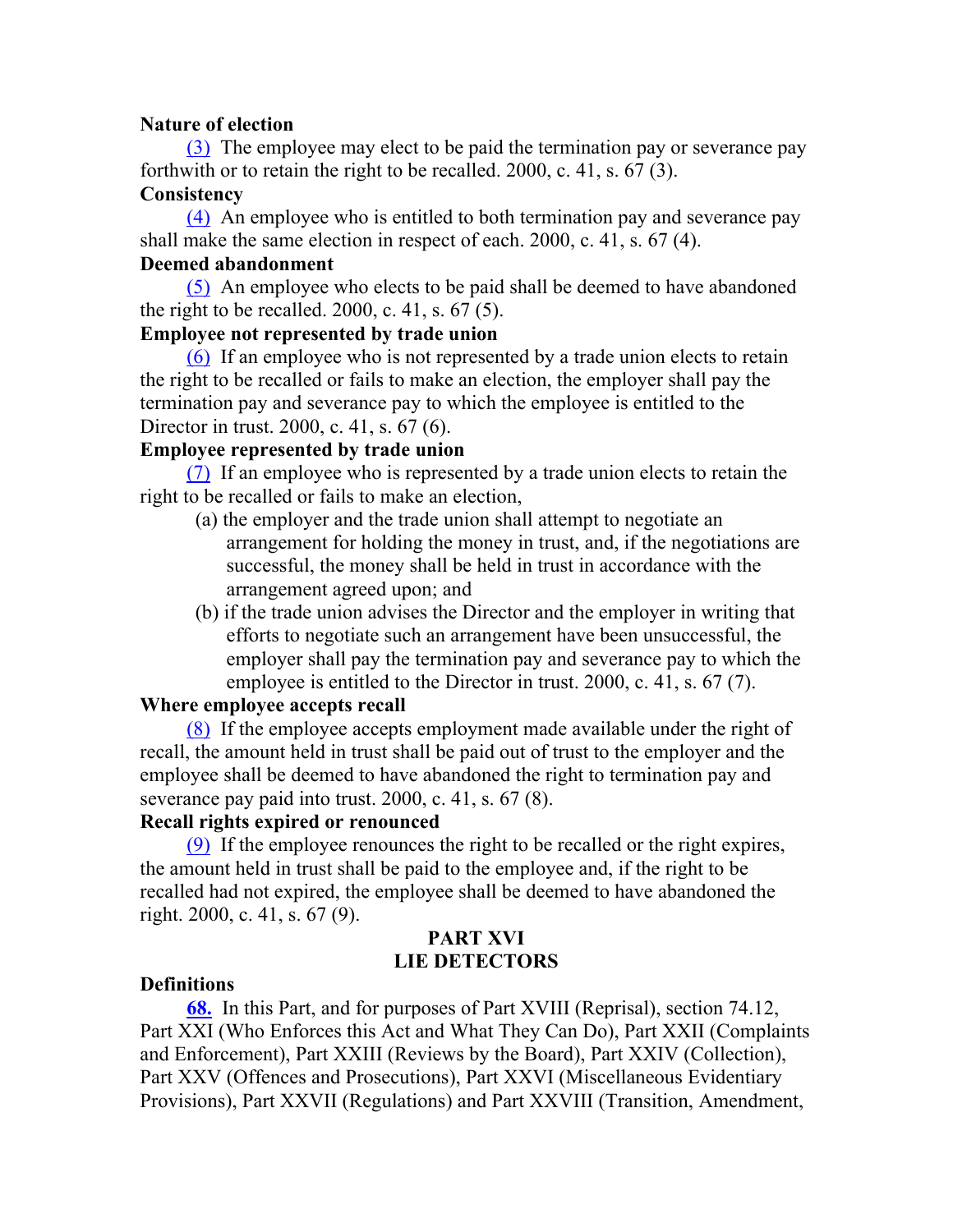**Nature of election**

(3) The employee may elect to be paid the termination pay or severance pay forthwith or to retain the right to be recalled. 2000, c. 41, s. 67 (3).

**Consistency**

(4) An employee who is entitled to both termination pay and severance pay shall make the same election in respect of each. 2000, c. 41, s. 67 (4).

**Deemed abandonment**

(5) An employee who elects to be paid shall be deemed to have abandoned the right to be recalled. 2000, c. 41, s. 67 (5).

**Employee not represented by trade union**

(6) If an employee who is not represented by a trade union elects to retain the right to be recalled or fails to make an election, the employer shall pay the termination pay and severance pay to which the employee is entitled to the Director in trust. 2000, c. 41, s. 67 (6).

**Employee represented by trade union**

(7) If an employee who is represented by a trade union elects to retain the right to be recalled or fails to make an election,

(a) the employer and the trade union shall attempt to negotiate an arrangement for holding the money in trust, and, if the negotiations are successful, the money shall be held in trust in accordance with the arrangement agreed upon; and

(b) if the trade union advises the Director and the employer in writing that efforts to negotiate such an arrangement have been unsuccessful, the employer shall pay the termination pay and severance pay to which the employee is entitled to the Director in trust. 2000, c. 41, s. 67 (7).

**Where employee accepts recall**

(8) If the employee accepts employment made available under the right of recall, the amount held in trust shall be paid out of trust to the employer and the employee shall be deemed to have abandoned the right to termination pay and severance pay paid into trust. 2000, c. 41, s. 67 (8).

**Recall rights expired or renounced**

(9) If the employee renounces the right to be recalled or the right expires, the amount held in trust shall be paid to the employee and, if the right to be recalled had not expired, the employee shall be deemed to have abandoned the right. 2000, c. 41, s. 67 (9).

## PART XVI
## LIE DETECTORS

**Definitions**

**68.** In this Part, and for purposes of Part XVIII (Reprisal), section 74.12, Part XXI (Who Enforces this Act and What They Can Do), Part XXII (Complaints and Enforcement), Part XXIII (Reviews by the Board), Part XXIV (Collection), Part XXV (Offences and Prosecutions), Part XXVI (Miscellaneous Evidentiary Provisions), Part XXVII (Regulations) and Part XXVIII (Transition, Amendment,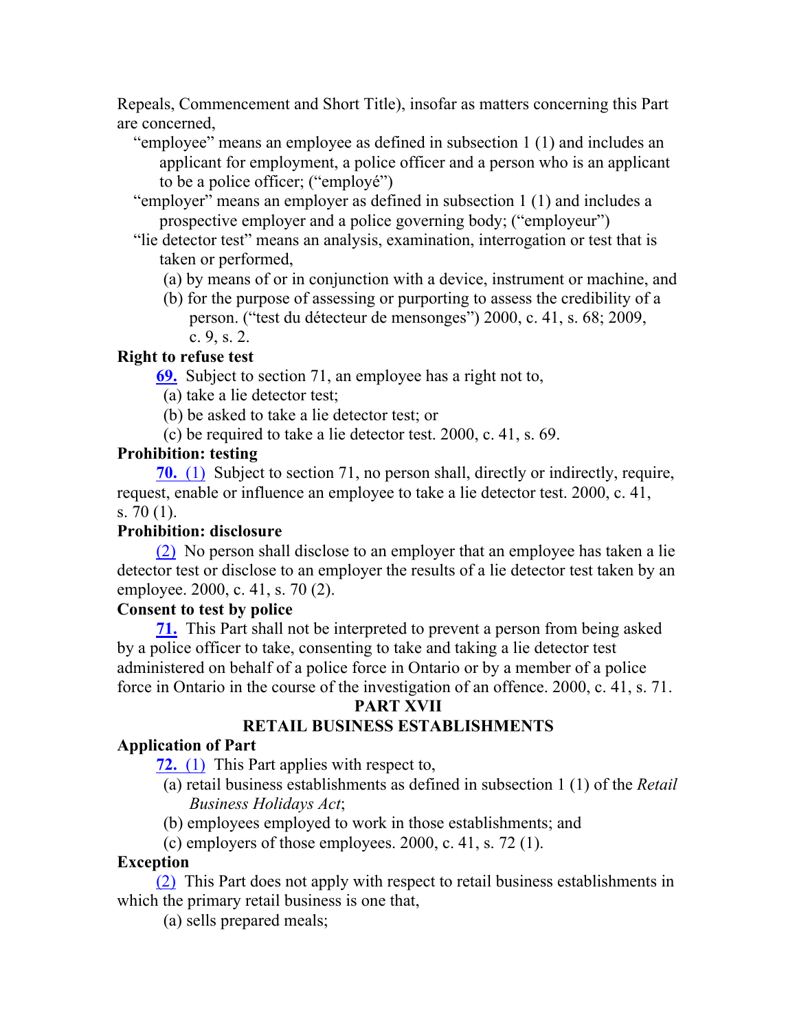Repeals, Commencement and Short Title), insofar as matters concerning this Part are concerned,

"employee" means an employee as defined in subsection 1 (1) and includes an applicant for employment, a police officer and a person who is an applicant to be a police officer; ("employé")

"employer" means an employer as defined in subsection 1 (1) and includes a prospective employer and a police governing body; ("employeur")

"lie detector test" means an analysis, examination, interrogation or test that is taken or performed,

(a) by means of or in conjunction with a device, instrument or machine, and

(b) for the purpose of assessing or purporting to assess the credibility of a person. ("test du détecteur de mensonges") 2000, c. 41, s. 68; 2009, c. 9, s. 2.

**Right to refuse test**

**69.** Subject to section 71, an employee has a right not to,

(a) take a lie detector test;

(b) be asked to take a lie detector test; or

(c) be required to take a lie detector test. 2000, c. 41, s. 69.

**Prohibition: testing**

**70.** (1) Subject to section 71, no person shall, directly or indirectly, require, request, enable or influence an employee to take a lie detector test. 2000, c. 41, s. 70 (1).

**Prohibition: disclosure**

(2) No person shall disclose to an employer that an employee has taken a lie detector test or disclose to an employer the results of a lie detector test taken by an employee. 2000, c. 41, s. 70 (2).

**Consent to test by police**

**71.** This Part shall not be interpreted to prevent a person from being asked by a police officer to take, consenting to take and taking a lie detector test administered on behalf of a police force in Ontario or by a member of a police force in Ontario in the course of the investigation of an offence. 2000, c. 41, s. 71.

## PART XVII
## RETAIL BUSINESS ESTABLISHMENTS

**Application of Part**

**72.** (1) This Part applies with respect to,

(a) retail business establishments as defined in subsection 1 (1) of the *Retail Business Holidays Act*;

(b) employees employed to work in those establishments; and

(c) employers of those employees. 2000, c. 41, s. 72 (1).

**Exception**

(2) This Part does not apply with respect to retail business establishments in which the primary retail business is one that,

(a) sells prepared meals;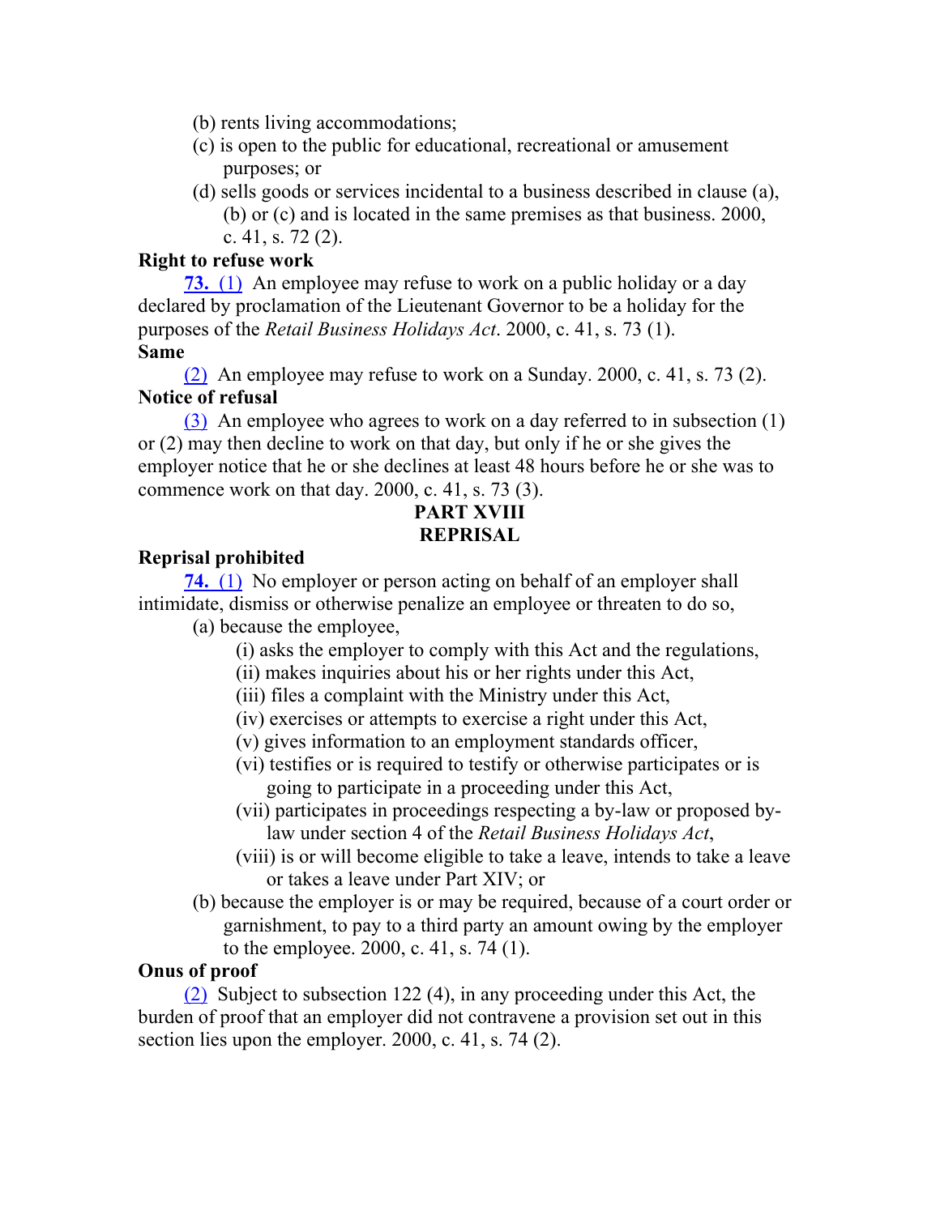(b) rents living accommodations;

(c) is open to the public for educational, recreational or amusement purposes; or

(d) sells goods or services incidental to a business described in clause (a), (b) or (c) and is located in the same premises as that business. 2000, c. 41, s. 72 (2).

**Right to refuse work**

**73.** (1) An employee may refuse to work on a public holiday or a day declared by proclamation of the Lieutenant Governor to be a holiday for the purposes of the *Retail Business Holidays Act*. 2000, c. 41, s. 73 (1).

**Same**

(2) An employee may refuse to work on a Sunday. 2000, c. 41, s. 73 (2).

**Notice of refusal**

(3) An employee who agrees to work on a day referred to in subsection (1) or (2) may then decline to work on that day, but only if he or she gives the employer notice that he or she declines at least 48 hours before he or she was to commence work on that day. 2000, c. 41, s. 73 (3).

## PART XVIII
## REPRISAL

**Reprisal prohibited**

**74.** (1) No employer or person acting on behalf of an employer shall intimidate, dismiss or otherwise penalize an employee or threaten to do so,

(a) because the employee,

(i) asks the employer to comply with this Act and the regulations,

(ii) makes inquiries about his or her rights under this Act,

(iii) files a complaint with the Ministry under this Act,

(iv) exercises or attempts to exercise a right under this Act,

(v) gives information to an employment standards officer,

(vi) testifies or is required to testify or otherwise participates or is going to participate in a proceeding under this Act,

(vii) participates in proceedings respecting a by-law or proposed by-law under section 4 of the *Retail Business Holidays Act*,

(viii) is or will become eligible to take a leave, intends to take a leave or takes a leave under Part XIV; or

(b) because the employer is or may be required, because of a court order or garnishment, to pay to a third party an amount owing by the employer to the employee. 2000, c. 41, s. 74 (1).

**Onus of proof**

(2) Subject to subsection 122 (4), in any proceeding under this Act, the burden of proof that an employer did not contravene a provision set out in this section lies upon the employer. 2000, c. 41, s. 74 (2).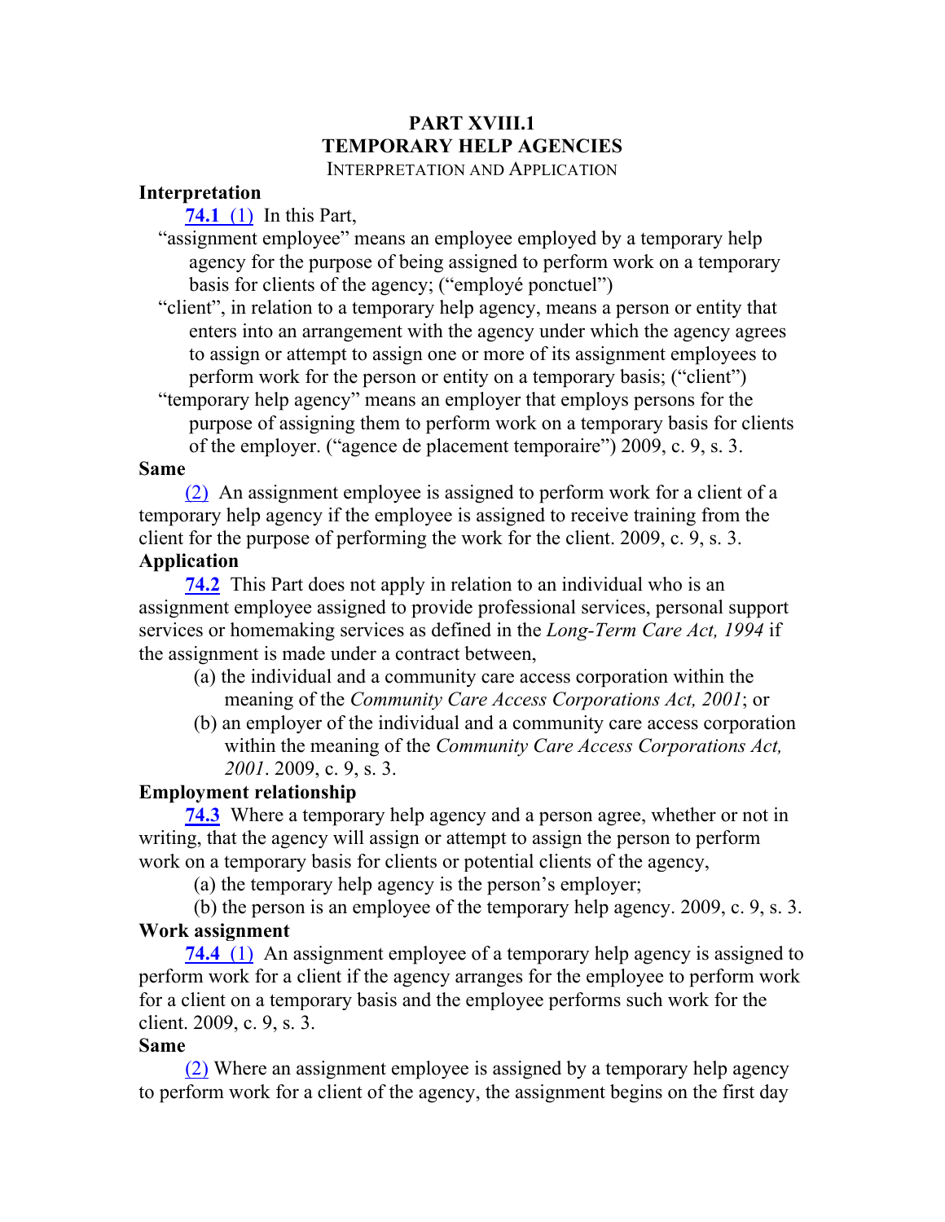# PART XVIII.1
# TEMPORARY HELP AGENCIES

## INTERPRETATION AND APPLICATION

**Interpretation**

**74.1** (1) In this Part,

"assignment employee" means an employee employed by a temporary help agency for the purpose of being assigned to perform work on a temporary basis for clients of the agency; ("employé ponctuel")

"client", in relation to a temporary help agency, means a person or entity that enters into an arrangement with the agency under which the agency agrees to assign or attempt to assign one or more of its assignment employees to perform work for the person or entity on a temporary basis; ("client")

"temporary help agency" means an employer that employs persons for the purpose of assigning them to perform work on a temporary basis for clients of the employer. ("agence de placement temporaire") 2009, c. 9, s. 3.

**Same**

(2) An assignment employee is assigned to perform work for a client of a temporary help agency if the employee is assigned to receive training from the client for the purpose of performing the work for the client. 2009, c. 9, s. 3.

**Application**

**74.2** This Part does not apply in relation to an individual who is an assignment employee assigned to provide professional services, personal support services or homemaking services as defined in the *Long-Term Care Act, 1994* if the assignment is made under a contract between,

(a) the individual and a community care access corporation within the meaning of the *Community Care Access Corporations Act, 2001*; or

(b) an employer of the individual and a community care access corporation within the meaning of the *Community Care Access Corporations Act, 2001*. 2009, c. 9, s. 3.

**Employment relationship**

**74.3** Where a temporary help agency and a person agree, whether or not in writing, that the agency will assign or attempt to assign the person to perform work on a temporary basis for clients or potential clients of the agency,

(a) the temporary help agency is the person's employer;

(b) the person is an employee of the temporary help agency. 2009, c. 9, s. 3.

**Work assignment**

**74.4** (1) An assignment employee of a temporary help agency is assigned to perform work for a client if the agency arranges for the employee to perform work for a client on a temporary basis and the employee performs such work for the client. 2009, c. 9, s. 3.

**Same**

(2) Where an assignment employee is assigned by a temporary help agency to perform work for a client of the agency, the assignment begins on the first day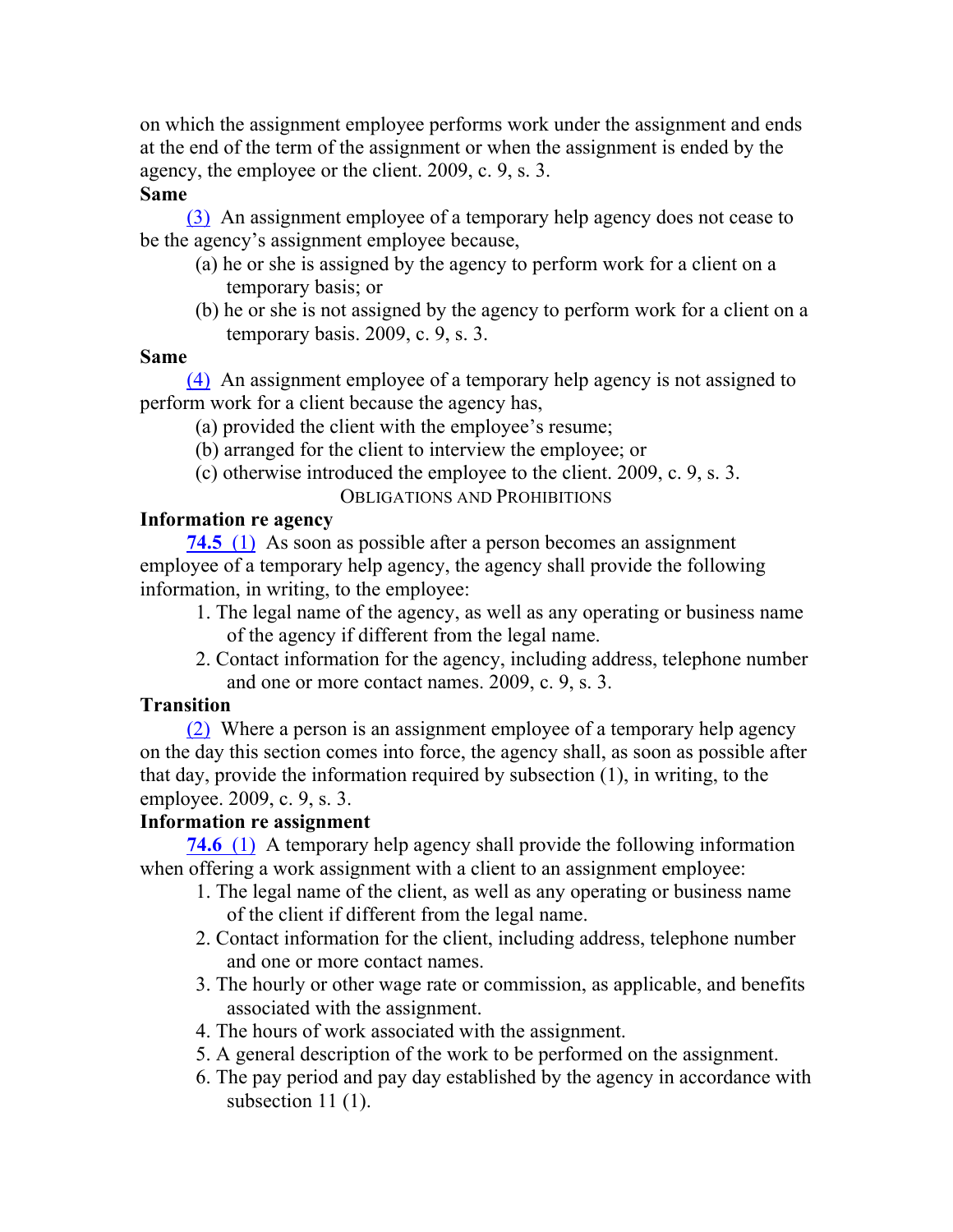on which the assignment employee performs work under the assignment and ends at the end of the term of the assignment or when the assignment is ended by the agency, the employee or the client. 2009, c. 9, s. 3.

**Same**

(3) An assignment employee of a temporary help agency does not cease to be the agency's assignment employee because,

(a) he or she is assigned by the agency to perform work for a client on a temporary basis; or

(b) he or she is not assigned by the agency to perform work for a client on a temporary basis. 2009, c. 9, s. 3.

**Same**

(4) An assignment employee of a temporary help agency is not assigned to perform work for a client because the agency has,

(a) provided the client with the employee's resume;

(b) arranged for the client to interview the employee; or

(c) otherwise introduced the employee to the client. 2009, c. 9, s. 3.

### OBLIGATIONS AND PROHIBITIONS

**Information re agency**

**74.5** (1) As soon as possible after a person becomes an assignment employee of a temporary help agency, the agency shall provide the following information, in writing, to the employee:

1. The legal name of the agency, as well as any operating or business name of the agency if different from the legal name.
2. Contact information for the agency, including address, telephone number and one or more contact names. 2009, c. 9, s. 3.

**Transition**

(2) Where a person is an assignment employee of a temporary help agency on the day this section comes into force, the agency shall, as soon as possible after that day, provide the information required by subsection (1), in writing, to the employee. 2009, c. 9, s. 3.

**Information re assignment**

**74.6** (1) A temporary help agency shall provide the following information when offering a work assignment with a client to an assignment employee:

1. The legal name of the client, as well as any operating or business name of the client if different from the legal name.
2. Contact information for the client, including address, telephone number and one or more contact names.
3. The hourly or other wage rate or commission, as applicable, and benefits associated with the assignment.
4. The hours of work associated with the assignment.
5. A general description of the work to be performed on the assignment.
6. The pay period and pay day established by the agency in accordance with subsection 11 (1).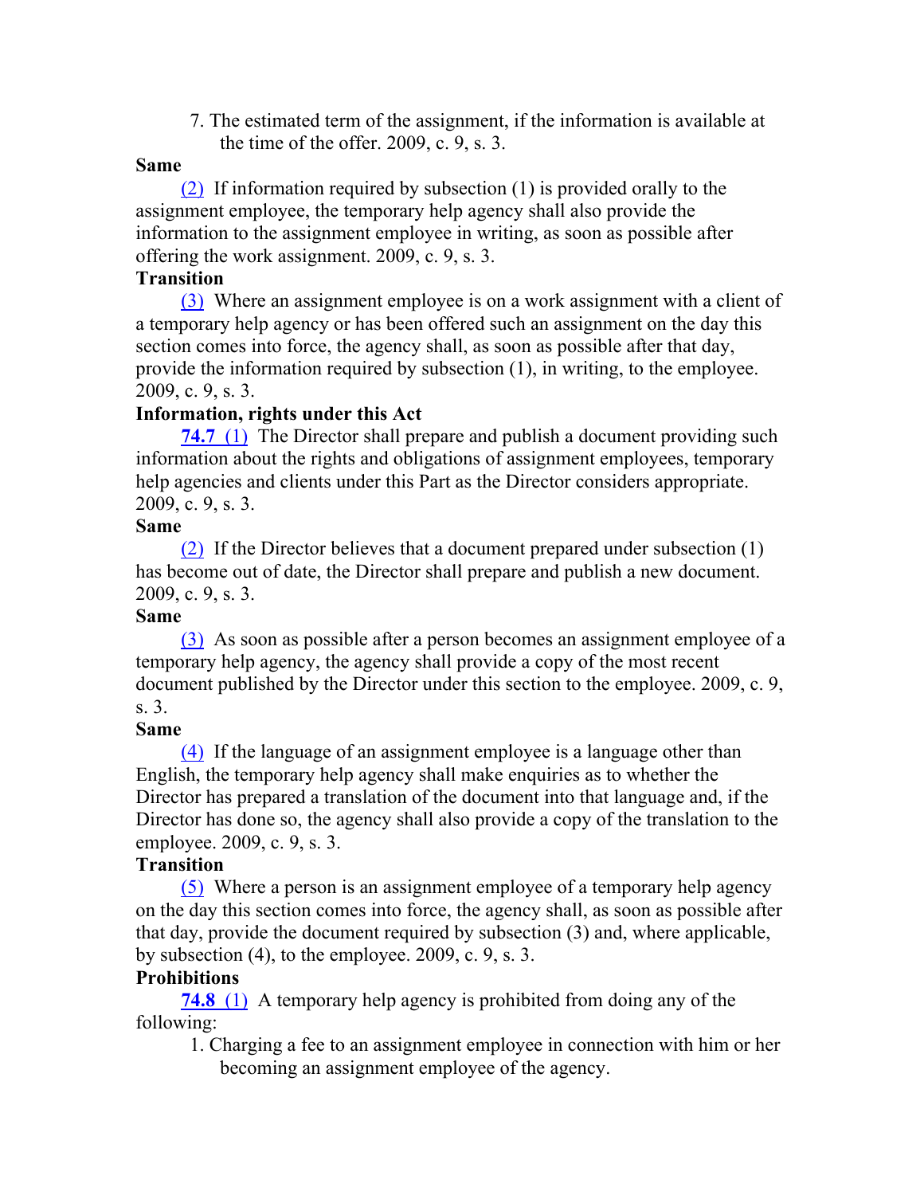7. The estimated term of the assignment, if the information is available at the time of the offer. 2009, c. 9, s. 3.

**Same**

(2) If information required by subsection (1) is provided orally to the assignment employee, the temporary help agency shall also provide the information to the assignment employee in writing, as soon as possible after offering the work assignment. 2009, c. 9, s. 3.

**Transition**

(3) Where an assignment employee is on a work assignment with a client of a temporary help agency or has been offered such an assignment on the day this section comes into force, the agency shall, as soon as possible after that day, provide the information required by subsection (1), in writing, to the employee. 2009, c. 9, s. 3.

**Information, rights under this Act**

**74.7** (1) The Director shall prepare and publish a document providing such information about the rights and obligations of assignment employees, temporary help agencies and clients under this Part as the Director considers appropriate. 2009, c. 9, s. 3.

**Same**

(2) If the Director believes that a document prepared under subsection (1) has become out of date, the Director shall prepare and publish a new document. 2009, c. 9, s. 3.

**Same**

(3) As soon as possible after a person becomes an assignment employee of a temporary help agency, the agency shall provide a copy of the most recent document published by the Director under this section to the employee. 2009, c. 9, s. 3.

**Same**

(4) If the language of an assignment employee is a language other than English, the temporary help agency shall make enquiries as to whether the Director has prepared a translation of the document into that language and, if the Director has done so, the agency shall also provide a copy of the translation to the employee. 2009, c. 9, s. 3.

**Transition**

(5) Where a person is an assignment employee of a temporary help agency on the day this section comes into force, the agency shall, as soon as possible after that day, provide the document required by subsection (3) and, where applicable, by subsection (4), to the employee. 2009, c. 9, s. 3.

**Prohibitions**

**74.8** (1) A temporary help agency is prohibited from doing any of the following:

1. Charging a fee to an assignment employee in connection with him or her becoming an assignment employee of the agency.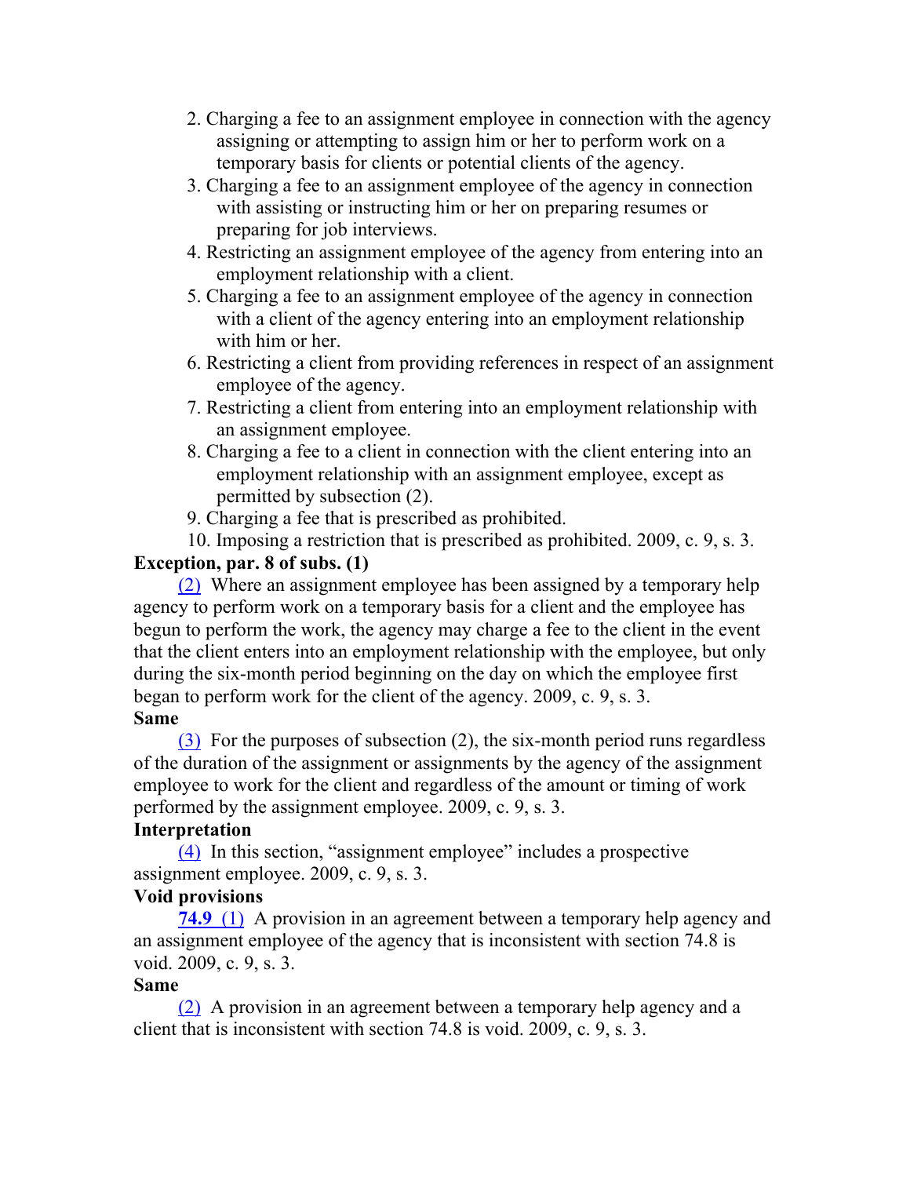2. Charging a fee to an assignment employee in connection with the agency assigning or attempting to assign him or her to perform work on a temporary basis for clients or potential clients of the agency.
3. Charging a fee to an assignment employee of the agency in connection with assisting or instructing him or her on preparing resumes or preparing for job interviews.
4. Restricting an assignment employee of the agency from entering into an employment relationship with a client.
5. Charging a fee to an assignment employee of the agency in connection with a client of the agency entering into an employment relationship with him or her.
6. Restricting a client from providing references in respect of an assignment employee of the agency.
7. Restricting a client from entering into an employment relationship with an assignment employee.
8. Charging a fee to a client in connection with the client entering into an employment relationship with an assignment employee, except as permitted by subsection (2).
9. Charging a fee that is prescribed as prohibited.
10. Imposing a restriction that is prescribed as prohibited. 2009, c. 9, s. 3.

**Exception, par. 8 of subs. (1)**

(2) Where an assignment employee has been assigned by a temporary help agency to perform work on a temporary basis for a client and the employee has begun to perform the work, the agency may charge a fee to the client in the event that the client enters into an employment relationship with the employee, but only during the six-month period beginning on the day on which the employee first began to perform work for the client of the agency. 2009, c. 9, s. 3.

**Same**

(3) For the purposes of subsection (2), the six-month period runs regardless of the duration of the assignment or assignments by the agency of the assignment employee to work for the client and regardless of the amount or timing of work performed by the assignment employee. 2009, c. 9, s. 3.

**Interpretation**

(4) In this section, "assignment employee" includes a prospective assignment employee. 2009, c. 9, s. 3.

**Void provisions**

**74.9** (1) A provision in an agreement between a temporary help agency and an assignment employee of the agency that is inconsistent with section 74.8 is void. 2009, c. 9, s. 3.

**Same**

(2) A provision in an agreement between a temporary help agency and a client that is inconsistent with section 74.8 is void. 2009, c. 9, s. 3.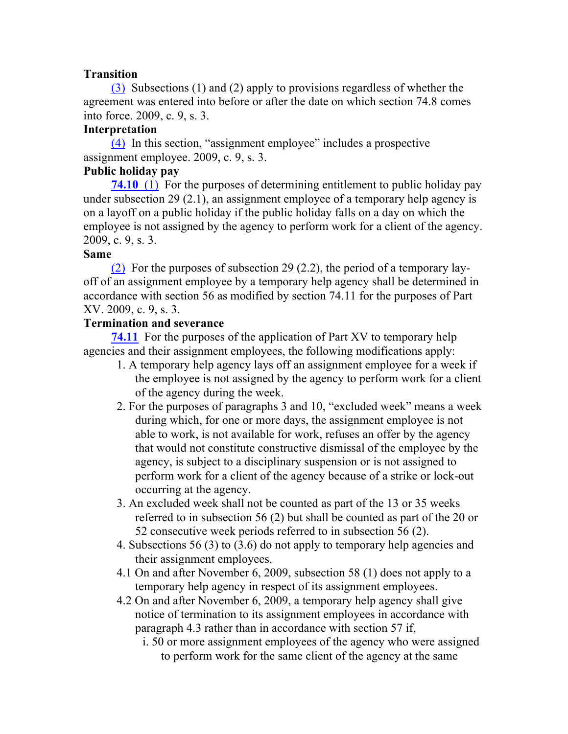**Transition**

(3) Subsections (1) and (2) apply to provisions regardless of whether the agreement was entered into before or after the date on which section 74.8 comes into force. 2009, c. 9, s. 3.

**Interpretation**

(4) In this section, "assignment employee" includes a prospective assignment employee. 2009, c. 9, s. 3.

**Public holiday pay**

**74.10** (1) For the purposes of determining entitlement to public holiday pay under subsection 29 (2.1), an assignment employee of a temporary help agency is on a layoff on a public holiday if the public holiday falls on a day on which the employee is not assigned by the agency to perform work for a client of the agency. 2009, c. 9, s. 3.

**Same**

(2) For the purposes of subsection 29 (2.2), the period of a temporary layoff of an assignment employee by a temporary help agency shall be determined in accordance with section 56 as modified by section 74.11 for the purposes of Part XV. 2009, c. 9, s. 3.

**Termination and severance**

**74.11** For the purposes of the application of Part XV to temporary help agencies and their assignment employees, the following modifications apply:

1. A temporary help agency lays off an assignment employee for a week if the employee is not assigned by the agency to perform work for a client of the agency during the week.
2. For the purposes of paragraphs 3 and 10, "excluded week" means a week during which, for one or more days, the assignment employee is not able to work, is not available for work, refuses an offer by the agency that would not constitute constructive dismissal of the employee by the agency, is subject to a disciplinary suspension or is not assigned to perform work for a client of the agency because of a strike or lock-out occurring at the agency.
3. An excluded week shall not be counted as part of the 13 or 35 weeks referred to in subsection 56 (2) but shall be counted as part of the 20 or 52 consecutive week periods referred to in subsection 56 (2).
4. Subsections 56 (3) to (3.6) do not apply to temporary help agencies and their assignment employees.

4.1 On and after November 6, 2009, subsection 58 (1) does not apply to a temporary help agency in respect of its assignment employees.

4.2 On and after November 6, 2009, a temporary help agency shall give notice of termination to its assignment employees in accordance with paragraph 4.3 rather than in accordance with section 57 if,

i. 50 or more assignment employees of the agency who were assigned to perform work for the same client of the agency at the same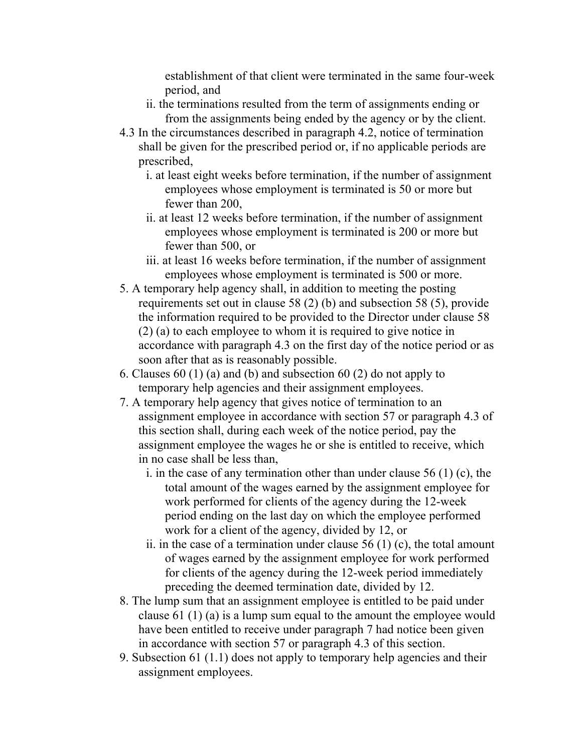establishment of that client were terminated in the same four-week period, and

   ii. the terminations resulted from the term of assignments ending or from the assignments being ended by the agency or by the client.

4.3 In the circumstances described in paragraph 4.2, notice of termination shall be given for the prescribed period or, if no applicable periods are prescribed,

   i. at least eight weeks before termination, if the number of assignment employees whose employment is terminated is 50 or more but fewer than 200,

   ii. at least 12 weeks before termination, if the number of assignment employees whose employment is terminated is 200 or more but fewer than 500, or

   iii. at least 16 weeks before termination, if the number of assignment employees whose employment is terminated is 500 or more.

5. A temporary help agency shall, in addition to meeting the posting requirements set out in clause 58 (2) (b) and subsection 58 (5), provide the information required to be provided to the Director under clause 58 (2) (a) to each employee to whom it is required to give notice in accordance with paragraph 4.3 on the first day of the notice period or as soon after that as is reasonably possible.

6. Clauses 60 (1) (a) and (b) and subsection 60 (2) do not apply to temporary help agencies and their assignment employees.

7. A temporary help agency that gives notice of termination to an assignment employee in accordance with section 57 or paragraph 4.3 of this section shall, during each week of the notice period, pay the assignment employee the wages he or she is entitled to receive, which in no case shall be less than,

   i. in the case of any termination other than under clause 56 (1) (c), the total amount of the wages earned by the assignment employee for work performed for clients of the agency during the 12-week period ending on the last day on which the employee performed work for a client of the agency, divided by 12, or

   ii. in the case of a termination under clause 56 (1) (c), the total amount of wages earned by the assignment employee for work performed for clients of the agency during the 12-week period immediately preceding the deemed termination date, divided by 12.

8. The lump sum that an assignment employee is entitled to be paid under clause 61 (1) (a) is a lump sum equal to the amount the employee would have been entitled to receive under paragraph 7 had notice been given in accordance with section 57 or paragraph 4.3 of this section.

9. Subsection 61 (1.1) does not apply to temporary help agencies and their assignment employees.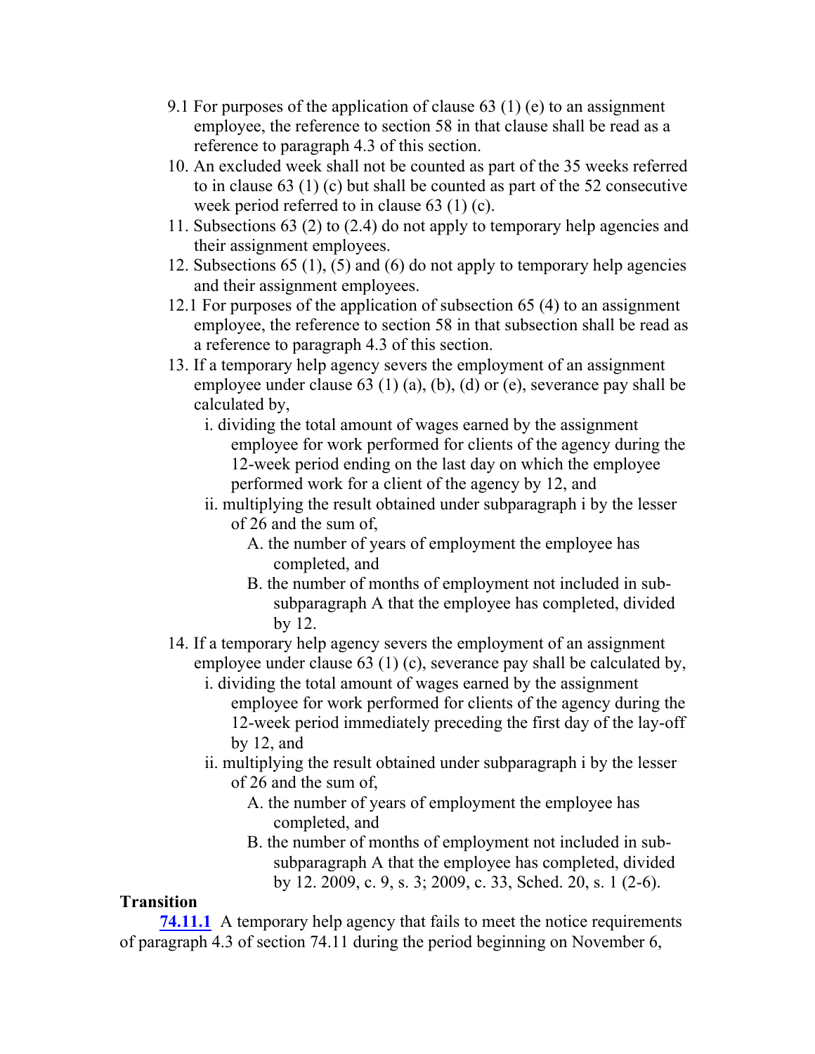9.1 For purposes of the application of clause 63 (1) (e) to an assignment employee, the reference to section 58 in that clause shall be read as a reference to paragraph 4.3 of this section.

10. An excluded week shall not be counted as part of the 35 weeks referred to in clause 63 (1) (c) but shall be counted as part of the 52 consecutive week period referred to in clause 63 (1) (c).

11. Subsections 63 (2) to (2.4) do not apply to temporary help agencies and their assignment employees.

12. Subsections 65 (1), (5) and (6) do not apply to temporary help agencies and their assignment employees.

12.1 For purposes of the application of subsection 65 (4) to an assignment employee, the reference to section 58 in that subsection shall be read as a reference to paragraph 4.3 of this section.

13. If a temporary help agency severs the employment of an assignment employee under clause 63 (1) (a), (b), (d) or (e), severance pay shall be calculated by,
   - i. dividing the total amount of wages earned by the assignment employee for work performed for clients of the agency during the 12-week period ending on the last day on which the employee performed work for a client of the agency by 12, and
   - ii. multiplying the result obtained under subparagraph i by the lesser of 26 and the sum of,
     - A. the number of years of employment the employee has completed, and
     - B. the number of months of employment not included in sub-subparagraph A that the employee has completed, divided by 12.

14. If a temporary help agency severs the employment of an assignment employee under clause 63 (1) (c), severance pay shall be calculated by,
   - i. dividing the total amount of wages earned by the assignment employee for work performed for clients of the agency during the 12-week period immediately preceding the first day of the lay-off by 12, and
   - ii. multiplying the result obtained under subparagraph i by the lesser of 26 and the sum of,
     - A. the number of years of employment the employee has completed, and
     - B. the number of months of employment not included in sub-subparagraph A that the employee has completed, divided by 12. 2009, c. 9, s. 3; 2009, c. 33, Sched. 20, s. 1 (2-6).

**Transition**

**74.11.1** A temporary help agency that fails to meet the notice requirements of paragraph 4.3 of section 74.11 during the period beginning on November 6,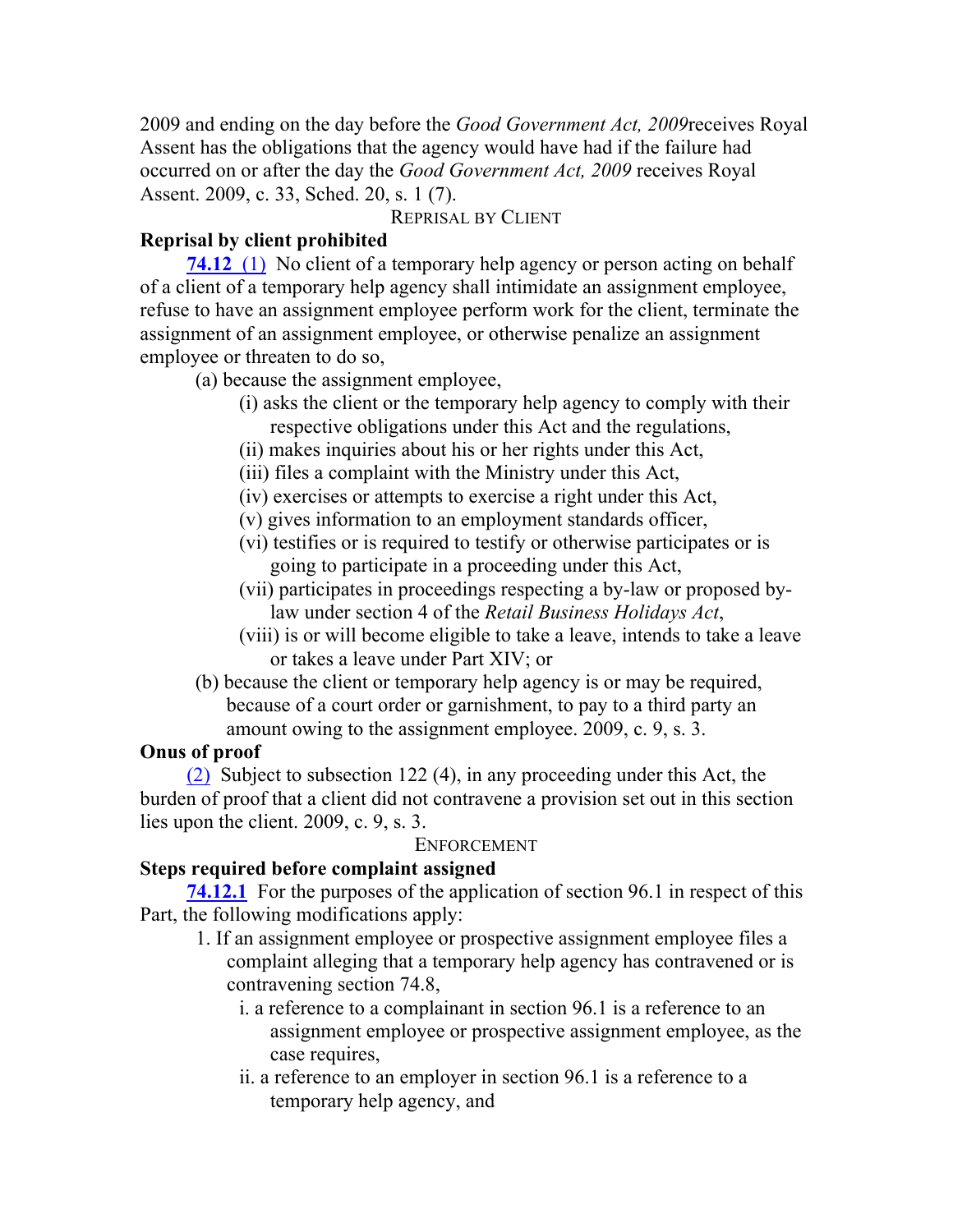2009 and ending on the day before the *Good Government Act, 2009*receives Royal Assent has the obligations that the agency would have had if the failure had occurred on or after the day the *Good Government Act, 2009* receives Royal Assent. 2009, c. 33, Sched. 20, s. 1 (7).

REPRISAL BY CLIENT

**Reprisal by client prohibited**

**74.12** (1) No client of a temporary help agency or person acting on behalf of a client of a temporary help agency shall intimidate an assignment employee, refuse to have an assignment employee perform work for the client, terminate the assignment of an assignment employee, or otherwise penalize an assignment employee or threaten to do so,

(a) because the assignment employee,

(i) asks the client or the temporary help agency to comply with their respective obligations under this Act and the regulations,

(ii) makes inquiries about his or her rights under this Act,

(iii) files a complaint with the Ministry under this Act,

(iv) exercises or attempts to exercise a right under this Act,

(v) gives information to an employment standards officer,

(vi) testifies or is required to testify or otherwise participates or is going to participate in a proceeding under this Act,

(vii) participates in proceedings respecting a by-law or proposed by-law under section 4 of the *Retail Business Holidays Act*,

(viii) is or will become eligible to take a leave, intends to take a leave or takes a leave under Part XIV; or

(b) because the client or temporary help agency is or may be required, because of a court order or garnishment, to pay to a third party an amount owing to the assignment employee. 2009, c. 9, s. 3.

**Onus of proof**

(2) Subject to subsection 122 (4), in any proceeding under this Act, the burden of proof that a client did not contravene a provision set out in this section lies upon the client. 2009, c. 9, s. 3.

ENFORCEMENT

**Steps required before complaint assigned**

**74.12.1** For the purposes of the application of section 96.1 in respect of this Part, the following modifications apply:

1. If an assignment employee or prospective assignment employee files a complaint alleging that a temporary help agency has contravened or is contravening section 74.8,

   i. a reference to a complainant in section 96.1 is a reference to an assignment employee or prospective assignment employee, as the case requires,

   ii. a reference to an employer in section 96.1 is a reference to a temporary help agency, and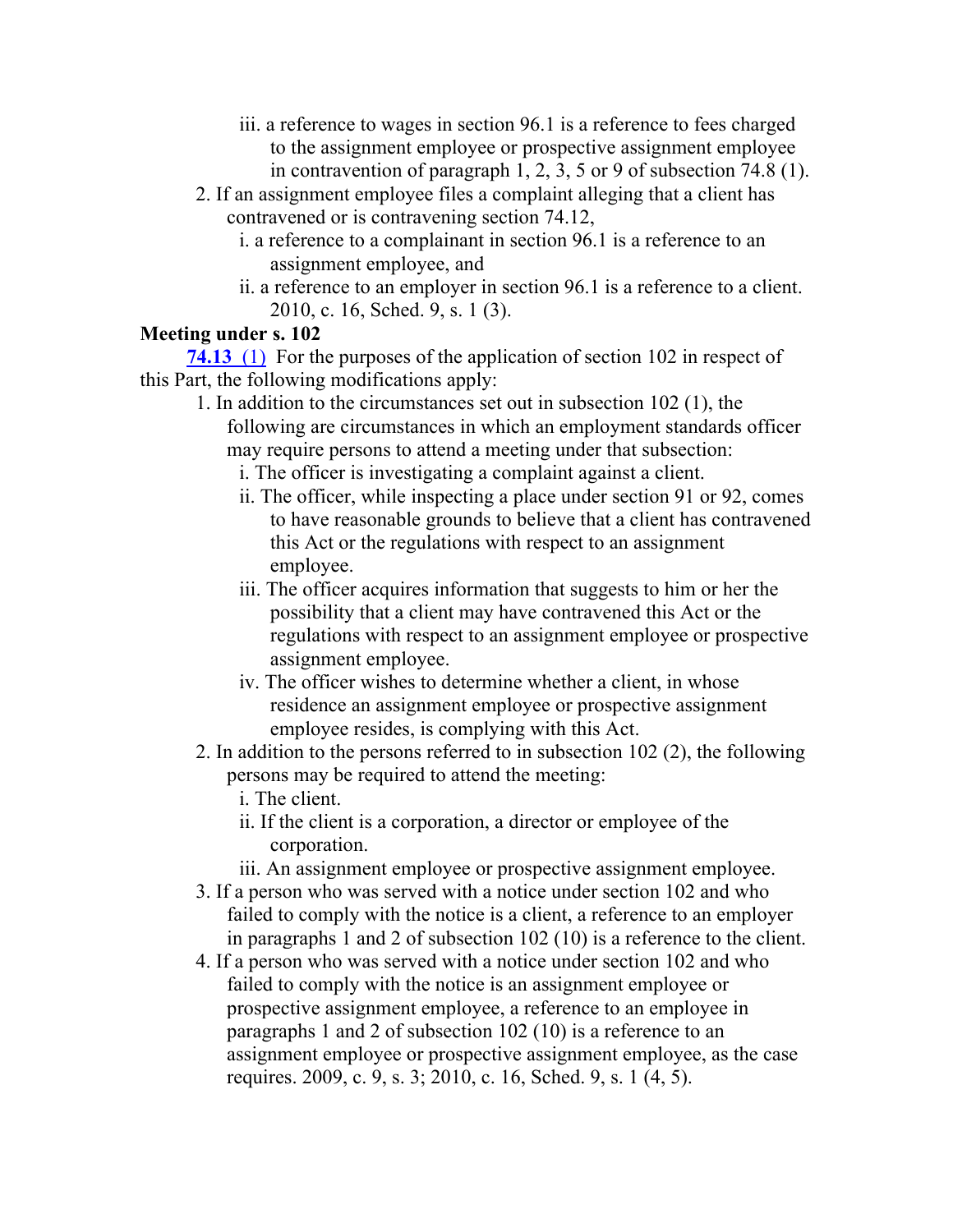iii. a reference to wages in section 96.1 is a reference to fees charged to the assignment employee or prospective assignment employee in contravention of paragraph 1, 2, 3, 5 or 9 of subsection 74.8 (1).

2. If an assignment employee files a complaint alleging that a client has contravened or is contravening section 74.12,
   i. a reference to a complainant in section 96.1 is a reference to an assignment employee, and
   ii. a reference to an employer in section 96.1 is a reference to a client. 2010, c. 16, Sched. 9, s. 1 (3).

**Meeting under s. 102**

**74.13** (1) For the purposes of the application of section 102 in respect of this Part, the following modifications apply:

1. In addition to the circumstances set out in subsection 102 (1), the following are circumstances in which an employment standards officer may require persons to attend a meeting under that subsection:
   i. The officer is investigating a complaint against a client.
   ii. The officer, while inspecting a place under section 91 or 92, comes to have reasonable grounds to believe that a client has contravened this Act or the regulations with respect to an assignment employee.
   iii. The officer acquires information that suggests to him or her the possibility that a client may have contravened this Act or the regulations with respect to an assignment employee or prospective assignment employee.
   iv. The officer wishes to determine whether a client, in whose residence an assignment employee or prospective assignment employee resides, is complying with this Act.
2. In addition to the persons referred to in subsection 102 (2), the following persons may be required to attend the meeting:
   i. The client.
   ii. If the client is a corporation, a director or employee of the corporation.
   iii. An assignment employee or prospective assignment employee.
3. If a person who was served with a notice under section 102 and who failed to comply with the notice is a client, a reference to an employer in paragraphs 1 and 2 of subsection 102 (10) is a reference to the client.
4. If a person who was served with a notice under section 102 and who failed to comply with the notice is an assignment employee or prospective assignment employee, a reference to an employee in paragraphs 1 and 2 of subsection 102 (10) is a reference to an assignment employee or prospective assignment employee, as the case requires. 2009, c. 9, s. 3; 2010, c. 16, Sched. 9, s. 1 (4, 5).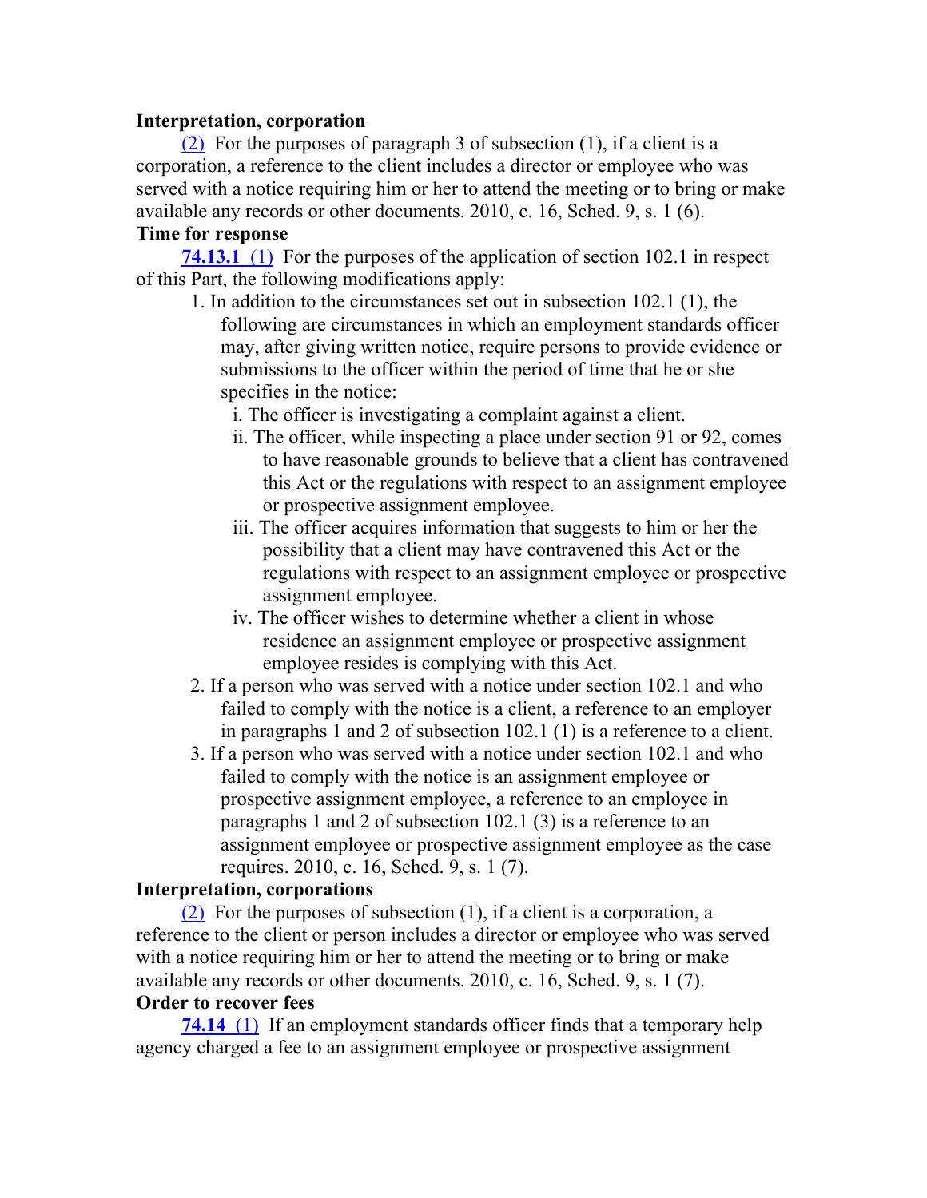**Interpretation, corporation**

(2) For the purposes of paragraph 3 of subsection (1), if a client is a corporation, a reference to the client includes a director or employee who was served with a notice requiring him or her to attend the meeting or to bring or make available any records or other documents. 2010, c. 16, Sched. 9, s. 1 (6).

**Time for response**

**74.13.1** (1) For the purposes of the application of section 102.1 in respect of this Part, the following modifications apply:

1. In addition to the circumstances set out in subsection 102.1 (1), the following are circumstances in which an employment standards officer may, after giving written notice, require persons to provide evidence or submissions to the officer within the period of time that he or she specifies in the notice:
   i. The officer is investigating a complaint against a client.
   ii. The officer, while inspecting a place under section 91 or 92, comes to have reasonable grounds to believe that a client has contravened this Act or the regulations with respect to an assignment employee or prospective assignment employee.
   iii. The officer acquires information that suggests to him or her the possibility that a client may have contravened this Act or the regulations with respect to an assignment employee or prospective assignment employee.
   iv. The officer wishes to determine whether a client in whose residence an assignment employee or prospective assignment employee resides is complying with this Act.
2. If a person who was served with a notice under section 102.1 and who failed to comply with the notice is a client, a reference to an employer in paragraphs 1 and 2 of subsection 102.1 (1) is a reference to a client.
3. If a person who was served with a notice under section 102.1 and who failed to comply with the notice is an assignment employee or prospective assignment employee, a reference to an employee in paragraphs 1 and 2 of subsection 102.1 (3) is a reference to an assignment employee or prospective assignment employee as the case requires. 2010, c. 16, Sched. 9, s. 1 (7).

**Interpretation, corporations**

(2) For the purposes of subsection (1), if a client is a corporation, a reference to the client or person includes a director or employee who was served with a notice requiring him or her to attend the meeting or to bring or make available any records or other documents. 2010, c. 16, Sched. 9, s. 1 (7).

**Order to recover fees**

**74.14** (1) If an employment standards officer finds that a temporary help agency charged a fee to an assignment employee or prospective assignment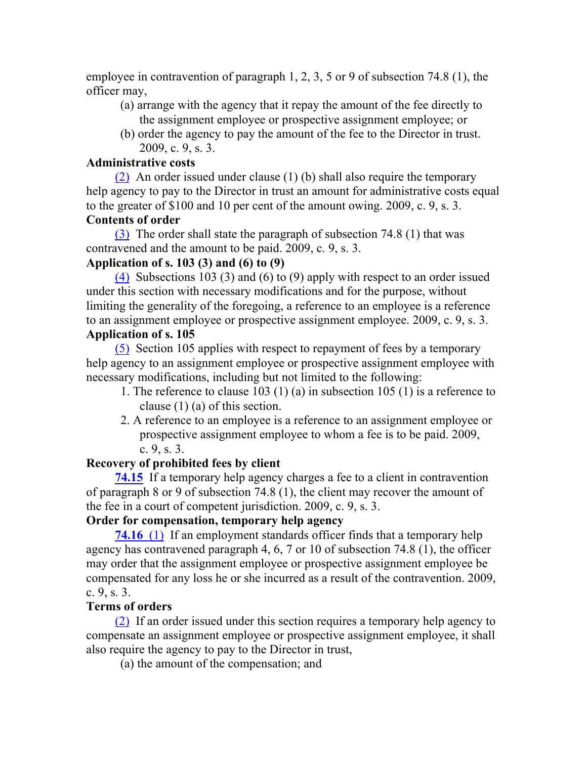employee in contravention of paragraph 1, 2, 3, 5 or 9 of subsection 74.8 (1), the officer may,

(a) arrange with the agency that it repay the amount of the fee directly to the assignment employee or prospective assignment employee; or

(b) order the agency to pay the amount of the fee to the Director in trust. 2009, c. 9, s. 3.

**Administrative costs**

(2) An order issued under clause (1) (b) shall also require the temporary help agency to pay to the Director in trust an amount for administrative costs equal to the greater of $100 and 10 per cent of the amount owing. 2009, c. 9, s. 3.

**Contents of order**

(3) The order shall state the paragraph of subsection 74.8 (1) that was contravened and the amount to be paid. 2009, c. 9, s. 3.

**Application of s. 103 (3) and (6) to (9)**

(4) Subsections 103 (3) and (6) to (9) apply with respect to an order issued under this section with necessary modifications and for the purpose, without limiting the generality of the foregoing, a reference to an employee is a reference to an assignment employee or prospective assignment employee. 2009, c. 9, s. 3.

**Application of s. 105**

(5) Section 105 applies with respect to repayment of fees by a temporary help agency to an assignment employee or prospective assignment employee with necessary modifications, including but not limited to the following:

1. The reference to clause 103 (1) (a) in subsection 105 (1) is a reference to clause (1) (a) of this section.
2. A reference to an employee is a reference to an assignment employee or prospective assignment employee to whom a fee is to be paid. 2009, c. 9, s. 3.

**Recovery of prohibited fees by client**

**74.15** If a temporary help agency charges a fee to a client in contravention of paragraph 8 or 9 of subsection 74.8 (1), the client may recover the amount of the fee in a court of competent jurisdiction. 2009, c. 9, s. 3.

**Order for compensation, temporary help agency**

**74.16** (1) If an employment standards officer finds that a temporary help agency has contravened paragraph 4, 6, 7 or 10 of subsection 74.8 (1), the officer may order that the assignment employee or prospective assignment employee be compensated for any loss he or she incurred as a result of the contravention. 2009, c. 9, s. 3.

**Terms of orders**

(2) If an order issued under this section requires a temporary help agency to compensate an assignment employee or prospective assignment employee, it shall also require the agency to pay to the Director in trust,

(a) the amount of the compensation; and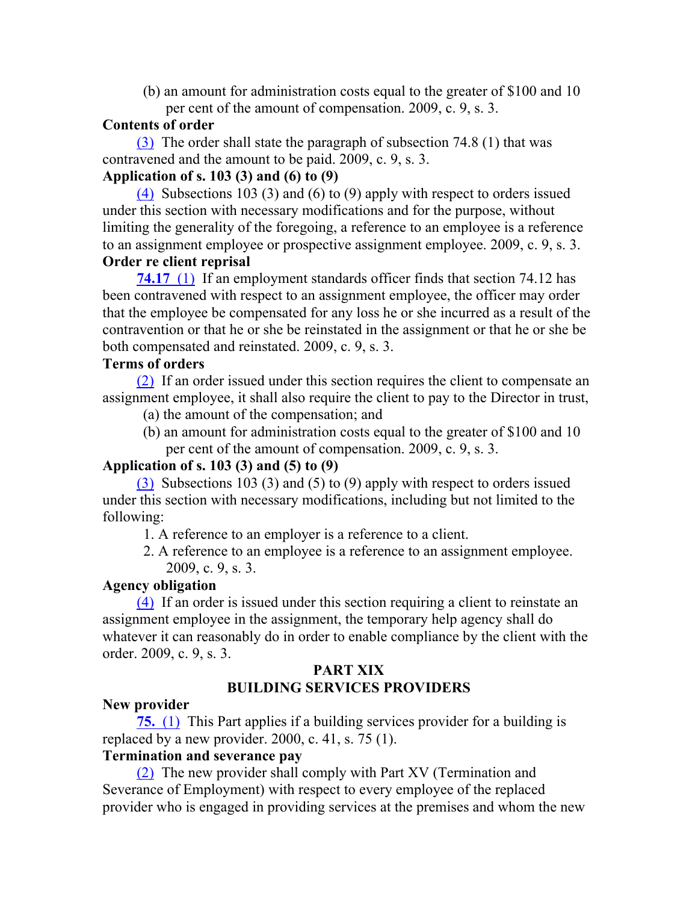(b) an amount for administration costs equal to the greater of $100 and 10 per cent of the amount of compensation. 2009, c. 9, s. 3.

**Contents of order**

(3) The order shall state the paragraph of subsection 74.8 (1) that was contravened and the amount to be paid. 2009, c. 9, s. 3.

**Application of s. 103 (3) and (6) to (9)**

(4) Subsections 103 (3) and (6) to (9) apply with respect to orders issued under this section with necessary modifications and for the purpose, without limiting the generality of the foregoing, a reference to an employee is a reference to an assignment employee or prospective assignment employee. 2009, c. 9, s. 3.

**Order re client reprisal**

**74.17** (1) If an employment standards officer finds that section 74.12 has been contravened with respect to an assignment employee, the officer may order that the employee be compensated for any loss he or she incurred as a result of the contravention or that he or she be reinstated in the assignment or that he or she be both compensated and reinstated. 2009, c. 9, s. 3.

**Terms of orders**

(2) If an order issued under this section requires the client to compensate an assignment employee, it shall also require the client to pay to the Director in trust,

(a) the amount of the compensation; and

(b) an amount for administration costs equal to the greater of $100 and 10 per cent of the amount of compensation. 2009, c. 9, s. 3.

**Application of s. 103 (3) and (5) to (9)**

(3) Subsections 103 (3) and (5) to (9) apply with respect to orders issued under this section with necessary modifications, including but not limited to the following:

1. A reference to an employer is a reference to a client.
2. A reference to an employee is a reference to an assignment employee. 2009, c. 9, s. 3.

**Agency obligation**

(4) If an order is issued under this section requiring a client to reinstate an assignment employee in the assignment, the temporary help agency shall do whatever it can reasonably do in order to enable compliance by the client with the order. 2009, c. 9, s. 3.

## PART XIX
## BUILDING SERVICES PROVIDERS

**New provider**

**75.** (1) This Part applies if a building services provider for a building is replaced by a new provider. 2000, c. 41, s. 75 (1).

**Termination and severance pay**

(2) The new provider shall comply with Part XV (Termination and Severance of Employment) with respect to every employee of the replaced provider who is engaged in providing services at the premises and whom the new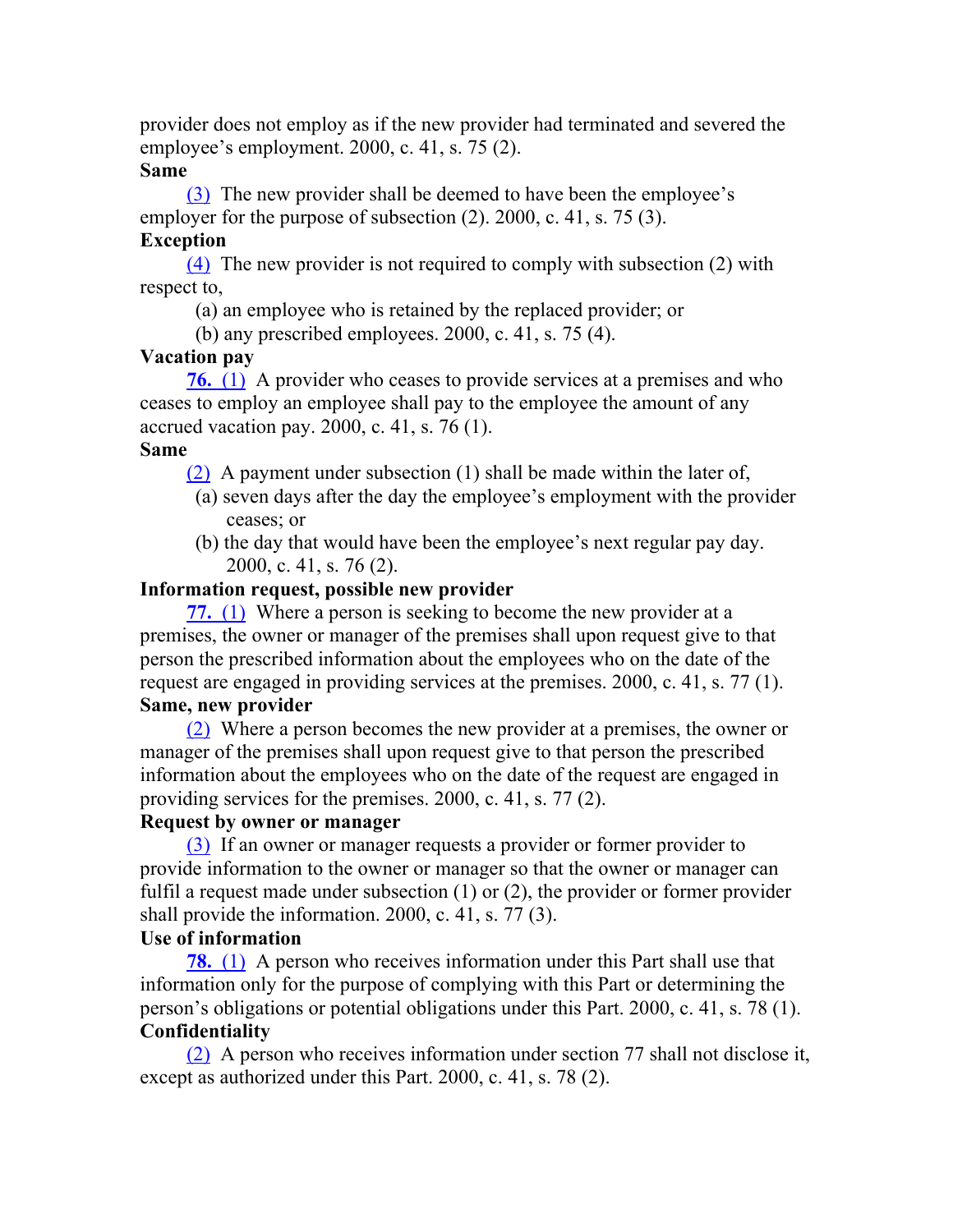provider does not employ as if the new provider had terminated and severed the employee's employment. 2000, c. 41, s. 75 (2).

**Same**

(3) The new provider shall be deemed to have been the employee's employer for the purpose of subsection (2). 2000, c. 41, s. 75 (3).

**Exception**

(4) The new provider is not required to comply with subsection (2) with respect to,

(a) an employee who is retained by the replaced provider; or

(b) any prescribed employees. 2000, c. 41, s. 75 (4).

**Vacation pay**

**76.** (1) A provider who ceases to provide services at a premises and who ceases to employ an employee shall pay to the employee the amount of any accrued vacation pay. 2000, c. 41, s. 76 (1).

**Same**

(2) A payment under subsection (1) shall be made within the later of,

(a) seven days after the day the employee's employment with the provider ceases; or

(b) the day that would have been the employee's next regular pay day. 2000, c. 41, s. 76 (2).

**Information request, possible new provider**

**77.** (1) Where a person is seeking to become the new provider at a premises, the owner or manager of the premises shall upon request give to that person the prescribed information about the employees who on the date of the request are engaged in providing services at the premises. 2000, c. 41, s. 77 (1).

**Same, new provider**

(2) Where a person becomes the new provider at a premises, the owner or manager of the premises shall upon request give to that person the prescribed information about the employees who on the date of the request are engaged in providing services for the premises. 2000, c. 41, s. 77 (2).

**Request by owner or manager**

(3) If an owner or manager requests a provider or former provider to provide information to the owner or manager so that the owner or manager can fulfil a request made under subsection (1) or (2), the provider or former provider shall provide the information. 2000, c. 41, s. 77 (3).

**Use of information**

**78.** (1) A person who receives information under this Part shall use that information only for the purpose of complying with this Part or determining the person's obligations or potential obligations under this Part. 2000, c. 41, s. 78 (1).

**Confidentiality**

(2) A person who receives information under section 77 shall not disclose it, except as authorized under this Part. 2000, c. 41, s. 78 (2).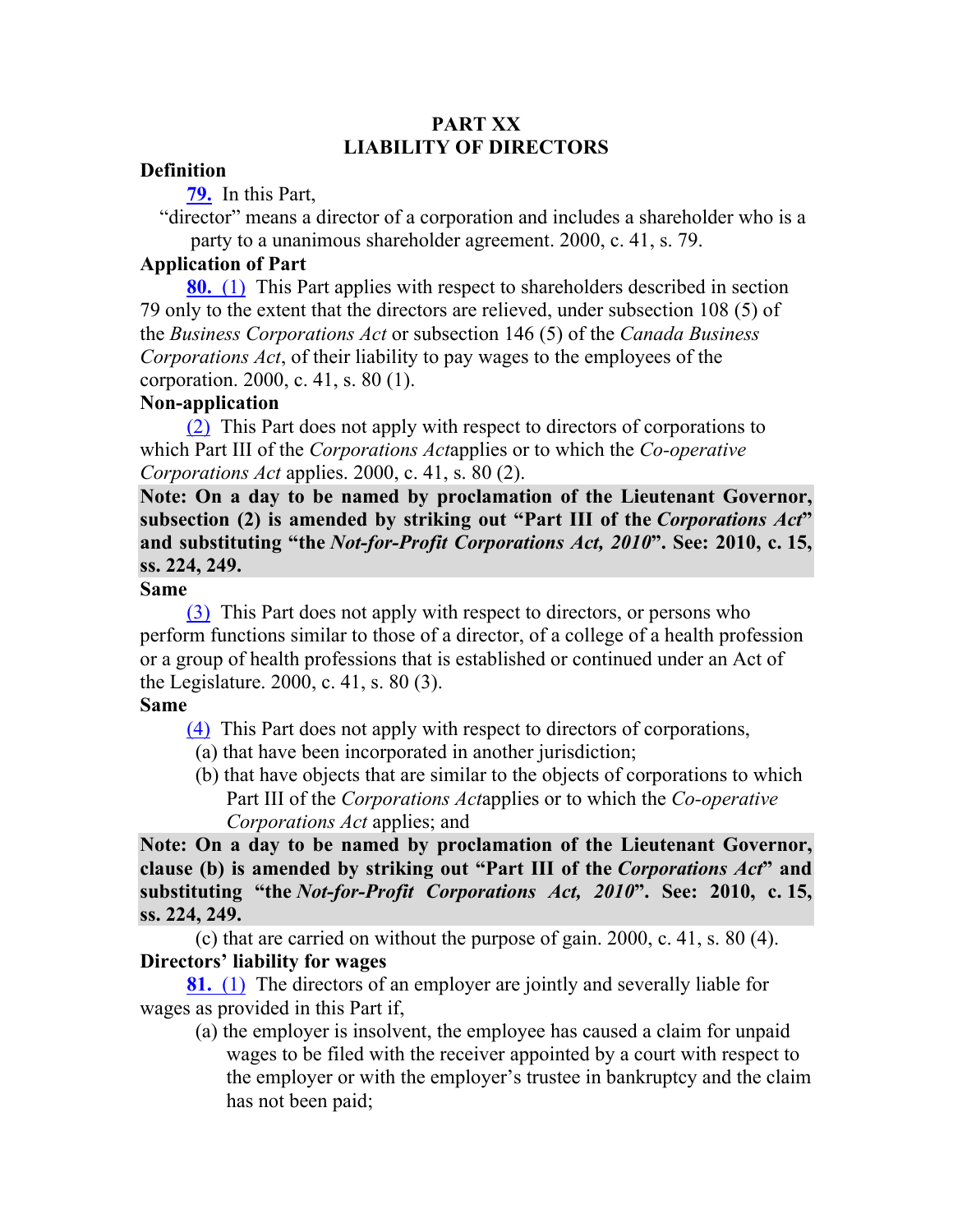## PART XX
## LIABILITY OF DIRECTORS

**Definition**

**79.** In this Part,

"director" means a director of a corporation and includes a shareholder who is a party to a unanimous shareholder agreement. 2000, c. 41, s. 79.

**Application of Part**

**80.** (1) This Part applies with respect to shareholders described in section 79 only to the extent that the directors are relieved, under subsection 108 (5) of the *Business Corporations Act* or subsection 146 (5) of the *Canada Business Corporations Act*, of their liability to pay wages to the employees of the corporation. 2000, c. 41, s. 80 (1).

**Non-application**

(2) This Part does not apply with respect to directors of corporations to which Part III of the *Corporations Act*applies or to which the *Co-operative Corporations Act* applies. 2000, c. 41, s. 80 (2).

**Note: On a day to be named by proclamation of the Lieutenant Governor, subsection (2) is amended by striking out "Part III of the *Corporations Act*" and substituting "the *Not-for-Profit Corporations Act, 2010*". See: 2010, c. 15, ss. 224, 249.**

**Same**

(3) This Part does not apply with respect to directors, or persons who perform functions similar to those of a director, of a college of a health profession or a group of health professions that is established or continued under an Act of the Legislature. 2000, c. 41, s. 80 (3).

**Same**

(4) This Part does not apply with respect to directors of corporations,

(a) that have been incorporated in another jurisdiction;

(b) that have objects that are similar to the objects of corporations to which Part III of the *Corporations Act*applies or to which the *Co-operative Corporations Act* applies; and

**Note: On a day to be named by proclamation of the Lieutenant Governor, clause (b) is amended by striking out "Part III of the *Corporations Act*" and substituting "the *Not-for-Profit Corporations Act, 2010*". See: 2010, c. 15, ss. 224, 249.**

(c) that are carried on without the purpose of gain. 2000, c. 41, s. 80 (4).

**Directors' liability for wages**

**81.** (1) The directors of an employer are jointly and severally liable for wages as provided in this Part if,

(a) the employer is insolvent, the employee has caused a claim for unpaid wages to be filed with the receiver appointed by a court with respect to the employer or with the employer's trustee in bankruptcy and the claim has not been paid;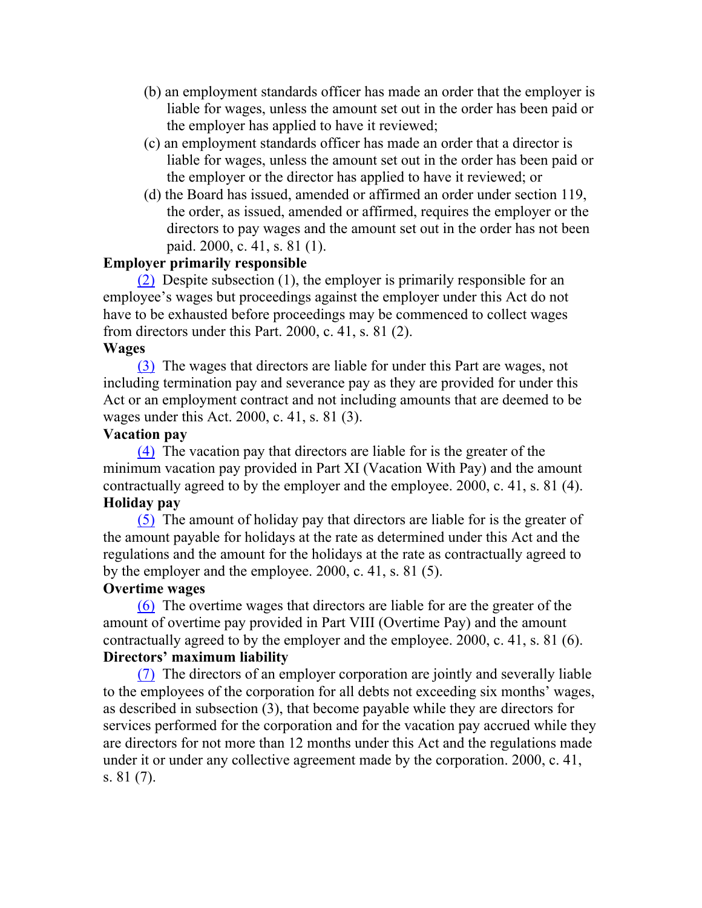(b) an employment standards officer has made an order that the employer is liable for wages, unless the amount set out in the order has been paid or the employer has applied to have it reviewed;

(c) an employment standards officer has made an order that a director is liable for wages, unless the amount set out in the order has been paid or the employer or the director has applied to have it reviewed; or

(d) the Board has issued, amended or affirmed an order under section 119, the order, as issued, amended or affirmed, requires the employer or the directors to pay wages and the amount set out in the order has not been paid. 2000, c. 41, s. 81 (1).

**Employer primarily responsible**

(2) Despite subsection (1), the employer is primarily responsible for an employee's wages but proceedings against the employer under this Act do not have to be exhausted before proceedings may be commenced to collect wages from directors under this Part. 2000, c. 41, s. 81 (2).

**Wages**

(3) The wages that directors are liable for under this Part are wages, not including termination pay and severance pay as they are provided for under this Act or an employment contract and not including amounts that are deemed to be wages under this Act. 2000, c. 41, s. 81 (3).

**Vacation pay**

(4) The vacation pay that directors are liable for is the greater of the minimum vacation pay provided in Part XI (Vacation With Pay) and the amount contractually agreed to by the employer and the employee. 2000, c. 41, s. 81 (4).

**Holiday pay**

(5) The amount of holiday pay that directors are liable for is the greater of the amount payable for holidays at the rate as determined under this Act and the regulations and the amount for the holidays at the rate as contractually agreed to by the employer and the employee. 2000, c. 41, s. 81 (5).

**Overtime wages**

(6) The overtime wages that directors are liable for are the greater of the amount of overtime pay provided in Part VIII (Overtime Pay) and the amount contractually agreed to by the employer and the employee. 2000, c. 41, s. 81 (6).

**Directors' maximum liability**

(7) The directors of an employer corporation are jointly and severally liable to the employees of the corporation for all debts not exceeding six months' wages, as described in subsection (3), that become payable while they are directors for services performed for the corporation and for the vacation pay accrued while they are directors for not more than 12 months under this Act and the regulations made under it or under any collective agreement made by the corporation. 2000, c. 41, s. 81 (7).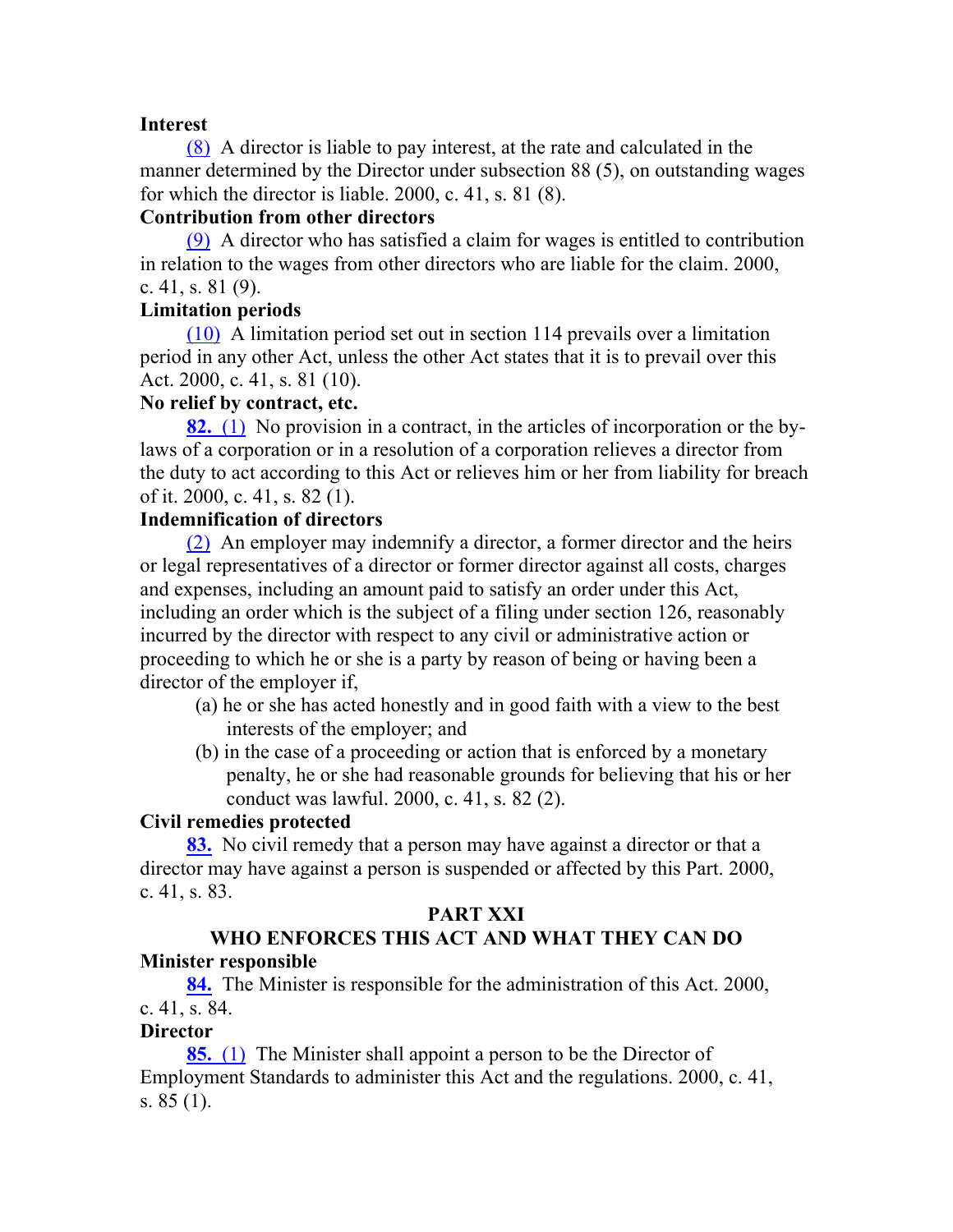**Interest**

(8) A director is liable to pay interest, at the rate and calculated in the manner determined by the Director under subsection 88 (5), on outstanding wages for which the director is liable. 2000, c. 41, s. 81 (8).

**Contribution from other directors**

(9) A director who has satisfied a claim for wages is entitled to contribution in relation to the wages from other directors who are liable for the claim. 2000, c. 41, s. 81 (9).

**Limitation periods**

(10) A limitation period set out in section 114 prevails over a limitation period in any other Act, unless the other Act states that it is to prevail over this Act. 2000, c. 41, s. 81 (10).

**No relief by contract, etc.**

**82.** (1) No provision in a contract, in the articles of incorporation or the by-laws of a corporation or in a resolution of a corporation relieves a director from the duty to act according to this Act or relieves him or her from liability for breach of it. 2000, c. 41, s. 82 (1).

**Indemnification of directors**

(2) An employer may indemnify a director, a former director and the heirs or legal representatives of a director or former director against all costs, charges and expenses, including an amount paid to satisfy an order under this Act, including an order which is the subject of a filing under section 126, reasonably incurred by the director with respect to any civil or administrative action or proceeding to which he or she is a party by reason of being or having been a director of the employer if,

- (a) he or she has acted honestly and in good faith with a view to the best interests of the employer; and
- (b) in the case of a proceeding or action that is enforced by a monetary penalty, he or she had reasonable grounds for believing that his or her conduct was lawful. 2000, c. 41, s. 82 (2).

**Civil remedies protected**

**83.** No civil remedy that a person may have against a director or that a director may have against a person is suspended or affected by this Part. 2000, c. 41, s. 83.

## PART XXI
## WHO ENFORCES THIS ACT AND WHAT THEY CAN DO

**Minister responsible**

**84.** The Minister is responsible for the administration of this Act. 2000, c. 41, s. 84.

**Director**

**85.** (1) The Minister shall appoint a person to be the Director of Employment Standards to administer this Act and the regulations. 2000, c. 41, s. 85 (1).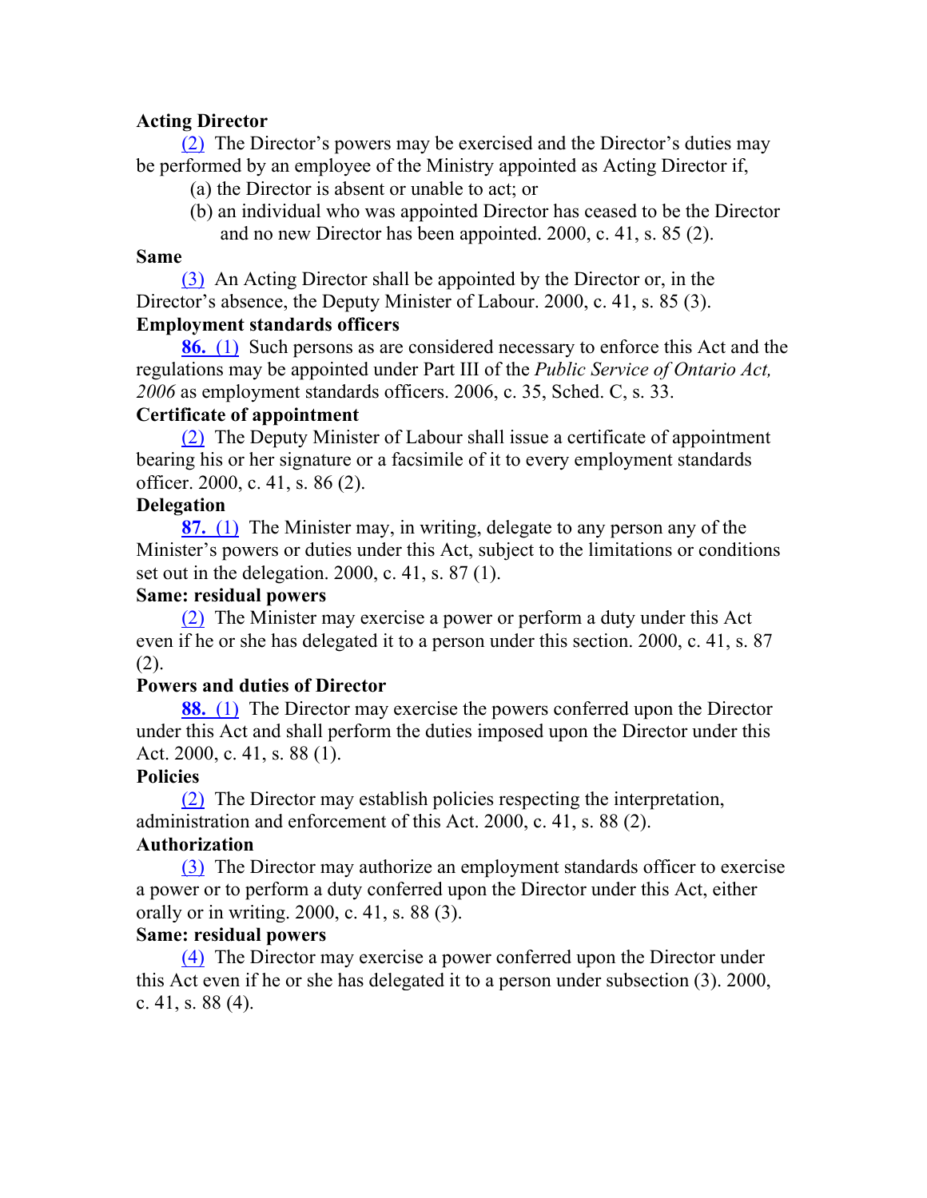**Acting Director**

(2) The Director's powers may be exercised and the Director's duties may be performed by an employee of the Ministry appointed as Acting Director if,

(a) the Director is absent or unable to act; or

(b) an individual who was appointed Director has ceased to be the Director and no new Director has been appointed. 2000, c. 41, s. 85 (2).

**Same**

(3) An Acting Director shall be appointed by the Director or, in the Director's absence, the Deputy Minister of Labour. 2000, c. 41, s. 85 (3).

**Employment standards officers**

**86.** (1) Such persons as are considered necessary to enforce this Act and the regulations may be appointed under Part III of the *Public Service of Ontario Act, 2006* as employment standards officers. 2006, c. 35, Sched. C, s. 33.

**Certificate of appointment**

(2) The Deputy Minister of Labour shall issue a certificate of appointment bearing his or her signature or a facsimile of it to every employment standards officer. 2000, c. 41, s. 86 (2).

**Delegation**

**87.** (1) The Minister may, in writing, delegate to any person any of the Minister's powers or duties under this Act, subject to the limitations or conditions set out in the delegation. 2000, c. 41, s. 87 (1).

**Same: residual powers**

(2) The Minister may exercise a power or perform a duty under this Act even if he or she has delegated it to a person under this section. 2000, c. 41, s. 87 (2).

**Powers and duties of Director**

**88.** (1) The Director may exercise the powers conferred upon the Director under this Act and shall perform the duties imposed upon the Director under this Act. 2000, c. 41, s. 88 (1).

**Policies**

(2) The Director may establish policies respecting the interpretation, administration and enforcement of this Act. 2000, c. 41, s. 88 (2).

**Authorization**

(3) The Director may authorize an employment standards officer to exercise a power or to perform a duty conferred upon the Director under this Act, either orally or in writing. 2000, c. 41, s. 88 (3).

**Same: residual powers**

(4) The Director may exercise a power conferred upon the Director under this Act even if he or she has delegated it to a person under subsection (3). 2000, c. 41, s. 88 (4).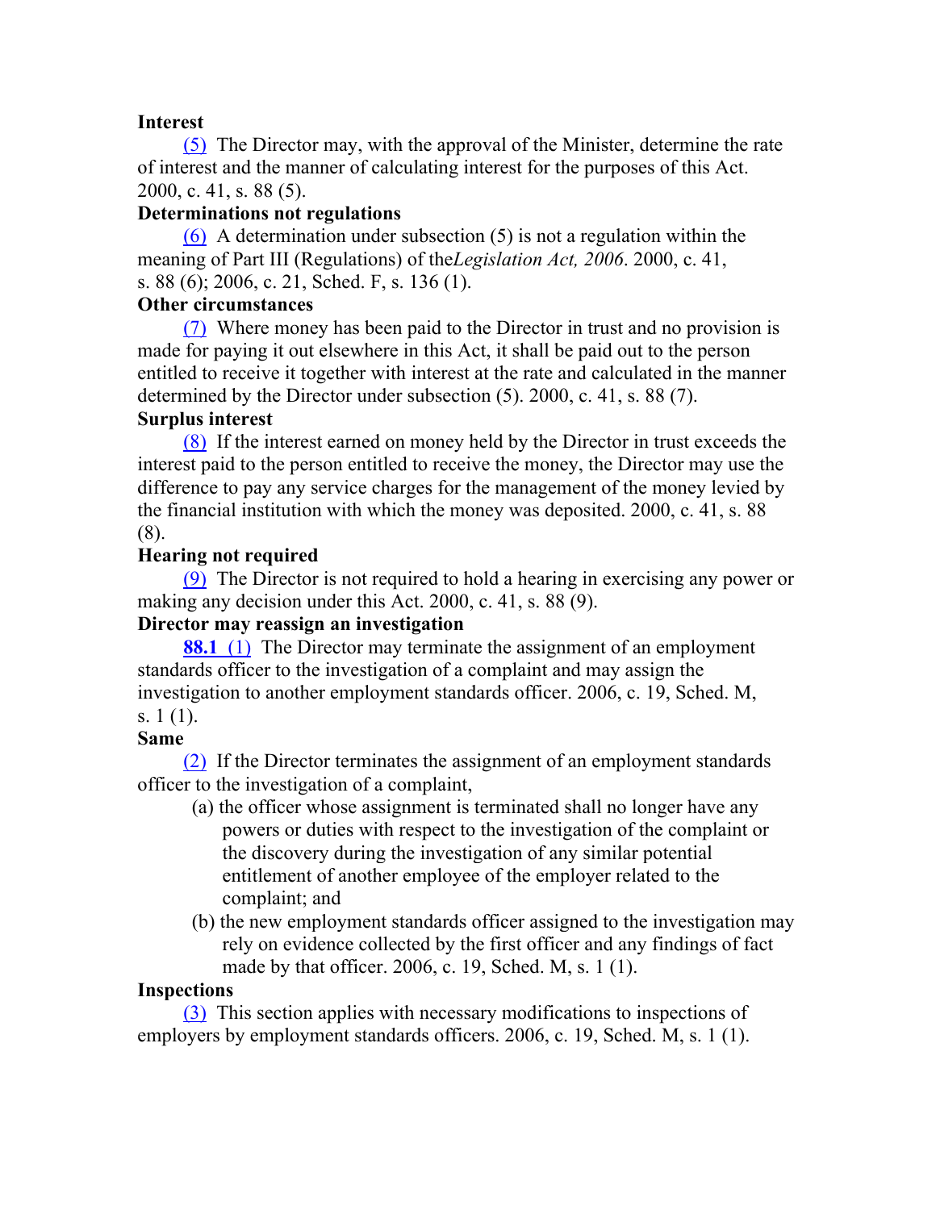**Interest**

(5) The Director may, with the approval of the Minister, determine the rate of interest and the manner of calculating interest for the purposes of this Act. 2000, c. 41, s. 88 (5).

**Determinations not regulations**

(6) A determination under subsection (5) is not a regulation within the meaning of Part III (Regulations) of the *Legislation Act, 2006*. 2000, c. 41, s. 88 (6); 2006, c. 21, Sched. F, s. 136 (1).

**Other circumstances**

(7) Where money has been paid to the Director in trust and no provision is made for paying it out elsewhere in this Act, it shall be paid out to the person entitled to receive it together with interest at the rate and calculated in the manner determined by the Director under subsection (5). 2000, c. 41, s. 88 (7).

**Surplus interest**

(8) If the interest earned on money held by the Director in trust exceeds the interest paid to the person entitled to receive the money, the Director may use the difference to pay any service charges for the management of the money levied by the financial institution with which the money was deposited. 2000, c. 41, s. 88 (8).

**Hearing not required**

(9) The Director is not required to hold a hearing in exercising any power or making any decision under this Act. 2000, c. 41, s. 88 (9).

**Director may reassign an investigation**

**88.1** (1) The Director may terminate the assignment of an employment standards officer to the investigation of a complaint and may assign the investigation to another employment standards officer. 2006, c. 19, Sched. M, s. 1 (1).

**Same**

(2) If the Director terminates the assignment of an employment standards officer to the investigation of a complaint,

(a) the officer whose assignment is terminated shall no longer have any powers or duties with respect to the investigation of the complaint or the discovery during the investigation of any similar potential entitlement of another employee of the employer related to the complaint; and

(b) the new employment standards officer assigned to the investigation may rely on evidence collected by the first officer and any findings of fact made by that officer. 2006, c. 19, Sched. M, s. 1 (1).

**Inspections**

(3) This section applies with necessary modifications to inspections of employers by employment standards officers. 2006, c. 19, Sched. M, s. 1 (1).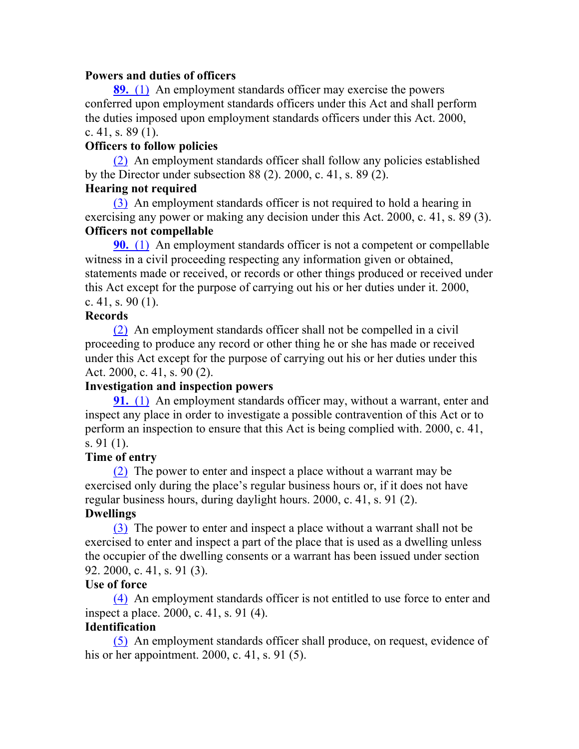**Powers and duties of officers**

**89.** (1) An employment standards officer may exercise the powers conferred upon employment standards officers under this Act and shall perform the duties imposed upon employment standards officers under this Act. 2000, c. 41, s. 89 (1).

**Officers to follow policies**

(2) An employment standards officer shall follow any policies established by the Director under subsection 88 (2). 2000, c. 41, s. 89 (2).

**Hearing not required**

(3) An employment standards officer is not required to hold a hearing in exercising any power or making any decision under this Act. 2000, c. 41, s. 89 (3).

**Officers not compellable**

**90.** (1) An employment standards officer is not a competent or compellable witness in a civil proceeding respecting any information given or obtained, statements made or received, or records or other things produced or received under this Act except for the purpose of carrying out his or her duties under it. 2000, c. 41, s. 90 (1).

**Records**

(2) An employment standards officer shall not be compelled in a civil proceeding to produce any record or other thing he or she has made or received under this Act except for the purpose of carrying out his or her duties under this Act. 2000, c. 41, s. 90 (2).

**Investigation and inspection powers**

**91.** (1) An employment standards officer may, without a warrant, enter and inspect any place in order to investigate a possible contravention of this Act or to perform an inspection to ensure that this Act is being complied with. 2000, c. 41, s. 91 (1).

**Time of entry**

(2) The power to enter and inspect a place without a warrant may be exercised only during the place's regular business hours or, if it does not have regular business hours, during daylight hours. 2000, c. 41, s. 91 (2).

**Dwellings**

(3) The power to enter and inspect a place without a warrant shall not be exercised to enter and inspect a part of the place that is used as a dwelling unless the occupier of the dwelling consents or a warrant has been issued under section 92. 2000, c. 41, s. 91 (3).

**Use of force**

(4) An employment standards officer is not entitled to use force to enter and inspect a place. 2000, c. 41, s. 91 (4).

**Identification**

(5) An employment standards officer shall produce, on request, evidence of his or her appointment. 2000, c. 41, s. 91 (5).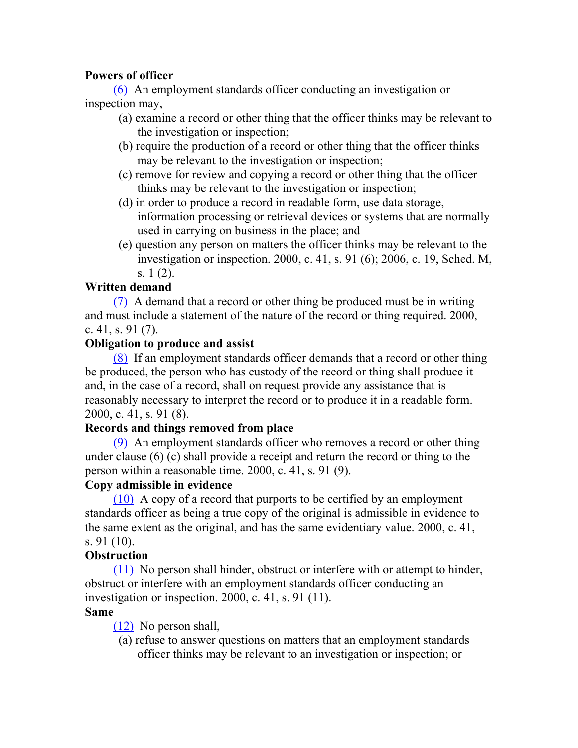**Powers of officer**

(6) An employment standards officer conducting an investigation or inspection may,

(a) examine a record or other thing that the officer thinks may be relevant to the investigation or inspection;

(b) require the production of a record or other thing that the officer thinks may be relevant to the investigation or inspection;

(c) remove for review and copying a record or other thing that the officer thinks may be relevant to the investigation or inspection;

(d) in order to produce a record in readable form, use data storage, information processing or retrieval devices or systems that are normally used in carrying on business in the place; and

(e) question any person on matters the officer thinks may be relevant to the investigation or inspection. 2000, c. 41, s. 91 (6); 2006, c. 19, Sched. M, s. 1 (2).

**Written demand**

(7) A demand that a record or other thing be produced must be in writing and must include a statement of the nature of the record or thing required. 2000, c. 41, s. 91 (7).

**Obligation to produce and assist**

(8) If an employment standards officer demands that a record or other thing be produced, the person who has custody of the record or thing shall produce it and, in the case of a record, shall on request provide any assistance that is reasonably necessary to interpret the record or to produce it in a readable form. 2000, c. 41, s. 91 (8).

**Records and things removed from place**

(9) An employment standards officer who removes a record or other thing under clause (6) (c) shall provide a receipt and return the record or thing to the person within a reasonable time. 2000, c. 41, s. 91 (9).

**Copy admissible in evidence**

(10) A copy of a record that purports to be certified by an employment standards officer as being a true copy of the original is admissible in evidence to the same extent as the original, and has the same evidentiary value. 2000, c. 41, s. 91 (10).

**Obstruction**

(11) No person shall hinder, obstruct or interfere with or attempt to hinder, obstruct or interfere with an employment standards officer conducting an investigation or inspection. 2000, c. 41, s. 91 (11).

**Same**

(12) No person shall,

(a) refuse to answer questions on matters that an employment standards officer thinks may be relevant to an investigation or inspection; or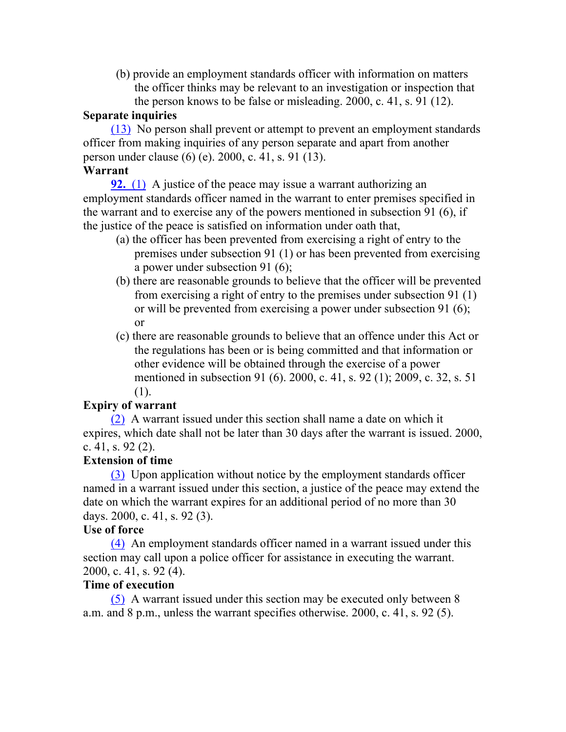(b) provide an employment standards officer with information on matters the officer thinks may be relevant to an investigation or inspection that the person knows to be false or misleading. 2000, c. 41, s. 91 (12).

**Separate inquiries**

(13) No person shall prevent or attempt to prevent an employment standards officer from making inquiries of any person separate and apart from another person under clause (6) (e). 2000, c. 41, s. 91 (13).

**Warrant**

**92.** (1) A justice of the peace may issue a warrant authorizing an employment standards officer named in the warrant to enter premises specified in the warrant and to exercise any of the powers mentioned in subsection 91 (6), if the justice of the peace is satisfied on information under oath that,

(a) the officer has been prevented from exercising a right of entry to the premises under subsection 91 (1) or has been prevented from exercising a power under subsection 91 (6);

(b) there are reasonable grounds to believe that the officer will be prevented from exercising a right of entry to the premises under subsection 91 (1) or will be prevented from exercising a power under subsection 91 (6); or

(c) there are reasonable grounds to believe that an offence under this Act or the regulations has been or is being committed and that information or other evidence will be obtained through the exercise of a power mentioned in subsection 91 (6). 2000, c. 41, s. 92 (1); 2009, c. 32, s. 51 (1).

**Expiry of warrant**

(2) A warrant issued under this section shall name a date on which it expires, which date shall not be later than 30 days after the warrant is issued. 2000, c. 41, s. 92 (2).

**Extension of time**

(3) Upon application without notice by the employment standards officer named in a warrant issued under this section, a justice of the peace may extend the date on which the warrant expires for an additional period of no more than 30 days. 2000, c. 41, s. 92 (3).

**Use of force**

(4) An employment standards officer named in a warrant issued under this section may call upon a police officer for assistance in executing the warrant. 2000, c. 41, s. 92 (4).

**Time of execution**

(5) A warrant issued under this section may be executed only between 8 a.m. and 8 p.m., unless the warrant specifies otherwise. 2000, c. 41, s. 92 (5).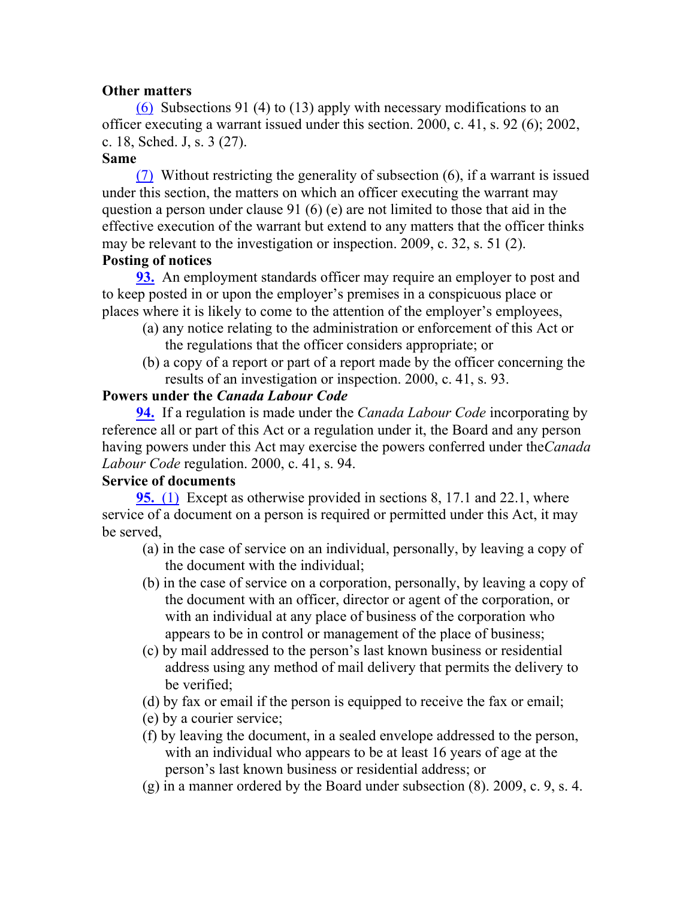**Other matters**

(6) Subsections 91 (4) to (13) apply with necessary modifications to an officer executing a warrant issued under this section. 2000, c. 41, s. 92 (6); 2002, c. 18, Sched. J, s. 3 (27).

**Same**

(7) Without restricting the generality of subsection (6), if a warrant is issued under this section, the matters on which an officer executing the warrant may question a person under clause 91 (6) (e) are not limited to those that aid in the effective execution of the warrant but extend to any matters that the officer thinks may be relevant to the investigation or inspection. 2009, c. 32, s. 51 (2).

**Posting of notices**

**93.** An employment standards officer may require an employer to post and to keep posted in or upon the employer's premises in a conspicuous place or places where it is likely to come to the attention of the employer's employees,

(a) any notice relating to the administration or enforcement of this Act or the regulations that the officer considers appropriate; or

(b) a copy of a report or part of a report made by the officer concerning the results of an investigation or inspection. 2000, c. 41, s. 93.

**Powers under the *Canada Labour Code***

**94.** If a regulation is made under the *Canada Labour Code* incorporating by reference all or part of this Act or a regulation under it, the Board and any person having powers under this Act may exercise the powers conferred under the *Canada Labour Code* regulation. 2000, c. 41, s. 94.

**Service of documents**

**95.** (1) Except as otherwise provided in sections 8, 17.1 and 22.1, where service of a document on a person is required or permitted under this Act, it may be served,

(a) in the case of service on an individual, personally, by leaving a copy of the document with the individual;

(b) in the case of service on a corporation, personally, by leaving a copy of the document with an officer, director or agent of the corporation, or with an individual at any place of business of the corporation who appears to be in control or management of the place of business;

(c) by mail addressed to the person's last known business or residential address using any method of mail delivery that permits the delivery to be verified;

(d) by fax or email if the person is equipped to receive the fax or email;

(e) by a courier service;

(f) by leaving the document, in a sealed envelope addressed to the person, with an individual who appears to be at least 16 years of age at the person's last known business or residential address; or

(g) in a manner ordered by the Board under subsection (8). 2009, c. 9, s. 4.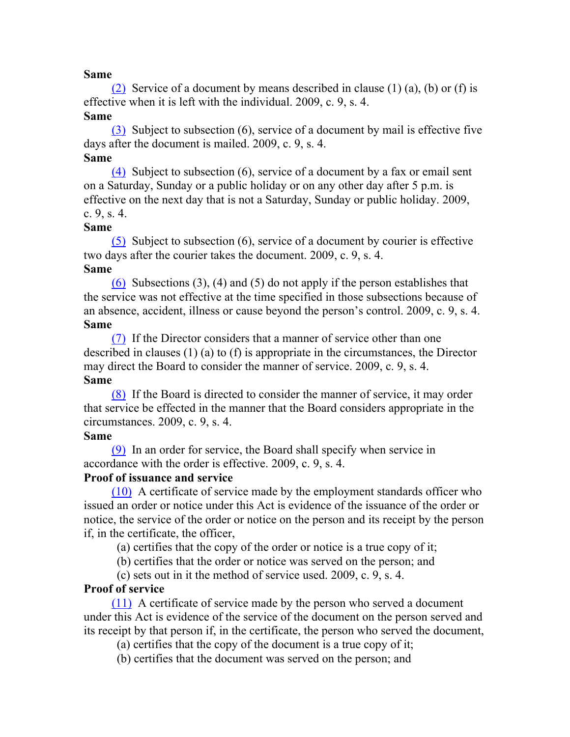**Same**

(2) Service of a document by means described in clause (1) (a), (b) or (f) is effective when it is left with the individual. 2009, c. 9, s. 4.

**Same**

(3) Subject to subsection (6), service of a document by mail is effective five days after the document is mailed. 2009, c. 9, s. 4.

**Same**

(4) Subject to subsection (6), service of a document by a fax or email sent on a Saturday, Sunday or a public holiday or on any other day after 5 p.m. is effective on the next day that is not a Saturday, Sunday or public holiday. 2009, c. 9, s. 4.

**Same**

(5) Subject to subsection (6), service of a document by courier is effective two days after the courier takes the document. 2009, c. 9, s. 4.

**Same**

(6) Subsections (3), (4) and (5) do not apply if the person establishes that the service was not effective at the time specified in those subsections because of an absence, accident, illness or cause beyond the person's control. 2009, c. 9, s. 4.

**Same**

(7) If the Director considers that a manner of service other than one described in clauses (1) (a) to (f) is appropriate in the circumstances, the Director may direct the Board to consider the manner of service. 2009, c. 9, s. 4.

**Same**

(8) If the Board is directed to consider the manner of service, it may order that service be effected in the manner that the Board considers appropriate in the circumstances. 2009, c. 9, s. 4.

**Same**

(9) In an order for service, the Board shall specify when service in accordance with the order is effective. 2009, c. 9, s. 4.

**Proof of issuance and service**

(10) A certificate of service made by the employment standards officer who issued an order or notice under this Act is evidence of the issuance of the order or notice, the service of the order or notice on the person and its receipt by the person if, in the certificate, the officer,

(a) certifies that the copy of the order or notice is a true copy of it;

(b) certifies that the order or notice was served on the person; and

(c) sets out in it the method of service used. 2009, c. 9, s. 4.

**Proof of service**

(11) A certificate of service made by the person who served a document under this Act is evidence of the service of the document on the person served and its receipt by that person if, in the certificate, the person who served the document,

(a) certifies that the copy of the document is a true copy of it;

(b) certifies that the document was served on the person; and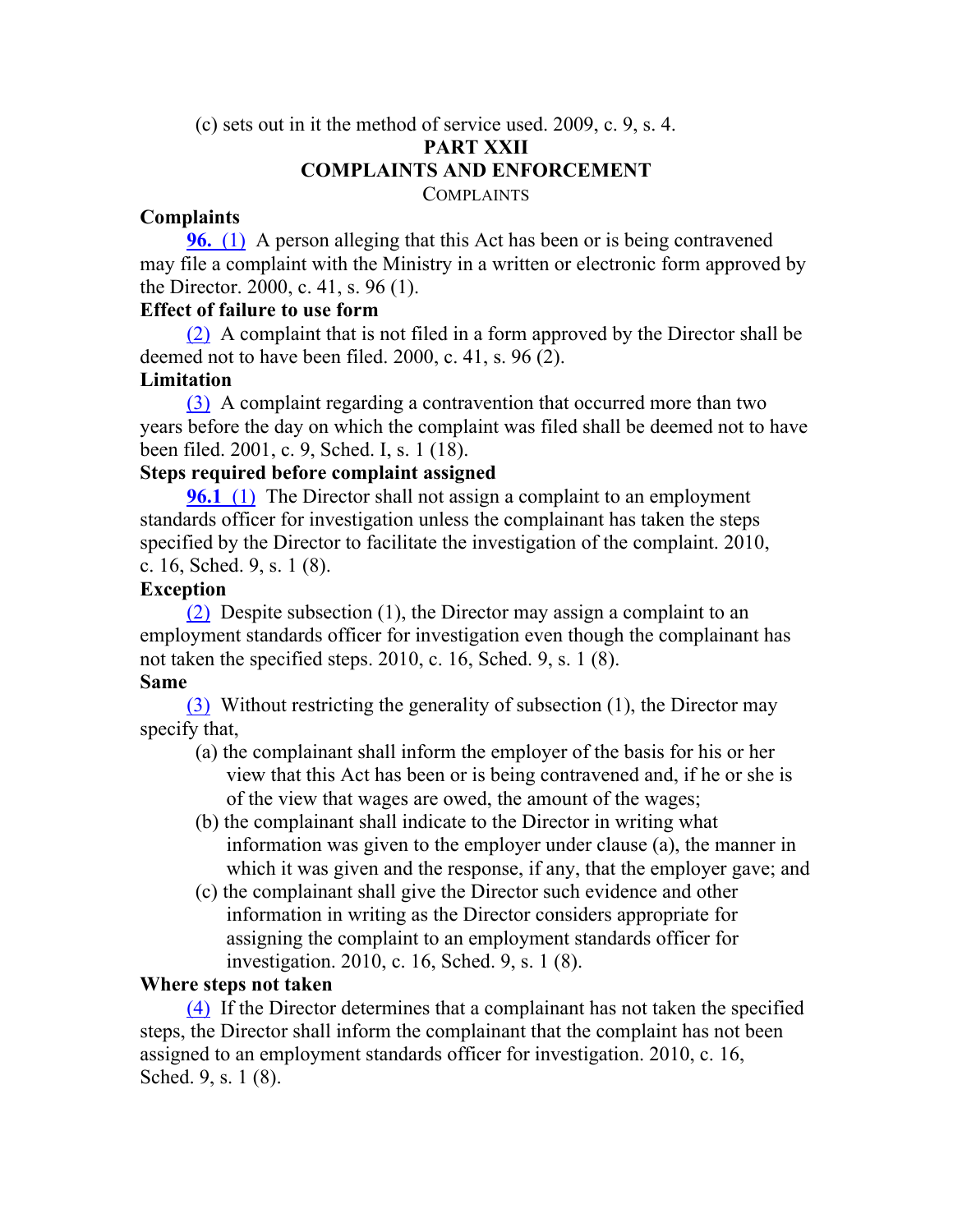(c) sets out in it the method of service used. 2009, c. 9, s. 4.

# PART XXII
# COMPLAINTS AND ENFORCEMENT

## COMPLAINTS

**Complaints**

**96.** (1) A person alleging that this Act has been or is being contravened may file a complaint with the Ministry in a written or electronic form approved by the Director. 2000, c. 41, s. 96 (1).

**Effect of failure to use form**

(2) A complaint that is not filed in a form approved by the Director shall be deemed not to have been filed. 2000, c. 41, s. 96 (2).

**Limitation**

(3) A complaint regarding a contravention that occurred more than two years before the day on which the complaint was filed shall be deemed not to have been filed. 2001, c. 9, Sched. I, s. 1 (18).

**Steps required before complaint assigned**

**96.1** (1) The Director shall not assign a complaint to an employment standards officer for investigation unless the complainant has taken the steps specified by the Director to facilitate the investigation of the complaint. 2010, c. 16, Sched. 9, s. 1 (8).

**Exception**

(2) Despite subsection (1), the Director may assign a complaint to an employment standards officer for investigation even though the complainant has not taken the specified steps. 2010, c. 16, Sched. 9, s. 1 (8).

**Same**

(3) Without restricting the generality of subsection (1), the Director may specify that,

(a) the complainant shall inform the employer of the basis for his or her view that this Act has been or is being contravened and, if he or she is of the view that wages are owed, the amount of the wages;

(b) the complainant shall indicate to the Director in writing what information was given to the employer under clause (a), the manner in which it was given and the response, if any, that the employer gave; and

(c) the complainant shall give the Director such evidence and other information in writing as the Director considers appropriate for assigning the complaint to an employment standards officer for investigation. 2010, c. 16, Sched. 9, s. 1 (8).

**Where steps not taken**

(4) If the Director determines that a complainant has not taken the specified steps, the Director shall inform the complainant that the complaint has not been assigned to an employment standards officer for investigation. 2010, c. 16, Sched. 9, s. 1 (8).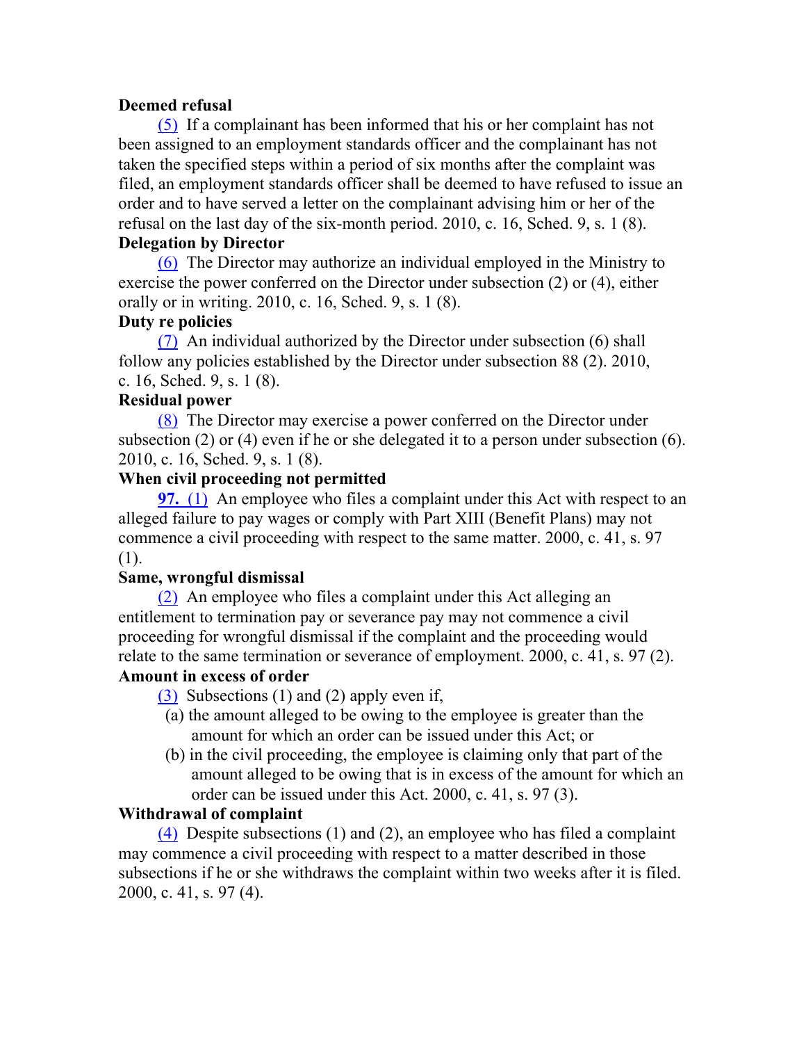**Deemed refusal**

(5) If a complainant has been informed that his or her complaint has not been assigned to an employment standards officer and the complainant has not taken the specified steps within a period of six months after the complaint was filed, an employment standards officer shall be deemed to have refused to issue an order and to have served a letter on the complainant advising him or her of the refusal on the last day of the six-month period. 2010, c. 16, Sched. 9, s. 1 (8).

**Delegation by Director**

(6) The Director may authorize an individual employed in the Ministry to exercise the power conferred on the Director under subsection (2) or (4), either orally or in writing. 2010, c. 16, Sched. 9, s. 1 (8).

**Duty re policies**

(7) An individual authorized by the Director under subsection (6) shall follow any policies established by the Director under subsection 88 (2). 2010, c. 16, Sched. 9, s. 1 (8).

**Residual power**

(8) The Director may exercise a power conferred on the Director under subsection (2) or (4) even if he or she delegated it to a person under subsection (6). 2010, c. 16, Sched. 9, s. 1 (8).

**When civil proceeding not permitted**

**97.** (1) An employee who files a complaint under this Act with respect to an alleged failure to pay wages or comply with Part XIII (Benefit Plans) may not commence a civil proceeding with respect to the same matter. 2000, c. 41, s. 97 (1).

**Same, wrongful dismissal**

(2) An employee who files a complaint under this Act alleging an entitlement to termination pay or severance pay may not commence a civil proceeding for wrongful dismissal if the complaint and the proceeding would relate to the same termination or severance of employment. 2000, c. 41, s. 97 (2).

**Amount in excess of order**

(3) Subsections (1) and (2) apply even if,

(a) the amount alleged to be owing to the employee is greater than the amount for which an order can be issued under this Act; or

(b) in the civil proceeding, the employee is claiming only that part of the amount alleged to be owing that is in excess of the amount for which an order can be issued under this Act. 2000, c. 41, s. 97 (3).

**Withdrawal of complaint**

(4) Despite subsections (1) and (2), an employee who has filed a complaint may commence a civil proceeding with respect to a matter described in those subsections if he or she withdraws the complaint within two weeks after it is filed. 2000, c. 41, s. 97 (4).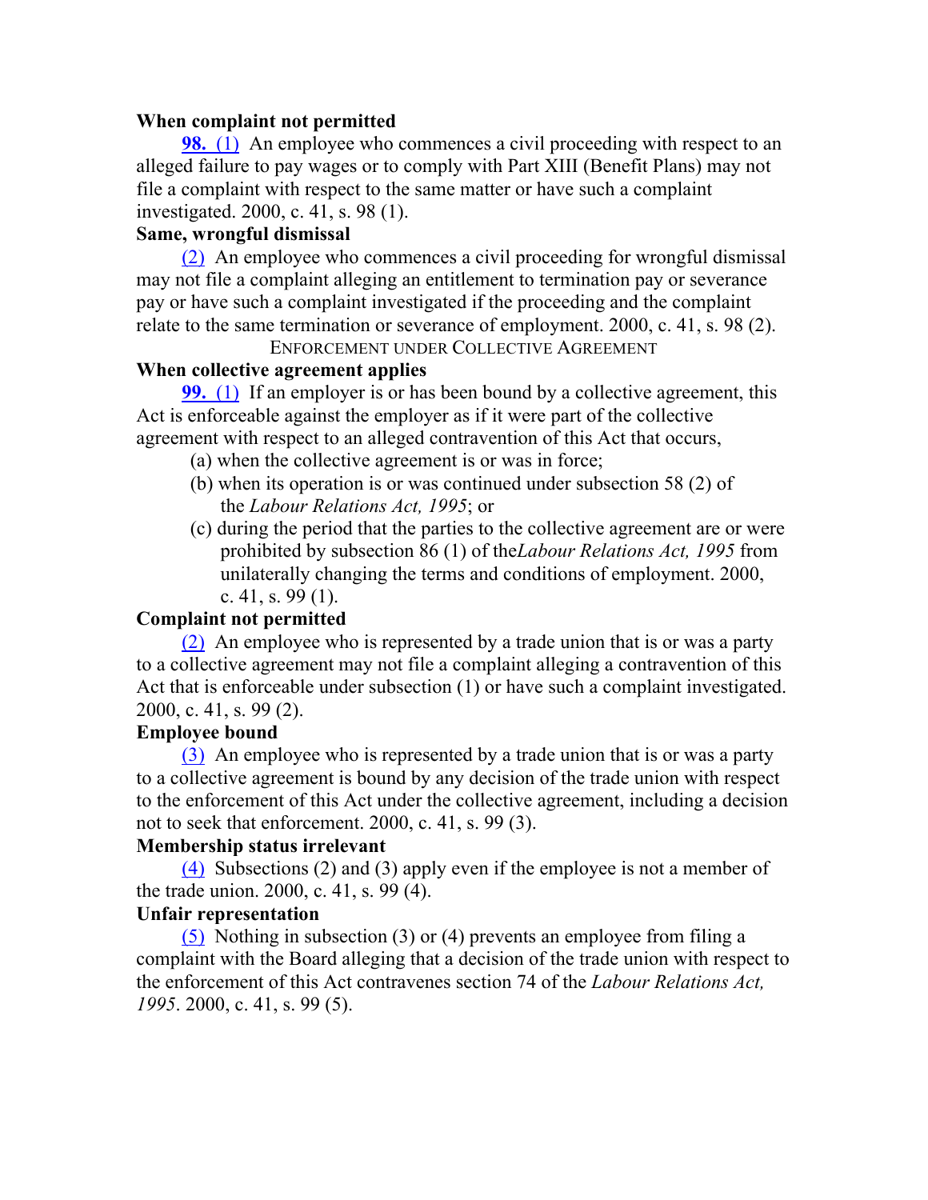**When complaint not permitted**

**98.** (1) An employee who commences a civil proceeding with respect to an alleged failure to pay wages or to comply with Part XIII (Benefit Plans) may not file a complaint with respect to the same matter or have such a complaint investigated. 2000, c. 41, s. 98 (1).

**Same, wrongful dismissal**

(2) An employee who commences a civil proceeding for wrongful dismissal may not file a complaint alleging an entitlement to termination pay or severance pay or have such a complaint investigated if the proceeding and the complaint relate to the same termination or severance of employment. 2000, c. 41, s. 98 (2).

ENFORCEMENT UNDER COLLECTIVE AGREEMENT

**When collective agreement applies**

**99.** (1) If an employer is or has been bound by a collective agreement, this Act is enforceable against the employer as if it were part of the collective agreement with respect to an alleged contravention of this Act that occurs,

(a) when the collective agreement is or was in force;

(b) when its operation is or was continued under subsection 58 (2) of the *Labour Relations Act, 1995*; or

(c) during the period that the parties to the collective agreement are or were prohibited by subsection 86 (1) of the *Labour Relations Act, 1995* from unilaterally changing the terms and conditions of employment. 2000, c. 41, s. 99 (1).

**Complaint not permitted**

(2) An employee who is represented by a trade union that is or was a party to a collective agreement may not file a complaint alleging a contravention of this Act that is enforceable under subsection (1) or have such a complaint investigated. 2000, c. 41, s. 99 (2).

**Employee bound**

(3) An employee who is represented by a trade union that is or was a party to a collective agreement is bound by any decision of the trade union with respect to the enforcement of this Act under the collective agreement, including a decision not to seek that enforcement. 2000, c. 41, s. 99 (3).

**Membership status irrelevant**

(4) Subsections (2) and (3) apply even if the employee is not a member of the trade union. 2000, c. 41, s. 99 (4).

**Unfair representation**

(5) Nothing in subsection (3) or (4) prevents an employee from filing a complaint with the Board alleging that a decision of the trade union with respect to the enforcement of this Act contravenes section 74 of the *Labour Relations Act, 1995*. 2000, c. 41, s. 99 (5).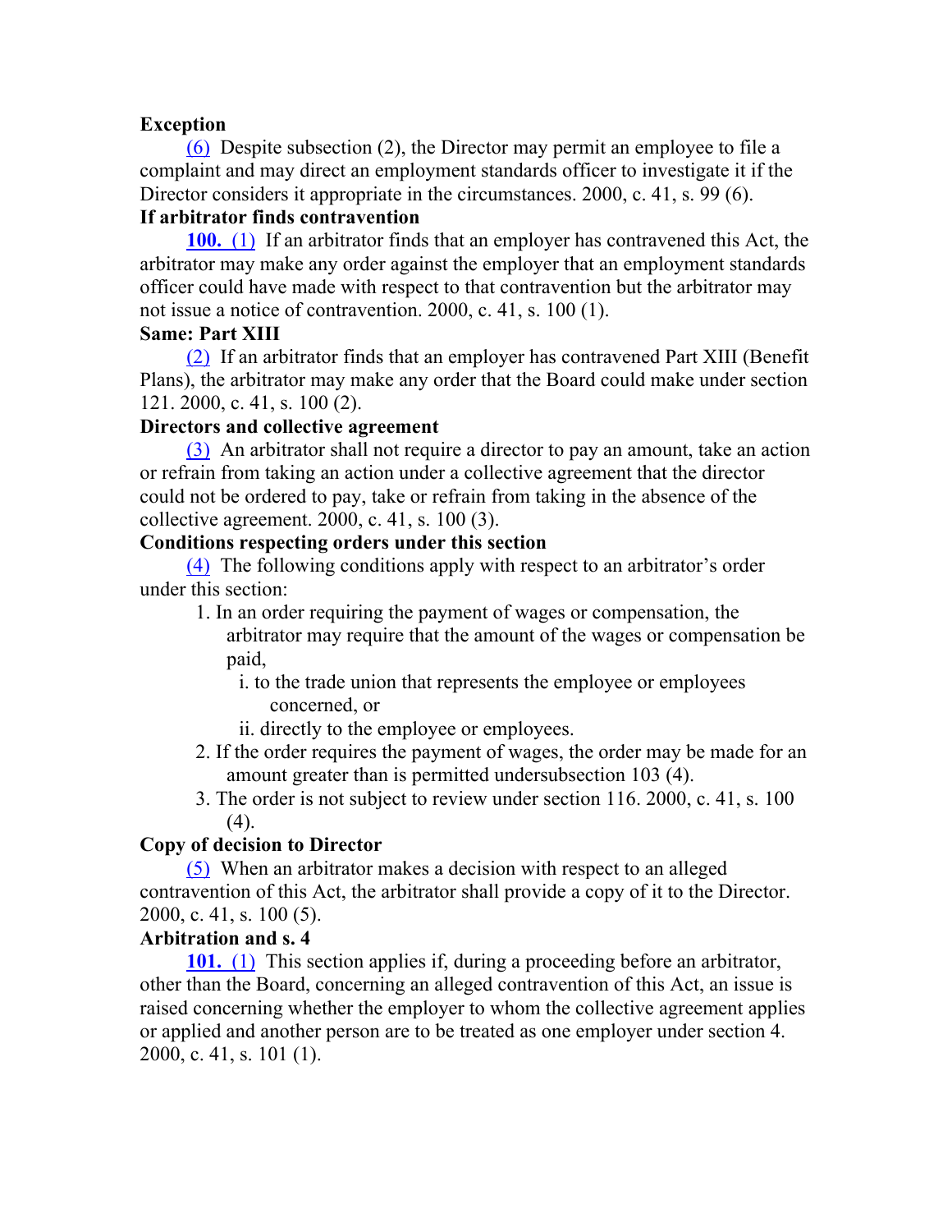**Exception**

(6) Despite subsection (2), the Director may permit an employee to file a complaint and may direct an employment standards officer to investigate it if the Director considers it appropriate in the circumstances. 2000, c. 41, s. 99 (6).

**If arbitrator finds contravention**

**100.** (1) If an arbitrator finds that an employer has contravened this Act, the arbitrator may make any order against the employer that an employment standards officer could have made with respect to that contravention but the arbitrator may not issue a notice of contravention. 2000, c. 41, s. 100 (1).

**Same: Part XIII**

(2) If an arbitrator finds that an employer has contravened Part XIII (Benefit Plans), the arbitrator may make any order that the Board could make under section 121. 2000, c. 41, s. 100 (2).

**Directors and collective agreement**

(3) An arbitrator shall not require a director to pay an amount, take an action or refrain from taking an action under a collective agreement that the director could not be ordered to pay, take or refrain from taking in the absence of the collective agreement. 2000, c. 41, s. 100 (3).

**Conditions respecting orders under this section**

(4) The following conditions apply with respect to an arbitrator's order under this section:

1. In an order requiring the payment of wages or compensation, the arbitrator may require that the amount of the wages or compensation be paid,
   i. to the trade union that represents the employee or employees concerned, or
   ii. directly to the employee or employees.
2. If the order requires the payment of wages, the order may be made for an amount greater than is permitted undersubsection 103 (4).
3. The order is not subject to review under section 116. 2000, c. 41, s. 100 (4).

**Copy of decision to Director**

(5) When an arbitrator makes a decision with respect to an alleged contravention of this Act, the arbitrator shall provide a copy of it to the Director. 2000, c. 41, s. 100 (5).

**Arbitration and s. 4**

**101.** (1) This section applies if, during a proceeding before an arbitrator, other than the Board, concerning an alleged contravention of this Act, an issue is raised concerning whether the employer to whom the collective agreement applies or applied and another person are to be treated as one employer under section 4. 2000, c. 41, s. 101 (1).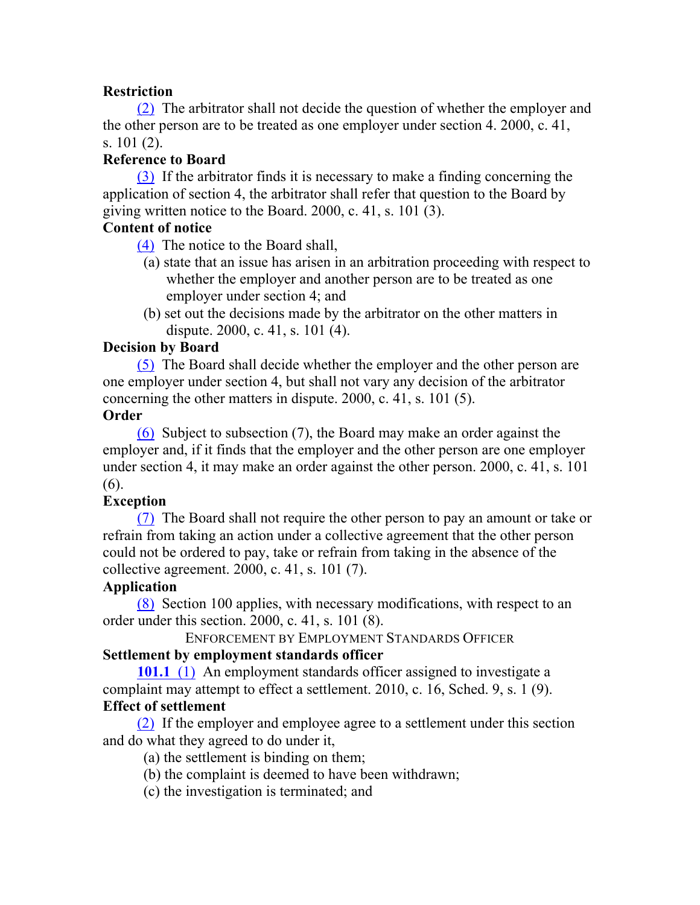**Restriction**

(2) The arbitrator shall not decide the question of whether the employer and the other person are to be treated as one employer under section 4. 2000, c. 41, s. 101 (2).

**Reference to Board**

(3) If the arbitrator finds it is necessary to make a finding concerning the application of section 4, the arbitrator shall refer that question to the Board by giving written notice to the Board. 2000, c. 41, s. 101 (3).

**Content of notice**

(4) The notice to the Board shall,

(a) state that an issue has arisen in an arbitration proceeding with respect to whether the employer and another person are to be treated as one employer under section 4; and

(b) set out the decisions made by the arbitrator on the other matters in dispute. 2000, c. 41, s. 101 (4).

**Decision by Board**

(5) The Board shall decide whether the employer and the other person are one employer under section 4, but shall not vary any decision of the arbitrator concerning the other matters in dispute. 2000, c. 41, s. 101 (5).

**Order**

(6) Subject to subsection (7), the Board may make an order against the employer and, if it finds that the employer and the other person are one employer under section 4, it may make an order against the other person. 2000, c. 41, s. 101 (6).

**Exception**

(7) The Board shall not require the other person to pay an amount or take or refrain from taking an action under a collective agreement that the other person could not be ordered to pay, take or refrain from taking in the absence of the collective agreement. 2000, c. 41, s. 101 (7).

**Application**

(8) Section 100 applies, with necessary modifications, with respect to an order under this section. 2000, c. 41, s. 101 (8).

ENFORCEMENT BY EMPLOYMENT STANDARDS OFFICER

**Settlement by employment standards officer**

**101.1** (1) An employment standards officer assigned to investigate a complaint may attempt to effect a settlement. 2010, c. 16, Sched. 9, s. 1 (9).

**Effect of settlement**

(2) If the employer and employee agree to a settlement under this section and do what they agreed to do under it,

(a) the settlement is binding on them;

(b) the complaint is deemed to have been withdrawn;

(c) the investigation is terminated; and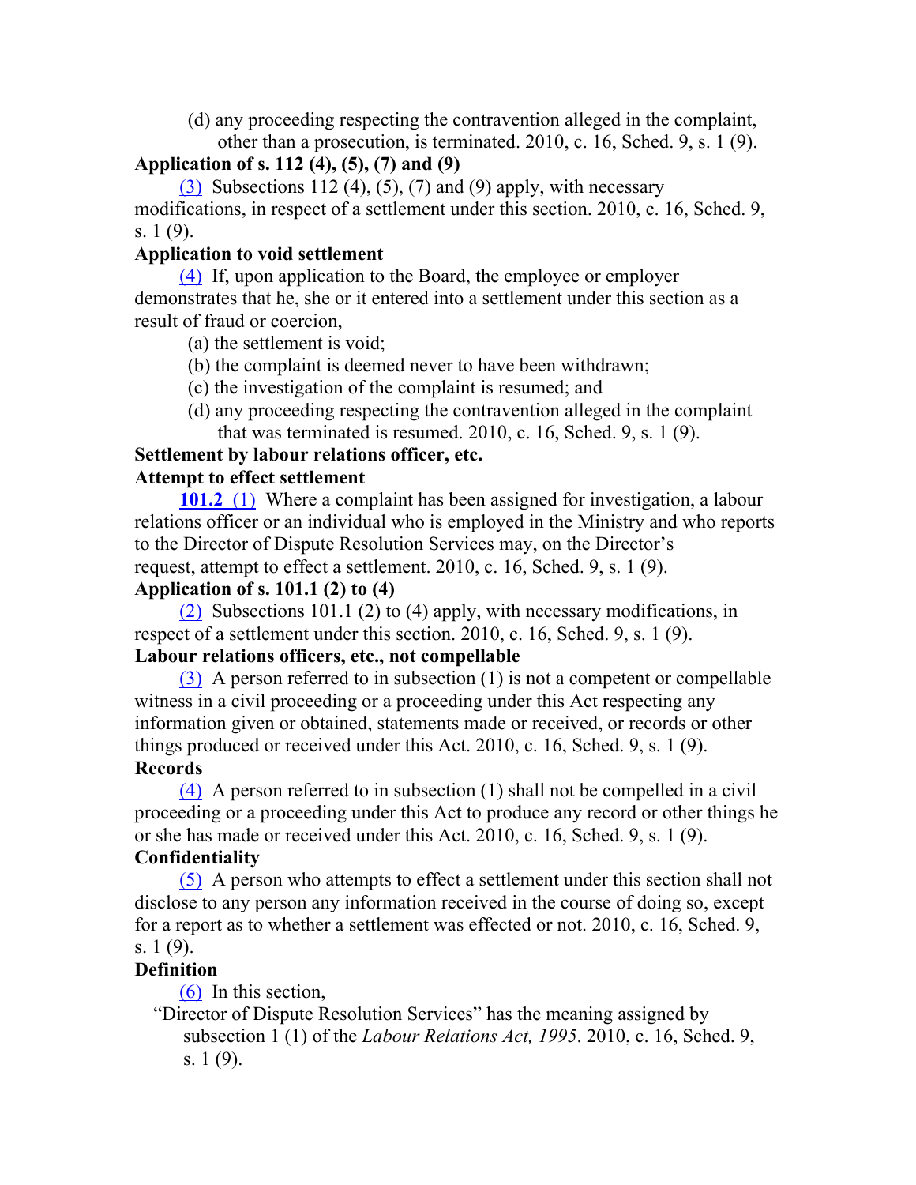(d) any proceeding respecting the contravention alleged in the complaint, other than a prosecution, is terminated. 2010, c. 16, Sched. 9, s. 1 (9).

**Application of s. 112 (4), (5), (7) and (9)**

(3) Subsections 112 (4), (5), (7) and (9) apply, with necessary modifications, in respect of a settlement under this section. 2010, c. 16, Sched. 9, s. 1 (9).

**Application to void settlement**

(4) If, upon application to the Board, the employee or employer demonstrates that he, she or it entered into a settlement under this section as a result of fraud or coercion,

(a) the settlement is void;

(b) the complaint is deemed never to have been withdrawn;

(c) the investigation of the complaint is resumed; and

(d) any proceeding respecting the contravention alleged in the complaint that was terminated is resumed. 2010, c. 16, Sched. 9, s. 1 (9).

**Settlement by labour relations officer, etc.**

**Attempt to effect settlement**

**101.2** (1) Where a complaint has been assigned for investigation, a labour relations officer or an individual who is employed in the Ministry and who reports to the Director of Dispute Resolution Services may, on the Director's request, attempt to effect a settlement. 2010, c. 16, Sched. 9, s. 1 (9).

**Application of s. 101.1 (2) to (4)**

(2) Subsections 101.1 (2) to (4) apply, with necessary modifications, in respect of a settlement under this section. 2010, c. 16, Sched. 9, s. 1 (9).

**Labour relations officers, etc., not compellable**

(3) A person referred to in subsection (1) is not a competent or compellable witness in a civil proceeding or a proceeding under this Act respecting any information given or obtained, statements made or received, or records or other things produced or received under this Act. 2010, c. 16, Sched. 9, s. 1 (9).

**Records**

(4) A person referred to in subsection (1) shall not be compelled in a civil proceeding or a proceeding under this Act to produce any record or other things he or she has made or received under this Act. 2010, c. 16, Sched. 9, s. 1 (9).

**Confidentiality**

(5) A person who attempts to effect a settlement under this section shall not disclose to any person any information received in the course of doing so, except for a report as to whether a settlement was effected or not. 2010, c. 16, Sched. 9, s. 1 (9).

**Definition**

(6) In this section,

"Director of Dispute Resolution Services" has the meaning assigned by subsection 1 (1) of the *Labour Relations Act, 1995*. 2010, c. 16, Sched. 9, s. 1 (9).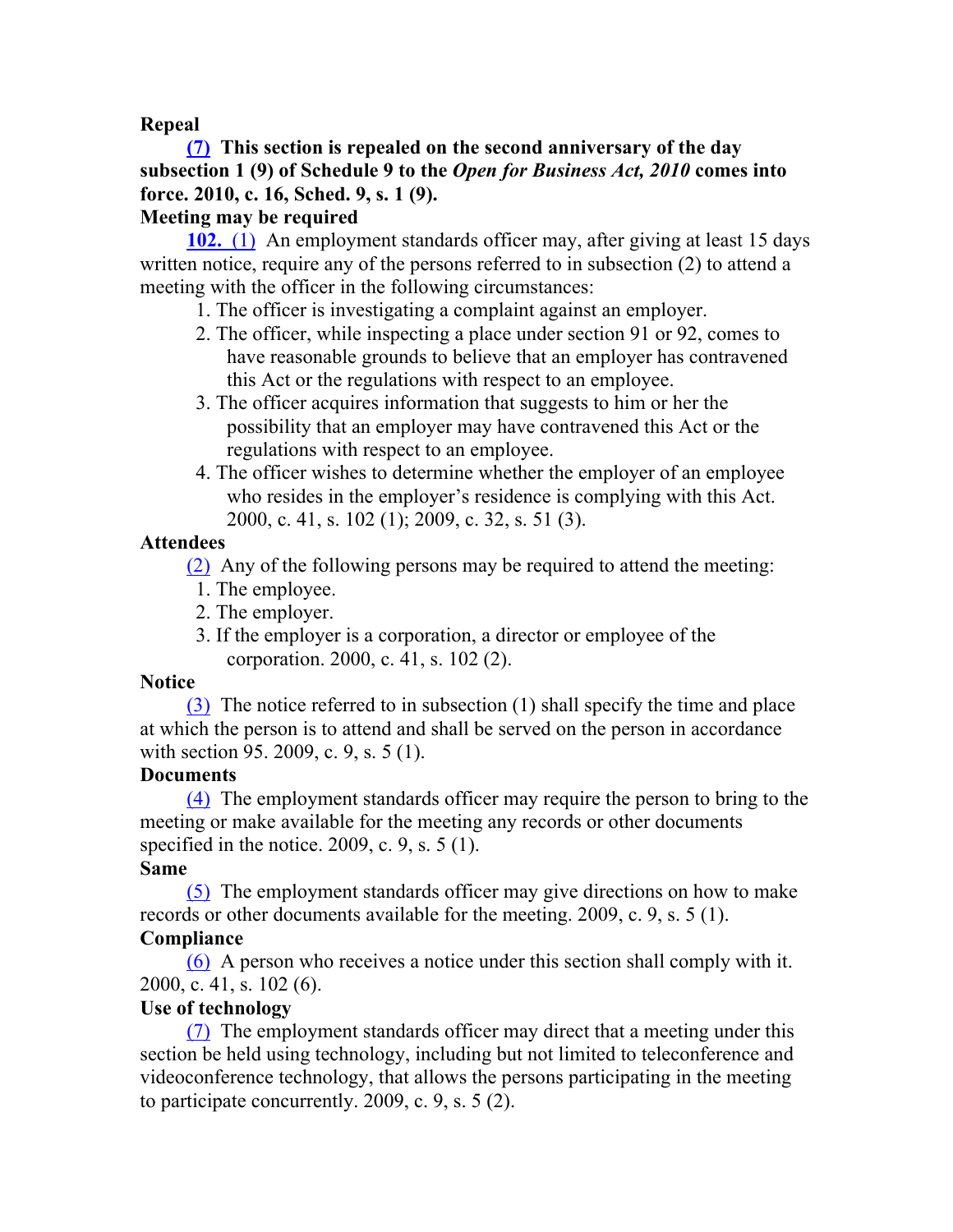**Repeal**

**(7) This section is repealed on the second anniversary of the day subsection 1 (9) of Schedule 9 to the *Open for Business Act, 2010* comes into force. 2010, c. 16, Sched. 9, s. 1 (9).**

**Meeting may be required**

**102.** (1) An employment standards officer may, after giving at least 15 days written notice, require any of the persons referred to in subsection (2) to attend a meeting with the officer in the following circumstances:

1. The officer is investigating a complaint against an employer.
2. The officer, while inspecting a place under section 91 or 92, comes to have reasonable grounds to believe that an employer has contravened this Act or the regulations with respect to an employee.
3. The officer acquires information that suggests to him or her the possibility that an employer may have contravened this Act or the regulations with respect to an employee.
4. The officer wishes to determine whether the employer of an employee who resides in the employer's residence is complying with this Act. 2000, c. 41, s. 102 (1); 2009, c. 32, s. 51 (3).

**Attendees**

(2) Any of the following persons may be required to attend the meeting:

1. The employee.
2. The employer.
3. If the employer is a corporation, a director or employee of the corporation. 2000, c. 41, s. 102 (2).

**Notice**

(3) The notice referred to in subsection (1) shall specify the time and place at which the person is to attend and shall be served on the person in accordance with section 95. 2009, c. 9, s. 5 (1).

**Documents**

(4) The employment standards officer may require the person to bring to the meeting or make available for the meeting any records or other documents specified in the notice. 2009, c. 9, s. 5 (1).

**Same**

(5) The employment standards officer may give directions on how to make records or other documents available for the meeting. 2009, c. 9, s. 5 (1).

**Compliance**

(6) A person who receives a notice under this section shall comply with it. 2000, c. 41, s. 102 (6).

**Use of technology**

(7) The employment standards officer may direct that a meeting under this section be held using technology, including but not limited to teleconference and videoconference technology, that allows the persons participating in the meeting to participate concurrently. 2009, c. 9, s. 5 (2).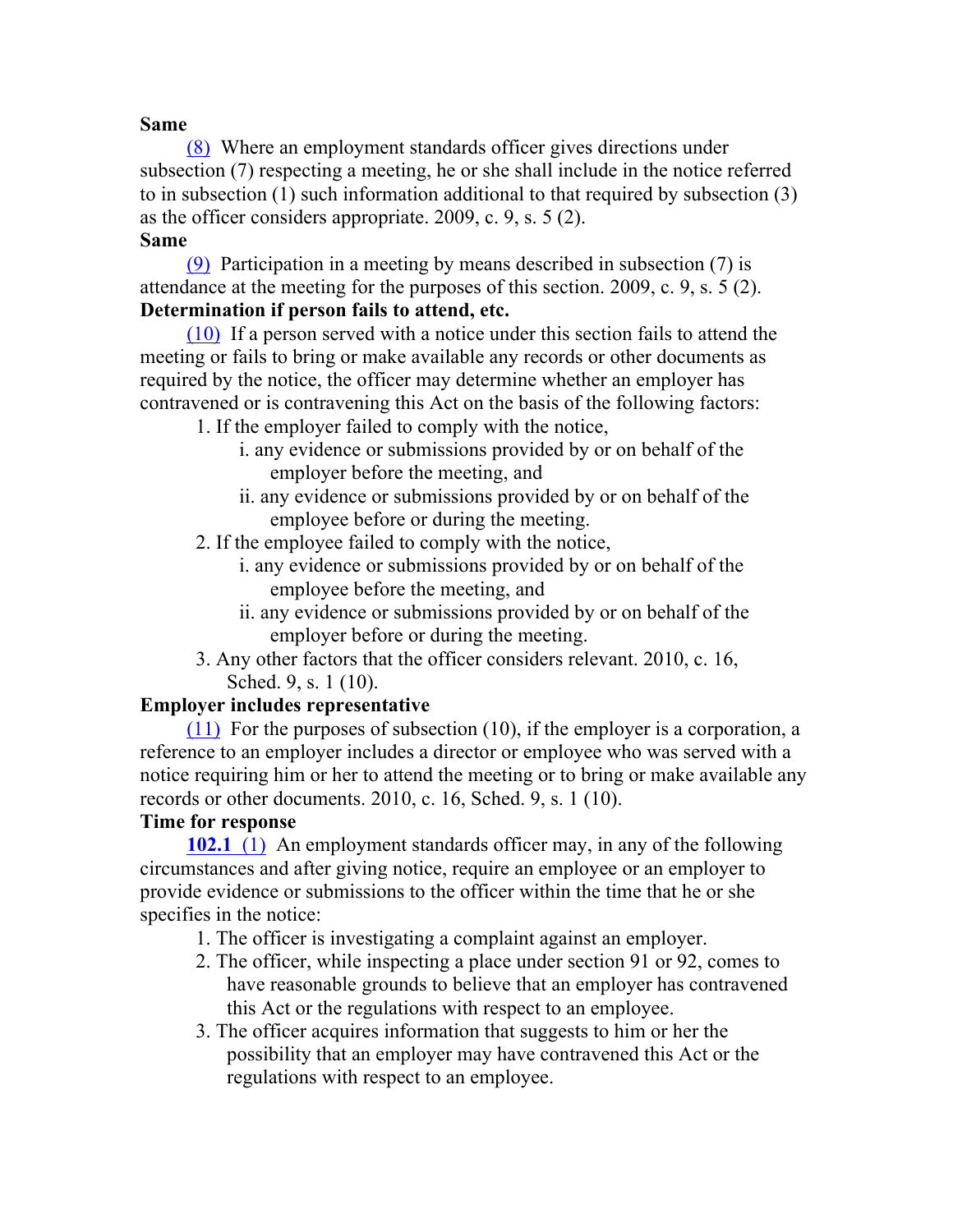**Same**

(8) Where an employment standards officer gives directions under subsection (7) respecting a meeting, he or she shall include in the notice referred to in subsection (1) such information additional to that required by subsection (3) as the officer considers appropriate. 2009, c. 9, s. 5 (2).

**Same**

(9) Participation in a meeting by means described in subsection (7) is attendance at the meeting for the purposes of this section. 2009, c. 9, s. 5 (2).

**Determination if person fails to attend, etc.**

(10) If a person served with a notice under this section fails to attend the meeting or fails to bring or make available any records or other documents as required by the notice, the officer may determine whether an employer has contravened or is contravening this Act on the basis of the following factors:

1. If the employer failed to comply with the notice,
   i. any evidence or submissions provided by or on behalf of the employer before the meeting, and
   ii. any evidence or submissions provided by or on behalf of the employee before or during the meeting.
2. If the employee failed to comply with the notice,
   i. any evidence or submissions provided by or on behalf of the employee before the meeting, and
   ii. any evidence or submissions provided by or on behalf of the employer before or during the meeting.
3. Any other factors that the officer considers relevant. 2010, c. 16, Sched. 9, s. 1 (10).

**Employer includes representative**

(11) For the purposes of subsection (10), if the employer is a corporation, a reference to an employer includes a director or employee who was served with a notice requiring him or her to attend the meeting or to bring or make available any records or other documents. 2010, c. 16, Sched. 9, s. 1 (10).

**Time for response**

**102.1** (1) An employment standards officer may, in any of the following circumstances and after giving notice, require an employee or an employer to provide evidence or submissions to the officer within the time that he or she specifies in the notice:

1. The officer is investigating a complaint against an employer.
2. The officer, while inspecting a place under section 91 or 92, comes to have reasonable grounds to believe that an employer has contravened this Act or the regulations with respect to an employee.
3. The officer acquires information that suggests to him or her the possibility that an employer may have contravened this Act or the regulations with respect to an employee.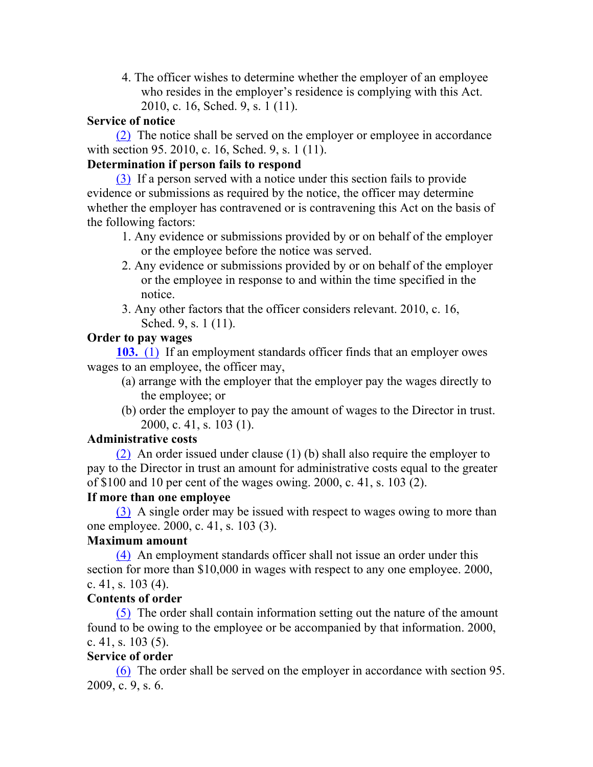4. The officer wishes to determine whether the employer of an employee who resides in the employer's residence is complying with this Act. 2010, c. 16, Sched. 9, s. 1 (11).

**Service of notice**

(2) The notice shall be served on the employer or employee in accordance with section 95. 2010, c. 16, Sched. 9, s. 1 (11).

**Determination if person fails to respond**

(3) If a person served with a notice under this section fails to provide evidence or submissions as required by the notice, the officer may determine whether the employer has contravened or is contravening this Act on the basis of the following factors:

1. Any evidence or submissions provided by or on behalf of the employer or the employee before the notice was served.
2. Any evidence or submissions provided by or on behalf of the employer or the employee in response to and within the time specified in the notice.
3. Any other factors that the officer considers relevant. 2010, c. 16, Sched. 9, s. 1 (11).

**Order to pay wages**

**103.** (1) If an employment standards officer finds that an employer owes wages to an employee, the officer may,

(a) arrange with the employer that the employer pay the wages directly to the employee; or

(b) order the employer to pay the amount of wages to the Director in trust. 2000, c. 41, s. 103 (1).

**Administrative costs**

(2) An order issued under clause (1) (b) shall also require the employer to pay to the Director in trust an amount for administrative costs equal to the greater of $100 and 10 per cent of the wages owing. 2000, c. 41, s. 103 (2).

**If more than one employee**

(3) A single order may be issued with respect to wages owing to more than one employee. 2000, c. 41, s. 103 (3).

**Maximum amount**

(4) An employment standards officer shall not issue an order under this section for more than $10,000 in wages with respect to any one employee. 2000, c. 41, s. 103 (4).

**Contents of order**

(5) The order shall contain information setting out the nature of the amount found to be owing to the employee or be accompanied by that information. 2000, c. 41, s. 103 (5).

**Service of order**

(6) The order shall be served on the employer in accordance with section 95. 2009, c. 9, s. 6.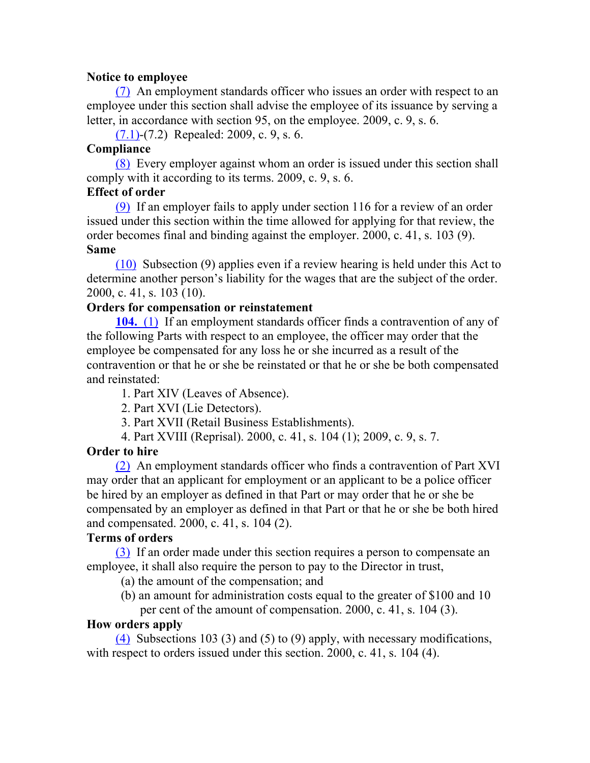**Notice to employee**

(7) An employment standards officer who issues an order with respect to an employee under this section shall advise the employee of its issuance by serving a letter, in accordance with section 95, on the employee. 2009, c. 9, s. 6.

(7.1)-(7.2) Repealed: 2009, c. 9, s. 6.

**Compliance**

(8) Every employer against whom an order is issued under this section shall comply with it according to its terms. 2009, c. 9, s. 6.

**Effect of order**

(9) If an employer fails to apply under section 116 for a review of an order issued under this section within the time allowed for applying for that review, the order becomes final and binding against the employer. 2000, c. 41, s. 103 (9).

**Same**

(10) Subsection (9) applies even if a review hearing is held under this Act to determine another person's liability for the wages that are the subject of the order. 2000, c. 41, s. 103 (10).

**Orders for compensation or reinstatement**

**104.** (1) If an employment standards officer finds a contravention of any of the following Parts with respect to an employee, the officer may order that the employee be compensated for any loss he or she incurred as a result of the contravention or that he or she be reinstated or that he or she be both compensated and reinstated:

1. Part XIV (Leaves of Absence).
2. Part XVI (Lie Detectors).
3. Part XVII (Retail Business Establishments).
4. Part XVIII (Reprisal). 2000, c. 41, s. 104 (1); 2009, c. 9, s. 7.

**Order to hire**

(2) An employment standards officer who finds a contravention of Part XVI may order that an applicant for employment or an applicant to be a police officer be hired by an employer as defined in that Part or may order that he or she be compensated by an employer as defined in that Part or that he or she be both hired and compensated. 2000, c. 41, s. 104 (2).

**Terms of orders**

(3) If an order made under this section requires a person to compensate an employee, it shall also require the person to pay to the Director in trust,

(a) the amount of the compensation; and

(b) an amount for administration costs equal to the greater of $100 and 10 per cent of the amount of compensation. 2000, c. 41, s. 104 (3).

**How orders apply**

(4) Subsections 103 (3) and (5) to (9) apply, with necessary modifications, with respect to orders issued under this section. 2000, c. 41, s. 104 (4).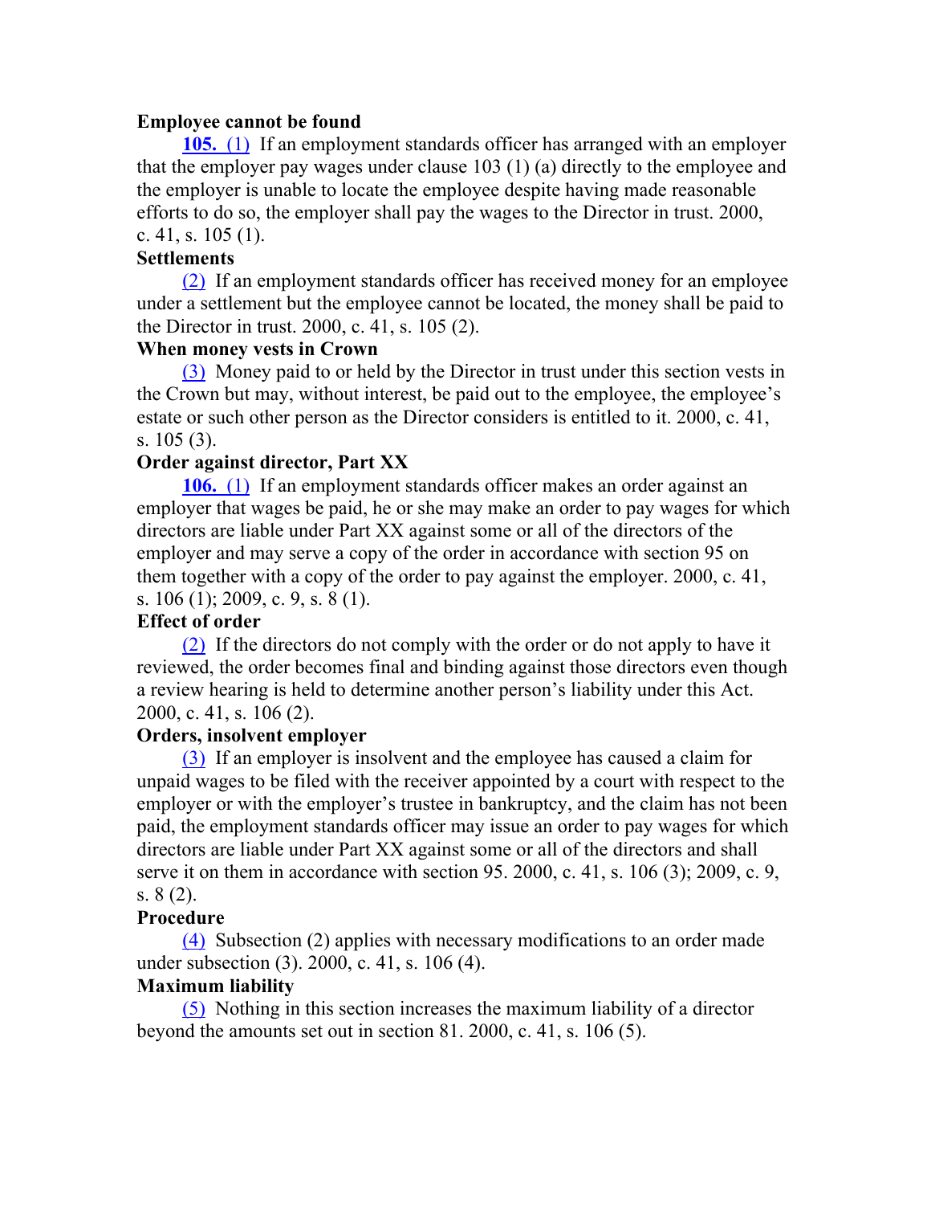**Employee cannot be found**

**105.** (1) If an employment standards officer has arranged with an employer that the employer pay wages under clause 103 (1) (a) directly to the employee and the employer is unable to locate the employee despite having made reasonable efforts to do so, the employer shall pay the wages to the Director in trust. 2000, c. 41, s. 105 (1).

**Settlements**

(2) If an employment standards officer has received money for an employee under a settlement but the employee cannot be located, the money shall be paid to the Director in trust. 2000, c. 41, s. 105 (2).

**When money vests in Crown**

(3) Money paid to or held by the Director in trust under this section vests in the Crown but may, without interest, be paid out to the employee, the employee's estate or such other person as the Director considers is entitled to it. 2000, c. 41, s. 105 (3).

**Order against director, Part XX**

**106.** (1) If an employment standards officer makes an order against an employer that wages be paid, he or she may make an order to pay wages for which directors are liable under Part XX against some or all of the directors of the employer and may serve a copy of the order in accordance with section 95 on them together with a copy of the order to pay against the employer. 2000, c. 41, s. 106 (1); 2009, c. 9, s. 8 (1).

**Effect of order**

(2) If the directors do not comply with the order or do not apply to have it reviewed, the order becomes final and binding against those directors even though a review hearing is held to determine another person's liability under this Act. 2000, c. 41, s. 106 (2).

**Orders, insolvent employer**

(3) If an employer is insolvent and the employee has caused a claim for unpaid wages to be filed with the receiver appointed by a court with respect to the employer or with the employer's trustee in bankruptcy, and the claim has not been paid, the employment standards officer may issue an order to pay wages for which directors are liable under Part XX against some or all of the directors and shall serve it on them in accordance with section 95. 2000, c. 41, s. 106 (3); 2009, c. 9, s. 8 (2).

**Procedure**

(4) Subsection (2) applies with necessary modifications to an order made under subsection (3). 2000, c. 41, s. 106 (4).

**Maximum liability**

(5) Nothing in this section increases the maximum liability of a director beyond the amounts set out in section 81. 2000, c. 41, s. 106 (5).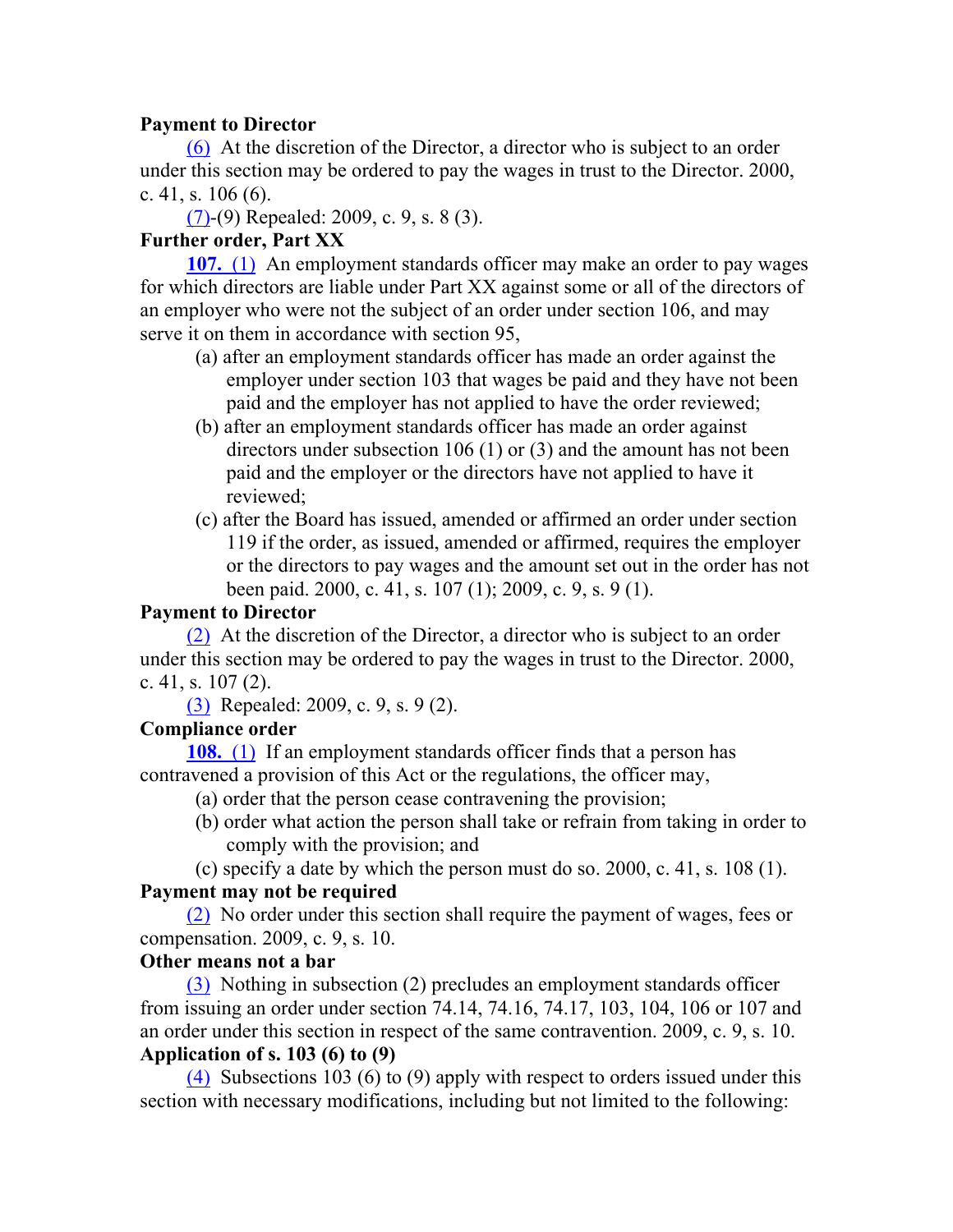**Payment to Director**

(6) At the discretion of the Director, a director who is subject to an order under this section may be ordered to pay the wages in trust to the Director. 2000, c. 41, s. 106 (6).

(7)-(9) Repealed: 2009, c. 9, s. 8 (3).

**Further order, Part XX**

**107.** (1) An employment standards officer may make an order to pay wages for which directors are liable under Part XX against some or all of the directors of an employer who were not the subject of an order under section 106, and may serve it on them in accordance with section 95,

- (a) after an employment standards officer has made an order against the employer under section 103 that wages be paid and they have not been paid and the employer has not applied to have the order reviewed;
- (b) after an employment standards officer has made an order against directors under subsection 106 (1) or (3) and the amount has not been paid and the employer or the directors have not applied to have it reviewed;
- (c) after the Board has issued, amended or affirmed an order under section 119 if the order, as issued, amended or affirmed, requires the employer or the directors to pay wages and the amount set out in the order has not been paid. 2000, c. 41, s. 107 (1); 2009, c. 9, s. 9 (1).

**Payment to Director**

(2) At the discretion of the Director, a director who is subject to an order under this section may be ordered to pay the wages in trust to the Director. 2000, c. 41, s. 107 (2).

(3) Repealed: 2009, c. 9, s. 9 (2).

**Compliance order**

**108.** (1) If an employment standards officer finds that a person has contravened a provision of this Act or the regulations, the officer may,

- (a) order that the person cease contravening the provision;
- (b) order what action the person shall take or refrain from taking in order to comply with the provision; and
- (c) specify a date by which the person must do so. 2000, c. 41, s. 108 (1).

**Payment may not be required**

(2) No order under this section shall require the payment of wages, fees or compensation. 2009, c. 9, s. 10.

**Other means not a bar**

(3) Nothing in subsection (2) precludes an employment standards officer from issuing an order under section 74.14, 74.16, 74.17, 103, 104, 106 or 107 and an order under this section in respect of the same contravention. 2009, c. 9, s. 10.

**Application of s. 103 (6) to (9)**

(4) Subsections 103 (6) to (9) apply with respect to orders issued under this section with necessary modifications, including but not limited to the following: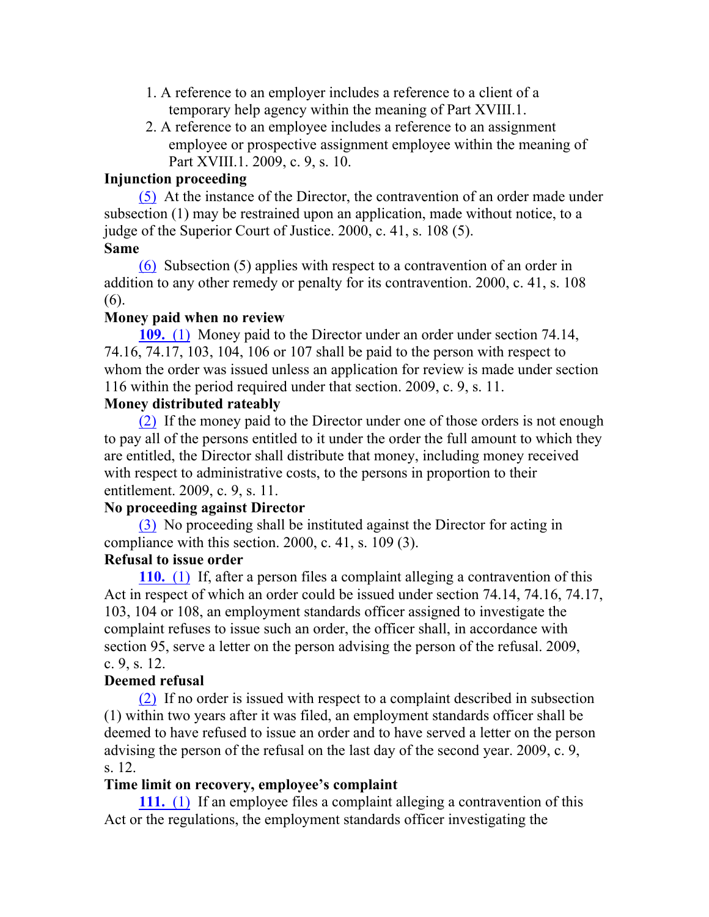1. A reference to an employer includes a reference to a client of a temporary help agency within the meaning of Part XVIII.1.
2. A reference to an employee includes a reference to an assignment employee or prospective assignment employee within the meaning of Part XVIII.1. 2009, c. 9, s. 10.

**Injunction proceeding**

(5) At the instance of the Director, the contravention of an order made under subsection (1) may be restrained upon an application, made without notice, to a judge of the Superior Court of Justice. 2000, c. 41, s. 108 (5).

**Same**

(6) Subsection (5) applies with respect to a contravention of an order in addition to any other remedy or penalty for its contravention. 2000, c. 41, s. 108 (6).

**Money paid when no review**

**109.** (1) Money paid to the Director under an order under section 74.14, 74.16, 74.17, 103, 104, 106 or 107 shall be paid to the person with respect to whom the order was issued unless an application for review is made under section 116 within the period required under that section. 2009, c. 9, s. 11.

**Money distributed rateably**

(2) If the money paid to the Director under one of those orders is not enough to pay all of the persons entitled to it under the order the full amount to which they are entitled, the Director shall distribute that money, including money received with respect to administrative costs, to the persons in proportion to their entitlement. 2009, c. 9, s. 11.

**No proceeding against Director**

(3) No proceeding shall be instituted against the Director for acting in compliance with this section. 2000, c. 41, s. 109 (3).

**Refusal to issue order**

**110.** (1) If, after a person files a complaint alleging a contravention of this Act in respect of which an order could be issued under section 74.14, 74.16, 74.17, 103, 104 or 108, an employment standards officer assigned to investigate the complaint refuses to issue such an order, the officer shall, in accordance with section 95, serve a letter on the person advising the person of the refusal. 2009, c. 9, s. 12.

**Deemed refusal**

(2) If no order is issued with respect to a complaint described in subsection (1) within two years after it was filed, an employment standards officer shall be deemed to have refused to issue an order and to have served a letter on the person advising the person of the refusal on the last day of the second year. 2009, c. 9, s. 12.

**Time limit on recovery, employee's complaint**

**111.** (1) If an employee files a complaint alleging a contravention of this Act or the regulations, the employment standards officer investigating the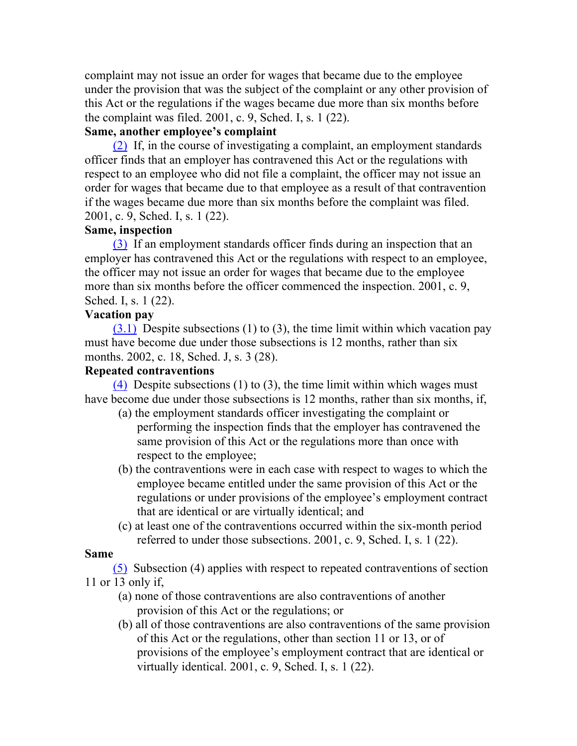complaint may not issue an order for wages that became due to the employee under the provision that was the subject of the complaint or any other provision of this Act or the regulations if the wages became due more than six months before the complaint was filed. 2001, c. 9, Sched. I, s. 1 (22).

**Same, another employee's complaint**

(2) If, in the course of investigating a complaint, an employment standards officer finds that an employer has contravened this Act or the regulations with respect to an employee who did not file a complaint, the officer may not issue an order for wages that became due to that employee as a result of that contravention if the wages became due more than six months before the complaint was filed. 2001, c. 9, Sched. I, s. 1 (22).

**Same, inspection**

(3) If an employment standards officer finds during an inspection that an employer has contravened this Act or the regulations with respect to an employee, the officer may not issue an order for wages that became due to the employee more than six months before the officer commenced the inspection. 2001, c. 9, Sched. I, s. 1 (22).

**Vacation pay**

(3.1) Despite subsections (1) to (3), the time limit within which vacation pay must have become due under those subsections is 12 months, rather than six months. 2002, c. 18, Sched. J, s. 3 (28).

**Repeated contraventions**

(4) Despite subsections (1) to (3), the time limit within which wages must have become due under those subsections is 12 months, rather than six months, if,

(a) the employment standards officer investigating the complaint or performing the inspection finds that the employer has contravened the same provision of this Act or the regulations more than once with respect to the employee;

(b) the contraventions were in each case with respect to wages to which the employee became entitled under the same provision of this Act or the regulations or under provisions of the employee's employment contract that are identical or are virtually identical; and

(c) at least one of the contraventions occurred within the six-month period referred to under those subsections. 2001, c. 9, Sched. I, s. 1 (22).

**Same**

(5) Subsection (4) applies with respect to repeated contraventions of section 11 or 13 only if,

(a) none of those contraventions are also contraventions of another provision of this Act or the regulations; or

(b) all of those contraventions are also contraventions of the same provision of this Act or the regulations, other than section 11 or 13, or of provisions of the employee's employment contract that are identical or virtually identical. 2001, c. 9, Sched. I, s. 1 (22).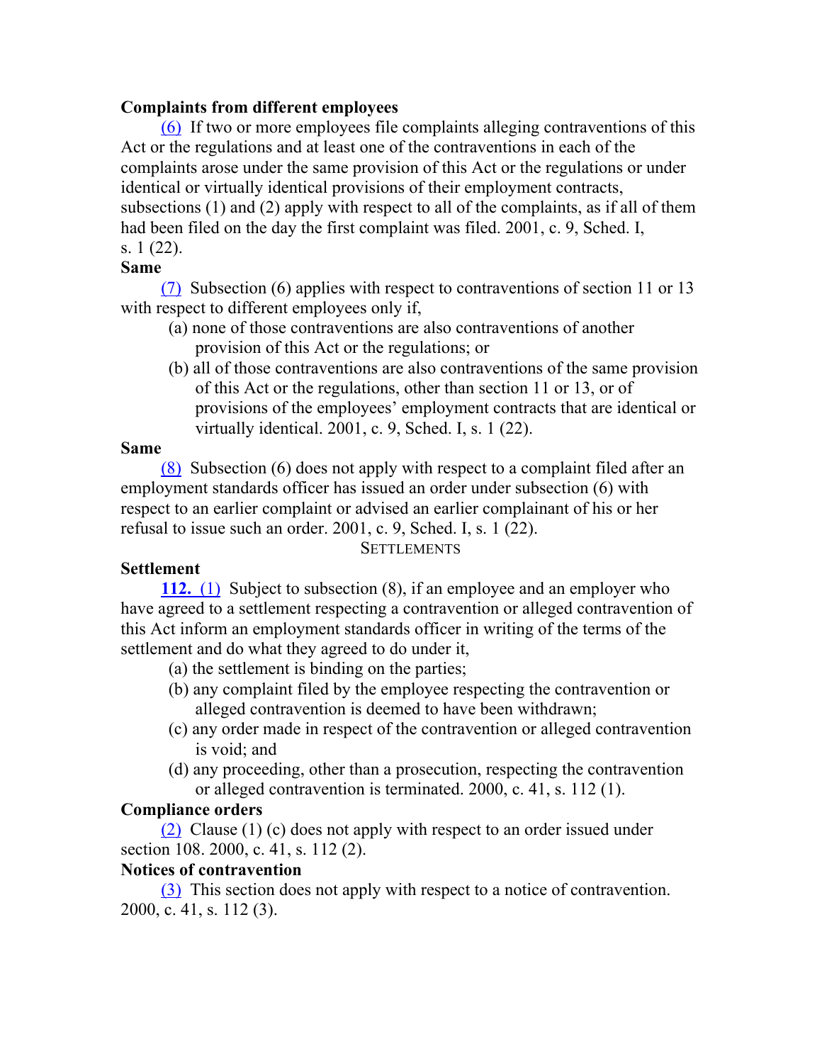**Complaints from different employees**

(6) If two or more employees file complaints alleging contraventions of this Act or the regulations and at least one of the contraventions in each of the complaints arose under the same provision of this Act or the regulations or under identical or virtually identical provisions of their employment contracts, subsections (1) and (2) apply with respect to all of the complaints, as if all of them had been filed on the day the first complaint was filed. 2001, c. 9, Sched. I, s. 1 (22).

**Same**

(7) Subsection (6) applies with respect to contraventions of section 11 or 13 with respect to different employees only if,

- (a) none of those contraventions are also contraventions of another provision of this Act or the regulations; or
- (b) all of those contraventions are also contraventions of the same provision of this Act or the regulations, other than section 11 or 13, or of provisions of the employees' employment contracts that are identical or virtually identical. 2001, c. 9, Sched. I, s. 1 (22).

**Same**

(8) Subsection (6) does not apply with respect to a complaint filed after an employment standards officer has issued an order under subsection (6) with respect to an earlier complaint or advised an earlier complainant of his or her refusal to issue such an order. 2001, c. 9, Sched. I, s. 1 (22).

SETTLEMENTS

**Settlement**

**112.** (1) Subject to subsection (8), if an employee and an employer who have agreed to a settlement respecting a contravention or alleged contravention of this Act inform an employment standards officer in writing of the terms of the settlement and do what they agreed to do under it,

- (a) the settlement is binding on the parties;
- (b) any complaint filed by the employee respecting the contravention or alleged contravention is deemed to have been withdrawn;
- (c) any order made in respect of the contravention or alleged contravention is void; and
- (d) any proceeding, other than a prosecution, respecting the contravention or alleged contravention is terminated. 2000, c. 41, s. 112 (1).

**Compliance orders**

(2) Clause (1) (c) does not apply with respect to an order issued under section 108. 2000, c. 41, s. 112 (2).

**Notices of contravention**

(3) This section does not apply with respect to a notice of contravention. 2000, c. 41, s. 112 (3).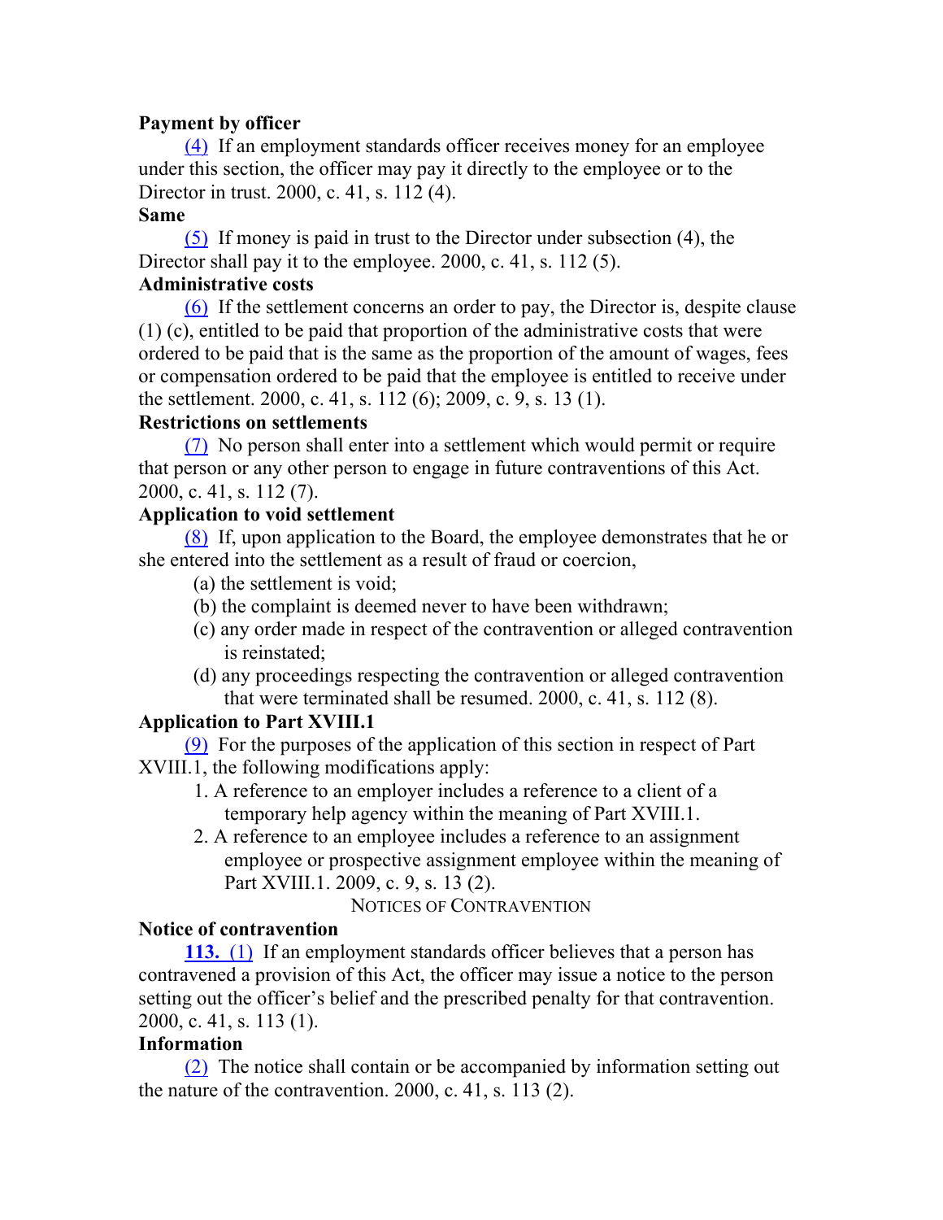**Payment by officer**

(4) If an employment standards officer receives money for an employee under this section, the officer may pay it directly to the employee or to the Director in trust. 2000, c. 41, s. 112 (4).

**Same**

(5) If money is paid in trust to the Director under subsection (4), the Director shall pay it to the employee. 2000, c. 41, s. 112 (5).

**Administrative costs**

(6) If the settlement concerns an order to pay, the Director is, despite clause (1) (c), entitled to be paid that proportion of the administrative costs that were ordered to be paid that is the same as the proportion of the amount of wages, fees or compensation ordered to be paid that the employee is entitled to receive under the settlement. 2000, c. 41, s. 112 (6); 2009, c. 9, s. 13 (1).

**Restrictions on settlements**

(7) No person shall enter into a settlement which would permit or require that person or any other person to engage in future contraventions of this Act. 2000, c. 41, s. 112 (7).

**Application to void settlement**

(8) If, upon application to the Board, the employee demonstrates that he or she entered into the settlement as a result of fraud or coercion,

(a) the settlement is void;

(b) the complaint is deemed never to have been withdrawn;

(c) any order made in respect of the contravention or alleged contravention is reinstated;

(d) any proceedings respecting the contravention or alleged contravention that were terminated shall be resumed. 2000, c. 41, s. 112 (8).

**Application to Part XVIII.1**

(9) For the purposes of the application of this section in respect of Part XVIII.1, the following modifications apply:

1. A reference to an employer includes a reference to a client of a temporary help agency within the meaning of Part XVIII.1.
2. A reference to an employee includes a reference to an assignment employee or prospective assignment employee within the meaning of Part XVIII.1. 2009, c. 9, s. 13 (2).

NOTICES OF CONTRAVENTION

**Notice of contravention**

**113.** (1) If an employment standards officer believes that a person has contravened a provision of this Act, the officer may issue a notice to the person setting out the officer's belief and the prescribed penalty for that contravention. 2000, c. 41, s. 113 (1).

**Information**

(2) The notice shall contain or be accompanied by information setting out the nature of the contravention. 2000, c. 41, s. 113 (2).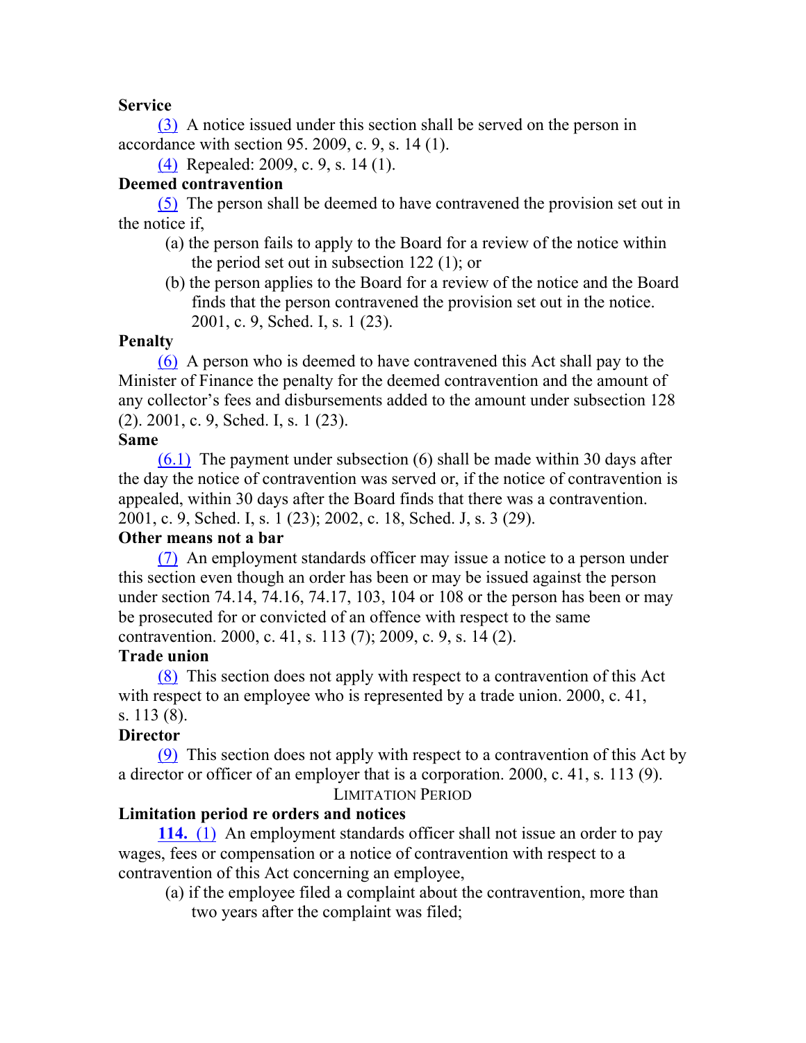**Service**

(3) A notice issued under this section shall be served on the person in accordance with section 95. 2009, c. 9, s. 14 (1).

(4) Repealed: 2009, c. 9, s. 14 (1).

**Deemed contravention**

(5) The person shall be deemed to have contravened the provision set out in the notice if,

(a) the person fails to apply to the Board for a review of the notice within the period set out in subsection 122 (1); or

(b) the person applies to the Board for a review of the notice and the Board finds that the person contravened the provision set out in the notice. 2001, c. 9, Sched. I, s. 1 (23).

**Penalty**

(6) A person who is deemed to have contravened this Act shall pay to the Minister of Finance the penalty for the deemed contravention and the amount of any collector's fees and disbursements added to the amount under subsection 128 (2). 2001, c. 9, Sched. I, s. 1 (23).

**Same**

(6.1) The payment under subsection (6) shall be made within 30 days after the day the notice of contravention was served or, if the notice of contravention is appealed, within 30 days after the Board finds that there was a contravention. 2001, c. 9, Sched. I, s. 1 (23); 2002, c. 18, Sched. J, s. 3 (29).

**Other means not a bar**

(7) An employment standards officer may issue a notice to a person under this section even though an order has been or may be issued against the person under section 74.14, 74.16, 74.17, 103, 104 or 108 or the person has been or may be prosecuted for or convicted of an offence with respect to the same contravention. 2000, c. 41, s. 113 (7); 2009, c. 9, s. 14 (2).

**Trade union**

(8) This section does not apply with respect to a contravention of this Act with respect to an employee who is represented by a trade union. 2000, c. 41, s. 113 (8).

**Director**

(9) This section does not apply with respect to a contravention of this Act by a director or officer of an employer that is a corporation. 2000, c. 41, s. 113 (9).

LIMITATION PERIOD

**Limitation period re orders and notices**

**114.** (1) An employment standards officer shall not issue an order to pay wages, fees or compensation or a notice of contravention with respect to a contravention of this Act concerning an employee,

(a) if the employee filed a complaint about the contravention, more than two years after the complaint was filed;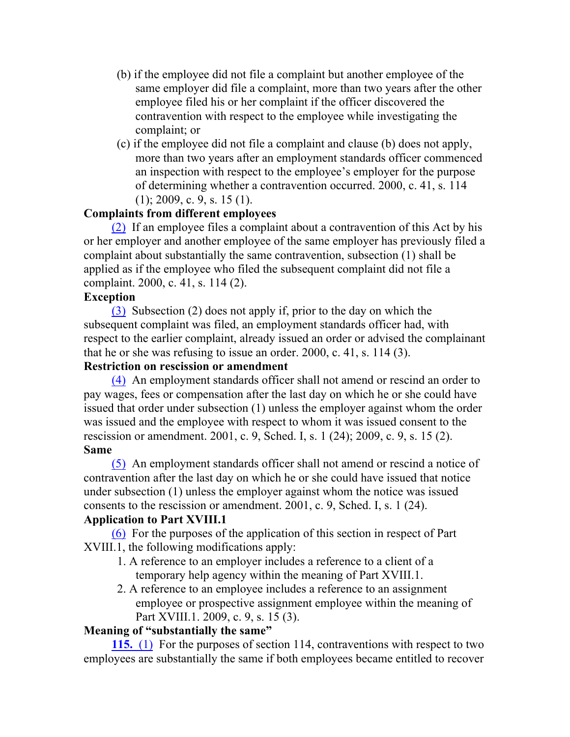(b) if the employee did not file a complaint but another employee of the same employer did file a complaint, more than two years after the other employee filed his or her complaint if the officer discovered the contravention with respect to the employee while investigating the complaint; or

(c) if the employee did not file a complaint and clause (b) does not apply, more than two years after an employment standards officer commenced an inspection with respect to the employee's employer for the purpose of determining whether a contravention occurred. 2000, c. 41, s. 114 (1); 2009, c. 9, s. 15 (1).

**Complaints from different employees**

(2) If an employee files a complaint about a contravention of this Act by his or her employer and another employee of the same employer has previously filed a complaint about substantially the same contravention, subsection (1) shall be applied as if the employee who filed the subsequent complaint did not file a complaint. 2000, c. 41, s. 114 (2).

**Exception**

(3) Subsection (2) does not apply if, prior to the day on which the subsequent complaint was filed, an employment standards officer had, with respect to the earlier complaint, already issued an order or advised the complainant that he or she was refusing to issue an order. 2000, c. 41, s. 114 (3).

**Restriction on rescission or amendment**

(4) An employment standards officer shall not amend or rescind an order to pay wages, fees or compensation after the last day on which he or she could have issued that order under subsection (1) unless the employer against whom the order was issued and the employee with respect to whom it was issued consent to the rescission or amendment. 2001, c. 9, Sched. I, s. 1 (24); 2009, c. 9, s. 15 (2).

**Same**

(5) An employment standards officer shall not amend or rescind a notice of contravention after the last day on which he or she could have issued that notice under subsection (1) unless the employer against whom the notice was issued consents to the rescission or amendment. 2001, c. 9, Sched. I, s. 1 (24).

**Application to Part XVIII.1**

(6) For the purposes of the application of this section in respect of Part XVIII.1, the following modifications apply:

1. A reference to an employer includes a reference to a client of a temporary help agency within the meaning of Part XVIII.1.
2. A reference to an employee includes a reference to an assignment employee or prospective assignment employee within the meaning of Part XVIII.1. 2009, c. 9, s. 15 (3).

**Meaning of "substantially the same"**

**115.** (1) For the purposes of section 114, contraventions with respect to two employees are substantially the same if both employees became entitled to recover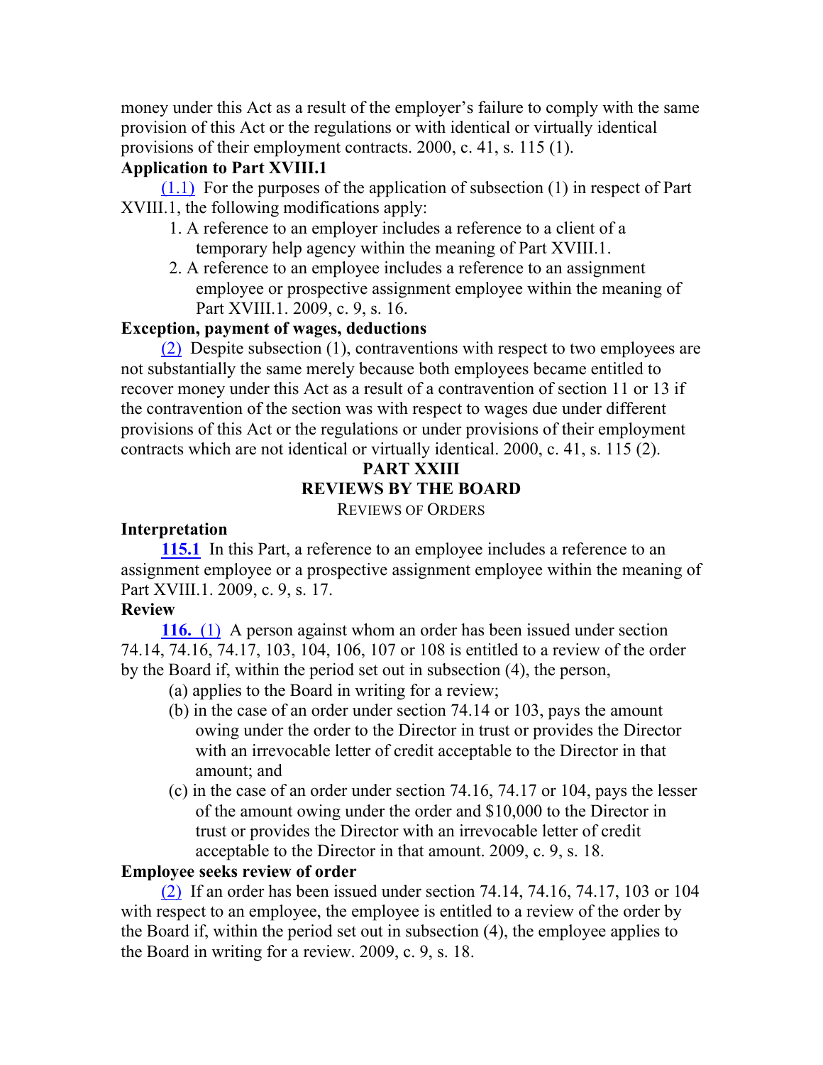money under this Act as a result of the employer's failure to comply with the same provision of this Act or the regulations or with identical or virtually identical provisions of their employment contracts. 2000, c. 41, s. 115 (1).

**Application to Part XVIII.1**

(1.1) For the purposes of the application of subsection (1) in respect of Part XVIII.1, the following modifications apply:

1. A reference to an employer includes a reference to a client of a temporary help agency within the meaning of Part XVIII.1.
2. A reference to an employee includes a reference to an assignment employee or prospective assignment employee within the meaning of Part XVIII.1. 2009, c. 9, s. 16.

**Exception, payment of wages, deductions**

(2) Despite subsection (1), contraventions with respect to two employees are not substantially the same merely because both employees became entitled to recover money under this Act as a result of a contravention of section 11 or 13 if the contravention of the section was with respect to wages due under different provisions of this Act or the regulations or under provisions of their employment contracts which are not identical or virtually identical. 2000, c. 41, s. 115 (2).

## PART XXIII
## REVIEWS BY THE BOARD

### Reviews of Orders

**Interpretation**

**115.1** In this Part, a reference to an employee includes a reference to an assignment employee or a prospective assignment employee within the meaning of Part XVIII.1. 2009, c. 9, s. 17.

**Review**

**116.** (1) A person against whom an order has been issued under section 74.14, 74.16, 74.17, 103, 104, 106, 107 or 108 is entitled to a review of the order by the Board if, within the period set out in subsection (4), the person,

(a) applies to the Board in writing for a review;

(b) in the case of an order under section 74.14 or 103, pays the amount owing under the order to the Director in trust or provides the Director with an irrevocable letter of credit acceptable to the Director in that amount; and

(c) in the case of an order under section 74.16, 74.17 or 104, pays the lesser of the amount owing under the order and $10,000 to the Director in trust or provides the Director with an irrevocable letter of credit acceptable to the Director in that amount. 2009, c. 9, s. 18.

**Employee seeks review of order**

(2) If an order has been issued under section 74.14, 74.16, 74.17, 103 or 104 with respect to an employee, the employee is entitled to a review of the order by the Board if, within the period set out in subsection (4), the employee applies to the Board in writing for a review. 2009, c. 9, s. 18.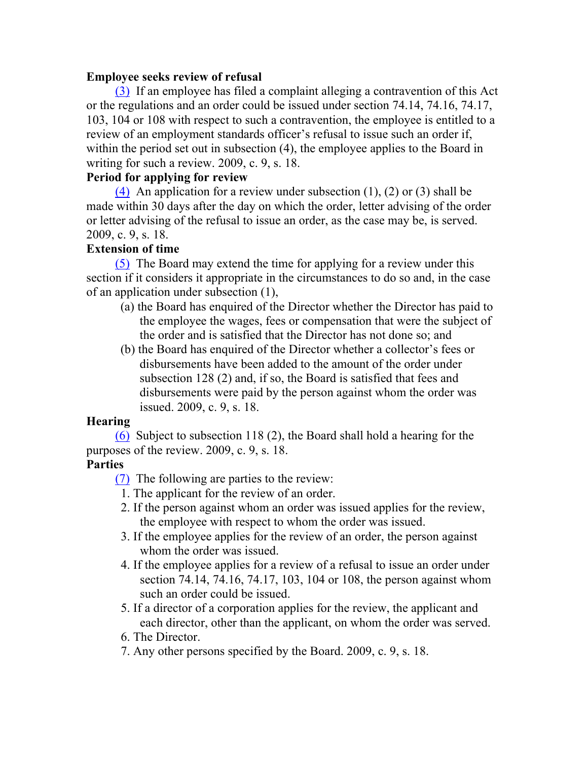**Employee seeks review of refusal**

(3) If an employee has filed a complaint alleging a contravention of this Act or the regulations and an order could be issued under section 74.14, 74.16, 74.17, 103, 104 or 108 with respect to such a contravention, the employee is entitled to a review of an employment standards officer's refusal to issue such an order if, within the period set out in subsection (4), the employee applies to the Board in writing for such a review. 2009, c. 9, s. 18.

**Period for applying for review**

(4) An application for a review under subsection (1), (2) or (3) shall be made within 30 days after the day on which the order, letter advising of the order or letter advising of the refusal to issue an order, as the case may be, is served. 2009, c. 9, s. 18.

**Extension of time**

(5) The Board may extend the time for applying for a review under this section if it considers it appropriate in the circumstances to do so and, in the case of an application under subsection (1),

- (a) the Board has enquired of the Director whether the Director has paid to the employee the wages, fees or compensation that were the subject of the order and is satisfied that the Director has not done so; and
- (b) the Board has enquired of the Director whether a collector's fees or disbursements have been added to the amount of the order under subsection 128 (2) and, if so, the Board is satisfied that fees and disbursements were paid by the person against whom the order was issued. 2009, c. 9, s. 18.

**Hearing**

(6) Subject to subsection 118 (2), the Board shall hold a hearing for the purposes of the review. 2009, c. 9, s. 18.

**Parties**

(7) The following are parties to the review:

1. The applicant for the review of an order.
2. If the person against whom an order was issued applies for the review, the employee with respect to whom the order was issued.
3. If the employee applies for the review of an order, the person against whom the order was issued.
4. If the employee applies for a review of a refusal to issue an order under section 74.14, 74.16, 74.17, 103, 104 or 108, the person against whom such an order could be issued.
5. If a director of a corporation applies for the review, the applicant and each director, other than the applicant, on whom the order was served.
6. The Director.
7. Any other persons specified by the Board. 2009, c. 9, s. 18.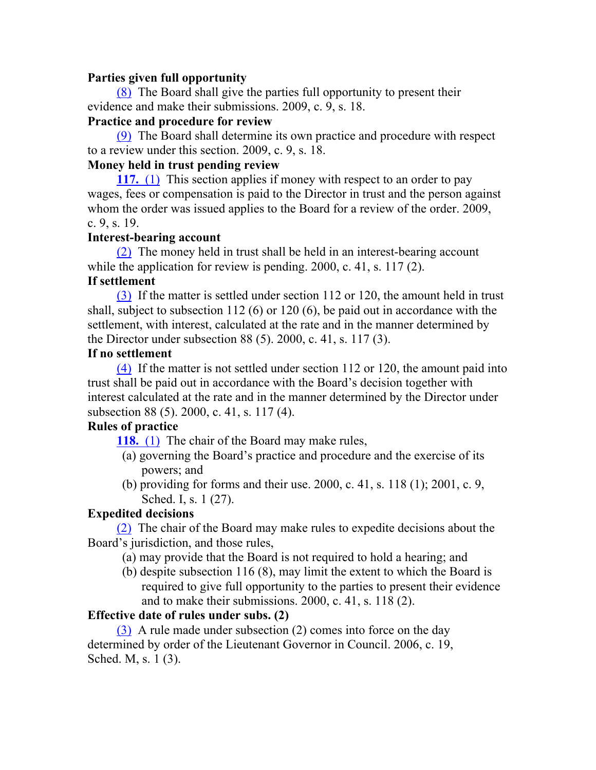**Parties given full opportunity**

(8) The Board shall give the parties full opportunity to present their evidence and make their submissions. 2009, c. 9, s. 18.

**Practice and procedure for review**

(9) The Board shall determine its own practice and procedure with respect to a review under this section. 2009, c. 9, s. 18.

**Money held in trust pending review**

**117.** (1) This section applies if money with respect to an order to pay wages, fees or compensation is paid to the Director in trust and the person against whom the order was issued applies to the Board for a review of the order. 2009, c. 9, s. 19.

**Interest-bearing account**

(2) The money held in trust shall be held in an interest-bearing account while the application for review is pending. 2000, c. 41, s. 117 (2).

**If settlement**

(3) If the matter is settled under section 112 or 120, the amount held in trust shall, subject to subsection 112 (6) or 120 (6), be paid out in accordance with the settlement, with interest, calculated at the rate and in the manner determined by the Director under subsection 88 (5). 2000, c. 41, s. 117 (3).

**If no settlement**

(4) If the matter is not settled under section 112 or 120, the amount paid into trust shall be paid out in accordance with the Board's decision together with interest calculated at the rate and in the manner determined by the Director under subsection 88 (5). 2000, c. 41, s. 117 (4).

**Rules of practice**

**118.** (1) The chair of the Board may make rules,

- (a) governing the Board's practice and procedure and the exercise of its powers; and
- (b) providing for forms and their use. 2000, c. 41, s. 118 (1); 2001, c. 9, Sched. I, s. 1 (27).

**Expedited decisions**

(2) The chair of the Board may make rules to expedite decisions about the Board's jurisdiction, and those rules,

- (a) may provide that the Board is not required to hold a hearing; and
- (b) despite subsection 116 (8), may limit the extent to which the Board is required to give full opportunity to the parties to present their evidence and to make their submissions. 2000, c. 41, s. 118 (2).

**Effective date of rules under subs. (2)**

(3) A rule made under subsection (2) comes into force on the day determined by order of the Lieutenant Governor in Council. 2006, c. 19, Sched. M, s. 1 (3).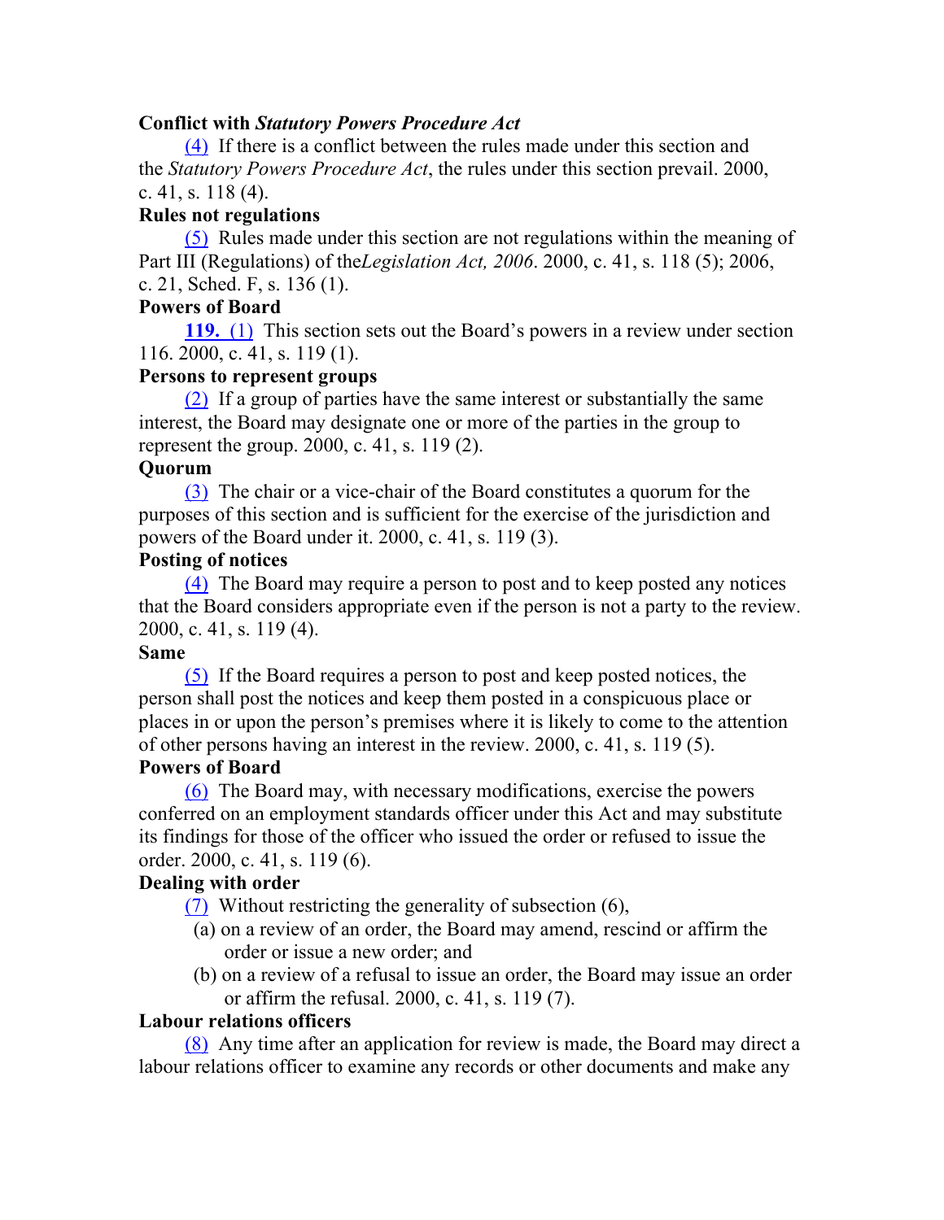**Conflict with *Statutory Powers Procedure Act***

(4) If there is a conflict between the rules made under this section and the *Statutory Powers Procedure Act*, the rules under this section prevail. 2000, c. 41, s. 118 (4).

**Rules not regulations**

(5) Rules made under this section are not regulations within the meaning of Part III (Regulations) of the*Legislation Act, 2006*. 2000, c. 41, s. 118 (5); 2006, c. 21, Sched. F, s. 136 (1).

**Powers of Board**

**119.** (1) This section sets out the Board's powers in a review under section 116. 2000, c. 41, s. 119 (1).

**Persons to represent groups**

(2) If a group of parties have the same interest or substantially the same interest, the Board may designate one or more of the parties in the group to represent the group. 2000, c. 41, s. 119 (2).

**Quorum**

(3) The chair or a vice-chair of the Board constitutes a quorum for the purposes of this section and is sufficient for the exercise of the jurisdiction and powers of the Board under it. 2000, c. 41, s. 119 (3).

**Posting of notices**

(4) The Board may require a person to post and to keep posted any notices that the Board considers appropriate even if the person is not a party to the review. 2000, c. 41, s. 119 (4).

**Same**

(5) If the Board requires a person to post and keep posted notices, the person shall post the notices and keep them posted in a conspicuous place or places in or upon the person's premises where it is likely to come to the attention of other persons having an interest in the review. 2000, c. 41, s. 119 (5).

**Powers of Board**

(6) The Board may, with necessary modifications, exercise the powers conferred on an employment standards officer under this Act and may substitute its findings for those of the officer who issued the order or refused to issue the order. 2000, c. 41, s. 119 (6).

**Dealing with order**

(7) Without restricting the generality of subsection (6),

(a) on a review of an order, the Board may amend, rescind or affirm the order or issue a new order; and

(b) on a review of a refusal to issue an order, the Board may issue an order or affirm the refusal. 2000, c. 41, s. 119 (7).

**Labour relations officers**

(8) Any time after an application for review is made, the Board may direct a labour relations officer to examine any records or other documents and make any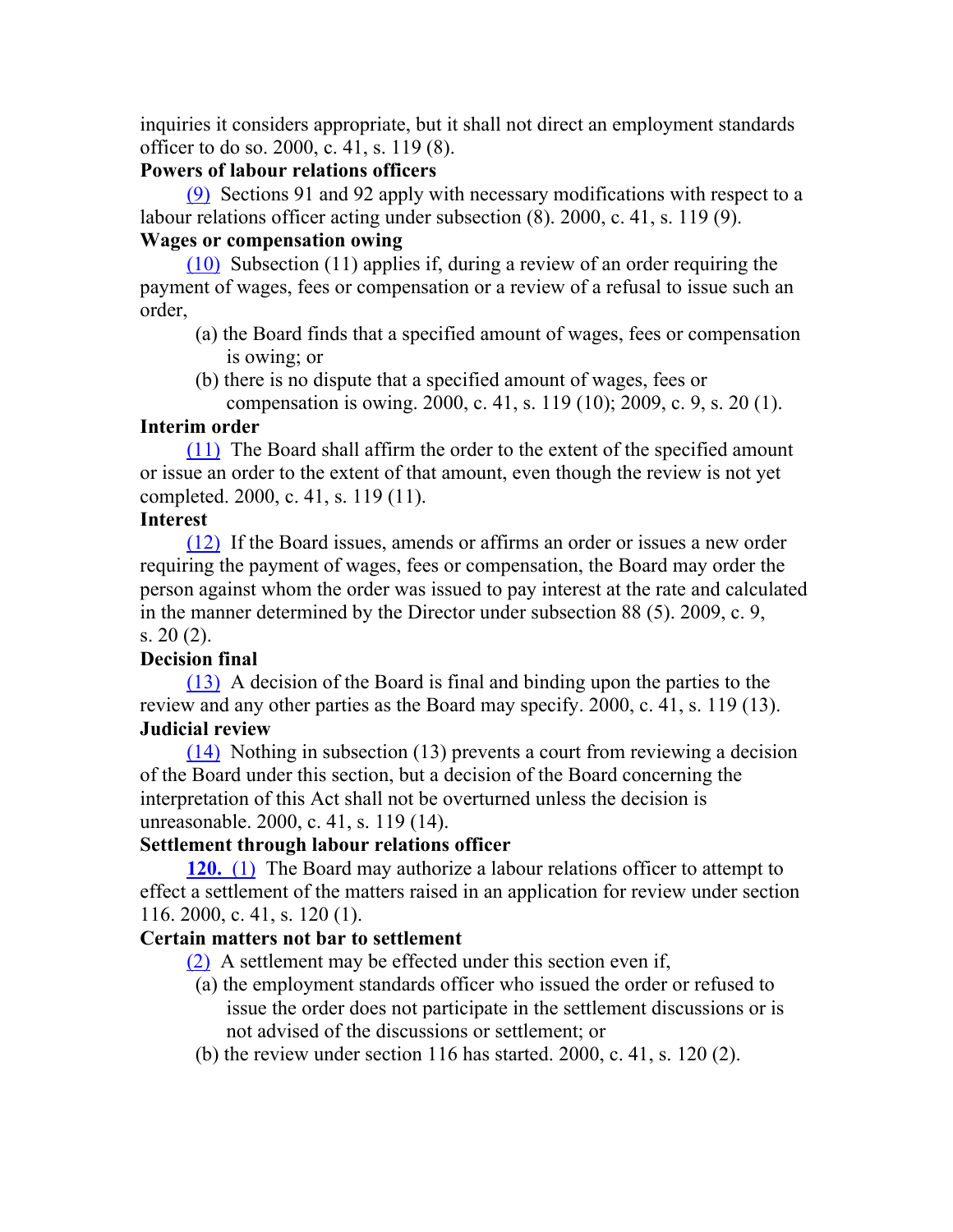inquiries it considers appropriate, but it shall not direct an employment standards officer to do so. 2000, c. 41, s. 119 (8).

**Powers of labour relations officers**

(9) Sections 91 and 92 apply with necessary modifications with respect to a labour relations officer acting under subsection (8). 2000, c. 41, s. 119 (9).

**Wages or compensation owing**

(10) Subsection (11) applies if, during a review of an order requiring the payment of wages, fees or compensation or a review of a refusal to issue such an order,

(a) the Board finds that a specified amount of wages, fees or compensation is owing; or

(b) there is no dispute that a specified amount of wages, fees or compensation is owing. 2000, c. 41, s. 119 (10); 2009, c. 9, s. 20 (1).

**Interim order**

(11) The Board shall affirm the order to the extent of the specified amount or issue an order to the extent of that amount, even though the review is not yet completed. 2000, c. 41, s. 119 (11).

**Interest**

(12) If the Board issues, amends or affirms an order or issues a new order requiring the payment of wages, fees or compensation, the Board may order the person against whom the order was issued to pay interest at the rate and calculated in the manner determined by the Director under subsection 88 (5). 2009, c. 9, s. 20 (2).

**Decision final**

(13) A decision of the Board is final and binding upon the parties to the review and any other parties as the Board may specify. 2000, c. 41, s. 119 (13).

**Judicial review**

(14) Nothing in subsection (13) prevents a court from reviewing a decision of the Board under this section, but a decision of the Board concerning the interpretation of this Act shall not be overturned unless the decision is unreasonable. 2000, c. 41, s. 119 (14).

**Settlement through labour relations officer**

**120.** (1) The Board may authorize a labour relations officer to attempt to effect a settlement of the matters raised in an application for review under section 116. 2000, c. 41, s. 120 (1).

**Certain matters not bar to settlement**

(2) A settlement may be effected under this section even if,

(a) the employment standards officer who issued the order or refused to issue the order does not participate in the settlement discussions or is not advised of the discussions or settlement; or

(b) the review under section 116 has started. 2000, c. 41, s. 120 (2).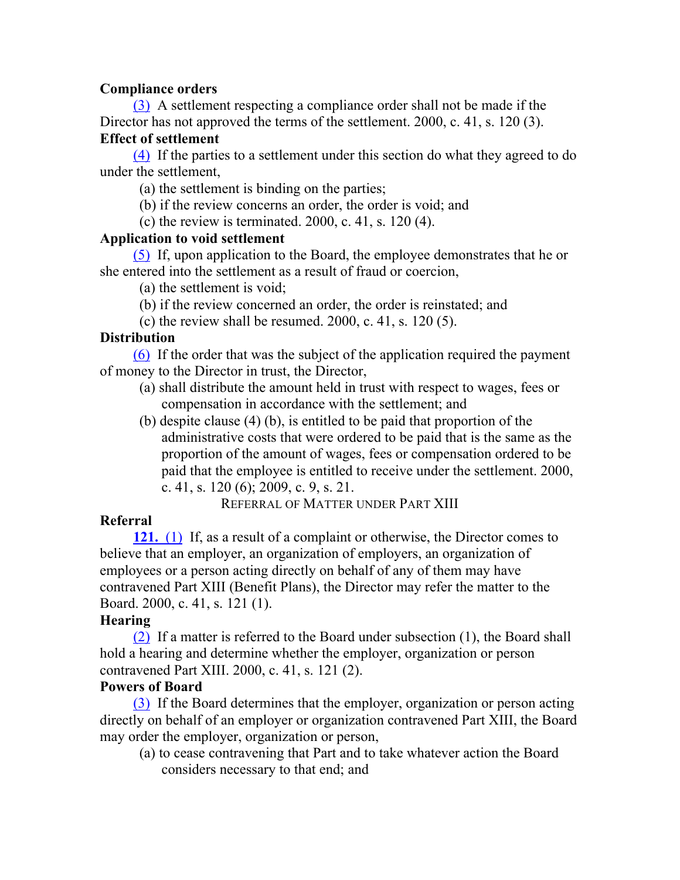**Compliance orders**

(3) A settlement respecting a compliance order shall not be made if the Director has not approved the terms of the settlement. 2000, c. 41, s. 120 (3).

**Effect of settlement**

(4) If the parties to a settlement under this section do what they agreed to do under the settlement,

(a) the settlement is binding on the parties;

(b) if the review concerns an order, the order is void; and

(c) the review is terminated. 2000, c. 41, s. 120 (4).

**Application to void settlement**

(5) If, upon application to the Board, the employee demonstrates that he or she entered into the settlement as a result of fraud or coercion,

(a) the settlement is void;

(b) if the review concerned an order, the order is reinstated; and

(c) the review shall be resumed. 2000, c. 41, s. 120 (5).

**Distribution**

(6) If the order that was the subject of the application required the payment of money to the Director in trust, the Director,

(a) shall distribute the amount held in trust with respect to wages, fees or compensation in accordance with the settlement; and

(b) despite clause (4) (b), is entitled to be paid that proportion of the administrative costs that were ordered to be paid that is the same as the proportion of the amount of wages, fees or compensation ordered to be paid that the employee is entitled to receive under the settlement. 2000, c. 41, s. 120 (6); 2009, c. 9, s. 21.

REFERRAL OF MATTER UNDER PART XIII

**Referral**

**121.** (1) If, as a result of a complaint or otherwise, the Director comes to believe that an employer, an organization of employers, an organization of employees or a person acting directly on behalf of any of them may have contravened Part XIII (Benefit Plans), the Director may refer the matter to the Board. 2000, c. 41, s. 121 (1).

**Hearing**

(2) If a matter is referred to the Board under subsection (1), the Board shall hold a hearing and determine whether the employer, organization or person contravened Part XIII. 2000, c. 41, s. 121 (2).

**Powers of Board**

(3) If the Board determines that the employer, organization or person acting directly on behalf of an employer or organization contravened Part XIII, the Board may order the employer, organization or person,

(a) to cease contravening that Part and to take whatever action the Board considers necessary to that end; and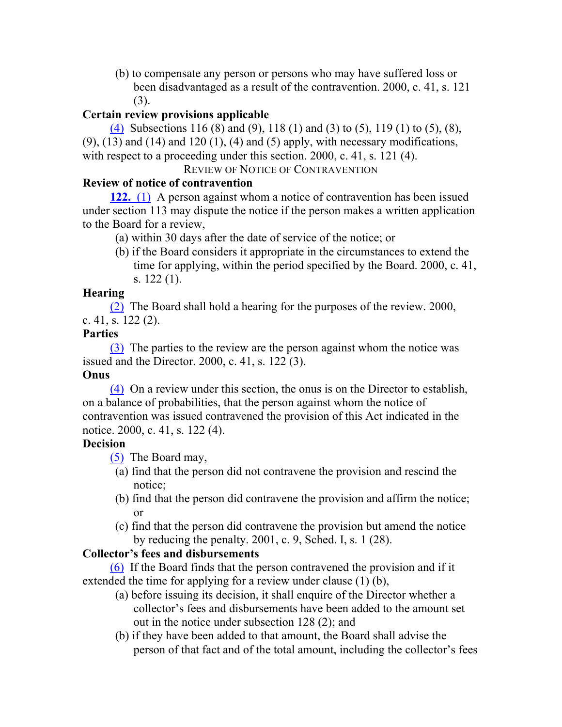(b) to compensate any person or persons who may have suffered loss or been disadvantaged as a result of the contravention. 2000, c. 41, s. 121 (3).

**Certain review provisions applicable**

(4) Subsections 116 (8) and (9), 118 (1) and (3) to (5), 119 (1) to (5), (8), (9), (13) and (14) and 120 (1), (4) and (5) apply, with necessary modifications, with respect to a proceeding under this section. 2000, c. 41, s. 121 (4).

REVIEW OF NOTICE OF CONTRAVENTION

**Review of notice of contravention**

**122.** (1) A person against whom a notice of contravention has been issued under section 113 may dispute the notice if the person makes a written application to the Board for a review,

(a) within 30 days after the date of service of the notice; or

(b) if the Board considers it appropriate in the circumstances to extend the time for applying, within the period specified by the Board. 2000, c. 41, s. 122 (1).

**Hearing**

(2) The Board shall hold a hearing for the purposes of the review. 2000, c. 41, s. 122 (2).

**Parties**

(3) The parties to the review are the person against whom the notice was issued and the Director. 2000, c. 41, s. 122 (3).

**Onus**

(4) On a review under this section, the onus is on the Director to establish, on a balance of probabilities, that the person against whom the notice of contravention was issued contravened the provision of this Act indicated in the notice. 2000, c. 41, s. 122 (4).

**Decision**

(5) The Board may,

(a) find that the person did not contravene the provision and rescind the notice;

(b) find that the person did contravene the provision and affirm the notice; or

(c) find that the person did contravene the provision but amend the notice by reducing the penalty. 2001, c. 9, Sched. I, s. 1 (28).

**Collector's fees and disbursements**

(6) If the Board finds that the person contravened the provision and if it extended the time for applying for a review under clause (1) (b),

(a) before issuing its decision, it shall enquire of the Director whether a collector's fees and disbursements have been added to the amount set out in the notice under subsection 128 (2); and

(b) if they have been added to that amount, the Board shall advise the person of that fact and of the total amount, including the collector's fees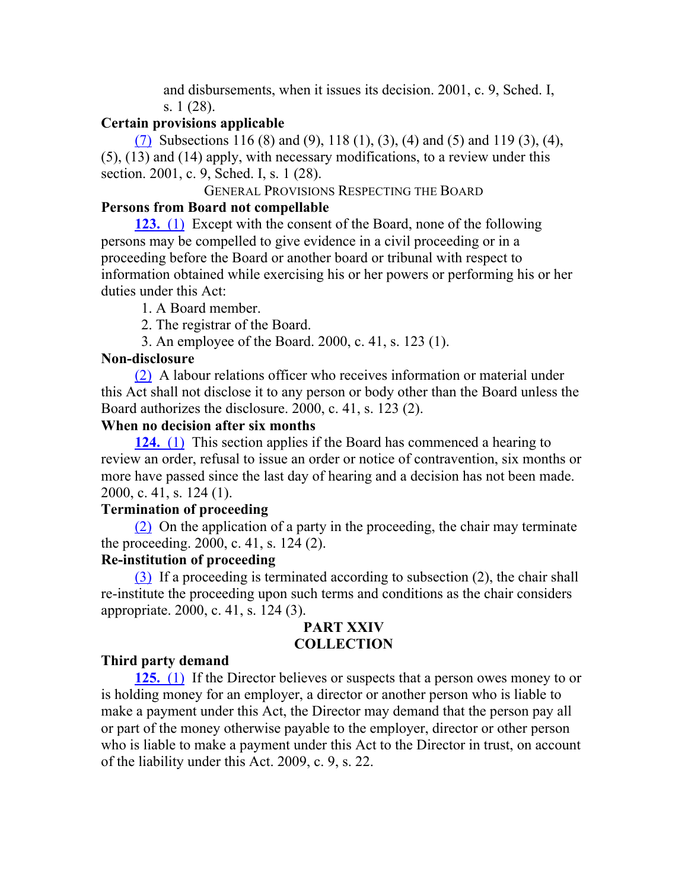and disbursements, when it issues its decision. 2001, c. 9, Sched. I, s. 1 (28).

**Certain provisions applicable**

(7) Subsections 116 (8) and (9), 118 (1), (3), (4) and (5) and 119 (3), (4), (5), (13) and (14) apply, with necessary modifications, to a review under this section. 2001, c. 9, Sched. I, s. 1 (28).

GENERAL PROVISIONS RESPECTING THE BOARD

**Persons from Board not compellable**

**123.** (1) Except with the consent of the Board, none of the following persons may be compelled to give evidence in a civil proceeding or in a proceeding before the Board or another board or tribunal with respect to information obtained while exercising his or her powers or performing his or her duties under this Act:

1. A Board member.
2. The registrar of the Board.
3. An employee of the Board. 2000, c. 41, s. 123 (1).

**Non-disclosure**

(2) A labour relations officer who receives information or material under this Act shall not disclose it to any person or body other than the Board unless the Board authorizes the disclosure. 2000, c. 41, s. 123 (2).

**When no decision after six months**

**124.** (1) This section applies if the Board has commenced a hearing to review an order, refusal to issue an order or notice of contravention, six months or more have passed since the last day of hearing and a decision has not been made. 2000, c. 41, s. 124 (1).

**Termination of proceeding**

(2) On the application of a party in the proceeding, the chair may terminate the proceeding. 2000, c. 41, s. 124 (2).

**Re-institution of proceeding**

(3) If a proceeding is terminated according to subsection (2), the chair shall re-institute the proceeding upon such terms and conditions as the chair considers appropriate. 2000, c. 41, s. 124 (3).

## PART XXIV
## COLLECTION

**Third party demand**

**125.** (1) If the Director believes or suspects that a person owes money to or is holding money for an employer, a director or another person who is liable to make a payment under this Act, the Director may demand that the person pay all or part of the money otherwise payable to the employer, director or other person who is liable to make a payment under this Act to the Director in trust, on account of the liability under this Act. 2009, c. 9, s. 22.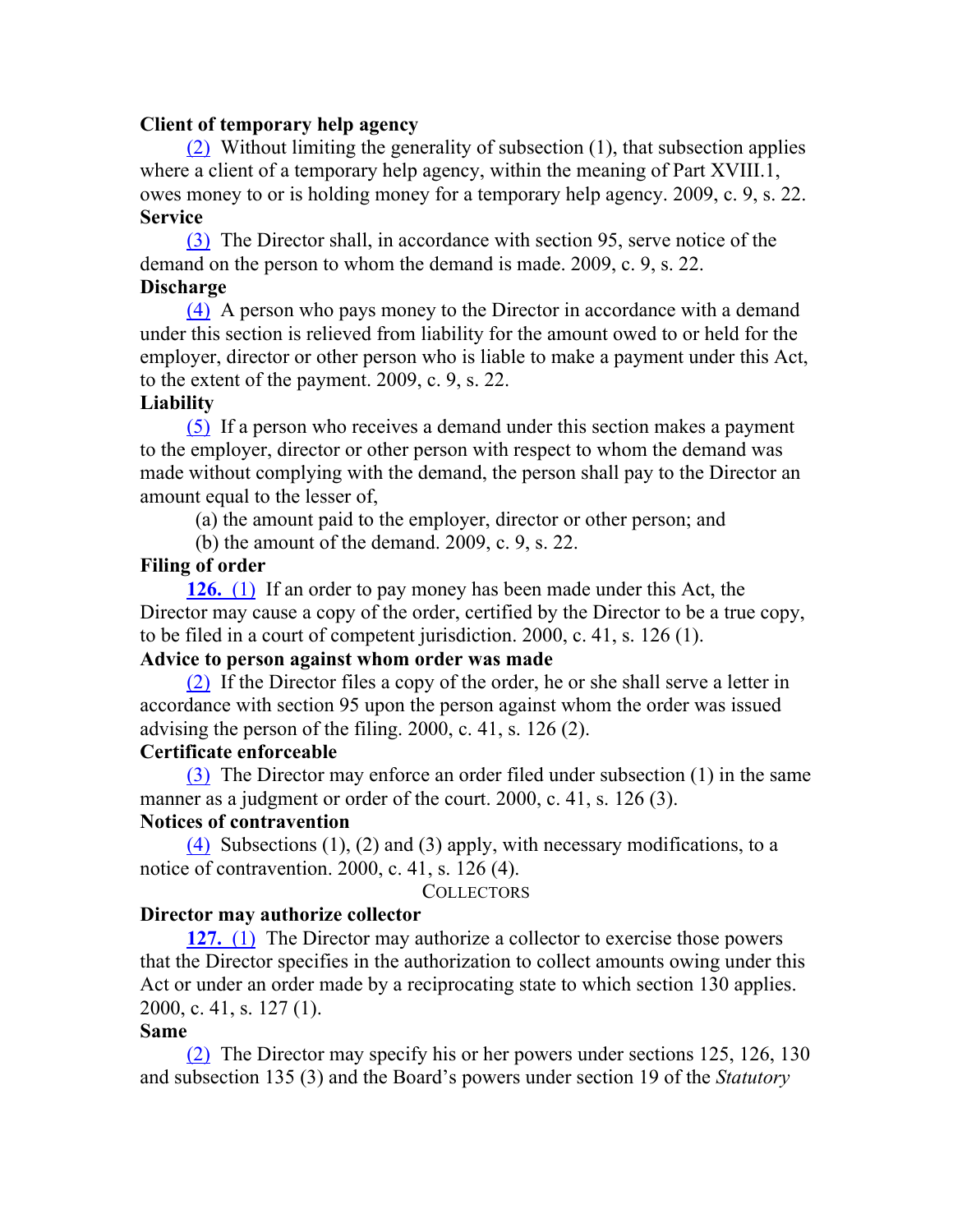**Client of temporary help agency**

(2) Without limiting the generality of subsection (1), that subsection applies where a client of a temporary help agency, within the meaning of Part XVIII.1, owes money to or is holding money for a temporary help agency. 2009, c. 9, s. 22.

**Service**

(3) The Director shall, in accordance with section 95, serve notice of the demand on the person to whom the demand is made. 2009, c. 9, s. 22.

**Discharge**

(4) A person who pays money to the Director in accordance with a demand under this section is relieved from liability for the amount owed to or held for the employer, director or other person who is liable to make a payment under this Act, to the extent of the payment. 2009, c. 9, s. 22.

**Liability**

(5) If a person who receives a demand under this section makes a payment to the employer, director or other person with respect to whom the demand was made without complying with the demand, the person shall pay to the Director an amount equal to the lesser of,

(a) the amount paid to the employer, director or other person; and

(b) the amount of the demand. 2009, c. 9, s. 22.

**Filing of order**

**126.** (1) If an order to pay money has been made under this Act, the Director may cause a copy of the order, certified by the Director to be a true copy, to be filed in a court of competent jurisdiction. 2000, c. 41, s. 126 (1).

**Advice to person against whom order was made**

(2) If the Director files a copy of the order, he or she shall serve a letter in accordance with section 95 upon the person against whom the order was issued advising the person of the filing. 2000, c. 41, s. 126 (2).

**Certificate enforceable**

(3) The Director may enforce an order filed under subsection (1) in the same manner as a judgment or order of the court. 2000, c. 41, s. 126 (3).

**Notices of contravention**

(4) Subsections (1), (2) and (3) apply, with necessary modifications, to a notice of contravention. 2000, c. 41, s. 126 (4).

COLLECTORS

**Director may authorize collector**

**127.** (1) The Director may authorize a collector to exercise those powers that the Director specifies in the authorization to collect amounts owing under this Act or under an order made by a reciprocating state to which section 130 applies. 2000, c. 41, s. 127 (1).

**Same**

(2) The Director may specify his or her powers under sections 125, 126, 130 and subsection 135 (3) and the Board's powers under section 19 of the *Statutory*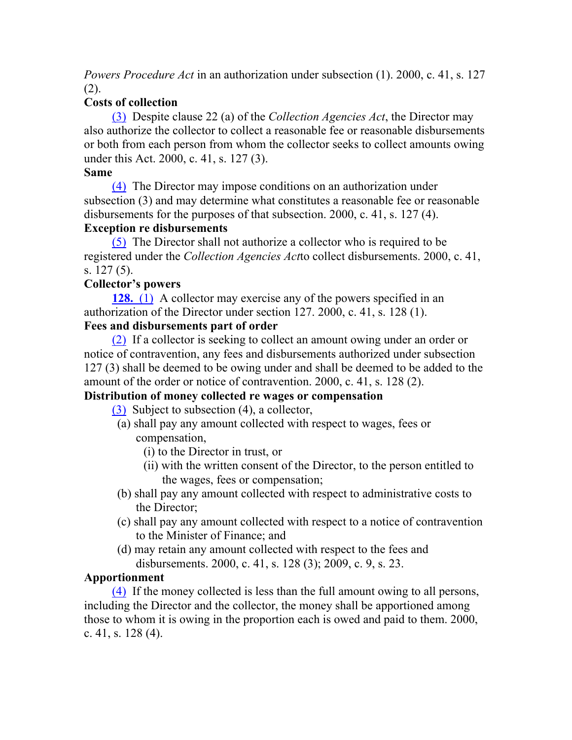*Powers Procedure Act* in an authorization under subsection (1). 2000, c. 41, s. 127 (2).

**Costs of collection**

(3) Despite clause 22 (a) of the *Collection Agencies Act*, the Director may also authorize the collector to collect a reasonable fee or reasonable disbursements or both from each person from whom the collector seeks to collect amounts owing under this Act. 2000, c. 41, s. 127 (3).

**Same**

(4) The Director may impose conditions on an authorization under subsection (3) and may determine what constitutes a reasonable fee or reasonable disbursements for the purposes of that subsection. 2000, c. 41, s. 127 (4).

**Exception re disbursements**

(5) The Director shall not authorize a collector who is required to be registered under the *Collection Agencies Act*to collect disbursements. 2000, c. 41, s. 127 (5).

**Collector's powers**

**128.** (1) A collector may exercise any of the powers specified in an authorization of the Director under section 127. 2000, c. 41, s. 128 (1).

**Fees and disbursements part of order**

(2) If a collector is seeking to collect an amount owing under an order or notice of contravention, any fees and disbursements authorized under subsection 127 (3) shall be deemed to be owing under and shall be deemed to be added to the amount of the order or notice of contravention. 2000, c. 41, s. 128 (2).

**Distribution of money collected re wages or compensation**

(3) Subject to subsection (4), a collector,

- (a) shall pay any amount collected with respect to wages, fees or compensation,
  - (i) to the Director in trust, or
  - (ii) with the written consent of the Director, to the person entitled to the wages, fees or compensation;
- (b) shall pay any amount collected with respect to administrative costs to the Director;
- (c) shall pay any amount collected with respect to a notice of contravention to the Minister of Finance; and
- (d) may retain any amount collected with respect to the fees and disbursements. 2000, c. 41, s. 128 (3); 2009, c. 9, s. 23.

**Apportionment**

(4) If the money collected is less than the full amount owing to all persons, including the Director and the collector, the money shall be apportioned among those to whom it is owing in the proportion each is owed and paid to them. 2000, c. 41, s. 128 (4).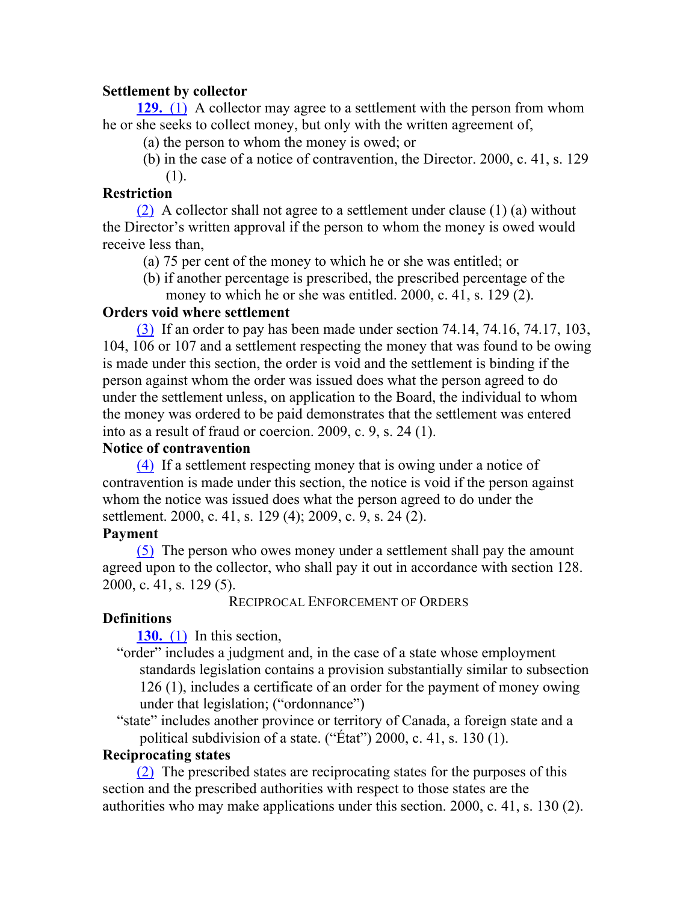**Settlement by collector**

**129.** (1) A collector may agree to a settlement with the person from whom he or she seeks to collect money, but only with the written agreement of,

(a) the person to whom the money is owed; or

(b) in the case of a notice of contravention, the Director. 2000, c. 41, s. 129 (1).

**Restriction**

(2) A collector shall not agree to a settlement under clause (1) (a) without the Director's written approval if the person to whom the money is owed would receive less than,

(a) 75 per cent of the money to which he or she was entitled; or

(b) if another percentage is prescribed, the prescribed percentage of the money to which he or she was entitled. 2000, c. 41, s. 129 (2).

**Orders void where settlement**

(3) If an order to pay has been made under section 74.14, 74.16, 74.17, 103, 104, 106 or 107 and a settlement respecting the money that was found to be owing is made under this section, the order is void and the settlement is binding if the person against whom the order was issued does what the person agreed to do under the settlement unless, on application to the Board, the individual to whom the money was ordered to be paid demonstrates that the settlement was entered into as a result of fraud or coercion. 2009, c. 9, s. 24 (1).

**Notice of contravention**

(4) If a settlement respecting money that is owing under a notice of contravention is made under this section, the notice is void if the person against whom the notice was issued does what the person agreed to do under the settlement. 2000, c. 41, s. 129 (4); 2009, c. 9, s. 24 (2).

**Payment**

(5) The person who owes money under a settlement shall pay the amount agreed upon to the collector, who shall pay it out in accordance with section 128. 2000, c. 41, s. 129 (5).

RECIPROCAL ENFORCEMENT OF ORDERS

**Definitions**

**130.** (1) In this section,

"order" includes a judgment and, in the case of a state whose employment standards legislation contains a provision substantially similar to subsection 126 (1), includes a certificate of an order for the payment of money owing under that legislation; ("ordonnance")

"state" includes another province or territory of Canada, a foreign state and a political subdivision of a state. ("État") 2000, c. 41, s. 130 (1).

**Reciprocating states**

(2) The prescribed states are reciprocating states for the purposes of this section and the prescribed authorities with respect to those states are the authorities who may make applications under this section. 2000, c. 41, s. 130 (2).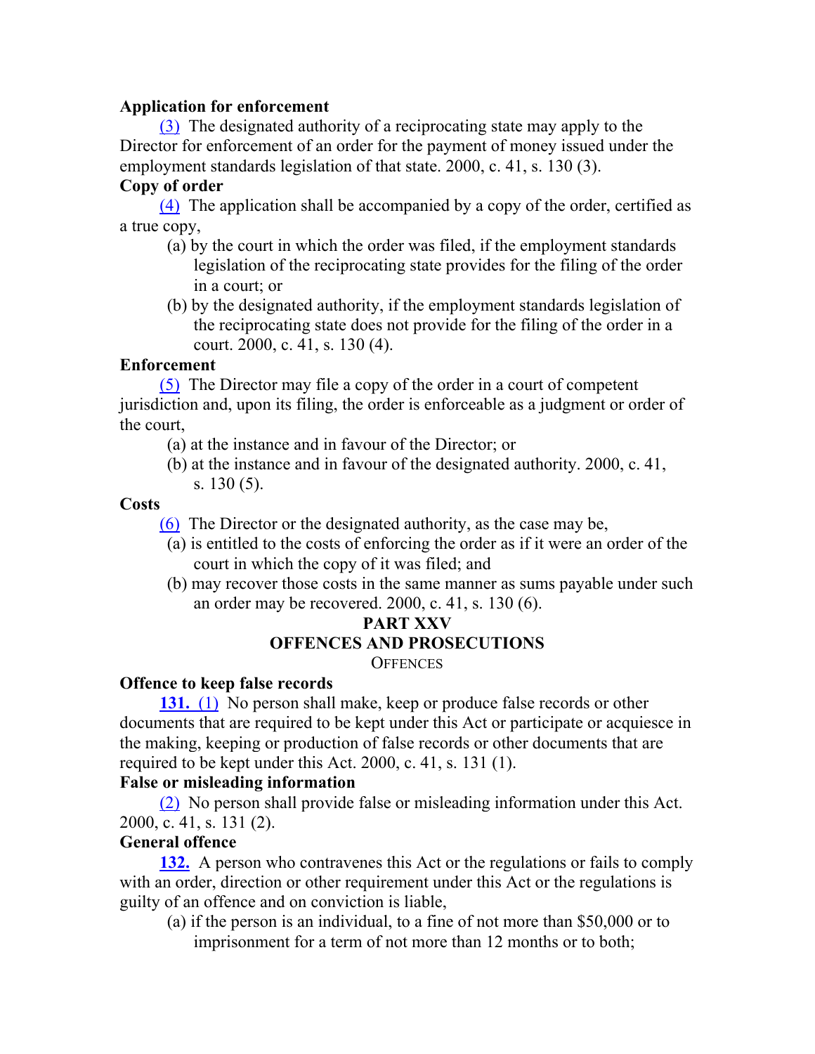**Application for enforcement**

(3) The designated authority of a reciprocating state may apply to the Director for enforcement of an order for the payment of money issued under the employment standards legislation of that state. 2000, c. 41, s. 130 (3).

**Copy of order**

(4) The application shall be accompanied by a copy of the order, certified as a true copy,

- (a) by the court in which the order was filed, if the employment standards legislation of the reciprocating state provides for the filing of the order in a court; or
- (b) by the designated authority, if the employment standards legislation of the reciprocating state does not provide for the filing of the order in a court. 2000, c. 41, s. 130 (4).

**Enforcement**

(5) The Director may file a copy of the order in a court of competent jurisdiction and, upon its filing, the order is enforceable as a judgment or order of the court,

- (a) at the instance and in favour of the Director; or
- (b) at the instance and in favour of the designated authority. 2000, c. 41, s. 130 (5).

**Costs**

(6) The Director or the designated authority, as the case may be,

- (a) is entitled to the costs of enforcing the order as if it were an order of the court in which the copy of it was filed; and
- (b) may recover those costs in the same manner as sums payable under such an order may be recovered. 2000, c. 41, s. 130 (6).

## PART XXV
## OFFENCES AND PROSECUTIONS

### OFFENCES

**Offence to keep false records**

**131.** (1) No person shall make, keep or produce false records or other documents that are required to be kept under this Act or participate or acquiesce in the making, keeping or production of false records or other documents that are required to be kept under this Act. 2000, c. 41, s. 131 (1).

**False or misleading information**

(2) No person shall provide false or misleading information under this Act. 2000, c. 41, s. 131 (2).

**General offence**

**132.** A person who contravenes this Act or the regulations or fails to comply with an order, direction or other requirement under this Act or the regulations is guilty of an offence and on conviction is liable,

- (a) if the person is an individual, to a fine of not more than $50,000 or to imprisonment for a term of not more than 12 months or to both;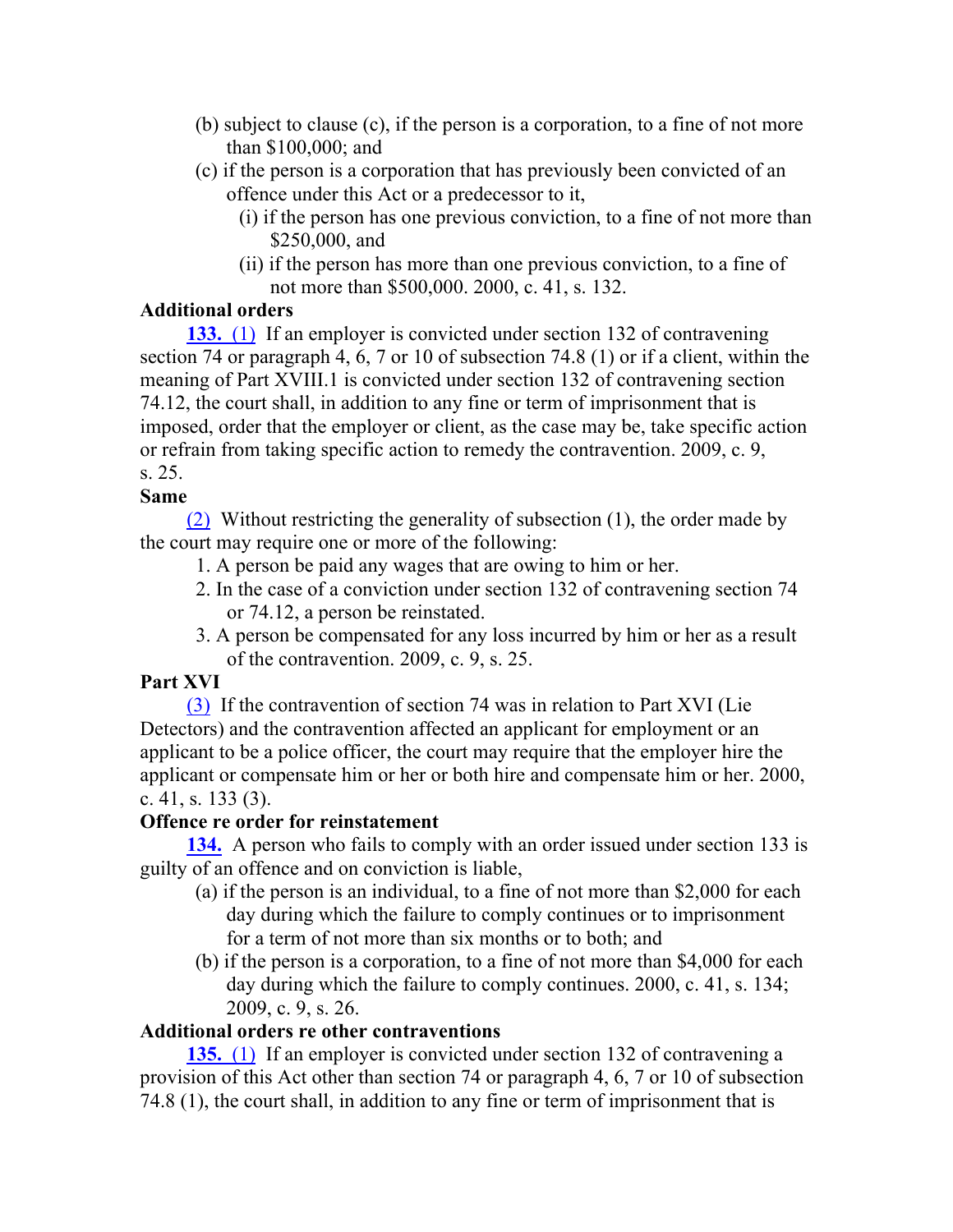(b) subject to clause (c), if the person is a corporation, to a fine of not more than $100,000; and

(c) if the person is a corporation that has previously been convicted of an offence under this Act or a predecessor to it,

 (i) if the person has one previous conviction, to a fine of not more than $250,000, and

 (ii) if the person has more than one previous conviction, to a fine of not more than $500,000. 2000, c. 41, s. 132.

**Additional orders**

**133.** (1) If an employer is convicted under section 132 of contravening section 74 or paragraph 4, 6, 7 or 10 of subsection 74.8 (1) or if a client, within the meaning of Part XVIII.1 is convicted under section 132 of contravening section 74.12, the court shall, in addition to any fine or term of imprisonment that is imposed, order that the employer or client, as the case may be, take specific action or refrain from taking specific action to remedy the contravention. 2009, c. 9, s. 25.

**Same**

(2) Without restricting the generality of subsection (1), the order made by the court may require one or more of the following:

1. A person be paid any wages that are owing to him or her.
2. In the case of a conviction under section 132 of contravening section 74 or 74.12, a person be reinstated.
3. A person be compensated for any loss incurred by him or her as a result of the contravention. 2009, c. 9, s. 25.

**Part XVI**

(3) If the contravention of section 74 was in relation to Part XVI (Lie Detectors) and the contravention affected an applicant for employment or an applicant to be a police officer, the court may require that the employer hire the applicant or compensate him or her or both hire and compensate him or her. 2000, c. 41, s. 133 (3).

**Offence re order for reinstatement**

**134.** A person who fails to comply with an order issued under section 133 is guilty of an offence and on conviction is liable,

(a) if the person is an individual, to a fine of not more than $2,000 for each day during which the failure to comply continues or to imprisonment for a term of not more than six months or to both; and

(b) if the person is a corporation, to a fine of not more than $4,000 for each day during which the failure to comply continues. 2000, c. 41, s. 134; 2009, c. 9, s. 26.

**Additional orders re other contraventions**

**135.** (1) If an employer is convicted under section 132 of contravening a provision of this Act other than section 74 or paragraph 4, 6, 7 or 10 of subsection 74.8 (1), the court shall, in addition to any fine or term of imprisonment that is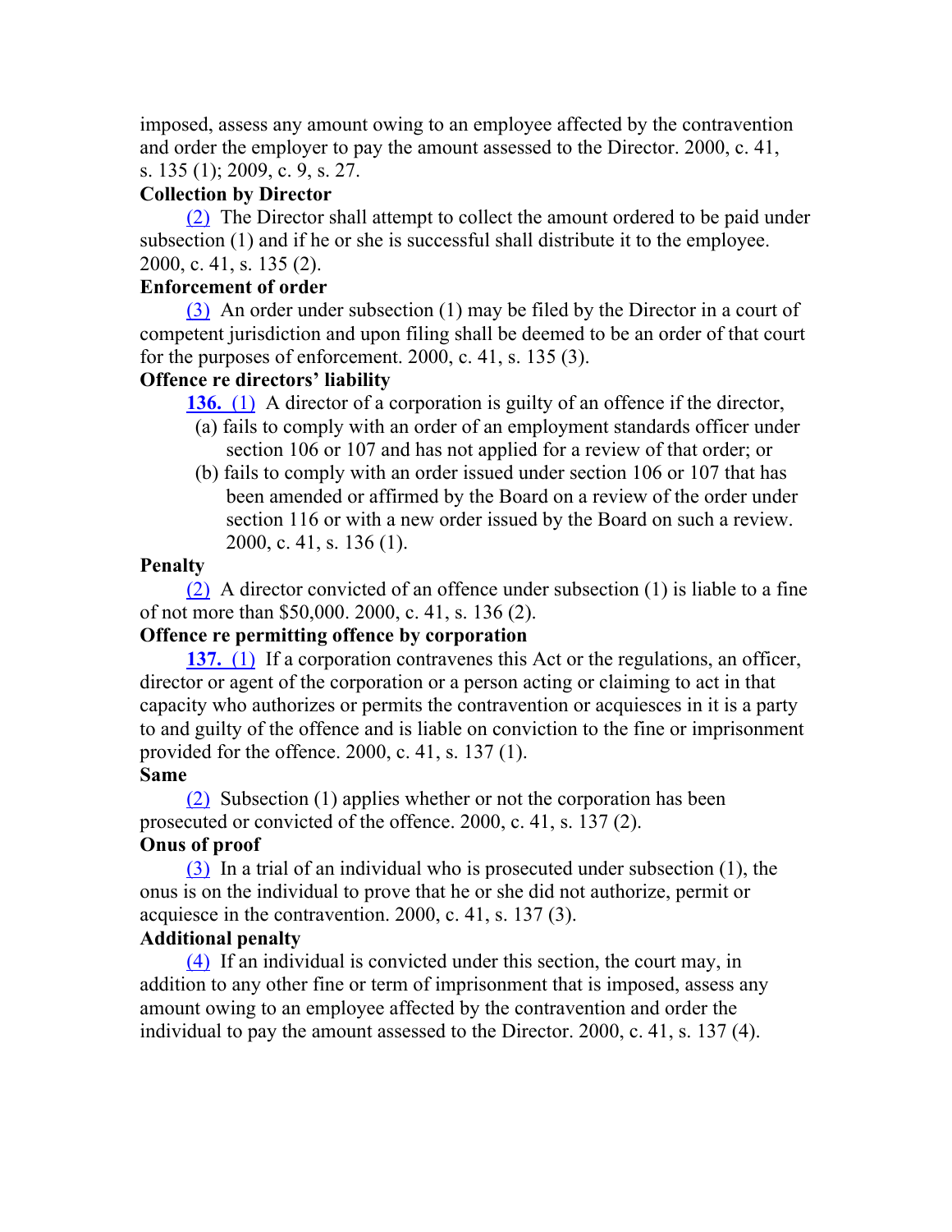imposed, assess any amount owing to an employee affected by the contravention and order the employer to pay the amount assessed to the Director. 2000, c. 41, s. 135 (1); 2009, c. 9, s. 27.

**Collection by Director**

(2) The Director shall attempt to collect the amount ordered to be paid under subsection (1) and if he or she is successful shall distribute it to the employee. 2000, c. 41, s. 135 (2).

**Enforcement of order**

(3) An order under subsection (1) may be filed by the Director in a court of competent jurisdiction and upon filing shall be deemed to be an order of that court for the purposes of enforcement. 2000, c. 41, s. 135 (3).

**Offence re directors' liability**

**136.** (1) A director of a corporation is guilty of an offence if the director,

- (a) fails to comply with an order of an employment standards officer under section 106 or 107 and has not applied for a review of that order; or
- (b) fails to comply with an order issued under section 106 or 107 that has been amended or affirmed by the Board on a review of the order under section 116 or with a new order issued by the Board on such a review. 2000, c. 41, s. 136 (1).

**Penalty**

(2) A director convicted of an offence under subsection (1) is liable to a fine of not more than $50,000. 2000, c. 41, s. 136 (2).

**Offence re permitting offence by corporation**

**137.** (1) If a corporation contravenes this Act or the regulations, an officer, director or agent of the corporation or a person acting or claiming to act in that capacity who authorizes or permits the contravention or acquiesces in it is a party to and guilty of the offence and is liable on conviction to the fine or imprisonment provided for the offence. 2000, c. 41, s. 137 (1).

**Same**

(2) Subsection (1) applies whether or not the corporation has been prosecuted or convicted of the offence. 2000, c. 41, s. 137 (2).

**Onus of proof**

(3) In a trial of an individual who is prosecuted under subsection (1), the onus is on the individual to prove that he or she did not authorize, permit or acquiesce in the contravention. 2000, c. 41, s. 137 (3).

**Additional penalty**

(4) If an individual is convicted under this section, the court may, in addition to any other fine or term of imprisonment that is imposed, assess any amount owing to an employee affected by the contravention and order the individual to pay the amount assessed to the Director. 2000, c. 41, s. 137 (4).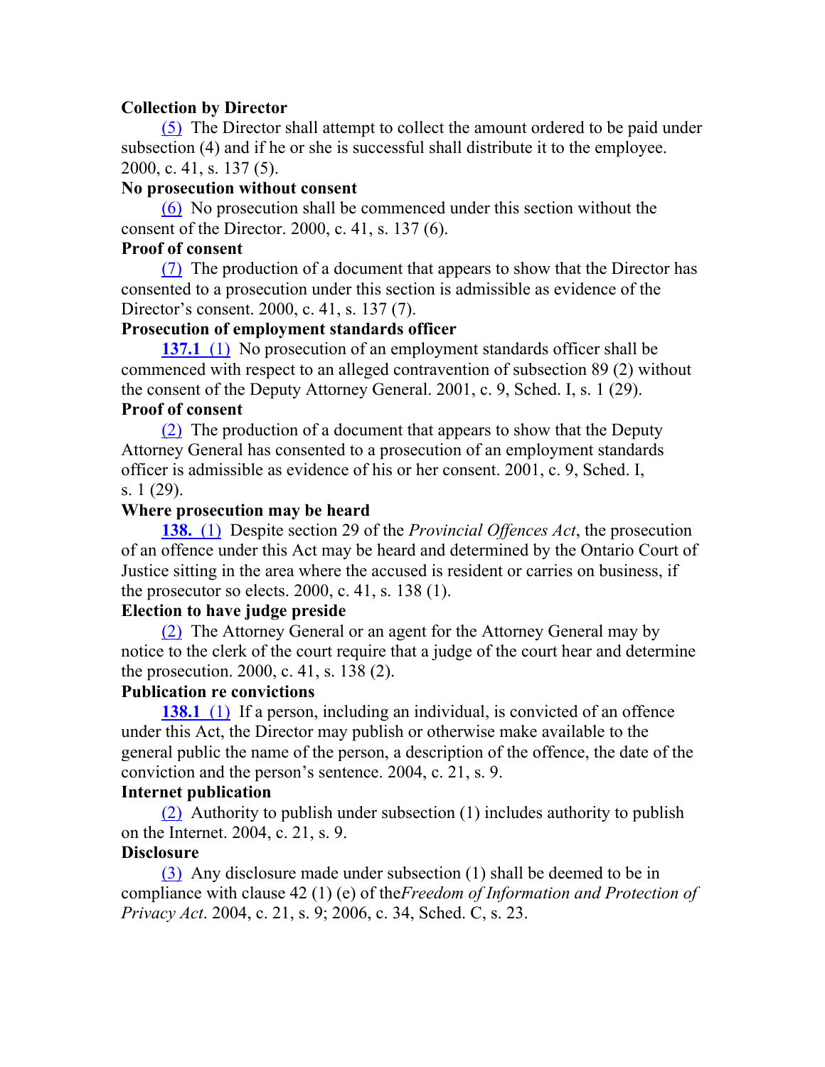**Collection by Director**

(5) The Director shall attempt to collect the amount ordered to be paid under subsection (4) and if he or she is successful shall distribute it to the employee. 2000, c. 41, s. 137 (5).

**No prosecution without consent**

(6) No prosecution shall be commenced under this section without the consent of the Director. 2000, c. 41, s. 137 (6).

**Proof of consent**

(7) The production of a document that appears to show that the Director has consented to a prosecution under this section is admissible as evidence of the Director's consent. 2000, c. 41, s. 137 (7).

**Prosecution of employment standards officer**

**137.1** (1) No prosecution of an employment standards officer shall be commenced with respect to an alleged contravention of subsection 89 (2) without the consent of the Deputy Attorney General. 2001, c. 9, Sched. I, s. 1 (29).

**Proof of consent**

(2) The production of a document that appears to show that the Deputy Attorney General has consented to a prosecution of an employment standards officer is admissible as evidence of his or her consent. 2001, c. 9, Sched. I, s. 1 (29).

**Where prosecution may be heard**

**138.** (1) Despite section 29 of the *Provincial Offences Act*, the prosecution of an offence under this Act may be heard and determined by the Ontario Court of Justice sitting in the area where the accused is resident or carries on business, if the prosecutor so elects. 2000, c. 41, s. 138 (1).

**Election to have judge preside**

(2) The Attorney General or an agent for the Attorney General may by notice to the clerk of the court require that a judge of the court hear and determine the prosecution. 2000, c. 41, s. 138 (2).

**Publication re convictions**

**138.1** (1) If a person, including an individual, is convicted of an offence under this Act, the Director may publish or otherwise make available to the general public the name of the person, a description of the offence, the date of the conviction and the person's sentence. 2004, c. 21, s. 9.

**Internet publication**

(2) Authority to publish under subsection (1) includes authority to publish on the Internet. 2004, c. 21, s. 9.

**Disclosure**

(3) Any disclosure made under subsection (1) shall be deemed to be in compliance with clause 42 (1) (e) of the*Freedom of Information and Protection of Privacy Act*. 2004, c. 21, s. 9; 2006, c. 34, Sched. C, s. 23.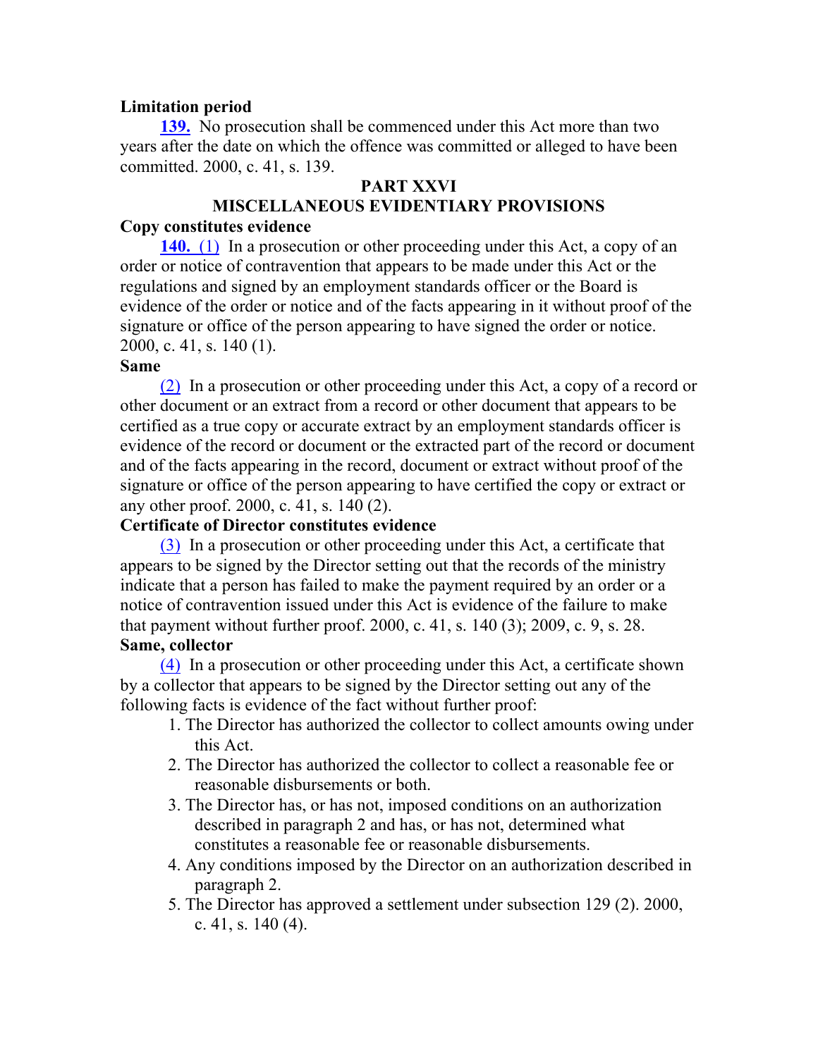**Limitation period**

**139.** No prosecution shall be commenced under this Act more than two years after the date on which the offence was committed or alleged to have been committed. 2000, c. 41, s. 139.

## PART XXVI
## MISCELLANEOUS EVIDENTIARY PROVISIONS

**Copy constitutes evidence**

**140.** (1) In a prosecution or other proceeding under this Act, a copy of an order or notice of contravention that appears to be made under this Act or the regulations and signed by an employment standards officer or the Board is evidence of the order or notice and of the facts appearing in it without proof of the signature or office of the person appearing to have signed the order or notice. 2000, c. 41, s. 140 (1).

**Same**

(2) In a prosecution or other proceeding under this Act, a copy of a record or other document or an extract from a record or other document that appears to be certified as a true copy or accurate extract by an employment standards officer is evidence of the record or document or the extracted part of the record or document and of the facts appearing in the record, document or extract without proof of the signature or office of the person appearing to have certified the copy or extract or any other proof. 2000, c. 41, s. 140 (2).

**Certificate of Director constitutes evidence**

(3) In a prosecution or other proceeding under this Act, a certificate that appears to be signed by the Director setting out that the records of the ministry indicate that a person has failed to make the payment required by an order or a notice of contravention issued under this Act is evidence of the failure to make that payment without further proof. 2000, c. 41, s. 140 (3); 2009, c. 9, s. 28.

**Same, collector**

(4) In a prosecution or other proceeding under this Act, a certificate shown by a collector that appears to be signed by the Director setting out any of the following facts is evidence of the fact without further proof:

1. The Director has authorized the collector to collect amounts owing under this Act.
2. The Director has authorized the collector to collect a reasonable fee or reasonable disbursements or both.
3. The Director has, or has not, imposed conditions on an authorization described in paragraph 2 and has, or has not, determined what constitutes a reasonable fee or reasonable disbursements.
4. Any conditions imposed by the Director on an authorization described in paragraph 2.
5. The Director has approved a settlement under subsection 129 (2). 2000, c. 41, s. 140 (4).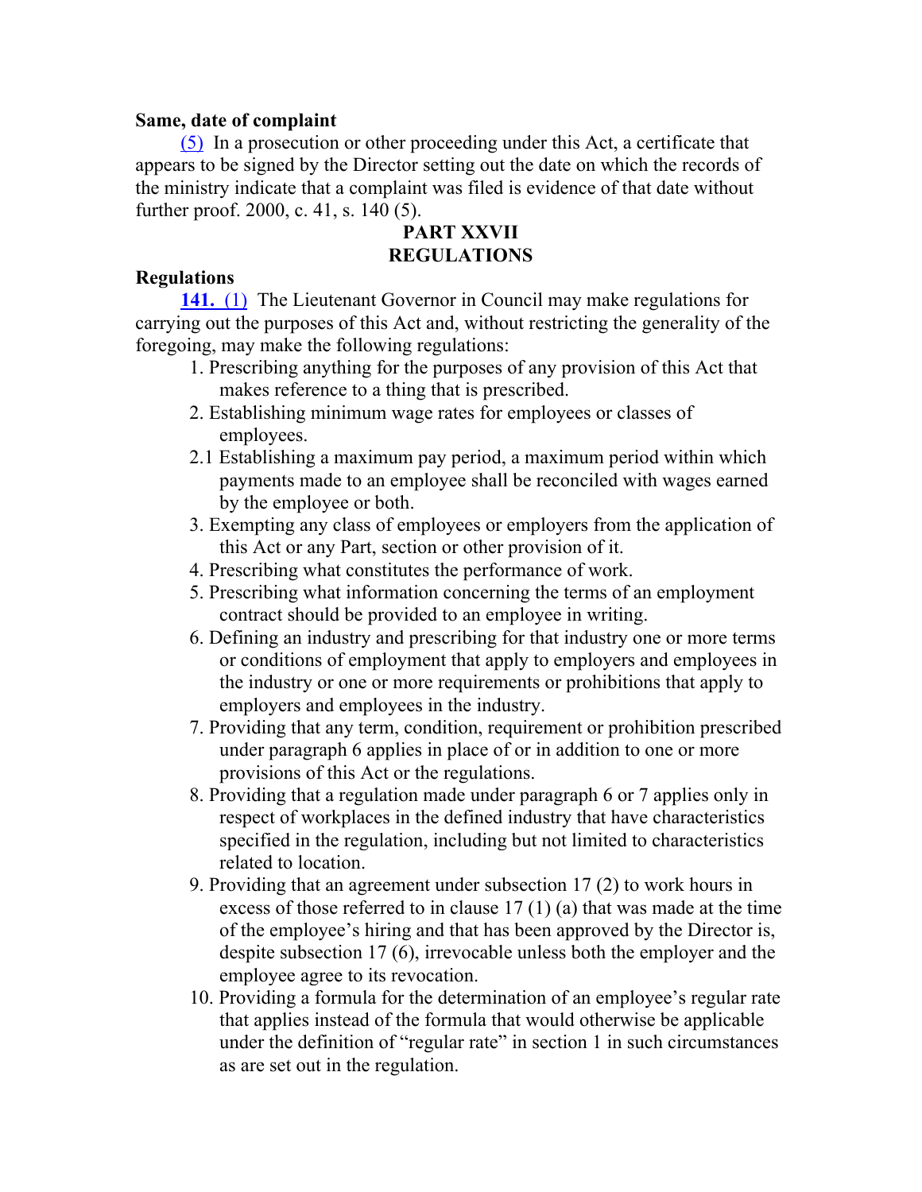**Same, date of complaint**

(5) In a prosecution or other proceeding under this Act, a certificate that appears to be signed by the Director setting out the date on which the records of the ministry indicate that a complaint was filed is evidence of that date without further proof. 2000, c. 41, s. 140 (5).

## PART XXVII
## REGULATIONS

**Regulations**

**141.** (1) The Lieutenant Governor in Council may make regulations for carrying out the purposes of this Act and, without restricting the generality of the foregoing, may make the following regulations:

1. Prescribing anything for the purposes of any provision of this Act that makes reference to a thing that is prescribed.
2. Establishing minimum wage rates for employees or classes of employees.

2.1 Establishing a maximum pay period, a maximum period within which payments made to an employee shall be reconciled with wages earned by the employee or both.

3. Exempting any class of employees or employers from the application of this Act or any Part, section or other provision of it.
4. Prescribing what constitutes the performance of work.
5. Prescribing what information concerning the terms of an employment contract should be provided to an employee in writing.
6. Defining an industry and prescribing for that industry one or more terms or conditions of employment that apply to employers and employees in the industry or one or more requirements or prohibitions that apply to employers and employees in the industry.
7. Providing that any term, condition, requirement or prohibition prescribed under paragraph 6 applies in place of or in addition to one or more provisions of this Act or the regulations.
8. Providing that a regulation made under paragraph 6 or 7 applies only in respect of workplaces in the defined industry that have characteristics specified in the regulation, including but not limited to characteristics related to location.
9. Providing that an agreement under subsection 17 (2) to work hours in excess of those referred to in clause 17 (1) (a) that was made at the time of the employee's hiring and that has been approved by the Director is, despite subsection 17 (6), irrevocable unless both the employer and the employee agree to its revocation.
10. Providing a formula for the determination of an employee's regular rate that applies instead of the formula that would otherwise be applicable under the definition of "regular rate" in section 1 in such circumstances as are set out in the regulation.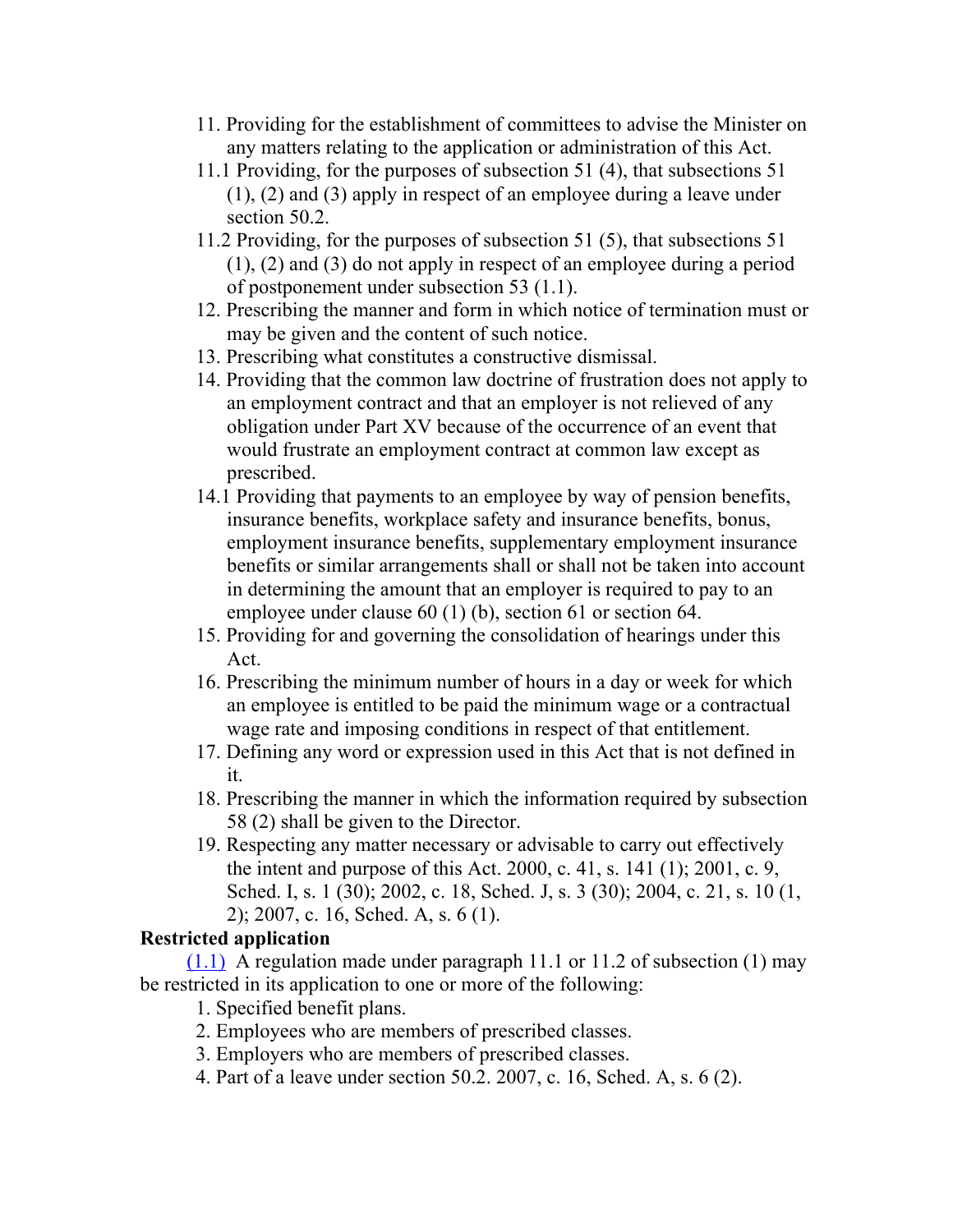11. Providing for the establishment of committees to advise the Minister on any matters relating to the application or administration of this Act.

11.1 Providing, for the purposes of subsection 51 (4), that subsections 51 (1), (2) and (3) apply in respect of an employee during a leave under section 50.2.

11.2 Providing, for the purposes of subsection 51 (5), that subsections 51 (1), (2) and (3) do not apply in respect of an employee during a period of postponement under subsection 53 (1.1).

12. Prescribing the manner and form in which notice of termination must or may be given and the content of such notice.

13. Prescribing what constitutes a constructive dismissal.

14. Providing that the common law doctrine of frustration does not apply to an employment contract and that an employer is not relieved of any obligation under Part XV because of the occurrence of an event that would frustrate an employment contract at common law except as prescribed.

14.1 Providing that payments to an employee by way of pension benefits, insurance benefits, workplace safety and insurance benefits, bonus, employment insurance benefits, supplementary employment insurance benefits or similar arrangements shall or shall not be taken into account in determining the amount that an employer is required to pay to an employee under clause 60 (1) (b), section 61 or section 64.

15. Providing for and governing the consolidation of hearings under this Act.

16. Prescribing the minimum number of hours in a day or week for which an employee is entitled to be paid the minimum wage or a contractual wage rate and imposing conditions in respect of that entitlement.

17. Defining any word or expression used in this Act that is not defined in it.

18. Prescribing the manner in which the information required by subsection 58 (2) shall be given to the Director.

19. Respecting any matter necessary or advisable to carry out effectively the intent and purpose of this Act. 2000, c. 41, s. 141 (1); 2001, c. 9, Sched. I, s. 1 (30); 2002, c. 18, Sched. J, s. 3 (30); 2004, c. 21, s. 10 (1, 2); 2007, c. 16, Sched. A, s. 6 (1).

**Restricted application**

(1.1) A regulation made under paragraph 11.1 or 11.2 of subsection (1) may be restricted in its application to one or more of the following:

1. Specified benefit plans.
2. Employees who are members of prescribed classes.
3. Employers who are members of prescribed classes.
4. Part of a leave under section 50.2. 2007, c. 16, Sched. A, s. 6 (2).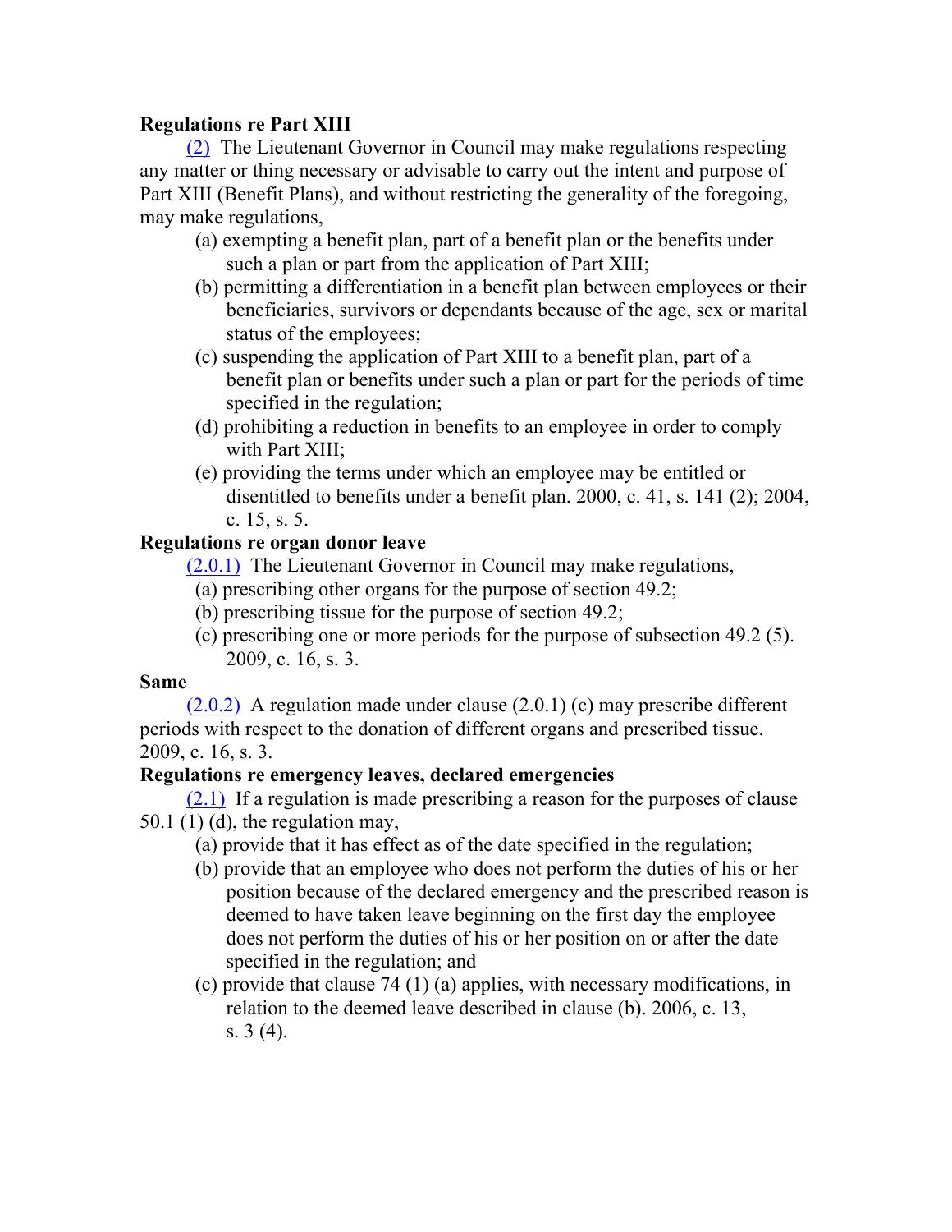**Regulations re Part XIII**

(2) The Lieutenant Governor in Council may make regulations respecting any matter or thing necessary or advisable to carry out the intent and purpose of Part XIII (Benefit Plans), and without restricting the generality of the foregoing, may make regulations,

- (a) exempting a benefit plan, part of a benefit plan or the benefits under such a plan or part from the application of Part XIII;
- (b) permitting a differentiation in a benefit plan between employees or their beneficiaries, survivors or dependants because of the age, sex or marital status of the employees;
- (c) suspending the application of Part XIII to a benefit plan, part of a benefit plan or benefits under such a plan or part for the periods of time specified in the regulation;
- (d) prohibiting a reduction in benefits to an employee in order to comply with Part XIII;
- (e) providing the terms under which an employee may be entitled or disentitled to benefits under a benefit plan. 2000, c. 41, s. 141 (2); 2004, c. 15, s. 5.

**Regulations re organ donor leave**

(2.0.1) The Lieutenant Governor in Council may make regulations,

- (a) prescribing other organs for the purpose of section 49.2;
- (b) prescribing tissue for the purpose of section 49.2;
- (c) prescribing one or more periods for the purpose of subsection 49.2 (5). 2009, c. 16, s. 3.

**Same**

(2.0.2) A regulation made under clause (2.0.1) (c) may prescribe different periods with respect to the donation of different organs and prescribed tissue. 2009, c. 16, s. 3.

**Regulations re emergency leaves, declared emergencies**

(2.1) If a regulation is made prescribing a reason for the purposes of clause 50.1 (1) (d), the regulation may,

- (a) provide that it has effect as of the date specified in the regulation;
- (b) provide that an employee who does not perform the duties of his or her position because of the declared emergency and the prescribed reason is deemed to have taken leave beginning on the first day the employee does not perform the duties of his or her position on or after the date specified in the regulation; and
- (c) provide that clause 74 (1) (a) applies, with necessary modifications, in relation to the deemed leave described in clause (b). 2006, c. 13, s. 3 (4).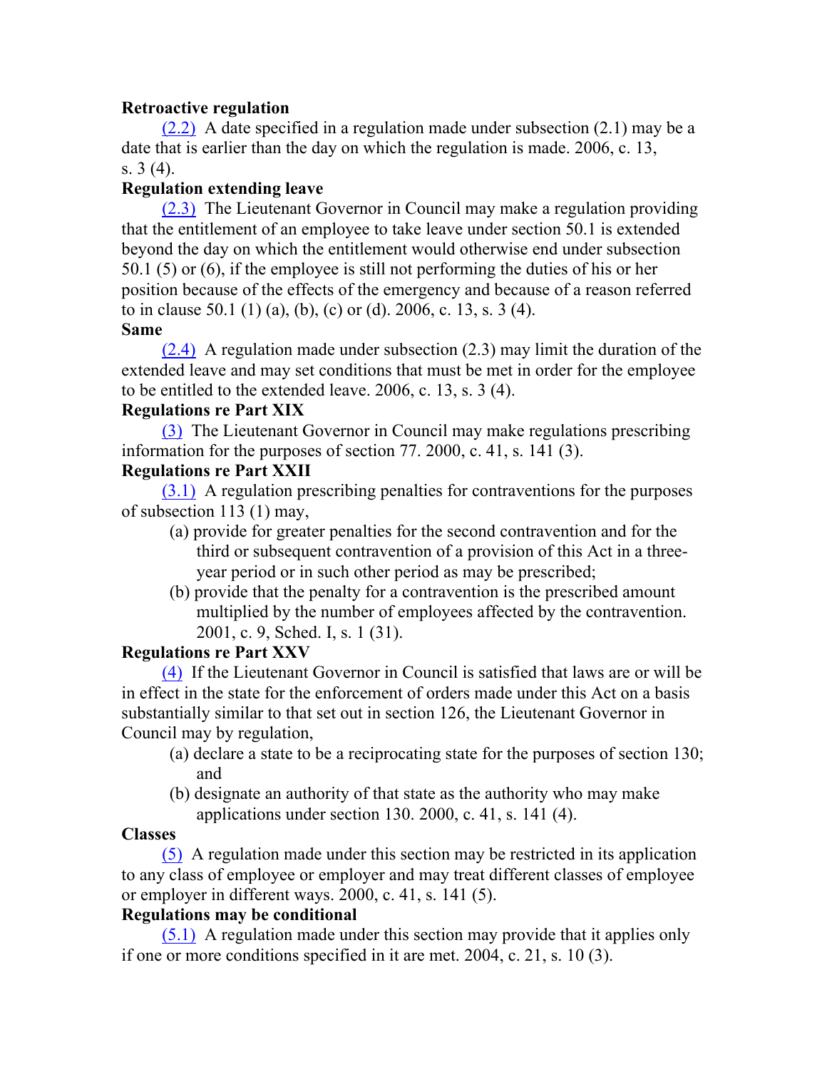**Retroactive regulation**

(2.2) A date specified in a regulation made under subsection (2.1) may be a date that is earlier than the day on which the regulation is made. 2006, c. 13, s. 3 (4).

**Regulation extending leave**

(2.3) The Lieutenant Governor in Council may make a regulation providing that the entitlement of an employee to take leave under section 50.1 is extended beyond the day on which the entitlement would otherwise end under subsection 50.1 (5) or (6), if the employee is still not performing the duties of his or her position because of the effects of the emergency and because of a reason referred to in clause 50.1 (1) (a), (b), (c) or (d). 2006, c. 13, s. 3 (4).

**Same**

(2.4) A regulation made under subsection (2.3) may limit the duration of the extended leave and may set conditions that must be met in order for the employee to be entitled to the extended leave. 2006, c. 13, s. 3 (4).

**Regulations re Part XIX**

(3) The Lieutenant Governor in Council may make regulations prescribing information for the purposes of section 77. 2000, c. 41, s. 141 (3).

**Regulations re Part XXII**

(3.1) A regulation prescribing penalties for contraventions for the purposes of subsection 113 (1) may,

(a) provide for greater penalties for the second contravention and for the third or subsequent contravention of a provision of this Act in a three-year period or in such other period as may be prescribed;

(b) provide that the penalty for a contravention is the prescribed amount multiplied by the number of employees affected by the contravention. 2001, c. 9, Sched. I, s. 1 (31).

**Regulations re Part XXV**

(4) If the Lieutenant Governor in Council is satisfied that laws are or will be in effect in the state for the enforcement of orders made under this Act on a basis substantially similar to that set out in section 126, the Lieutenant Governor in Council may by regulation,

(a) declare a state to be a reciprocating state for the purposes of section 130; and

(b) designate an authority of that state as the authority who may make applications under section 130. 2000, c. 41, s. 141 (4).

**Classes**

(5) A regulation made under this section may be restricted in its application to any class of employee or employer and may treat different classes of employee or employer in different ways. 2000, c. 41, s. 141 (5).

**Regulations may be conditional**

(5.1) A regulation made under this section may provide that it applies only if one or more conditions specified in it are met. 2004, c. 21, s. 10 (3).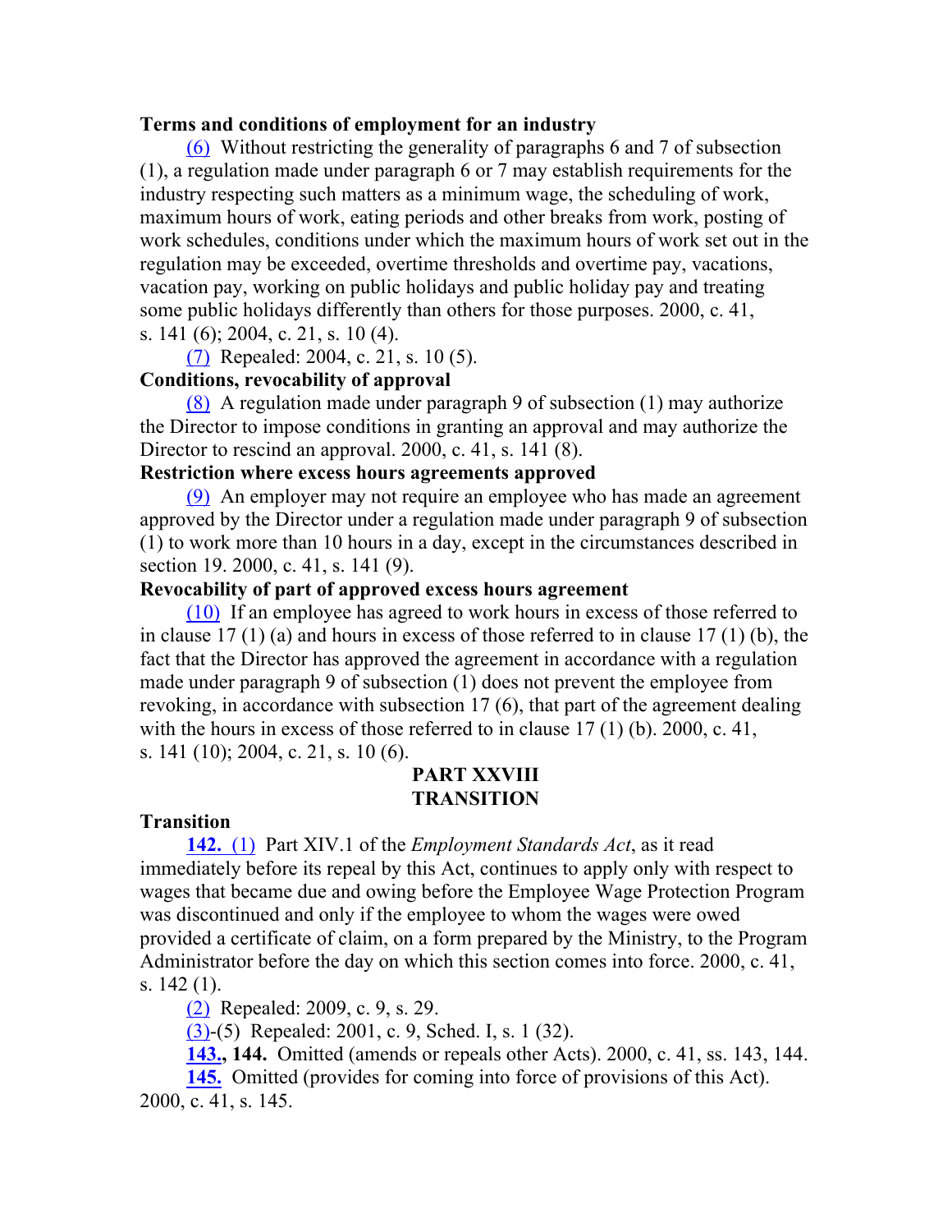**Terms and conditions of employment for an industry**

(6) Without restricting the generality of paragraphs 6 and 7 of subsection (1), a regulation made under paragraph 6 or 7 may establish requirements for the industry respecting such matters as a minimum wage, the scheduling of work, maximum hours of work, eating periods and other breaks from work, posting of work schedules, conditions under which the maximum hours of work set out in the regulation may be exceeded, overtime thresholds and overtime pay, vacations, vacation pay, working on public holidays and public holiday pay and treating some public holidays differently than others for those purposes. 2000, c. 41, s. 141 (6); 2004, c. 21, s. 10 (4).

(7) Repealed: 2004, c. 21, s. 10 (5).

**Conditions, revocability of approval**

(8) A regulation made under paragraph 9 of subsection (1) may authorize the Director to impose conditions in granting an approval and may authorize the Director to rescind an approval. 2000, c. 41, s. 141 (8).

**Restriction where excess hours agreements approved**

(9) An employer may not require an employee who has made an agreement approved by the Director under a regulation made under paragraph 9 of subsection (1) to work more than 10 hours in a day, except in the circumstances described in section 19. 2000, c. 41, s. 141 (9).

**Revocability of part of approved excess hours agreement**

(10) If an employee has agreed to work hours in excess of those referred to in clause 17 (1) (a) and hours in excess of those referred to in clause 17 (1) (b), the fact that the Director has approved the agreement in accordance with a regulation made under paragraph 9 of subsection (1) does not prevent the employee from revoking, in accordance with subsection 17 (6), that part of the agreement dealing with the hours in excess of those referred to in clause 17 (1) (b). 2000, c. 41, s. 141 (10); 2004, c. 21, s. 10 (6).

## PART XXVIII
## TRANSITION

**Transition**

**142.** (1) Part XIV.1 of the *Employment Standards Act*, as it read immediately before its repeal by this Act, continues to apply only with respect to wages that became due and owing before the Employee Wage Protection Program was discontinued and only if the employee to whom the wages were owed provided a certificate of claim, on a form prepared by the Ministry, to the Program Administrator before the day on which this section comes into force. 2000, c. 41, s. 142 (1).

(2) Repealed: 2009, c. 9, s. 29.

(3)-(5) Repealed: 2001, c. 9, Sched. I, s. 1 (32).

**143., 144.** Omitted (amends or repeals other Acts). 2000, c. 41, ss. 143, 144.

**145.** Omitted (provides for coming into force of provisions of this Act). 2000, c. 41, s. 145.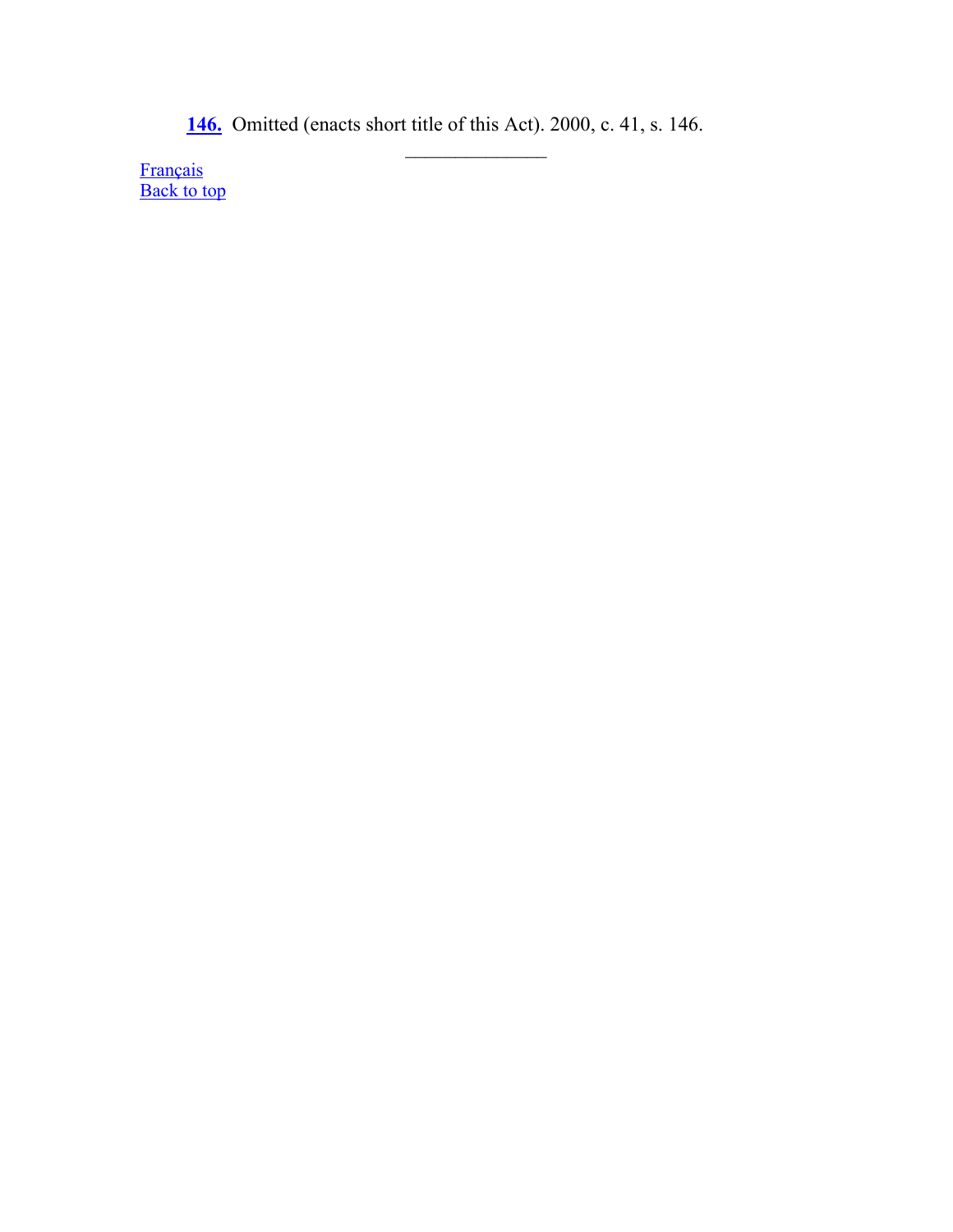**146.** Omitted (enacts short title of this Act). 2000, c. 41, s. 146.

______________

Français
Back to top